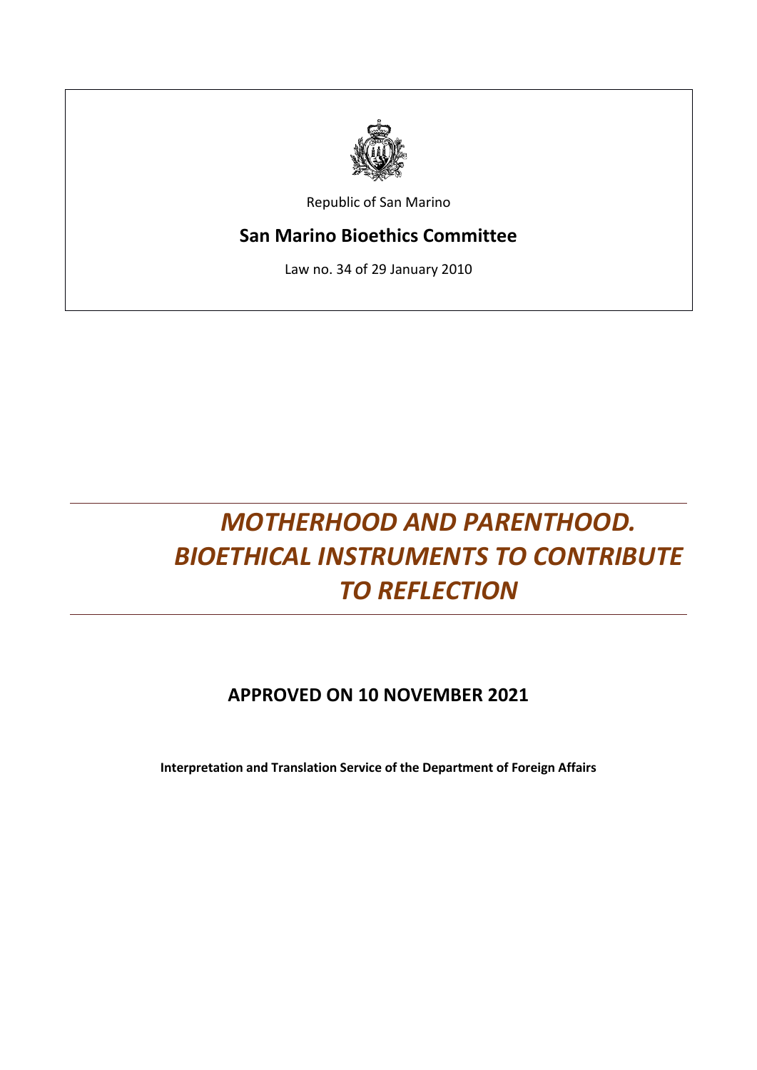Republic of San Marino

**San Marino Bioethics Committee**

Law no. 34 of 29 January 2010

# *MOTHERHOOD AND PARENTHOOD. BIOETHICAL INSTRUMENTS TO CONTRIBUTE TO REFLECTION*

## APPROVED ON 10 NOVEMBER 2021

**Interpretation and Translation Service of the Department of Foreign Affairs**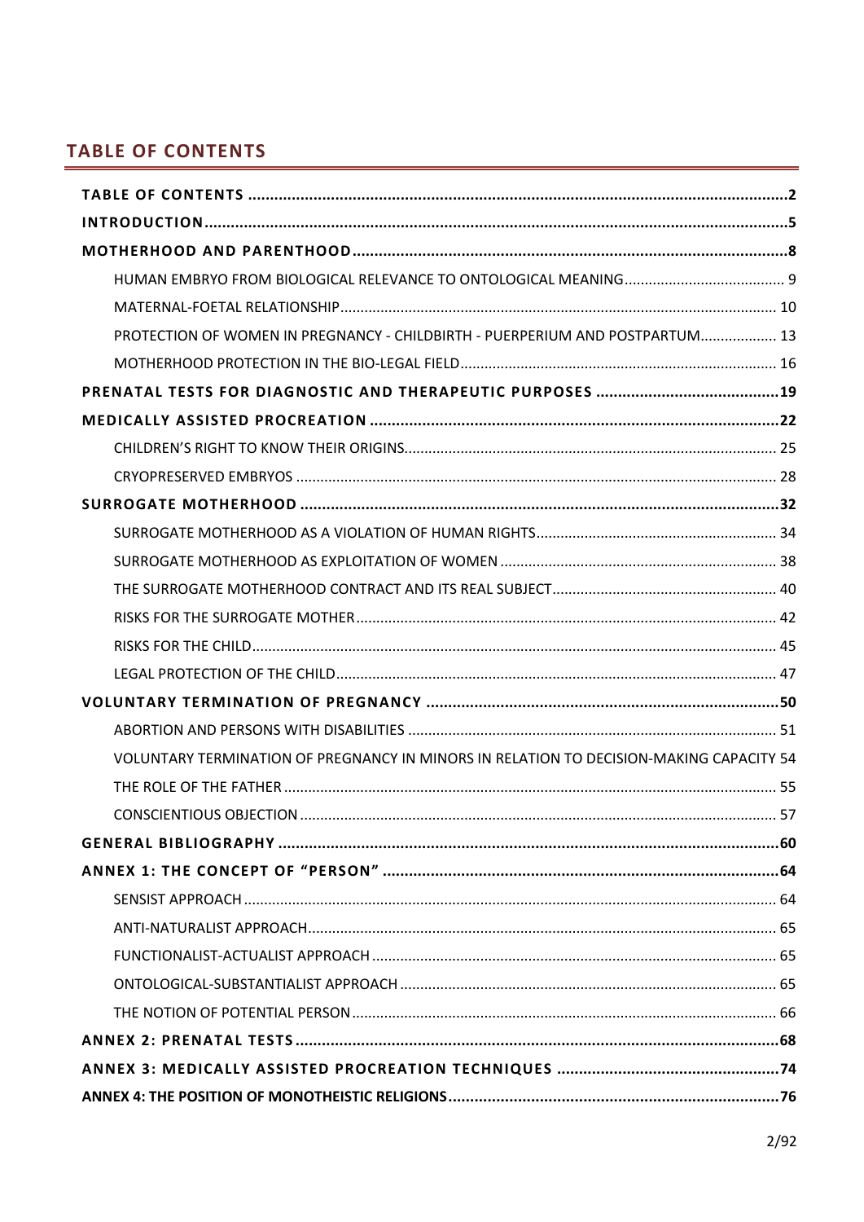## TABLE OF CONTENTS

- **TABLE OF CONTENTS** ........ 2
- **INTRODUCTION** ........ 5
- **MOTHERHOOD AND PARENTHOOD** ........ 8
  - HUMAN EMBRYO FROM BIOLOGICAL RELEVANCE TO ONTOLOGICAL MEANING ........ 9
  - MATERNAL-FOETAL RELATIONSHIP ........ 10
  - PROTECTION OF WOMEN IN PREGNANCY - CHILDBIRTH - PUERPERIUM AND POSTPARTUM ........ 13
  - MOTHERHOOD PROTECTION IN THE BIO-LEGAL FIELD ........ 16
- **PRENATAL TESTS FOR DIAGNOSTIC AND THERAPEUTIC PURPOSES** ........ 19
- **MEDICALLY ASSISTED PROCREATION** ........ 22
  - CHILDREN'S RIGHT TO KNOW THEIR ORIGINS ........ 25
  - CRYOPRESERVED EMBRYOS ........ 28
- **SURROGATE MOTHERHOOD** ........ 32
  - SURROGATE MOTHERHOOD AS A VIOLATION OF HUMAN RIGHTS ........ 34
  - SURROGATE MOTHERHOOD AS EXPLOITATION OF WOMEN ........ 38
  - THE SURROGATE MOTHERHOOD CONTRACT AND ITS REAL SUBJECT ........ 40
  - RISKS FOR THE SURROGATE MOTHER ........ 42
  - RISKS FOR THE CHILD ........ 45
  - LEGAL PROTECTION OF THE CHILD ........ 47
- **VOLUNTARY TERMINATION OF PREGNANCY** ........ 50
  - ABORTION AND PERSONS WITH DISABILITIES ........ 51
  - VOLUNTARY TERMINATION OF PREGNANCY IN MINORS IN RELATION TO DECISION-MAKING CAPACITY 54
  - THE ROLE OF THE FATHER ........ 55
  - CONSCIENTIOUS OBJECTION ........ 57
- **GENERAL BIBLIOGRAPHY** ........ 60
- **ANNEX 1: THE CONCEPT OF "PERSON"** ........ 64
  - SENSIST APPROACH ........ 64
  - ANTI-NATURALIST APPROACH ........ 65
  - FUNCTIONALIST-ACTUALIST APPROACH ........ 65
  - ONTOLOGICAL-SUBSTANTIALIST APPROACH ........ 65
  - THE NOTION OF POTENTIAL PERSON ........ 66
- **ANNEX 2: PRENATAL TESTS** ........ 68
- **ANNEX 3: MEDICALLY ASSISTED PROCREATION TECHNIQUES** ........ 74
- **ANNEX 4: THE POSITION OF MONOTHEISTIC RELIGIONS** ........ 76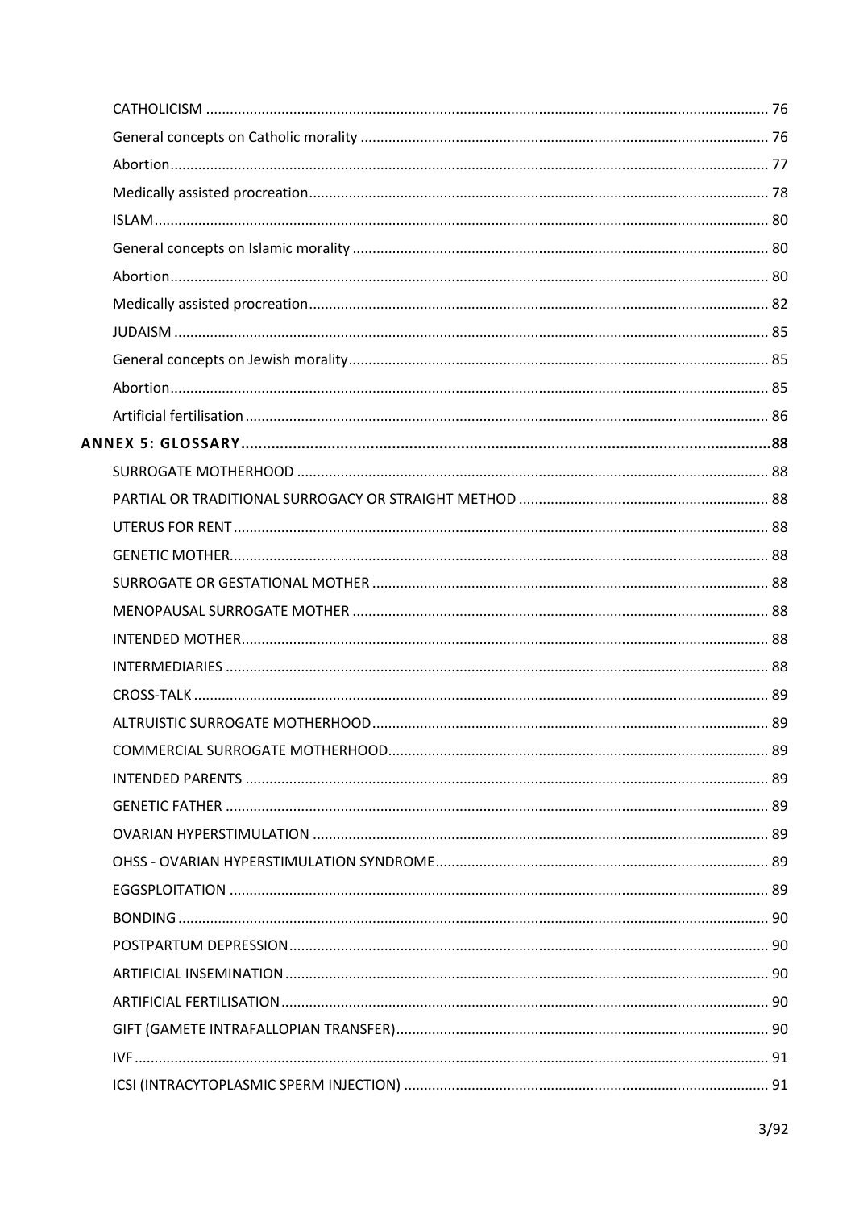CATHOLICISM ........................................................................................................................................ 76

General concepts on Catholic morality ..................................................................................................... 76

Abortion.................................................................................................................................................... 77

Medically assisted procreation.................................................................................................................. 78

ISLAM........................................................................................................................................................ 80

General concepts on Islamic morality ...................................................................................................... 80

Abortion.................................................................................................................................................... 80

Medically assisted procreation.................................................................................................................. 82

JUDAISM ................................................................................................................................................... 85

General concepts on Jewish morality........................................................................................................ 85

Abortion.................................................................................................................................................... 85

Artificial fertilisation ................................................................................................................................. 86

**ANNEX 5: GLOSSARY..........................................................................................................................88**

SURROGATE MOTHERHOOD ..................................................................................................................... 88

PARTIAL OR TRADITIONAL SURROGACY OR STRAIGHT METHOD .............................................................. 88

UTERUS FOR RENT ..................................................................................................................................... 88

GENETIC MOTHER...................................................................................................................................... 88

SURROGATE OR GESTATIONAL MOTHER ................................................................................................... 88

MENOPAUSAL SURROGATE MOTHER ........................................................................................................ 88

INTENDED MOTHER................................................................................................................................... 88

INTERMEDIARIES ....................................................................................................................................... 88

CROSS-TALK ............................................................................................................................................... 89

ALTRUISTIC SURROGATE MOTHERHOOD................................................................................................... 89

COMMERCIAL SURROGATE MOTHERHOOD............................................................................................... 89

INTENDED PARENTS .................................................................................................................................. 89

GENETIC FATHER ....................................................................................................................................... 89

OVARIAN HYPERSTIMULATION ................................................................................................................. 89

OHSS - OVARIAN HYPERSTIMULATION SYNDROME................................................................................... 89

EGGSPLOITATION ...................................................................................................................................... 89

BONDING ................................................................................................................................................... 90

POSTPARTUM DEPRESSION....................................................................................................................... 90

ARTIFICIAL INSEMINATION........................................................................................................................ 90

ARTIFICIAL FERTILISATION......................................................................................................................... 90

GIFT (GAMETE INTRAFALLOPIAN TRANSFER)............................................................................................. 90

IVF.............................................................................................................................................................. 91

ICSI (INTRACYTOPLASMIC SPERM INJECTION) ........................................................................................... 91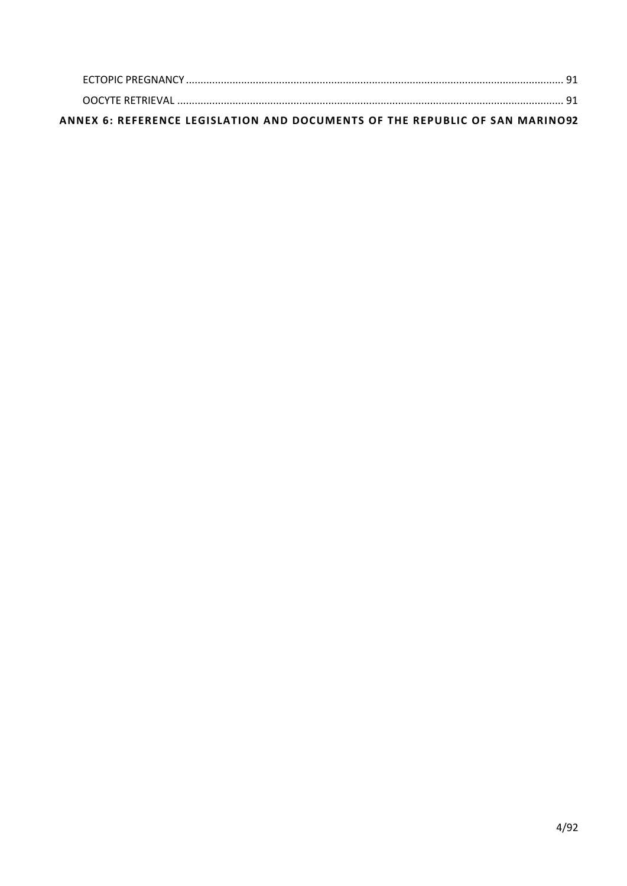ECTOPIC PREGNANCY ................................................................................................................................ 91

OOCYTE RETRIEVAL ................................................................................................................................... 91

**ANNEX 6: REFERENCE LEGISLATION AND DOCUMENTS OF THE REPUBLIC OF SAN MARINO 92**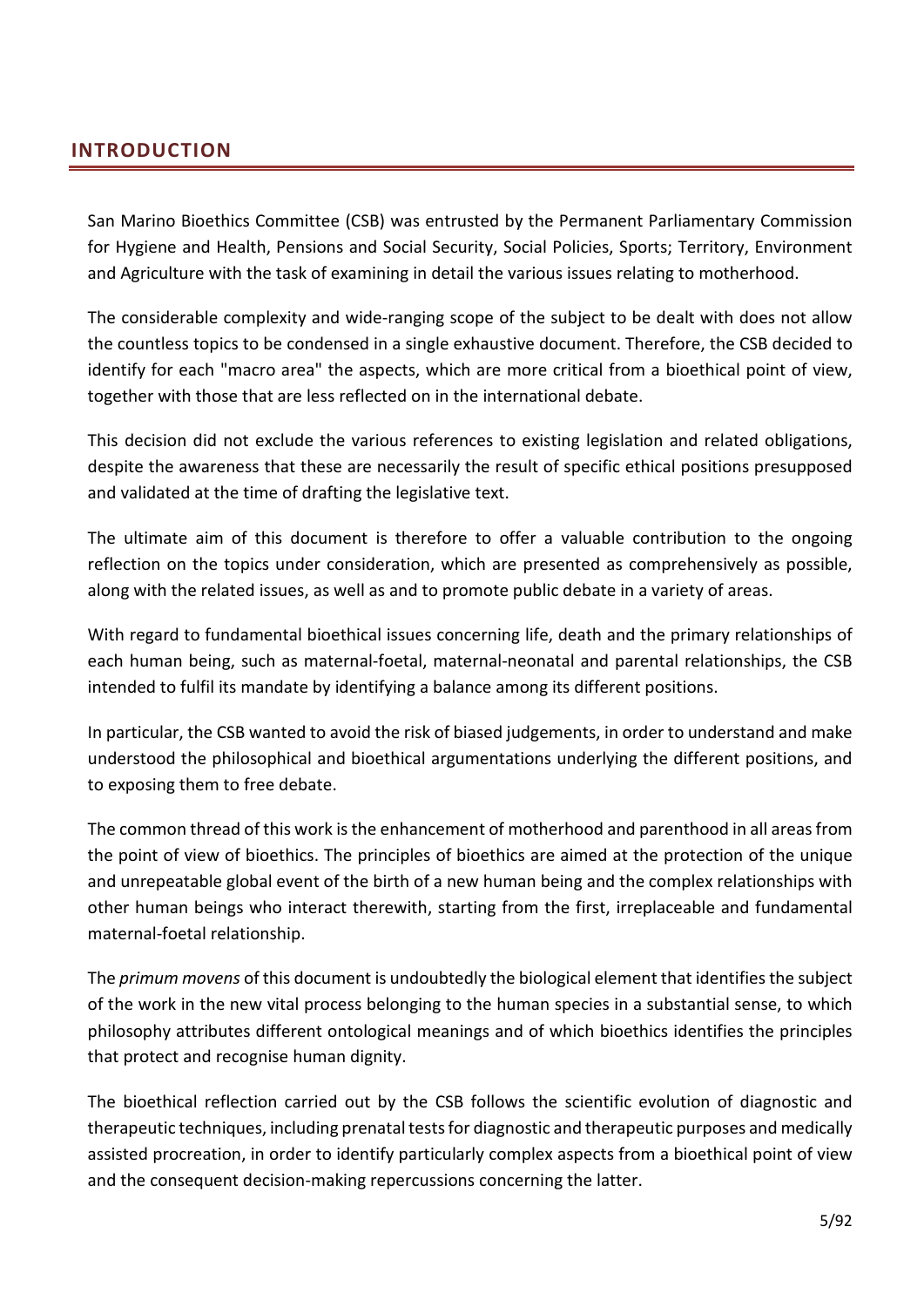## INTRODUCTION

San Marino Bioethics Committee (CSB) was entrusted by the Permanent Parliamentary Commission for Hygiene and Health, Pensions and Social Security, Social Policies, Sports; Territory, Environment and Agriculture with the task of examining in detail the various issues relating to motherhood.

The considerable complexity and wide-ranging scope of the subject to be dealt with does not allow the countless topics to be condensed in a single exhaustive document. Therefore, the CSB decided to identify for each "macro area" the aspects, which are more critical from a bioethical point of view, together with those that are less reflected on in the international debate.

This decision did not exclude the various references to existing legislation and related obligations, despite the awareness that these are necessarily the result of specific ethical positions presupposed and validated at the time of drafting the legislative text.

The ultimate aim of this document is therefore to offer a valuable contribution to the ongoing reflection on the topics under consideration, which are presented as comprehensively as possible, along with the related issues, as well as and to promote public debate in a variety of areas.

With regard to fundamental bioethical issues concerning life, death and the primary relationships of each human being, such as maternal-foetal, maternal-neonatal and parental relationships, the CSB intended to fulfil its mandate by identifying a balance among its different positions.

In particular, the CSB wanted to avoid the risk of biased judgements, in order to understand and make understood the philosophical and bioethical argumentations underlying the different positions, and to exposing them to free debate.

The common thread of this work is the enhancement of motherhood and parenthood in all areas from the point of view of bioethics. The principles of bioethics are aimed at the protection of the unique and unrepeatable global event of the birth of a new human being and the complex relationships with other human beings who interact therewith, starting from the first, irreplaceable and fundamental maternal-foetal relationship.

The *primum movens* of this document is undoubtedly the biological element that identifies the subject of the work in the new vital process belonging to the human species in a substantial sense, to which philosophy attributes different ontological meanings and of which bioethics identifies the principles that protect and recognise human dignity.

The bioethical reflection carried out by the CSB follows the scientific evolution of diagnostic and therapeutic techniques, including prenatal tests for diagnostic and therapeutic purposes and medically assisted procreation, in order to identify particularly complex aspects from a bioethical point of view and the consequent decision-making repercussions concerning the latter.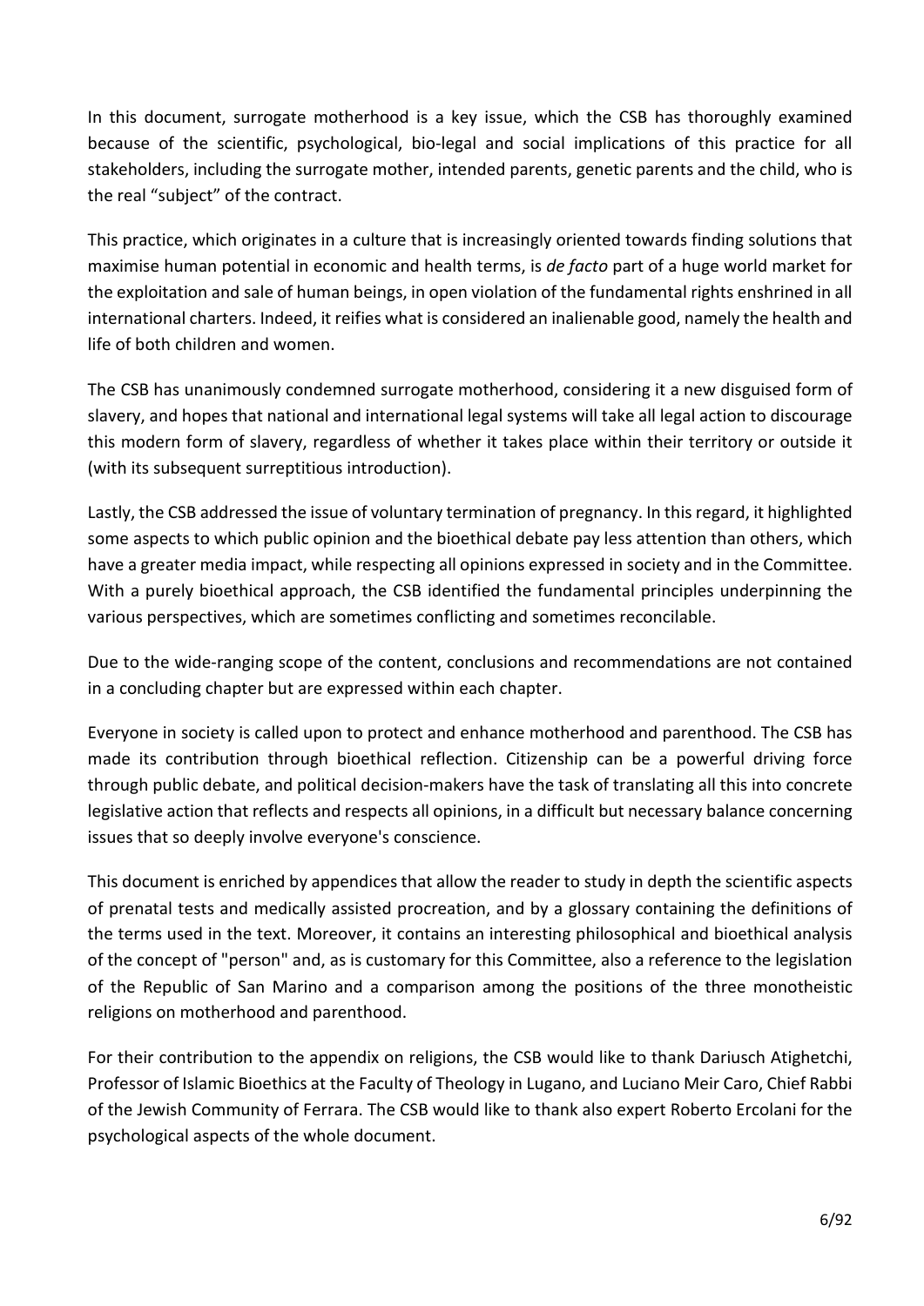In this document, surrogate motherhood is a key issue, which the CSB has thoroughly examined because of the scientific, psychological, bio-legal and social implications of this practice for all stakeholders, including the surrogate mother, intended parents, genetic parents and the child, who is the real "subject" of the contract.

This practice, which originates in a culture that is increasingly oriented towards finding solutions that maximise human potential in economic and health terms, is *de facto* part of a huge world market for the exploitation and sale of human beings, in open violation of the fundamental rights enshrined in all international charters. Indeed, it reifies what is considered an inalienable good, namely the health and life of both children and women.

The CSB has unanimously condemned surrogate motherhood, considering it a new disguised form of slavery, and hopes that national and international legal systems will take all legal action to discourage this modern form of slavery, regardless of whether it takes place within their territory or outside it (with its subsequent surreptitious introduction).

Lastly, the CSB addressed the issue of voluntary termination of pregnancy. In this regard, it highlighted some aspects to which public opinion and the bioethical debate pay less attention than others, which have a greater media impact, while respecting all opinions expressed in society and in the Committee. With a purely bioethical approach, the CSB identified the fundamental principles underpinning the various perspectives, which are sometimes conflicting and sometimes reconcilable.

Due to the wide-ranging scope of the content, conclusions and recommendations are not contained in a concluding chapter but are expressed within each chapter.

Everyone in society is called upon to protect and enhance motherhood and parenthood. The CSB has made its contribution through bioethical reflection. Citizenship can be a powerful driving force through public debate, and political decision-makers have the task of translating all this into concrete legislative action that reflects and respects all opinions, in a difficult but necessary balance concerning issues that so deeply involve everyone's conscience.

This document is enriched by appendices that allow the reader to study in depth the scientific aspects of prenatal tests and medically assisted procreation, and by a glossary containing the definitions of the terms used in the text. Moreover, it contains an interesting philosophical and bioethical analysis of the concept of "person" and, as is customary for this Committee, also a reference to the legislation of the Republic of San Marino and a comparison among the positions of the three monotheistic religions on motherhood and parenthood.

For their contribution to the appendix on religions, the CSB would like to thank Dariusch Atighetchi, Professor of Islamic Bioethics at the Faculty of Theology in Lugano, and Luciano Meir Caro, Chief Rabbi of the Jewish Community of Ferrara. The CSB would like to thank also expert Roberto Ercolani for the psychological aspects of the whole document.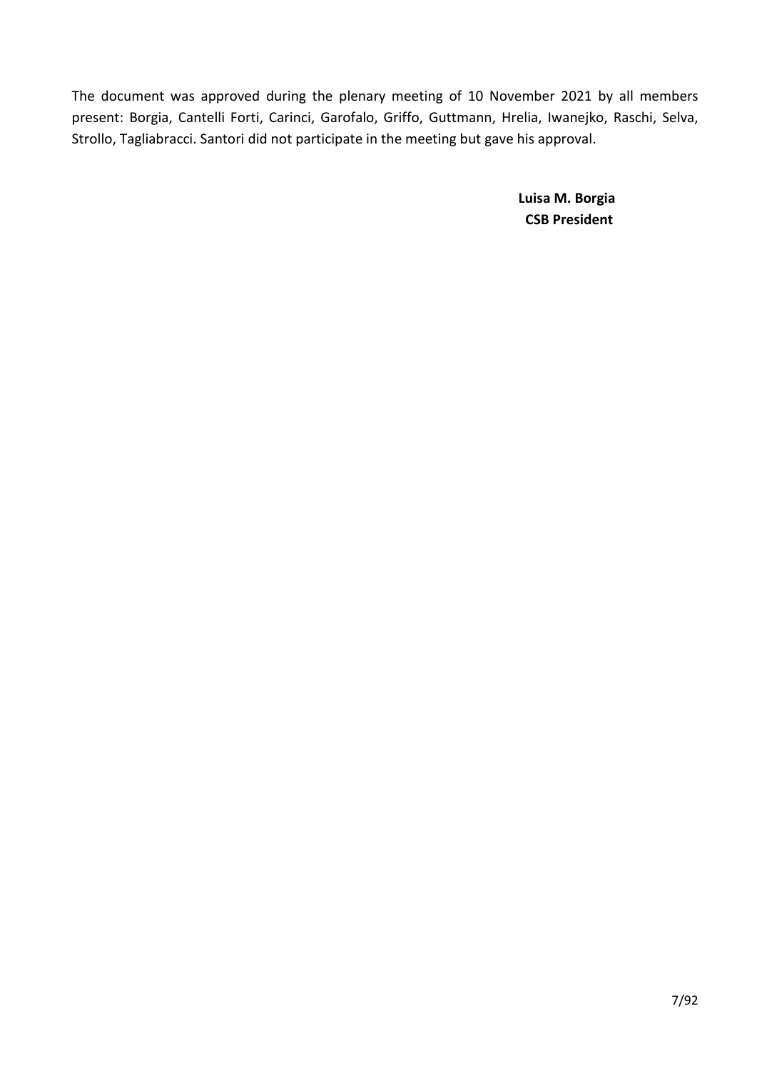The document was approved during the plenary meeting of 10 November 2021 by all members present: Borgia, Cantelli Forti, Carinci, Garofalo, Griffo, Guttmann, Hrelia, Iwanejko, Raschi, Selva, Strollo, Tagliabracci. Santori did not participate in the meeting but gave his approval.

**Luisa M. Borgia**
**CSB President**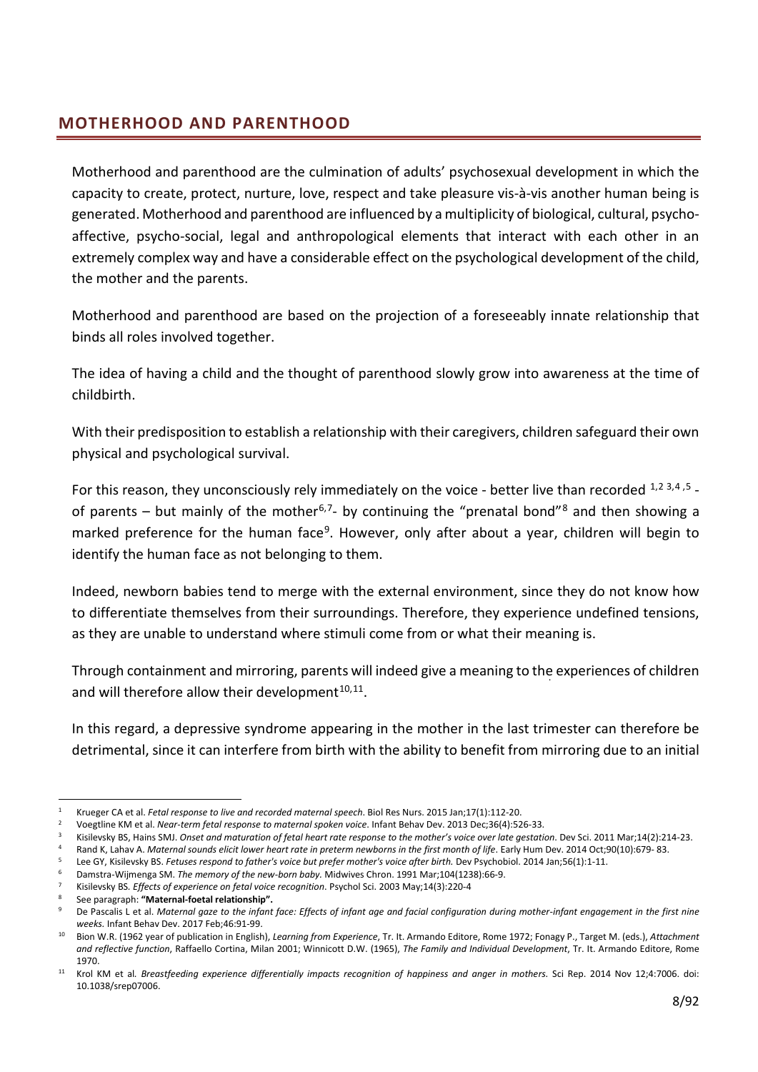## MOTHERHOOD AND PARENTHOOD

Motherhood and parenthood are the culmination of adults' psychosexual development in which the capacity to create, protect, nurture, love, respect and take pleasure vis-à-vis another human being is generated. Motherhood and parenthood are influenced by a multiplicity of biological, cultural, psycho-affective, psycho-social, legal and anthropological elements that interact with each other in an extremely complex way and have a considerable effect on the psychological development of the child, the mother and the parents.

Motherhood and parenthood are based on the projection of a foreseeably innate relationship that binds all roles involved together.

The idea of having a child and the thought of parenthood slowly grow into awareness at the time of childbirth.

With their predisposition to establish a relationship with their caregivers, children safeguard their own physical and psychological survival.

For this reason, they unconsciously rely immediately on the voice - better live than recorded [1,2,3,4,5] - of parents – but mainly of the mother[6,7]- by continuing the "prenatal bond"[8] and then showing a marked preference for the human face[9]. However, only after about a year, children will begin to identify the human face as not belonging to them.

Indeed, newborn babies tend to merge with the external environment, since they do not know how to differentiate themselves from their surroundings. Therefore, they experience undefined tensions, as they are unable to understand where stimuli come from or what their meaning is.

Through containment and mirroring, parents will indeed give a meaning to the experiences of children and will therefore allow their development[10,11].

In this regard, a depressive syndrome appearing in the mother in the last trimester can therefore be detrimental, since it can interfere from birth with the ability to benefit from mirroring due to an initial

---

1. Krueger CA et al. *Fetal response to live and recorded maternal speech*. Biol Res Nurs. 2015 Jan;17(1):112-20.
2. Voegtline KM et al. *Near-term fetal response to maternal spoken voice*. Infant Behav Dev. 2013 Dec;36(4):526-33.
3. Kisilevsky BS, Hains SMJ. *Onset and maturation of fetal heart rate response to the mother's voice over late gestation*. Dev Sci. 2011 Mar;14(2):214-23.
4. Rand K, Lahav A. *Maternal sounds elicit lower heart rate in preterm newborns in the first month of life*. Early Hum Dev. 2014 Oct;90(10):679- 83.
5. Lee GY, Kisilevsky BS. *Fetuses respond to father's voice but prefer mother's voice after birth.* Dev Psychobiol. 2014 Jan;56(1):1-11.
6. Damstra-Wijmenga SM. *The memory of the new-born baby.* Midwives Chron. 1991 Mar;104(1238):66-9.
7. Kisilevsky BS*. Effects of experience on fetal voice recognition*. Psychol Sci. 2003 May;14(3):220-4
8. See paragraph: **"Maternal-foetal relationship".**
9. De Pascalis L et al. *Maternal gaze to the infant face: Effects of infant age and facial configuration during mother-infant engagement in the first nine weeks.* Infant Behav Dev. 2017 Feb;46:91-99.
10. Bion W.R. (1962 year of publication in English), *Learning from Experience*, Tr. It. Armando Editore, Rome 1972; Fonagy P., Target M. (eds.), *Attachment and reflective function*, Raffaello Cortina, Milan 2001; Winnicott D.W. (1965), *The Family and Individual Development*, Tr. It. Armando Editore, Rome 1970.
11. Krol KM et al*. Breastfeeding experience differentially impacts recognition of happiness and anger in mothers.* Sci Rep. 2014 Nov 12;4:7006. doi: 10.1038/srep07006.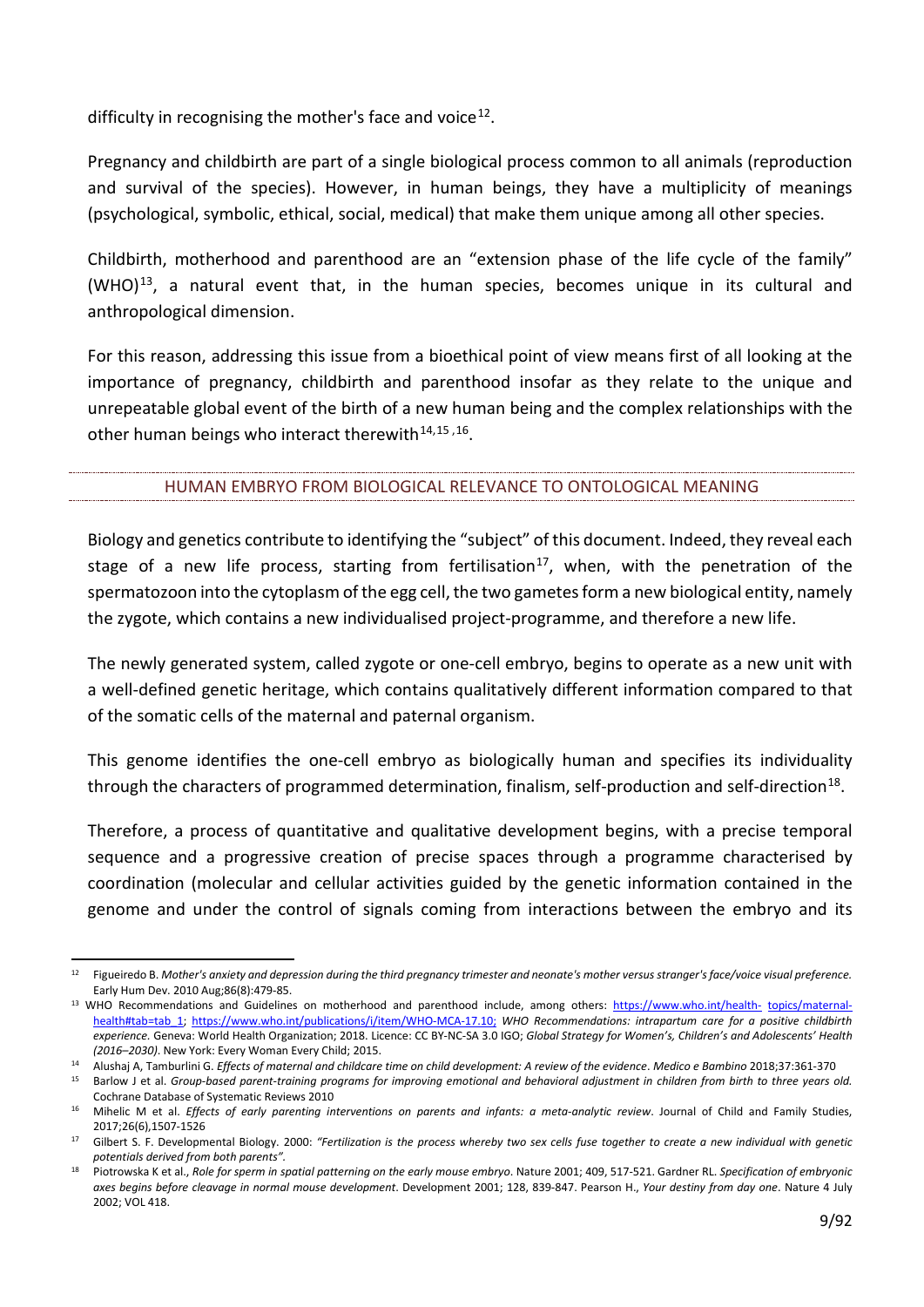difficulty in recognising the mother's face and voice[12].

Pregnancy and childbirth are part of a single biological process common to all animals (reproduction and survival of the species). However, in human beings, they have a multiplicity of meanings (psychological, symbolic, ethical, social, medical) that make them unique among all other species.

Childbirth, motherhood and parenthood are an "extension phase of the life cycle of the family" (WHO)[13], a natural event that, in the human species, becomes unique in its cultural and anthropological dimension.

For this reason, addressing this issue from a bioethical point of view means first of all looking at the importance of pregnancy, childbirth and parenthood insofar as they relate to the unique and unrepeatable global event of the birth of a new human being and the complex relationships with the other human beings who interact therewith[14,15,16].

## HUMAN EMBRYO FROM BIOLOGICAL RELEVANCE TO ONTOLOGICAL MEANING

Biology and genetics contribute to identifying the "subject" of this document. Indeed, they reveal each stage of a new life process, starting from fertilisation[17], when, with the penetration of the spermatozoon into the cytoplasm of the egg cell, the two gametes form a new biological entity, namely the zygote, which contains a new individualised project-programme, and therefore a new life.

The newly generated system, called zygote or one-cell embryo, begins to operate as a new unit with a well-defined genetic heritage, which contains qualitatively different information compared to that of the somatic cells of the maternal and paternal organism.

This genome identifies the one-cell embryo as biologically human and specifies its individuality through the characters of programmed determination, finalism, self-production and self-direction[18].

Therefore, a process of quantitative and qualitative development begins, with a precise temporal sequence and a progressive creation of precise spaces through a programme characterised by coordination (molecular and cellular activities guided by the genetic information contained in the genome and under the control of signals coming from interactions between the embryo and its

---

[12] Figueiredo B. *Mother's anxiety and depression during the third pregnancy trimester and neonate's mother versus stranger's face/voice visual preference.* Early Hum Dev. 2010 Aug;86(8):479-85.

[13] WHO Recommendations and Guidelines on motherhood and parenthood include, among others: https://www.who.int/health-topics/maternal-health#tab=tab_1; https://www.who.int/publications/i/item/WHO-MCA-17.10; *WHO Recommendations: intrapartum care for a positive childbirth experience.* Geneva: World Health Organization; 2018. Licence: CC BY-NC-SA 3.0 IGO; *Global Strategy for Women's, Children's and Adolescents' Health (2016–2030)*. New York: Every Woman Every Child; 2015.

[14] Alushaj A, Tamburlini G. *Effects of maternal and childcare time on child development: A review of the evidence*. *Medico e Bambino* 2018;37:361-370

[15] Barlow J et al. *Group-based parent-training programs for improving emotional and behavioral adjustment in children from birth to three years old.* Cochrane Database of Systematic Reviews 2010

[16] Mihelic M et al. *Effects of early parenting interventions on parents and infants: a meta-analytic review*. Journal of Child and Family Studies, 2017;26(6),1507-1526

[17] Gilbert S. F. Developmental Biology. 2000: *"Fertilization is the process whereby two sex cells fuse together to create a new individual with genetic potentials derived from both parents".*

[18] Piotrowska K et al., *Role for sperm in spatial patterning on the early mouse embryo*. Nature 2001; 409, 517-521. Gardner RL. *Specification of embryonic axes begins before cleavage in normal mouse development*. Development 2001; 128, 839-847. Pearson H., *Your destiny from day one*. Nature 4 July 2002; VOL 418.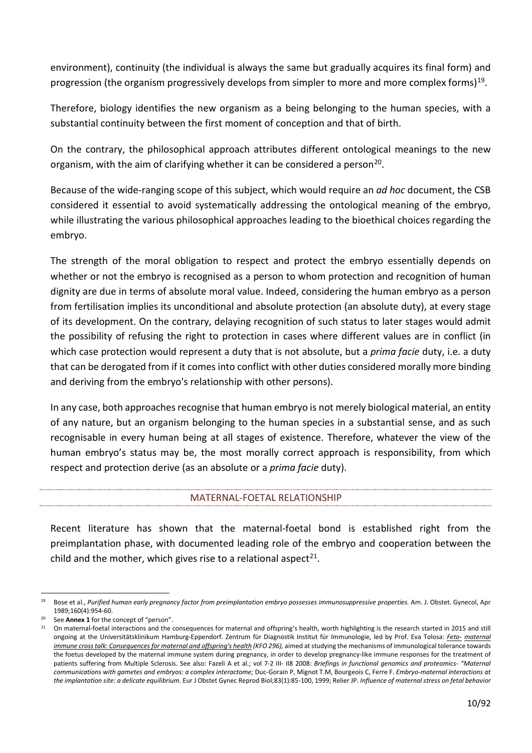environment), continuity (the individual is always the same but gradually acquires its final form) and progression (the organism progressively develops from simpler to more and more complex forms)[19].

Therefore, biology identifies the new organism as a being belonging to the human species, with a substantial continuity between the first moment of conception and that of birth.

On the contrary, the philosophical approach attributes different ontological meanings to the new organism, with the aim of clarifying whether it can be considered a person[20].

Because of the wide-ranging scope of this subject, which would require an *ad hoc* document, the CSB considered it essential to avoid systematically addressing the ontological meaning of the embryo, while illustrating the various philosophical approaches leading to the bioethical choices regarding the embryo.

The strength of the moral obligation to respect and protect the embryo essentially depends on whether or not the embryo is recognised as a person to whom protection and recognition of human dignity are due in terms of absolute moral value. Indeed, considering the human embryo as a person from fertilisation implies its unconditional and absolute protection (an absolute duty), at every stage of its development. On the contrary, delaying recognition of such status to later stages would admit the possibility of refusing the right to protection in cases where different values are in conflict (in which case protection would represent a duty that is not absolute, but a *prima facie* duty, i.e. a duty that can be derogated from if it comes into conflict with other duties considered morally more binding and deriving from the embryo's relationship with other persons).

In any case, both approaches recognise that human embryo is not merely biological material, an entity of any nature, but an organism belonging to the human species in a substantial sense, and as such recognisable in every human being at all stages of existence. Therefore, whatever the view of the human embryo's status may be, the most morally correct approach is responsibility, from which respect and protection derive (as an absolute or a *prima facie* duty).

## MATERNAL-FOETAL RELATIONSHIP

Recent literature has shown that the maternal-foetal bond is established right from the preimplantation phase, with documented leading role of the embryo and cooperation between the child and the mother, which gives rise to a relational aspect[21].

---

[19] Bose et al., *Purified human early pregnancy factor from preimplantation embryo possesses immunosuppressive properties.* Am. J. Obstet. Gynecol, Apr 1989;160(4):954-60.

[20] See **Annex 1** for the concept of "person".

[21] On maternal-foetal interactions and the consequences for maternal and offspring's health, worth highlighting is the research started in 2015 and still ongoing at the Universitätsklinikum Hamburg-Eppendorf. Zentrum für Diagnostik Institut für Immunologie, led by Prof. Eva Tolosa: *Feto- maternal immune cross talk: Consequences for maternal and offspring's health (KFO 296),* aimed at studying the mechanisms of immunological tolerance towards the foetus developed by the maternal immune system during pregnancy, in order to develop pregnancy-like immune responses for the treatment of patients suffering from Multiple Sclerosis. See also: Fazeli A et al.; vol 7-2 III- II8 2008: *Briefings in functional genomics and proteomics- "Maternal communications with gametes and embryos: a complex interactome;* Duc-Gorain P, Mignot T.M, Bourgeois C, Ferre F. *Embryo-maternal interactions at the implantation site: a delicate equilibrium.* Eur J Obstet Gynec Reprod Biol;83(1):85-100, 1999; Relier JP. *Influence of maternal stress on fetal behavior*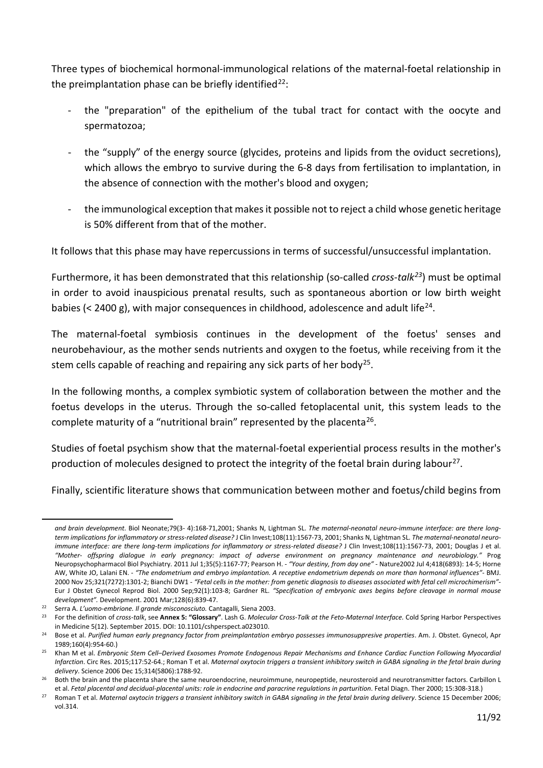Three types of biochemical hormonal-immunological relations of the maternal-foetal relationship in the preimplantation phase can be briefly identified[22]:

- the "preparation" of the epithelium of the tubal tract for contact with the oocyte and spermatozoa;
- the "supply" of the energy source (glycides, proteins and lipids from the oviduct secretions), which allows the embryo to survive during the 6-8 days from fertilisation to implantation, in the absence of connection with the mother's blood and oxygen;
- the immunological exception that makes it possible not to reject a child whose genetic heritage is 50% different from that of the mother.

It follows that this phase may have repercussions in terms of successful/unsuccessful implantation.

Furthermore, it has been demonstrated that this relationship (so-called *cross-talk*[23]) must be optimal in order to avoid inauspicious prenatal results, such as spontaneous abortion or low birth weight babies (< 2400 g), with major consequences in childhood, adolescence and adult life[24].

The maternal-foetal symbiosis continues in the development of the foetus' senses and neurobehaviour, as the mother sends nutrients and oxygen to the foetus, while receiving from it the stem cells capable of reaching and repairing any sick parts of her body[25].

In the following months, a complex symbiotic system of collaboration between the mother and the foetus develops in the uterus. Through the so-called fetoplacental unit, this system leads to the complete maturity of a "nutritional brain" represented by the placenta[26].

Studies of foetal psychism show that the maternal-foetal experiential process results in the mother's production of molecules designed to protect the integrity of the foetal brain during labour[27].

Finally, scientific literature shows that communication between mother and foetus/child begins from

---

*and brain development.* Biol Neonate;79(3- 4):168-71,2001; Shanks N, Lightman SL. *The maternal-neonatal neuro-immune interface: are there long-term implications for inflammatory or stress-related disease?* J Clin Invest;108(11):1567-73, 2001; Shanks N, Lightman SL. *The maternal-neonatal neuro-immune interface: are there long-term implications for inflammatory or stress-related disease?* J Clin Invest;108(11):1567-73, 2001; Douglas J et al. *"Mother- offspring dialogue in early pregnancy: impact of adverse environment on pregnancy maintenance and neurobiology."* Prog Neuropsychopharmacol Biol Psychiatry. 2011 Jul 1;35(5):1167-77; Pearson H. - *"Your destiny, from day one"* - Nature2002 Jul 4;418(6893): 14-5; Horne AW, White JO, Lalani EN. - *"The endometrium and embryo implantation. A receptive endometrium depends on more than hormonal influences"*- BMJ. 2000 Nov 25;321(7272):1301-2; Bianchi DW1 - *"Fetal cells in the mother: from genetic diagnosis to diseases associated with fetal cell microchimerism"*- Eur J Obstet Gynecol Reprod Biol. 2000 Sep;92(1):103-8; Gardner RL. *"Specification of embryonic axes begins before cleavage in normal mouse development".* Development. 2001 Mar;128(6):839-47.

[22] Serra A. *L'uomo-embrione. Il grande misconosciuto.* Cantagalli, Siena 2003.

[23] For the definition of *cross-talk*, see **Annex 5: "Glossary"**. Lash G. *Molecular Cross-Talk at the Feto-Maternal Interface.* Cold Spring Harbor Perspectives in Medicine 5(12). September 2015. DOI: 10.1101/cshperspect.a023010.

[24] Bose et al. *Purified human early pregnancy factor from preimplantation embryo possesses immunosuppresive properties*. Am. J. Obstet. Gynecol, Apr 1989;160(4):954-60.)

[25] Khan M et al. *Embryonic Stem Cell–Derived Exosomes Promote Endogenous Repair Mechanisms and Enhance Cardiac Function Following Myocardial Infarction*. Circ Res. 2015;117:52-64.; Roman T et al. *Maternal oxytocin triggers a transient inhibitory switch in GABA signaling in the fetal brain during delivery*. Science 2006 Dec 15;314(5806):1788-92.

[26] Both the brain and the placenta share the same neuroendocrine, neuroimmune, neuropeptide, neurosteroid and neurotransmitter factors. Carbillon L et al. *Fetal placental and decidual-placental units: role in endocrine and paracrine regulations in parturition*. Fetal Diagn. Ther 2000; 15:308-318.)

[27] Roman T et al. *Maternal oxytocin triggers a transient inhibitory switch in GABA signaling in the fetal brain during delivery*. Science 15 December 2006; vol.314.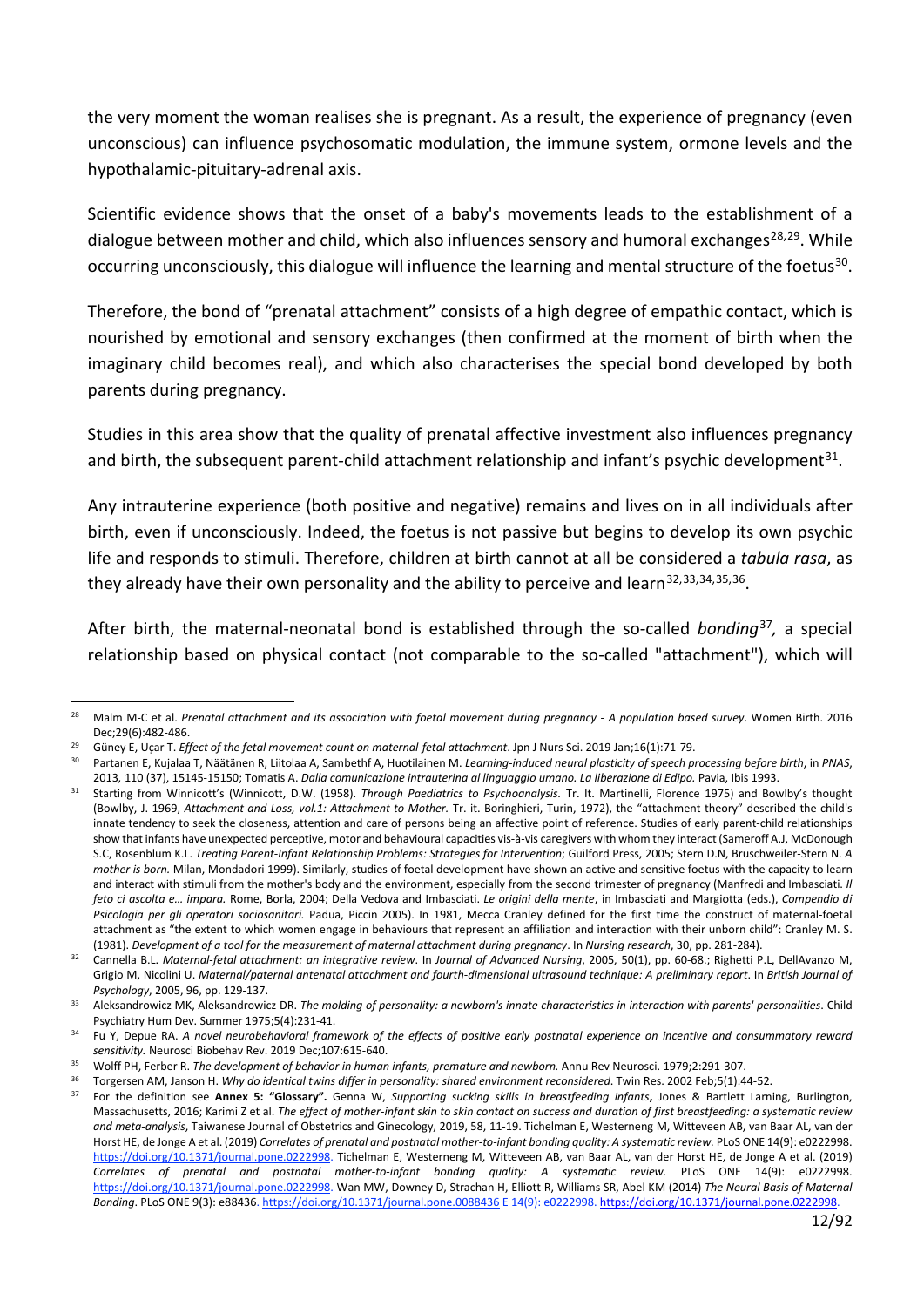the very moment the woman realises she is pregnant. As a result, the experience of pregnancy (even unconscious) can influence psychosomatic modulation, the immune system, ormone levels and the hypothalamic-pituitary-adrenal axis.

Scientific evidence shows that the onset of a baby's movements leads to the establishment of a dialogue between mother and child, which also influences sensory and humoral exchanges[28,29]. While occurring unconsciously, this dialogue will influence the learning and mental structure of the foetus[30].

Therefore, the bond of "prenatal attachment" consists of a high degree of empathic contact, which is nourished by emotional and sensory exchanges (then confirmed at the moment of birth when the imaginary child becomes real), and which also characterises the special bond developed by both parents during pregnancy.

Studies in this area show that the quality of prenatal affective investment also influences pregnancy and birth, the subsequent parent-child attachment relationship and infant's psychic development[31].

Any intrauterine experience (both positive and negative) remains and lives on in all individuals after birth, even if unconsciously. Indeed, the foetus is not passive but begins to develop its own psychic life and responds to stimuli. Therefore, children at birth cannot at all be considered a *tabula rasa*, as they already have their own personality and the ability to perceive and learn[32,33,34,35,36].

After birth, the maternal-neonatal bond is established through the so-called *bonding*[37], a special relationship based on physical contact (not comparable to the so-called "attachment"), which will

---

[28] Malm M-C et al. *Prenatal attachment and its association with foetal movement during pregnancy - A population based survey*. Women Birth. 2016 Dec;29(6):482-486.

[29] Güney E, Uçar T. *Effect of the fetal movement count on maternal-fetal attachment*. Jpn J Nurs Sci. 2019 Jan;16(1):71-79.

[30] Partanen E, Kujalaa T, Näätänen R, Liitolaa A, Sambethf A, Huotilainen M. *Learning-induced neural plasticity of speech processing before birth*, in *PNAS*, 2013, 110 (37), 15145-15150; Tomatis A. *Dalla comunicazione intrauterina al linguaggio umano. La liberazione di Edipo.* Pavia, Ibis 1993.

[31] Starting from Winnicott's (Winnicott, D.W. (1958). *Through Paediatrics to Psychoanalysis.* Tr. It. Martinelli, Florence 1975) and Bowlby's thought (Bowlby, J. 1969, *Attachment and Loss, vol.1: Attachment to Mother.* Tr. it. Boringhieri, Turin, 1972), the "attachment theory" described the child's innate tendency to seek the closeness, attention and care of persons being an affective point of reference. Studies of early parent-child relationships show that infants have unexpected perceptive, motor and behavioural capacities vis-à-vis caregivers with whom they interact (Sameroff A.J, McDonough S.C, Rosenblum K.L. *Treating Parent-Infant Relationship Problems: Strategies for Intervention*; Guilford Press, 2005; Stern D.N, Bruschweiler-Stern N. *A mother is born.* Milan, Mondadori 1999). Similarly, studies of foetal development have shown an active and sensitive foetus with the capacity to learn and interact with stimuli from the mother's body and the environment, especially from the second trimester of pregnancy (Manfredi and Imbasciati. *Il feto ci ascolta e… impara.* Rome, Borla, 2004; Della Vedova and Imbasciati. *Le origini della mente*, in Imbasciati and Margiotta (eds.), *Compendio di Psicologia per gli operatori sociosanitari.* Padua, Piccin 2005). In 1981, Mecca Cranley defined for the first time the construct of maternal-foetal attachment as "the extent to which women engage in behaviours that represent an affiliation and interaction with their unborn child": Cranley M. S. (1981). *Development of a tool for the measurement of maternal attachment during pregnancy*. In *Nursing research*, 30, pp. 281-284).

[32] Cannella B.L. *Maternal-fetal attachment: an integrative review*. In *Journal of Advanced Nursing*, 2005, 50(1), pp. 60-68.; Righetti P.L, DellAvanzo M, Grigio M, Nicolini U. *Maternal/paternal antenatal attachment and fourth-dimensional ultrasound technique: A preliminary report*. In *British Journal of Psychology*, 2005, 96, pp. 129-137.

[33] Aleksandrowicz MK, Aleksandrowicz DR. *The molding of personality: a newborn's innate characteristics in interaction with parents' personalities*. Child Psychiatry Hum Dev. Summer 1975;5(4):231-41.

[34] Fu Y, Depue RA. *A novel neurobehavioral framework of the effects of positive early postnatal experience on incentive and consummatory reward sensitivity.* Neurosci Biobehav Rev. 2019 Dec;107:615-640.

[35] Wolff PH, Ferber R. *The development of behavior in human infants, premature and newborn.* Annu Rev Neurosci. 1979;2:291-307.

[36] Torgersen AM, Janson H. *Why do identical twins differ in personality: shared environment reconsidered*. Twin Res. 2002 Feb;5(1):44-52.

[37] For the definition see **Annex 5: "Glossary".** Genna W, *Supporting sucking skills in breastfeeding infants***,** Jones & Bartlett Larning, Burlington, Massachusetts, 2016; Karimi Z et al. *The effect of mother-infant skin to skin contact on success and duration of first breastfeeding: a systematic review and meta-analysis*, Taiwanese Journal of Obstetrics and Ginecology, 2019, 58, 11-19. Tichelman E, Westerneng M, Witteveen AB, van Baar AL, van der Horst HE, de Jonge A et al. (2019) *Correlates of prenatal and postnatal mother-to-infant bonding quality: A systematic review.* PLoS ONE 14(9): e0222998. https://doi.org/10.1371/journal.pone.0222998. Tichelman E, Westerneng M, Witteveen AB, van Baar AL, van der Horst HE, de Jonge A et al. (2019) *Correlates of prenatal and postnatal mother-to-infant bonding quality: A systematic review.* PLoS ONE 14(9): e0222998. https://doi.org/10.1371/journal.pone.0222998. Wan MW, Downey D, Strachan H, Elliott R, Williams SR, Abel KM (2014) *The Neural Basis of Maternal Bonding*. PLoS ONE 9(3): e88436. https://doi.org/10.1371/journal.pone.0088436 E 14(9): e0222998. https://doi.org/10.1371/journal.pone.0222998.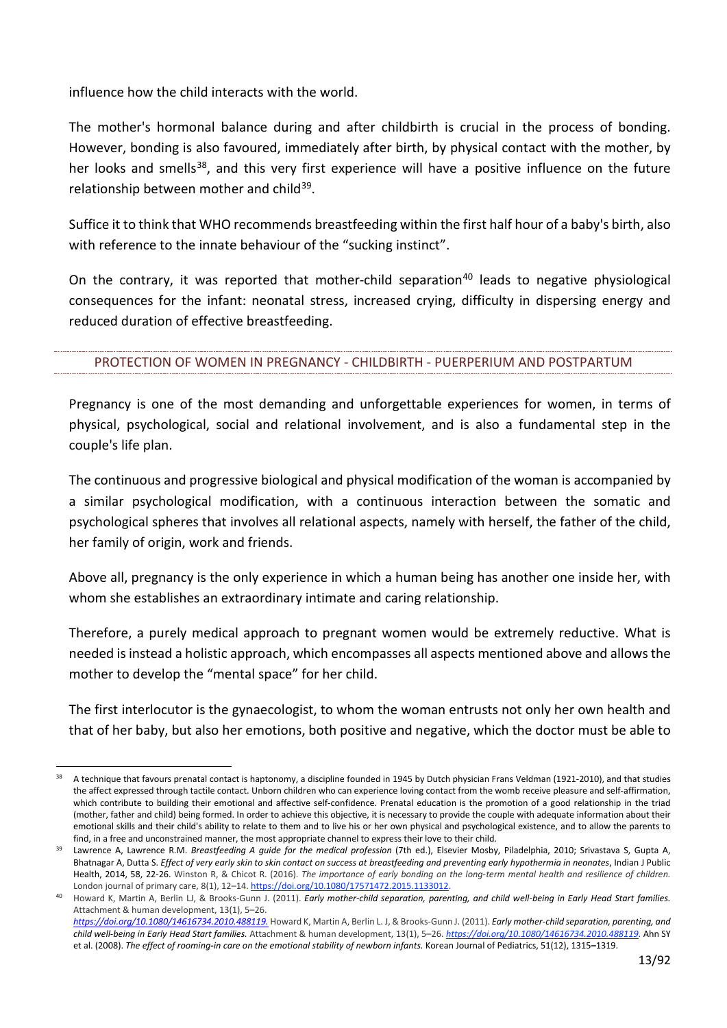influence how the child interacts with the world.

The mother's hormonal balance during and after childbirth is crucial in the process of bonding. However, bonding is also favoured, immediately after birth, by physical contact with the mother, by her looks and smells[38], and this very first experience will have a positive influence on the future relationship between mother and child[39].

Suffice it to think that WHO recommends breastfeeding within the first half hour of a baby's birth, also with reference to the innate behaviour of the "sucking instinct".

On the contrary, it was reported that mother-child separation[40] leads to negative physiological consequences for the infant: neonatal stress, increased crying, difficulty in dispersing energy and reduced duration of effective breastfeeding.

## PROTECTION OF WOMEN IN PREGNANCY - CHILDBIRTH - PUERPERIUM AND POSTPARTUM

Pregnancy is one of the most demanding and unforgettable experiences for women, in terms of physical, psychological, social and relational involvement, and is also a fundamental step in the couple's life plan.

The continuous and progressive biological and physical modification of the woman is accompanied by a similar psychological modification, with a continuous interaction between the somatic and psychological spheres that involves all relational aspects, namely with herself, the father of the child, her family of origin, work and friends.

Above all, pregnancy is the only experience in which a human being has another one inside her, with whom she establishes an extraordinary intimate and caring relationship.

Therefore, a purely medical approach to pregnant women would be extremely reductive. What is needed is instead a holistic approach, which encompasses all aspects mentioned above and allows the mother to develop the "mental space" for her child.

The first interlocutor is the gynaecologist, to whom the woman entrusts not only her own health and that of her baby, but also her emotions, both positive and negative, which the doctor must be able to

---

[38] A technique that favours prenatal contact is haptonomy, a discipline founded in 1945 by Dutch physician Frans Veldman (1921-2010), and that studies the affect expressed through tactile contact. Unborn children who can experience loving contact from the womb receive pleasure and self-affirmation, which contribute to building their emotional and affective self-confidence. Prenatal education is the promotion of a good relationship in the triad (mother, father and child) being formed. In order to achieve this objective, it is necessary to provide the couple with adequate information about their emotional skills and their child's ability to relate to them and to live his or her own physical and psychological existence, and to allow the parents to find, in a free and unconstrained manner, the most appropriate channel to express their love to their child.

[39] Lawrence A, Lawrence R.M. *Breastfeeding A guide for the medical profession* (7th ed.), Elsevier Mosby, Piladelphia, 2010; Srivastava S, Gupta A, Bhatnagar A, Dutta S. *Effect of very early skin to skin contact on success at breastfeeding and preventing early hypothermia in neonates*, Indian J Public Health, 2014, 58, 22-26. Winston R, & Chicot R. (2016). *The importance of early bonding on the long-term mental health and resilience of children.* London journal of primary care, 8(1), 12–14. https://doi.org/10.1080/17571472.2015.1133012.

[40] Howard K, Martin A, Berlin LJ, & Brooks-Gunn J. (2011). ***Early mother-child separation, parenting, and child well-being in Early Head Start families.*** Attachment & human development, 13(1), 5–26. ***https://doi.org/10.1080/14616734.2010.488119.*** Howard K, Martin A, Berlin L. J, & Brooks-Gunn J. (2011). ***Early mother-child separation, parenting, and child well-being in Early Head Start families.*** Attachment & human development, 13(1), 5–26. ***https://doi.org/10.1080/14616734.2010.488119.*** Ahn SY et al. (2008). *The effect of rooming-in care on the emotional stability of newborn infants.* Korean Journal of Pediatrics, 51(12), 1315–1319.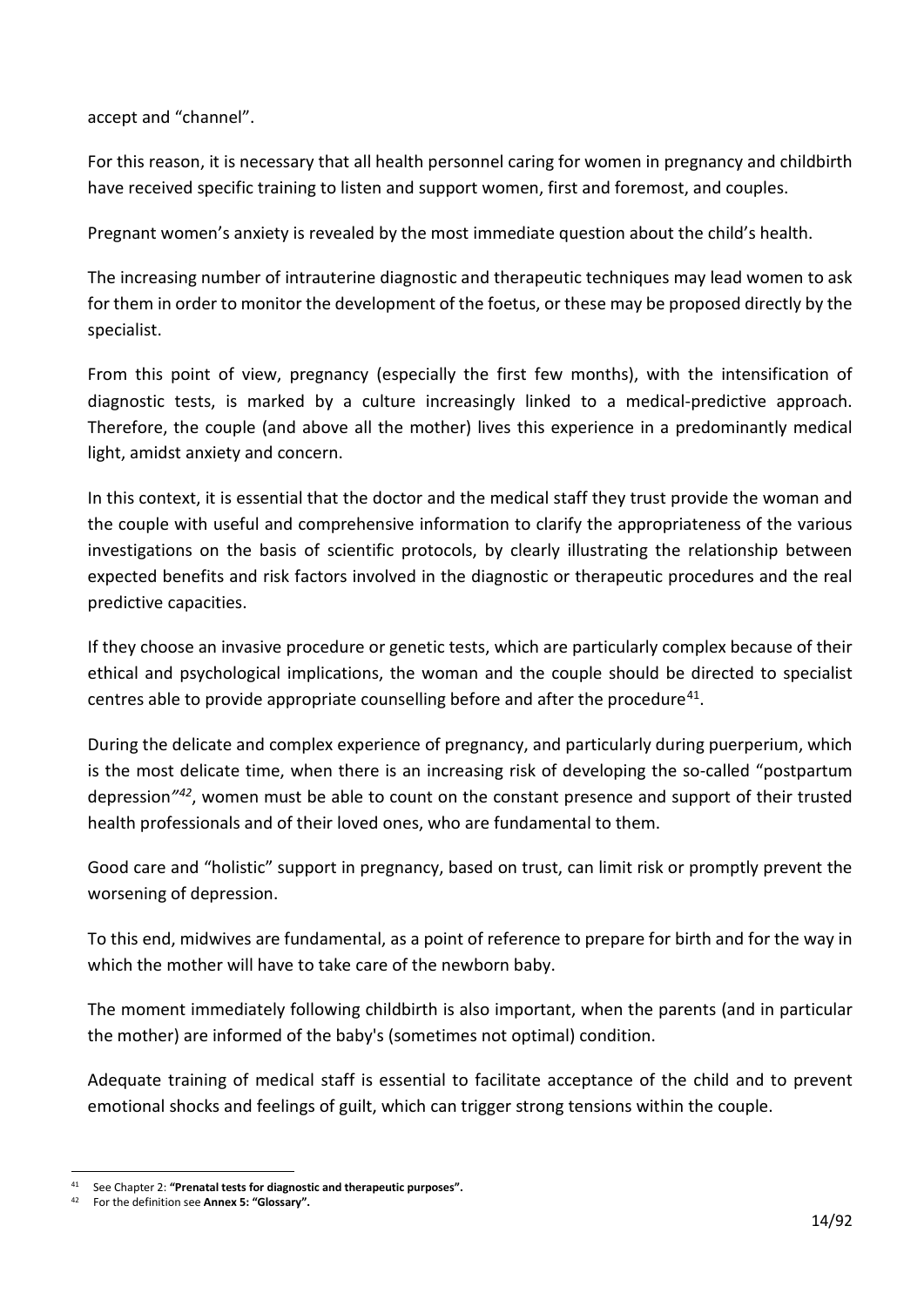accept and "channel".

For this reason, it is necessary that all health personnel caring for women in pregnancy and childbirth have received specific training to listen and support women, first and foremost, and couples.

Pregnant women's anxiety is revealed by the most immediate question about the child's health.

The increasing number of intrauterine diagnostic and therapeutic techniques may lead women to ask for them in order to monitor the development of the foetus, or these may be proposed directly by the specialist.

From this point of view, pregnancy (especially the first few months), with the intensification of diagnostic tests, is marked by a culture increasingly linked to a medical-predictive approach. Therefore, the couple (and above all the mother) lives this experience in a predominantly medical light, amidst anxiety and concern.

In this context, it is essential that the doctor and the medical staff they trust provide the woman and the couple with useful and comprehensive information to clarify the appropriateness of the various investigations on the basis of scientific protocols, by clearly illustrating the relationship between expected benefits and risk factors involved in the diagnostic or therapeutic procedures and the real predictive capacities.

If they choose an invasive procedure or genetic tests, which are particularly complex because of their ethical and psychological implications, the woman and the couple should be directed to specialist centres able to provide appropriate counselling before and after the procedure[41].

During the delicate and complex experience of pregnancy, and particularly during puerperium, which is the most delicate time, when there is an increasing risk of developing the so-called "postpartum depression"[42], women must be able to count on the constant presence and support of their trusted health professionals and of their loved ones, who are fundamental to them.

Good care and "holistic" support in pregnancy, based on trust, can limit risk or promptly prevent the worsening of depression.

To this end, midwives are fundamental, as a point of reference to prepare for birth and for the way in which the mother will have to take care of the newborn baby.

The moment immediately following childbirth is also important, when the parents (and in particular the mother) are informed of the baby's (sometimes not optimal) condition.

Adequate training of medical staff is essential to facilitate acceptance of the child and to prevent emotional shocks and feelings of guilt, which can trigger strong tensions within the couple.

---

[41] See Chapter 2: **"Prenatal tests for diagnostic and therapeutic purposes".**

[42] For the definition see **Annex 5: "Glossary".**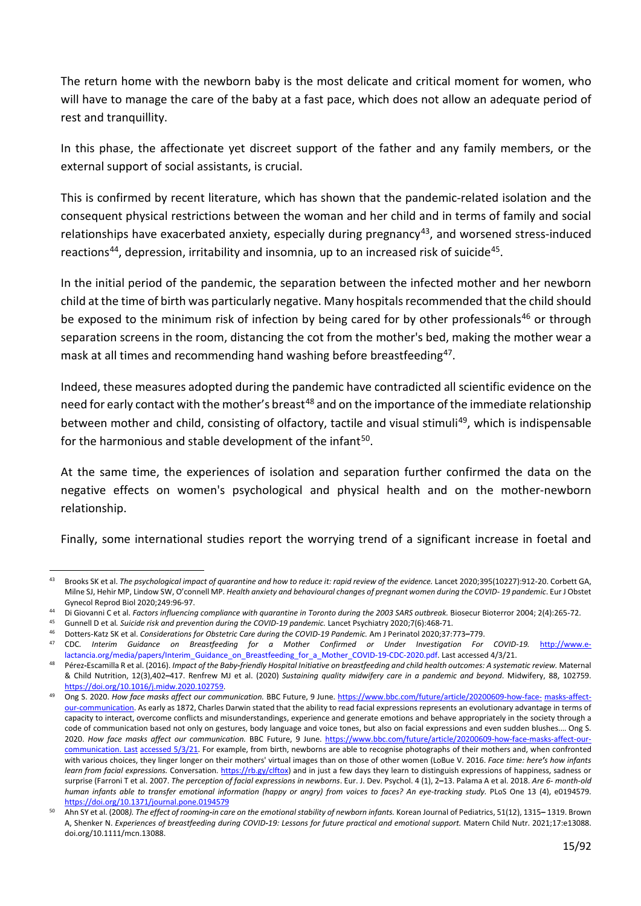The return home with the newborn baby is the most delicate and critical moment for women, who will have to manage the care of the baby at a fast pace, which does not allow an adequate period of rest and tranquillity.

In this phase, the affectionate yet discreet support of the father and any family members, or the external support of social assistants, is crucial.

This is confirmed by recent literature, which has shown that the pandemic-related isolation and the consequent physical restrictions between the woman and her child and in terms of family and social relationships have exacerbated anxiety, especially during pregnancy[43], and worsened stress-induced reactions[44], depression, irritability and insomnia, up to an increased risk of suicide[45].

In the initial period of the pandemic, the separation between the infected mother and her newborn child at the time of birth was particularly negative. Many hospitals recommended that the child should be exposed to the minimum risk of infection by being cared for by other professionals[46] or through separation screens in the room, distancing the cot from the mother's bed, making the mother wear a mask at all times and recommending hand washing before breastfeeding[47].

Indeed, these measures adopted during the pandemic have contradicted all scientific evidence on the need for early contact with the mother's breast[48] and on the importance of the immediate relationship between mother and child, consisting of olfactory, tactile and visual stimuli[49], which is indispensable for the harmonious and stable development of the infant[50].

At the same time, the experiences of isolation and separation further confirmed the data on the negative effects on women's psychological and physical health and on the mother-newborn relationship.

Finally, some international studies report the worrying trend of a significant increase in foetal and

---

[43] Brooks SK et al. *The psychological impact of quarantine and how to reduce it: rapid review of the evidence.* Lancet 2020;395(10227):912-20. Corbett GA, Milne SJ, Hehir MP, Lindow SW, O'connell MP. *Health anxiety and behavioural changes of pregnant women during the COVID- 19 pandemic*. Eur J Obstet Gynecol Reprod Biol 2020;249:96-97.

[44] Di Giovanni C et al. *Factors influencing compliance with quarantine in Toronto during the 2003 SARS outbreak.* Biosecur Bioterror 2004; 2(4):265-72.

[45] Gunnell D et al. *Suicide risk and prevention during the COVID-19 pandemic.* Lancet Psychiatry 2020;7(6):468-71.

[46] Dotters-Katz SK et al. *Considerations for Obstetric Care during the COVID-19 Pandemic.* Am J Perinatol 2020;37:773–779.

[47] CDC. *Interim Guidance on Breastfeeding for a Mother Confirmed or Under Investigation For COVID-19.* http://www.e-lactancia.org/media/papers/Interim_Guidance_on_Breastfeeding_for_a_Mother_COVID-19-CDC-2020.pdf. Last accessed 4/3/21.

[48] Pérez-Escamilla R et al. (2016). *Impact of the Baby-friendly Hospital Initiative on breastfeeding and child health outcomes: A systematic review.* Maternal & Child Nutrition, 12(3),402–417. Renfrew MJ et al. (2020) *Sustaining quality midwifery care in a pandemic and beyond*. Midwifery, 88, 102759. https://doi.org/10.1016/j.midw.2020.102759.

[49] Ong S. 2020. *How face masks affect our communication.* BBC Future, 9 June. https://www.bbc.com/future/article/20200609-how-face- masks-affect-our-communication. As early as 1872, Charles Darwin stated that the ability to read facial expressions represents an evolutionary advantage in terms of capacity to interact, overcome conflicts and misunderstandings, experience and generate emotions and behave appropriately in the society through a code of communication based not only on gestures, body language and voice tones, but also on facial expressions and even sudden blushes…. Ong S. 2020. *How face masks affect our communication.* BBC Future, 9 June. https://www.bbc.com/future/article/20200609-how-face-masks-affect-our-communication. Last accessed 5/3/21. For example, from birth, newborns are able to recognise photographs of their mothers and, when confronted with various choices, they linger longer on their mothers' virtual images than on those of other women (LoBue V. 2016. *Face time: here's how infants learn from facial expressions.* Conversation. https://rb.gy/clftox) and in just a few days they learn to distinguish expressions of happiness, sadness or surprise (Farroni T et al. 2007. *The perception of facial expressions in newborns*. Eur. J. Dev. Psychol. 4 (1), 2–13. Palama A et al. 2018. *Are 6- month-old human infants able to transfer emotional information (happy or angry) from voices to faces? An eye-tracking study.* PLoS One 13 (4), e0194579. https://doi.org/10.1371/journal.pone.0194579

[50] Ahn SY et al. (2008*). The effect of rooming-in care on the emotional stability of newborn infants.* Korean Journal of Pediatrics, 51(12), 1315– 1319. Brown A, Shenker N. *Experiences of breastfeeding during COVID-19: Lessons for future practical and emotional support.* Matern Child Nutr. 2021;17:e13088. doi.org/10.1111/mcn.13088.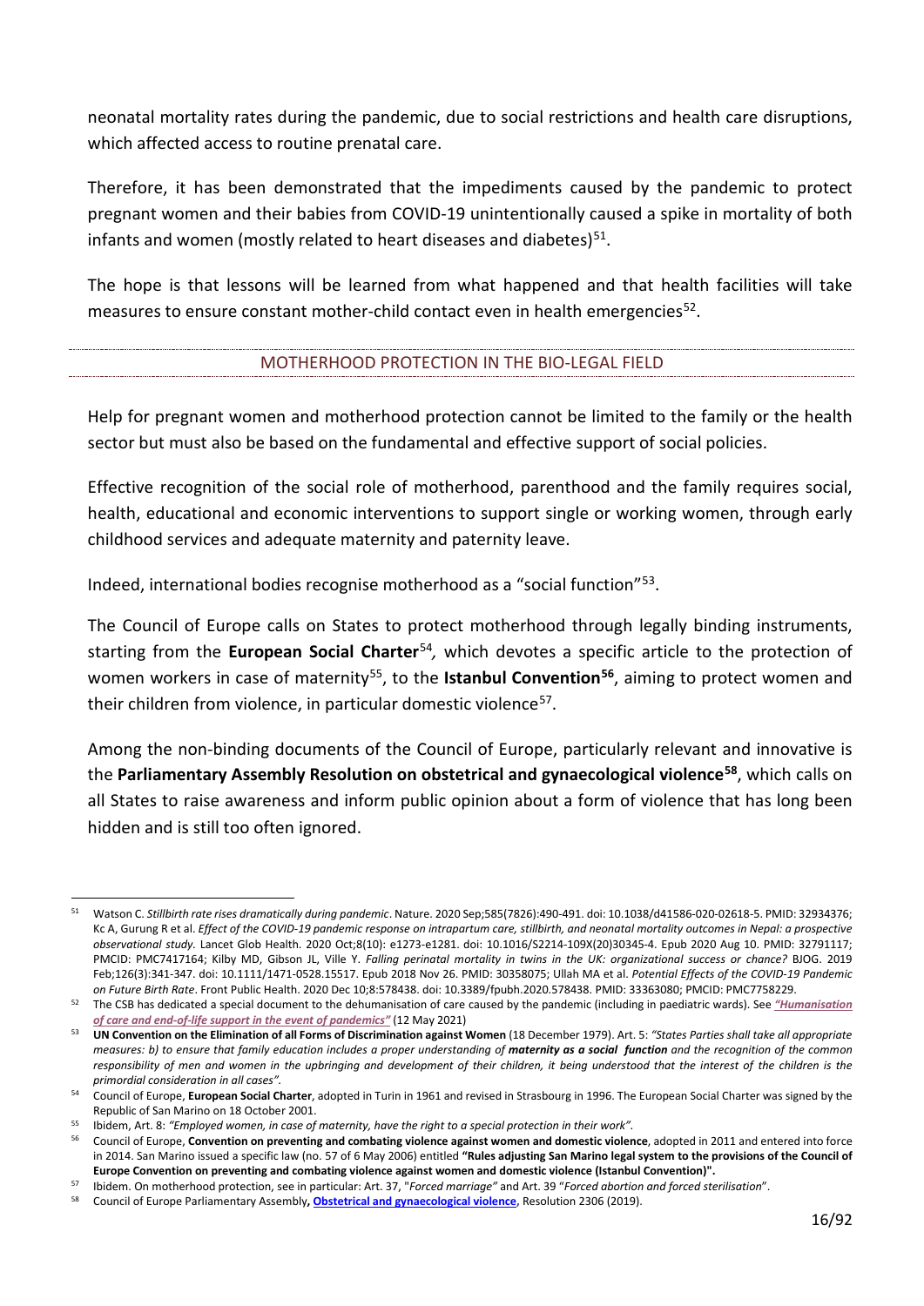neonatal mortality rates during the pandemic, due to social restrictions and health care disruptions, which affected access to routine prenatal care.

Therefore, it has been demonstrated that the impediments caused by the pandemic to protect pregnant women and their babies from COVID-19 unintentionally caused a spike in mortality of both infants and women (mostly related to heart diseases and diabetes)[51].

The hope is that lessons will be learned from what happened and that health facilities will take measures to ensure constant mother-child contact even in health emergencies[52].

## MOTHERHOOD PROTECTION IN THE BIO-LEGAL FIELD

Help for pregnant women and motherhood protection cannot be limited to the family or the health sector but must also be based on the fundamental and effective support of social policies.

Effective recognition of the social role of motherhood, parenthood and the family requires social, health, educational and economic interventions to support single or working women, through early childhood services and adequate maternity and paternity leave.

Indeed, international bodies recognise motherhood as a "social function"[53].

The Council of Europe calls on States to protect motherhood through legally binding instruments, starting from the **European Social Charter**[54], which devotes a specific article to the protection of women workers in case of maternity[55], to the **Istanbul Convention**[56], aiming to protect women and their children from violence, in particular domestic violence[57].

Among the non-binding documents of the Council of Europe, particularly relevant and innovative is the **Parliamentary Assembly Resolution on obstetrical and gynaecological violence**[58], which calls on all States to raise awareness and inform public opinion about a form of violence that has long been hidden and is still too often ignored.

---

[51] Watson C. *Stillbirth rate rises dramatically during pandemic*. Nature. 2020 Sep;585(7826):490-491. doi: 10.1038/d41586-020-02618-5. PMID: 32934376; Kc A, Gurung R et al. *Effect of the COVID-19 pandemic response on intrapartum care, stillbirth, and neonatal mortality outcomes in Nepal: a prospective observational study.* Lancet Glob Health. 2020 Oct;8(10): e1273-e1281. doi: 10.1016/S2214-109X(20)30345-4. Epub 2020 Aug 10. PMID: 32791117; PMCID: PMC7417164; Kilby MD, Gibson JL, Ville Y. *Falling perinatal mortality in twins in the UK: organizational success or chance?* BJOG. 2019 Feb;126(3):341-347. doi: 10.1111/1471-0528.15517. Epub 2018 Nov 26. PMID: 30358075; Ullah MA et al. *Potential Effects of the COVID-19 Pandemic on Future Birth Rate*. Front Public Health. 2020 Dec 10;8:578438. doi: 10.3389/fpubh.2020.578438. PMID: 33363080; PMCID: PMC7758229.

[52] The CSB has dedicated a special document to the dehumanisation of care caused by the pandemic (including in paediatric wards). See *"Humanisation of care and end-of-life support in the event of pandemics"* (12 May 2021)

[53] **UN Convention on the Elimination of all Forms of Discrimination against Women** (18 December 1979). Art. 5: *"States Parties shall take all appropriate measures: b) to ensure that family education includes a proper understanding of **maternity as a social function** and the recognition of the common responsibility of men and women in the upbringing and development of their children, it being understood that the interest of the children is the primordial consideration in all cases".*

[54] Council of Europe, **European Social Charter**, adopted in Turin in 1961 and revised in Strasbourg in 1996. The European Social Charter was signed by the Republic of San Marino on 18 October 2001.

[55] Ibidem, Art. 8: *"Employed women, in case of maternity, have the right to a special protection in their work".*

[56] Council of Europe, **Convention on preventing and combating violence against women and domestic violence**, adopted in 2011 and entered into force in 2014. San Marino issued a specific law (no. 57 of 6 May 2006) entitled **"Rules adjusting San Marino legal system to the provisions of the Council of Europe Convention on preventing and combating violence against women and domestic violence (Istanbul Convention)".**

[57] Ibidem. On motherhood protection, see in particular: Art. 37, "*Forced marriage"* and Art. 39 "*Forced abortion and forced sterilisation*".

[58] Council of Europe Parliamentary Assembly**, Obstetrical and gynaecological violence,** Resolution 2306 (2019).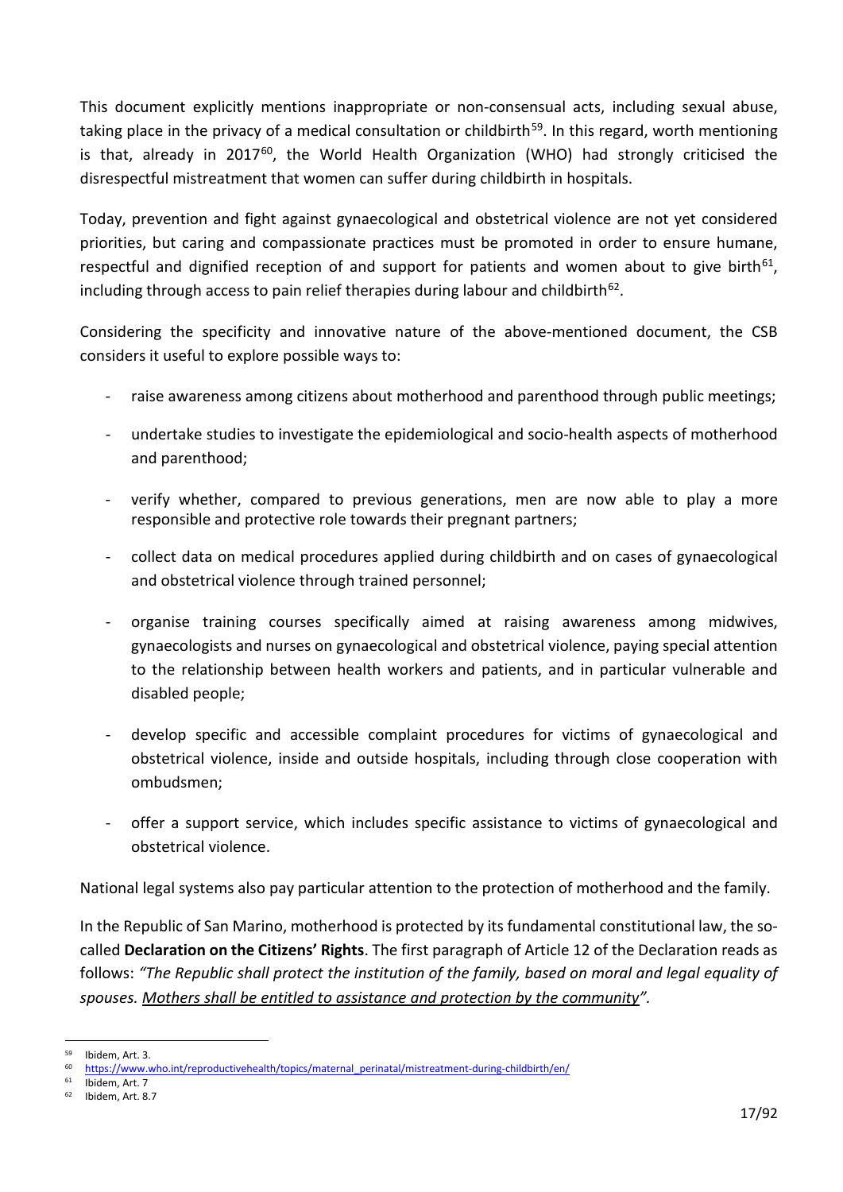This document explicitly mentions inappropriate or non-consensual acts, including sexual abuse, taking place in the privacy of a medical consultation or childbirth[59]. In this regard, worth mentioning is that, already in 2017[60], the World Health Organization (WHO) had strongly criticised the disrespectful mistreatment that women can suffer during childbirth in hospitals.

Today, prevention and fight against gynaecological and obstetrical violence are not yet considered priorities, but caring and compassionate practices must be promoted in order to ensure humane, respectful and dignified reception of and support for patients and women about to give birth[61], including through access to pain relief therapies during labour and childbirth[62].

Considering the specificity and innovative nature of the above-mentioned document, the CSB considers it useful to explore possible ways to:

- raise awareness among citizens about motherhood and parenthood through public meetings;
- undertake studies to investigate the epidemiological and socio-health aspects of motherhood and parenthood;
- verify whether, compared to previous generations, men are now able to play a more responsible and protective role towards their pregnant partners;
- collect data on medical procedures applied during childbirth and on cases of gynaecological and obstetrical violence through trained personnel;
- organise training courses specifically aimed at raising awareness among midwives, gynaecologists and nurses on gynaecological and obstetrical violence, paying special attention to the relationship between health workers and patients, and in particular vulnerable and disabled people;
- develop specific and accessible complaint procedures for victims of gynaecological and obstetrical violence, inside and outside hospitals, including through close cooperation with ombudsmen;
- offer a support service, which includes specific assistance to victims of gynaecological and obstetrical violence.

National legal systems also pay particular attention to the protection of motherhood and the family.

In the Republic of San Marino, motherhood is protected by its fundamental constitutional law, the so-called **Declaration on the Citizens' Rights**. The first paragraph of Article 12 of the Declaration reads as follows: *"The Republic shall protect the institution of the family, based on moral and legal equality of spouses. Mothers shall be entitled to assistance and protection by the community".*

---

[59] Ibidem, Art. 3.

[60] https://www.who.int/reproductivehealth/topics/maternal_perinatal/mistreatment-during-childbirth/en/

[61] Ibidem, Art. 7

[62] Ibidem, Art. 8.7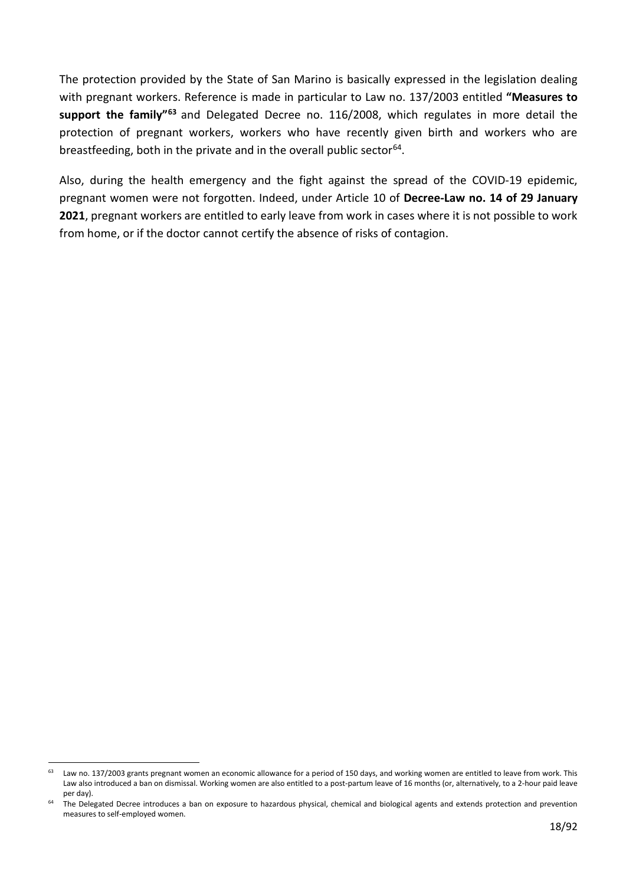The protection provided by the State of San Marino is basically expressed in the legislation dealing with pregnant workers. Reference is made in particular to Law no. 137/2003 entitled **"Measures to support the family"**[63] and Delegated Decree no. 116/2008, which regulates in more detail the protection of pregnant workers, workers who have recently given birth and workers who are breastfeeding, both in the private and in the overall public sector[64].

Also, during the health emergency and the fight against the spread of the COVID-19 epidemic, pregnant women were not forgotten. Indeed, under Article 10 of **Decree-Law no. 14 of 29 January 2021**, pregnant workers are entitled to early leave from work in cases where it is not possible to work from home, or if the doctor cannot certify the absence of risks of contagion.

---

[63] Law no. 137/2003 grants pregnant women an economic allowance for a period of 150 days, and working women are entitled to leave from work. This Law also introduced a ban on dismissal. Working women are also entitled to a post-partum leave of 16 months (or, alternatively, to a 2-hour paid leave per day).

[64] The Delegated Decree introduces a ban on exposure to hazardous physical, chemical and biological agents and extends protection and prevention measures to self-employed women.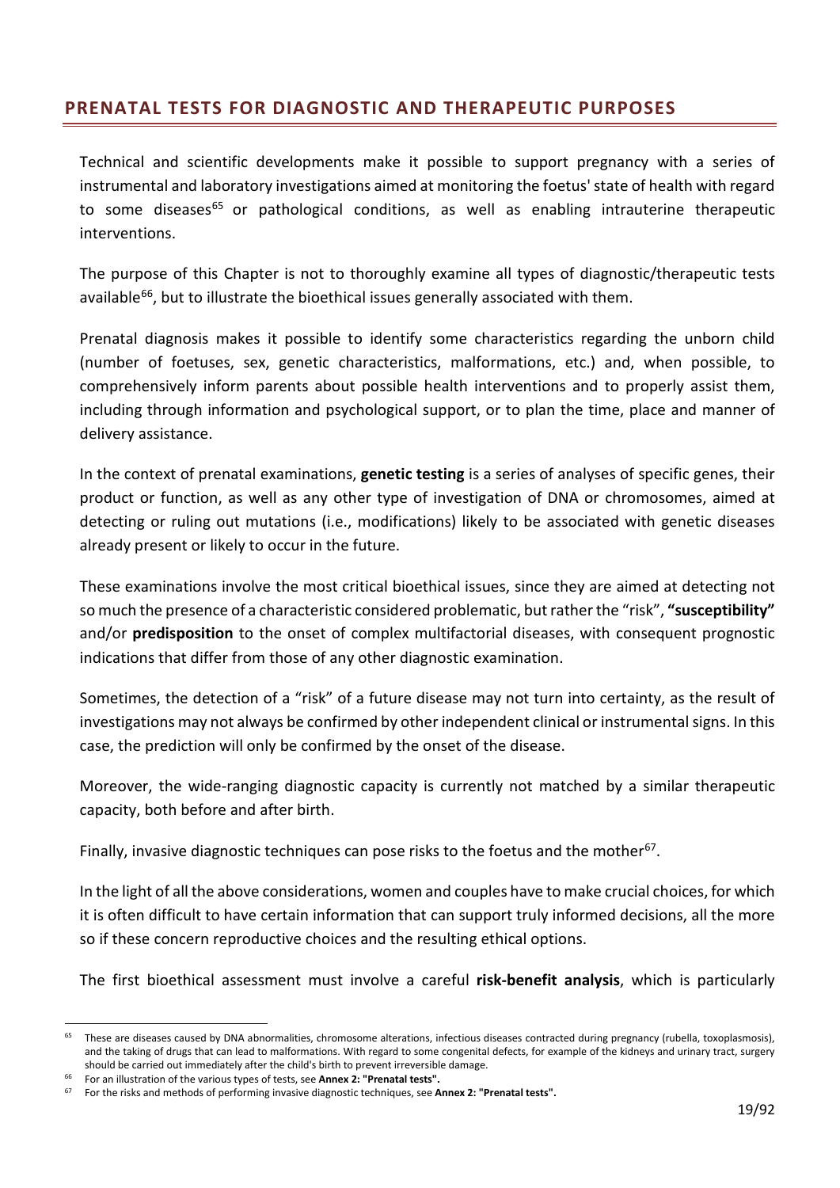## PRENATAL TESTS FOR DIAGNOSTIC AND THERAPEUTIC PURPOSES

Technical and scientific developments make it possible to support pregnancy with a series of instrumental and laboratory investigations aimed at monitoring the foetus' state of health with regard to some diseases[65] or pathological conditions, as well as enabling intrauterine therapeutic interventions.

The purpose of this Chapter is not to thoroughly examine all types of diagnostic/therapeutic tests available[66], but to illustrate the bioethical issues generally associated with them.

Prenatal diagnosis makes it possible to identify some characteristics regarding the unborn child (number of foetuses, sex, genetic characteristics, malformations, etc.) and, when possible, to comprehensively inform parents about possible health interventions and to properly assist them, including through information and psychological support, or to plan the time, place and manner of delivery assistance.

In the context of prenatal examinations, **genetic testing** is a series of analyses of specific genes, their product or function, as well as any other type of investigation of DNA or chromosomes, aimed at detecting or ruling out mutations (i.e., modifications) likely to be associated with genetic diseases already present or likely to occur in the future.

These examinations involve the most critical bioethical issues, since they are aimed at detecting not so much the presence of a characteristic considered problematic, but rather the "risk", **"susceptibility"** and/or **predisposition** to the onset of complex multifactorial diseases, with consequent prognostic indications that differ from those of any other diagnostic examination.

Sometimes, the detection of a "risk" of a future disease may not turn into certainty, as the result of investigations may not always be confirmed by other independent clinical or instrumental signs. In this case, the prediction will only be confirmed by the onset of the disease.

Moreover, the wide-ranging diagnostic capacity is currently not matched by a similar therapeutic capacity, both before and after birth.

Finally, invasive diagnostic techniques can pose risks to the foetus and the mother[67].

In the light of all the above considerations, women and couples have to make crucial choices, for which it is often difficult to have certain information that can support truly informed decisions, all the more so if these concern reproductive choices and the resulting ethical options.

The first bioethical assessment must involve a careful **risk-benefit analysis**, which is particularly

---

[65] These are diseases caused by DNA abnormalities, chromosome alterations, infectious diseases contracted during pregnancy (rubella, toxoplasmosis), and the taking of drugs that can lead to malformations. With regard to some congenital defects, for example of the kidneys and urinary tract, surgery should be carried out immediately after the child's birth to prevent irreversible damage.

[66] For an illustration of the various types of tests, see **Annex 2: "Prenatal tests".**

[67] For the risks and methods of performing invasive diagnostic techniques, see **Annex 2: "Prenatal tests".**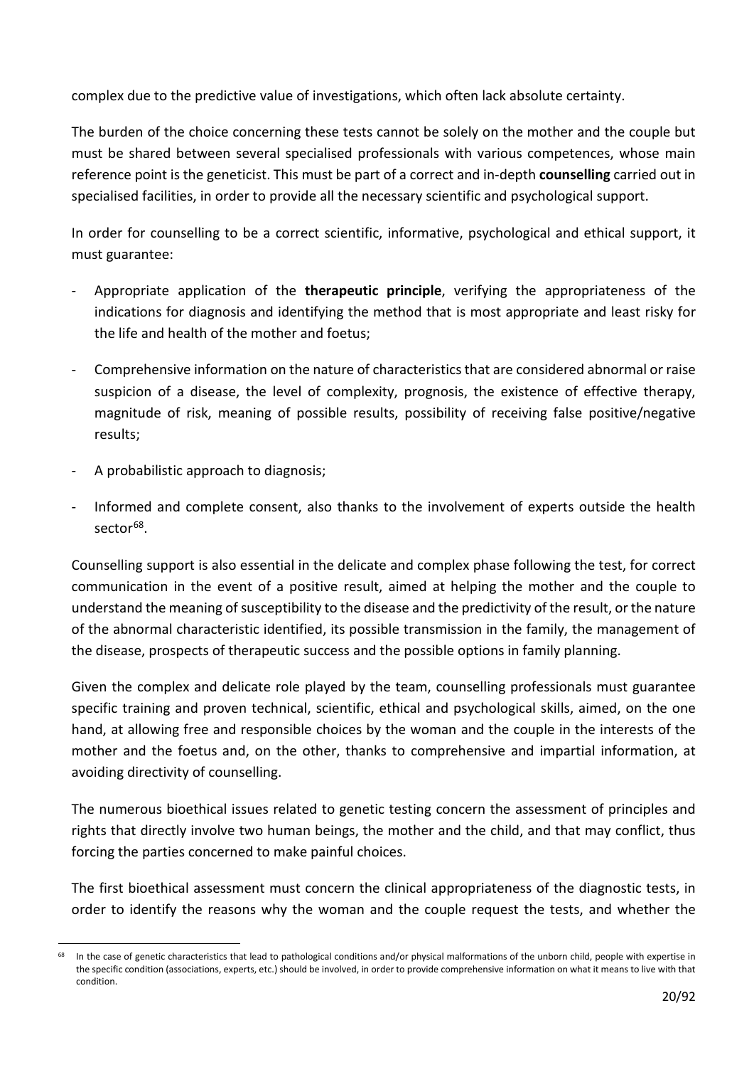complex due to the predictive value of investigations, which often lack absolute certainty.

The burden of the choice concerning these tests cannot be solely on the mother and the couple but must be shared between several specialised professionals with various competences, whose main reference point is the geneticist. This must be part of a correct and in-depth **counselling** carried out in specialised facilities, in order to provide all the necessary scientific and psychological support.

In order for counselling to be a correct scientific, informative, psychological and ethical support, it must guarantee:

- Appropriate application of the **therapeutic principle**, verifying the appropriateness of the indications for diagnosis and identifying the method that is most appropriate and least risky for the life and health of the mother and foetus;
- Comprehensive information on the nature of characteristics that are considered abnormal or raise suspicion of a disease, the level of complexity, prognosis, the existence of effective therapy, magnitude of risk, meaning of possible results, possibility of receiving false positive/negative results;
- A probabilistic approach to diagnosis;
- Informed and complete consent, also thanks to the involvement of experts outside the health sector[68].

Counselling support is also essential in the delicate and complex phase following the test, for correct communication in the event of a positive result, aimed at helping the mother and the couple to understand the meaning of susceptibility to the disease and the predictivity of the result, or the nature of the abnormal characteristic identified, its possible transmission in the family, the management of the disease, prospects of therapeutic success and the possible options in family planning.

Given the complex and delicate role played by the team, counselling professionals must guarantee specific training and proven technical, scientific, ethical and psychological skills, aimed, on the one hand, at allowing free and responsible choices by the woman and the couple in the interests of the mother and the foetus and, on the other, thanks to comprehensive and impartial information, at avoiding directivity of counselling.

The numerous bioethical issues related to genetic testing concern the assessment of principles and rights that directly involve two human beings, the mother and the child, and that may conflict, thus forcing the parties concerned to make painful choices.

The first bioethical assessment must concern the clinical appropriateness of the diagnostic tests, in order to identify the reasons why the woman and the couple request the tests, and whether the

[68] In the case of genetic characteristics that lead to pathological conditions and/or physical malformations of the unborn child, people with expertise in the specific condition (associations, experts, etc.) should be involved, in order to provide comprehensive information on what it means to live with that condition.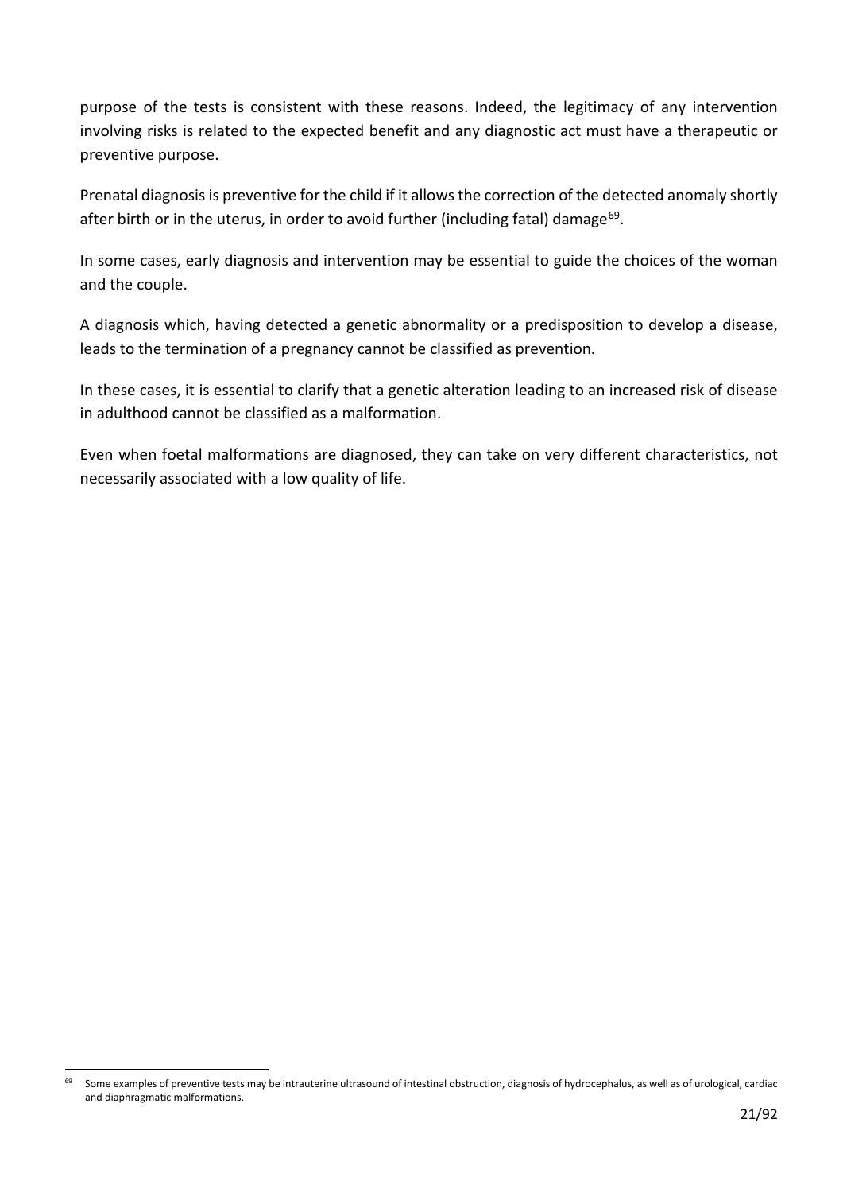purpose of the tests is consistent with these reasons. Indeed, the legitimacy of any intervention involving risks is related to the expected benefit and any diagnostic act must have a therapeutic or preventive purpose.

Prenatal diagnosis is preventive for the child if it allows the correction of the detected anomaly shortly after birth or in the uterus, in order to avoid further (including fatal) damage[69].

In some cases, early diagnosis and intervention may be essential to guide the choices of the woman and the couple.

A diagnosis which, having detected a genetic abnormality or a predisposition to develop a disease, leads to the termination of a pregnancy cannot be classified as prevention.

In these cases, it is essential to clarify that a genetic alteration leading to an increased risk of disease in adulthood cannot be classified as a malformation.

Even when foetal malformations are diagnosed, they can take on very different characteristics, not necessarily associated with a low quality of life.

[69] Some examples of preventive tests may be intrauterine ultrasound of intestinal obstruction, diagnosis of hydrocephalus, as well as of urological, cardiac and diaphragmatic malformations.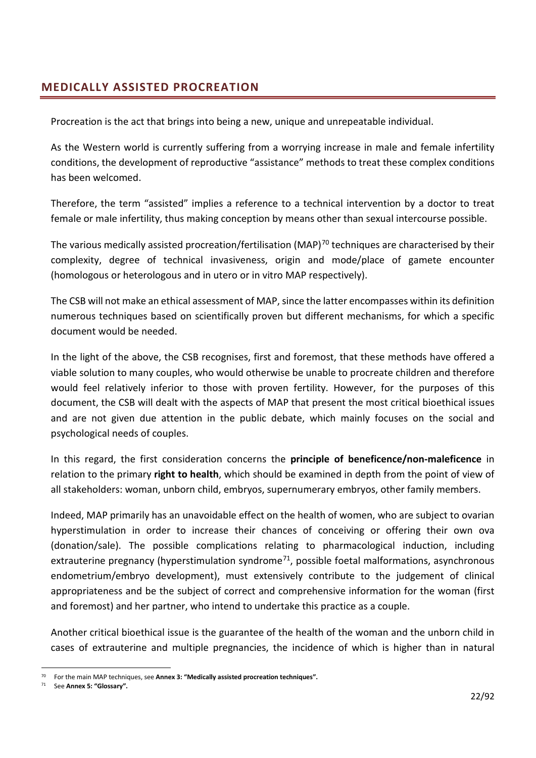## MEDICALLY ASSISTED PROCREATION

Procreation is the act that brings into being a new, unique and unrepeatable individual.

As the Western world is currently suffering from a worrying increase in male and female infertility conditions, the development of reproductive "assistance" methods to treat these complex conditions has been welcomed.

Therefore, the term "assisted" implies a reference to a technical intervention by a doctor to treat female or male infertility, thus making conception by means other than sexual intercourse possible.

The various medically assisted procreation/fertilisation (MAP)[70] techniques are characterised by their complexity, degree of technical invasiveness, origin and mode/place of gamete encounter (homologous or heterologous and in utero or in vitro MAP respectively).

The CSB will not make an ethical assessment of MAP, since the latter encompasses within its definition numerous techniques based on scientifically proven but different mechanisms, for which a specific document would be needed.

In the light of the above, the CSB recognises, first and foremost, that these methods have offered a viable solution to many couples, who would otherwise be unable to procreate children and therefore would feel relatively inferior to those with proven fertility. However, for the purposes of this document, the CSB will dealt with the aspects of MAP that present the most critical bioethical issues and are not given due attention in the public debate, which mainly focuses on the social and psychological needs of couples.

In this regard, the first consideration concerns the **principle of beneficence/non-maleficence** in relation to the primary **right to health**, which should be examined in depth from the point of view of all stakeholders: woman, unborn child, embryos, supernumerary embryos, other family members.

Indeed, MAP primarily has an unavoidable effect on the health of women, who are subject to ovarian hyperstimulation in order to increase their chances of conceiving or offering their own ova (donation/sale). The possible complications relating to pharmacological induction, including extrauterine pregnancy (hyperstimulation syndrome[71], possible foetal malformations, asynchronous endometrium/embryo development), must extensively contribute to the judgement of clinical appropriateness and be the subject of correct and comprehensive information for the woman (first and foremost) and her partner, who intend to undertake this practice as a couple.

Another critical bioethical issue is the guarantee of the health of the woman and the unborn child in cases of extrauterine and multiple pregnancies, the incidence of which is higher than in natural

---

[70] For the main MAP techniques, see **Annex 3: "Medically assisted procreation techniques".**

[71] See **Annex 5: "Glossary".**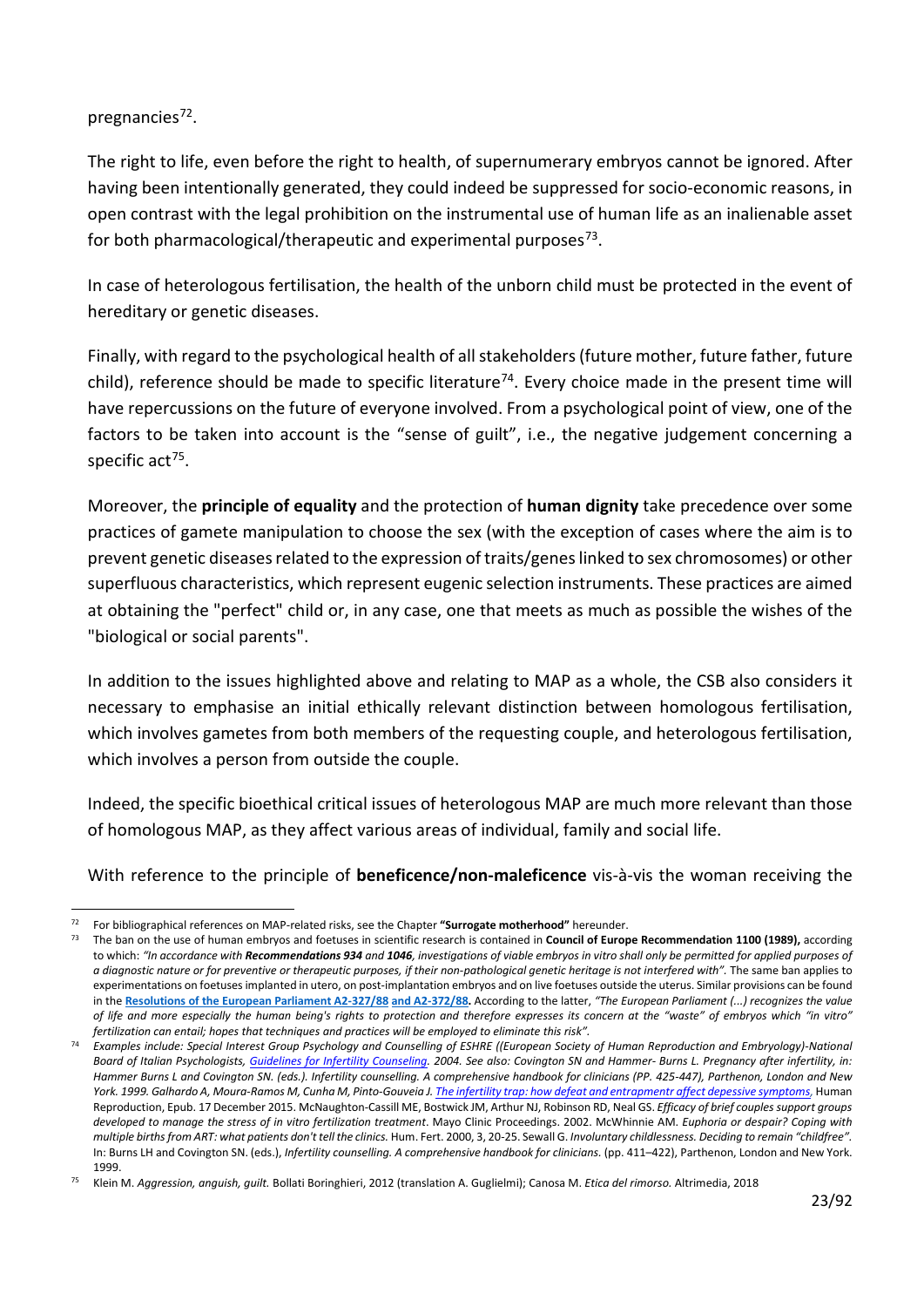pregnancies[72].

The right to life, even before the right to health, of supernumerary embryos cannot be ignored. After having been intentionally generated, they could indeed be suppressed for socio-economic reasons, in open contrast with the legal prohibition on the instrumental use of human life as an inalienable asset for both pharmacological/therapeutic and experimental purposes[73].

In case of heterologous fertilisation, the health of the unborn child must be protected in the event of hereditary or genetic diseases.

Finally, with regard to the psychological health of all stakeholders (future mother, future father, future child), reference should be made to specific literature[74]. Every choice made in the present time will have repercussions on the future of everyone involved. From a psychological point of view, one of the factors to be taken into account is the "sense of guilt", i.e., the negative judgement concerning a specific act[75].

Moreover, the **principle of equality** and the protection of **human dignity** take precedence over some practices of gamete manipulation to choose the sex (with the exception of cases where the aim is to prevent genetic diseases related to the expression of traits/genes linked to sex chromosomes) or other superfluous characteristics, which represent eugenic selection instruments. These practices are aimed at obtaining the "perfect" child or, in any case, one that meets as much as possible the wishes of the "biological or social parents".

In addition to the issues highlighted above and relating to MAP as a whole, the CSB also considers it necessary to emphasise an initial ethically relevant distinction between homologous fertilisation, which involves gametes from both members of the requesting couple, and heterologous fertilisation, which involves a person from outside the couple.

Indeed, the specific bioethical critical issues of heterologous MAP are much more relevant than those of homologous MAP, as they affect various areas of individual, family and social life.

With reference to the principle of **beneficence/non-maleficence** vis-à-vis the woman receiving the

---

[72] For bibliographical references on MAP-related risks, see the Chapter **"Surrogate motherhood"** hereunder.

[73] The ban on the use of human embryos and foetuses in scientific research is contained in **Council of Europe Recommendation 1100 (1989),** according to which: *"In accordance with **Recommendations 934** and **1046**, investigations of viable embryos in vitro shall only be permitted for applied purposes of a diagnostic nature or for preventive or therapeutic purposes, if their non-pathological genetic heritage is not interfered with".* The same ban applies to experimentations on foetuses implanted in utero, on post-implantation embryos and on live foetuses outside the uterus. Similar provisions can be found in the **Resolutions of the European Parliament A2-327/88 and A2-372/88.** According to the latter, *"The European Parliament (...) recognizes the value of life and more especially the human being's rights to protection and therefore expresses its concern at the "waste" of embryos which "in vitro" fertilization can entail; hopes that techniques and practices will be employed to eliminate this risk".*

[74] *Examples include: Special Interest Group Psychology and Counselling of ESHRE ((European Society of Human Reproduction and Embryology)-National Board of Italian Psychologists, Guidelines for Infertility Counseling. 2004. See also: Covington SN and Hammer- Burns L. Pregnancy after infertility, in: Hammer Burns L and Covington SN. (eds.). Infertility counselling. A comprehensive handbook for clinicians (PP. 425-447), Parthenon, London and New York. 1999. Galhardo A, Moura-Ramos M, Cunha M, Pinto-Gouveia J. The infertility trap: how defeat and entrapmentr affect depessive symptoms,* Human Reproduction, Epub. 17 December 2015. McNaughton-Cassill ME, Bostwick JM, Arthur NJ, Robinson RD, Neal GS. *Efficacy of brief couples support groups developed to manage the stress of in vitro fertilization treatment*. Mayo Clinic Proceedings. 2002. McWhinnie AM. *Euphoria or despair? Coping with multiple births from ART: what patients don't tell the clinics.* Hum. Fert. 2000, 3, 20-25. Sewall G. *Involuntary childlessness. Deciding to remain "childfree".* In: Burns LH and Covington SN. (eds.), *Infertility counselling. A comprehensive handbook for clinicians.* (pp. 411–422), Parthenon, London and New York. 1999.

[75] Klein M. *Aggression, anguish, guilt.* Bollati Boringhieri, 2012 (translation A. Guglielmi); Canosa M. *Etica del rimorso.* Altrimedia, 2018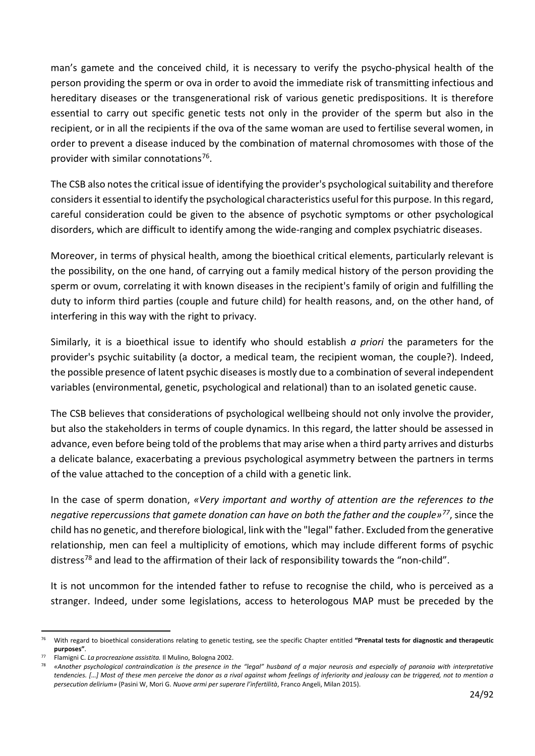man's gamete and the conceived child, it is necessary to verify the psycho-physical health of the person providing the sperm or ova in order to avoid the immediate risk of transmitting infectious and hereditary diseases or the transgenerational risk of various genetic predispositions. It is therefore essential to carry out specific genetic tests not only in the provider of the sperm but also in the recipient, or in all the recipients if the ova of the same woman are used to fertilise several women, in order to prevent a disease induced by the combination of maternal chromosomes with those of the provider with similar connotations[76].

The CSB also notes the critical issue of identifying the provider's psychological suitability and therefore considers it essential to identify the psychological characteristics useful for this purpose. In this regard, careful consideration could be given to the absence of psychotic symptoms or other psychological disorders, which are difficult to identify among the wide-ranging and complex psychiatric diseases.

Moreover, in terms of physical health, among the bioethical critical elements, particularly relevant is the possibility, on the one hand, of carrying out a family medical history of the person providing the sperm or ovum, correlating it with known diseases in the recipient's family of origin and fulfilling the duty to inform third parties (couple and future child) for health reasons, and, on the other hand, of interfering in this way with the right to privacy.

Similarly, it is a bioethical issue to identify who should establish *a priori* the parameters for the provider's psychic suitability (a doctor, a medical team, the recipient woman, the couple?). Indeed, the possible presence of latent psychic diseases is mostly due to a combination of several independent variables (environmental, genetic, psychological and relational) than to an isolated genetic cause.

The CSB believes that considerations of psychological wellbeing should not only involve the provider, but also the stakeholders in terms of couple dynamics. In this regard, the latter should be assessed in advance, even before being told of the problems that may arise when a third party arrives and disturbs a delicate balance, exacerbating a previous psychological asymmetry between the partners in terms of the value attached to the conception of a child with a genetic link.

In the case of sperm donation, *«Very important and worthy of attention are the references to the negative repercussions that gamete donation can have on both the father and the couple»*[77], since the child has no genetic, and therefore biological, link with the "legal" father. Excluded from the generative relationship, men can feel a multiplicity of emotions, which may include different forms of psychic distress[78] and lead to the affirmation of their lack of responsibility towards the "non-child".

It is not uncommon for the intended father to refuse to recognise the child, who is perceived as a stranger. Indeed, under some legislations, access to heterologous MAP must be preceded by the

---

[76] With regard to bioethical considerations relating to genetic testing, see the specific Chapter entitled **"Prenatal tests for diagnostic and therapeutic purposes"**.

[77] Flamigni C. *La procreazione assistita.* Il Mulino, Bologna 2002.

[78] *«Another psychological contraindication is the presence in the "legal" husband of a major neurosis and especially of paranoia with interpretative tendencies. […] Most of these men perceive the donor as a rival against whom feelings of inferiority and jealousy can be triggered, not to mention a persecution delirium»* (Pasini W, Mori G. *Nuove armi per superare l'infertilità*, Franco Angeli, Milan 2015).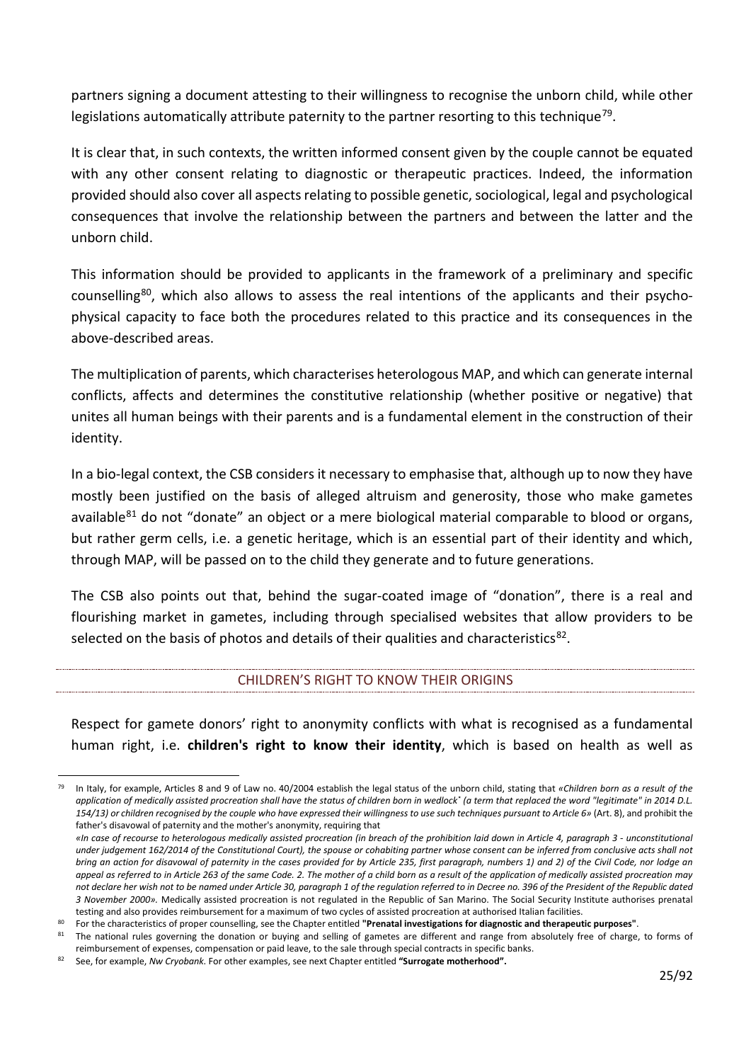partners signing a document attesting to their willingness to recognise the unborn child, while other legislations automatically attribute paternity to the partner resorting to this technique[79].

It is clear that, in such contexts, the written informed consent given by the couple cannot be equated with any other consent relating to diagnostic or therapeutic practices. Indeed, the information provided should also cover all aspects relating to possible genetic, sociological, legal and psychological consequences that involve the relationship between the partners and between the latter and the unborn child.

This information should be provided to applicants in the framework of a preliminary and specific counselling[80], which also allows to assess the real intentions of the applicants and their psycho-physical capacity to face both the procedures related to this practice and its consequences in the above-described areas.

The multiplication of parents, which characterises heterologous MAP, and which can generate internal conflicts, affects and determines the constitutive relationship (whether positive or negative) that unites all human beings with their parents and is a fundamental element in the construction of their identity.

In a bio-legal context, the CSB considers it necessary to emphasise that, although up to now they have mostly been justified on the basis of alleged altruism and generosity, those who make gametes available[81] do not "donate" an object or a mere biological material comparable to blood or organs, but rather germ cells, i.e. a genetic heritage, which is an essential part of their identity and which, through MAP, will be passed on to the child they generate and to future generations.

The CSB also points out that, behind the sugar-coated image of "donation", there is a real and flourishing market in gametes, including through specialised websites that allow providers to be selected on the basis of photos and details of their qualities and characteristics[82].

## CHILDREN'S RIGHT TO KNOW THEIR ORIGINS

Respect for gamete donors' right to anonymity conflicts with what is recognised as a fundamental human right, i.e. **children's right to know their identity**, which is based on health as well as

---

[79] In Italy, for example, Articles 8 and 9 of Law no. 40/2004 establish the legal status of the unborn child, stating that *«Children born as a result of the application of medically assisted procreation shall have the status of children born in wedlock* (a term that replaced the word "legitimate" in 2014 D.L. 154/13) or children recognised by the couple who have expressed their willingness to use such techniques pursuant to Article 6»* (Art. 8), and prohibit the father's disavowal of paternity and the mother's anonymity, requiring that *«In case of recourse to heterologous medically assisted procreation (in breach of the prohibition laid down in Article 4, paragraph 3 - unconstitutional under judgement 162/2014 of the Constitutional Court), the spouse or cohabiting partner whose consent can be inferred from conclusive acts shall not bring an action for disavowal of paternity in the cases provided for by Article 235, first paragraph, numbers 1) and 2) of the Civil Code, nor lodge an appeal as referred to in Article 263 of the same Code. 2. The mother of a child born as a result of the application of medically assisted procreation may not declare her wish not to be named under Article 30, paragraph 1 of the regulation referred to in Decree no. 396 of the President of the Republic dated 3 November 2000».* Medically assisted procreation is not regulated in the Republic of San Marino. The Social Security Institute authorises prenatal testing and also provides reimbursement for a maximum of two cycles of assisted procreation at authorised Italian facilities.

[80] For the characteristics of proper counselling, see the Chapter entitled **"Prenatal investigations for diagnostic and therapeutic purposes"**.

[81] The national rules governing the donation or buying and selling of gametes are different and range from absolutely free of charge, to forms of reimbursement of expenses, compensation or paid leave, to the sale through special contracts in specific banks.

[82] See, for example, *Nw Cryobank*. For other examples, see next Chapter entitled **"Surrogate motherhood".**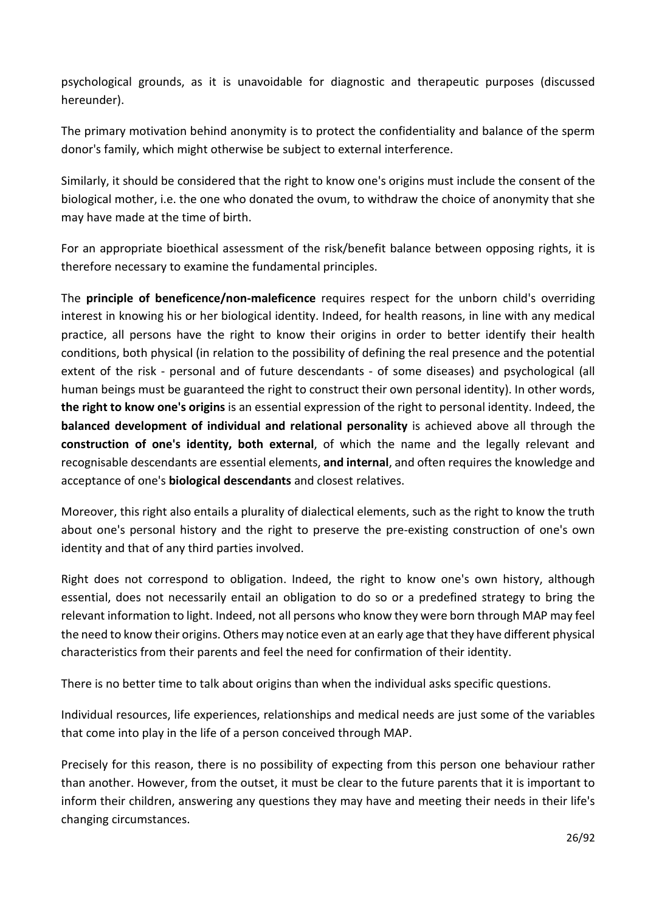psychological grounds, as it is unavoidable for diagnostic and therapeutic purposes (discussed hereunder).

The primary motivation behind anonymity is to protect the confidentiality and balance of the sperm donor's family, which might otherwise be subject to external interference.

Similarly, it should be considered that the right to know one's origins must include the consent of the biological mother, i.e. the one who donated the ovum, to withdraw the choice of anonymity that she may have made at the time of birth.

For an appropriate bioethical assessment of the risk/benefit balance between opposing rights, it is therefore necessary to examine the fundamental principles.

The **principle of beneficence/non-maleficence** requires respect for the unborn child's overriding interest in knowing his or her biological identity. Indeed, for health reasons, in line with any medical practice, all persons have the right to know their origins in order to better identify their health conditions, both physical (in relation to the possibility of defining the real presence and the potential extent of the risk - personal and of future descendants - of some diseases) and psychological (all human beings must be guaranteed the right to construct their own personal identity). In other words, **the right to know one's origins** is an essential expression of the right to personal identity. Indeed, the **balanced development of individual and relational personality** is achieved above all through the **construction of one's identity, both external**, of which the name and the legally relevant and recognisable descendants are essential elements, **and internal**, and often requires the knowledge and acceptance of one's **biological descendants** and closest relatives.

Moreover, this right also entails a plurality of dialectical elements, such as the right to know the truth about one's personal history and the right to preserve the pre-existing construction of one's own identity and that of any third parties involved.

Right does not correspond to obligation. Indeed, the right to know one's own history, although essential, does not necessarily entail an obligation to do so or a predefined strategy to bring the relevant information to light. Indeed, not all persons who know they were born through MAP may feel the need to know their origins. Others may notice even at an early age that they have different physical characteristics from their parents and feel the need for confirmation of their identity.

There is no better time to talk about origins than when the individual asks specific questions.

Individual resources, life experiences, relationships and medical needs are just some of the variables that come into play in the life of a person conceived through MAP.

Precisely for this reason, there is no possibility of expecting from this person one behaviour rather than another. However, from the outset, it must be clear to the future parents that it is important to inform their children, answering any questions they may have and meeting their needs in their life's changing circumstances.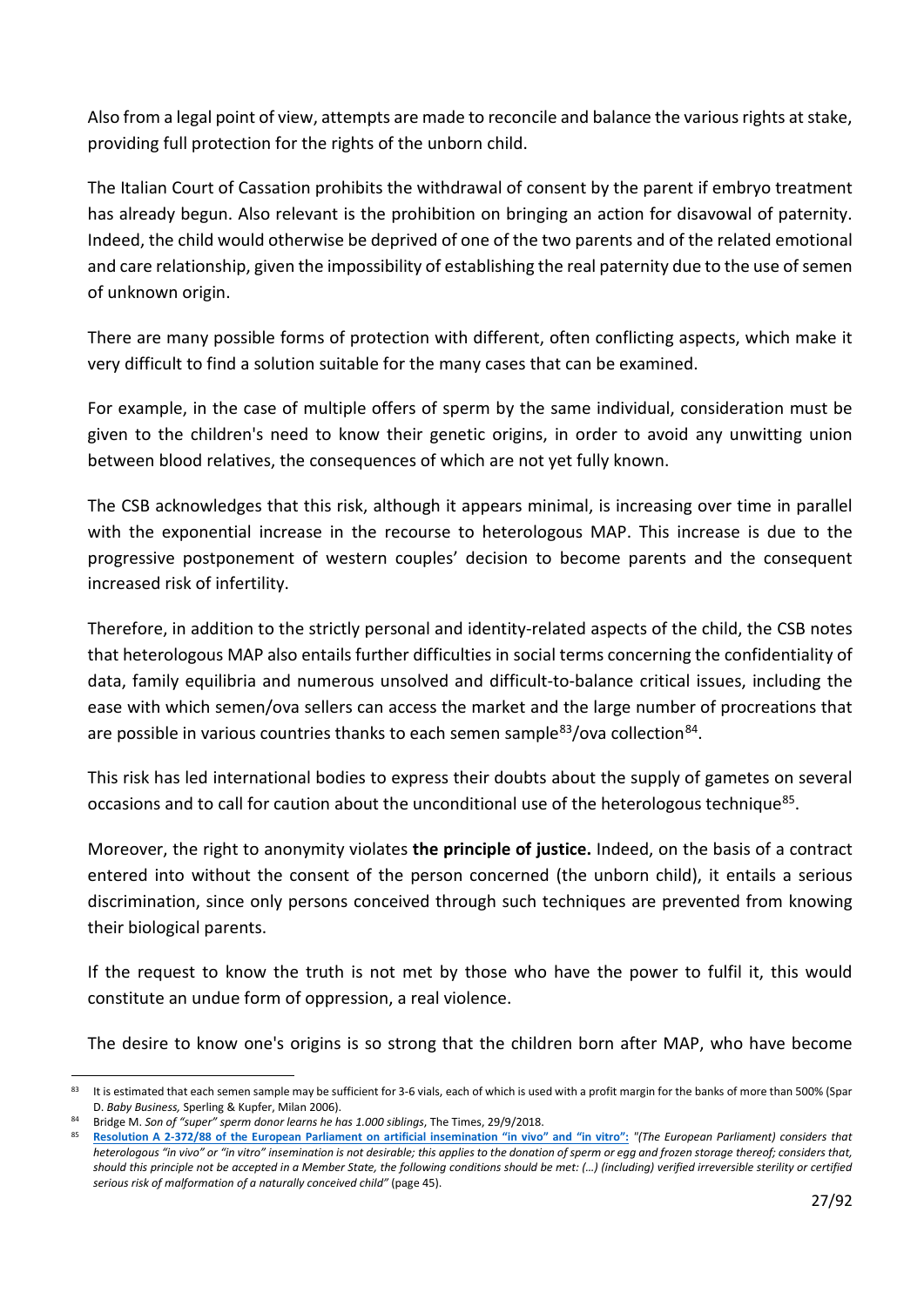Also from a legal point of view, attempts are made to reconcile and balance the various rights at stake, providing full protection for the rights of the unborn child.

The Italian Court of Cassation prohibits the withdrawal of consent by the parent if embryo treatment has already begun. Also relevant is the prohibition on bringing an action for disavowal of paternity. Indeed, the child would otherwise be deprived of one of the two parents and of the related emotional and care relationship, given the impossibility of establishing the real paternity due to the use of semen of unknown origin.

There are many possible forms of protection with different, often conflicting aspects, which make it very difficult to find a solution suitable for the many cases that can be examined.

For example, in the case of multiple offers of sperm by the same individual, consideration must be given to the children's need to know their genetic origins, in order to avoid any unwitting union between blood relatives, the consequences of which are not yet fully known.

The CSB acknowledges that this risk, although it appears minimal, is increasing over time in parallel with the exponential increase in the recourse to heterologous MAP. This increase is due to the progressive postponement of western couples' decision to become parents and the consequent increased risk of infertility.

Therefore, in addition to the strictly personal and identity-related aspects of the child, the CSB notes that heterologous MAP also entails further difficulties in social terms concerning the confidentiality of data, family equilibria and numerous unsolved and difficult-to-balance critical issues, including the ease with which semen/ova sellers can access the market and the large number of procreations that are possible in various countries thanks to each semen sample[83]/ova collection[84].

This risk has led international bodies to express their doubts about the supply of gametes on several occasions and to call for caution about the unconditional use of the heterologous technique[85].

Moreover, the right to anonymity violates **the principle of justice.** Indeed, on the basis of a contract entered into without the consent of the person concerned (the unborn child), it entails a serious discrimination, since only persons conceived through such techniques are prevented from knowing their biological parents.

If the request to know the truth is not met by those who have the power to fulfil it, this would constitute an undue form of oppression, a real violence.

The desire to know one's origins is so strong that the children born after MAP, who have become

---

[83] It is estimated that each semen sample may be sufficient for 3-6 vials, each of which is used with a profit margin for the banks of more than 500% (Spar D. *Baby Business,* Sperling & Kupfer, Milan 2006).

[84] Bridge M. *Son of "super" sperm donor learns he has 1.000 siblings*, The Times, 29/9/2018.

[85] **Resolution A 2-372/88 of the European Parliament on artificial insemination "in vivo" and "in vitro":** *"(The European Parliament) considers that heterologous "in vivo" or "in vitro" insemination is not desirable; this applies to the donation of sperm or egg and frozen storage thereof; considers that, should this principle not be accepted in a Member State, the following conditions should be met: (…) (including) verified irreversible sterility or certified serious risk of malformation of a naturally conceived child"* (page 45).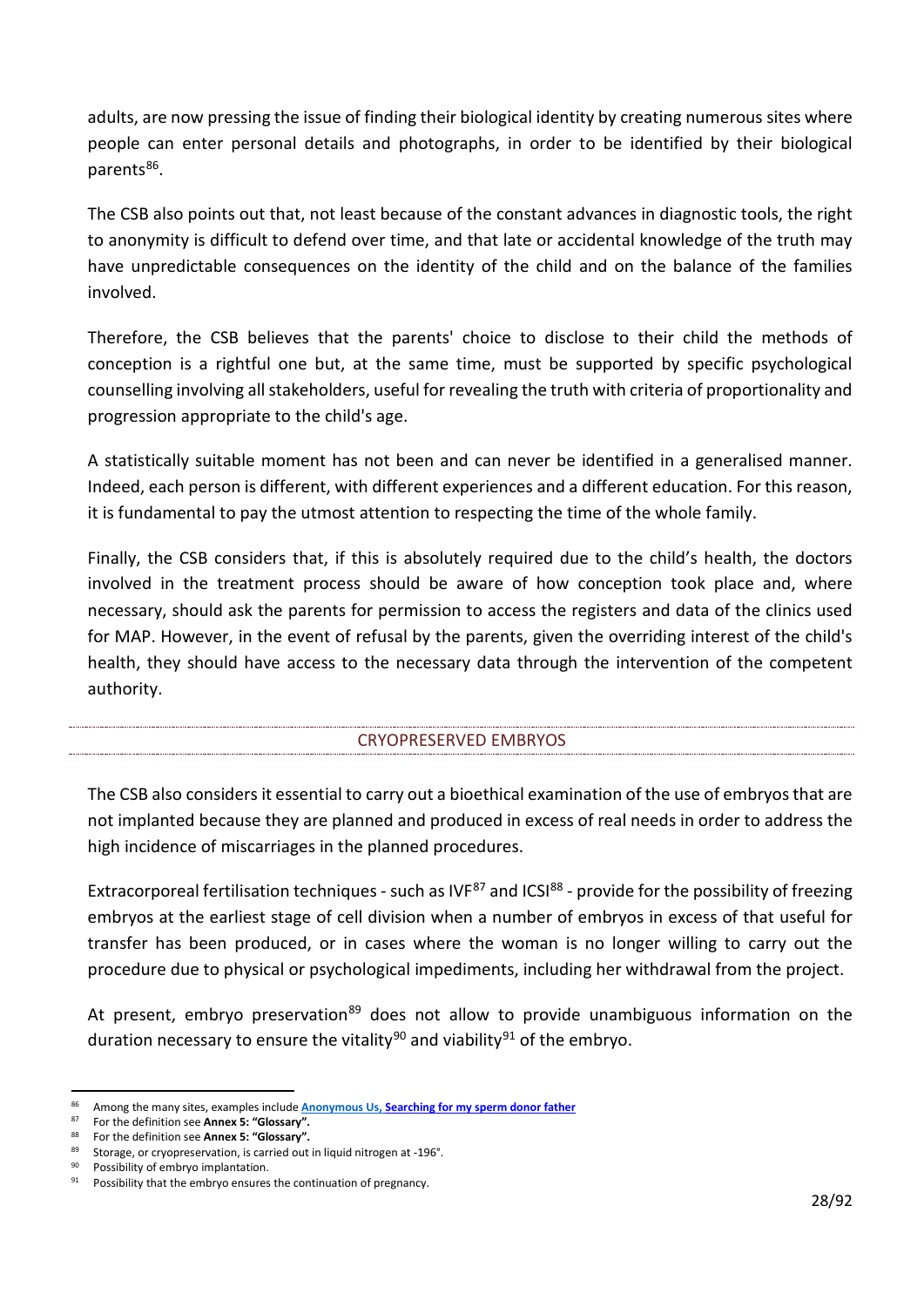adults, are now pressing the issue of finding their biological identity by creating numerous sites where people can enter personal details and photographs, in order to be identified by their biological parents[86].

The CSB also points out that, not least because of the constant advances in diagnostic tools, the right to anonymity is difficult to defend over time, and that late or accidental knowledge of the truth may have unpredictable consequences on the identity of the child and on the balance of the families involved.

Therefore, the CSB believes that the parents' choice to disclose to their child the methods of conception is a rightful one but, at the same time, must be supported by specific psychological counselling involving all stakeholders, useful for revealing the truth with criteria of proportionality and progression appropriate to the child's age.

A statistically suitable moment has not been and can never be identified in a generalised manner. Indeed, each person is different, with different experiences and a different education. For this reason, it is fundamental to pay the utmost attention to respecting the time of the whole family.

Finally, the CSB considers that, if this is absolutely required due to the child's health, the doctors involved in the treatment process should be aware of how conception took place and, where necessary, should ask the parents for permission to access the registers and data of the clinics used for MAP. However, in the event of refusal by the parents, given the overriding interest of the child's health, they should have access to the necessary data through the intervention of the competent authority.

## CRYOPRESERVED EMBRYOS

The CSB also considers it essential to carry out a bioethical examination of the use of embryos that are not implanted because they are planned and produced in excess of real needs in order to address the high incidence of miscarriages in the planned procedures.

Extracorporeal fertilisation techniques - such as IVF[87] and ICSI[88] - provide for the possibility of freezing embryos at the earliest stage of cell division when a number of embryos in excess of that useful for transfer has been produced, or in cases where the woman is no longer willing to carry out the procedure due to physical or psychological impediments, including her withdrawal from the project.

At present, embryo preservation[89] does not allow to provide unambiguous information on the duration necessary to ensure the vitality[90] and viability[91] of the embryo.

---

[86] Among the many sites, examples include **Anonymous Us, Searching for my sperm donor father**

[87] For the definition see **Annex 5: "Glossary".**

[88] For the definition see **Annex 5: "Glossary".**

[89] Storage, or cryopreservation, is carried out in liquid nitrogen at -196°.

[90] Possibility of embryo implantation.

[91] Possibility that the embryo ensures the continuation of pregnancy.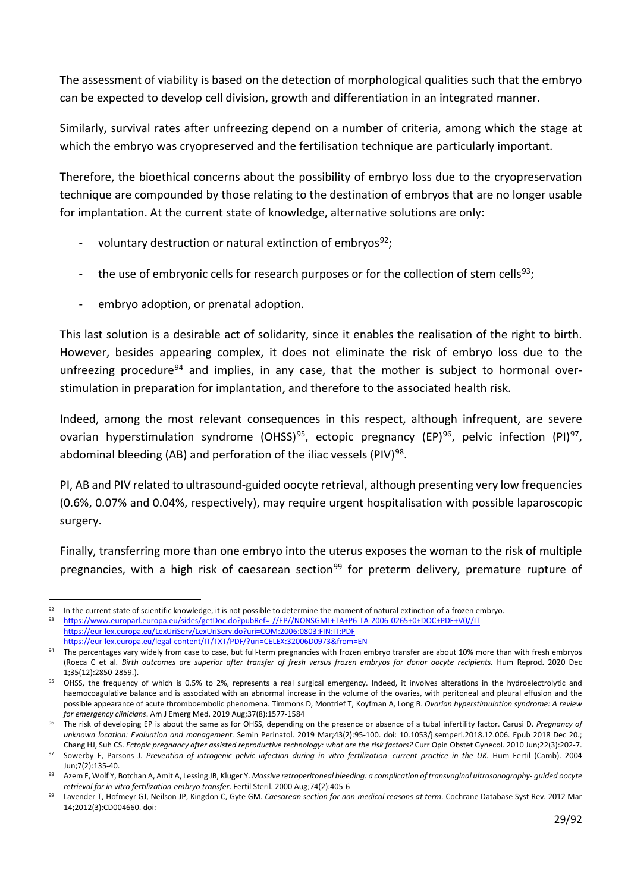The assessment of viability is based on the detection of morphological qualities such that the embryo can be expected to develop cell division, growth and differentiation in an integrated manner.

Similarly, survival rates after unfreezing depend on a number of criteria, among which the stage at which the embryo was cryopreserved and the fertilisation technique are particularly important.

Therefore, the bioethical concerns about the possibility of embryo loss due to the cryopreservation technique are compounded by those relating to the destination of embryos that are no longer usable for implantation. At the current state of knowledge, alternative solutions are only:

- voluntary destruction or natural extinction of embryos[92];
- the use of embryonic cells for research purposes or for the collection of stem cells[93];
- embryo adoption, or prenatal adoption.

This last solution is a desirable act of solidarity, since it enables the realisation of the right to birth. However, besides appearing complex, it does not eliminate the risk of embryo loss due to the unfreezing procedure[94] and implies, in any case, that the mother is subject to hormonal over-stimulation in preparation for implantation, and therefore to the associated health risk.

Indeed, among the most relevant consequences in this respect, although infrequent, are severe ovarian hyperstimulation syndrome (OHSS)[95], ectopic pregnancy (EP)[96], pelvic infection (PI)[97], abdominal bleeding (AB) and perforation of the iliac vessels (PIV)[98].

PI, AB and PIV related to ultrasound-guided oocyte retrieval, although presenting very low frequencies (0.6%, 0.07% and 0.04%, respectively), may require urgent hospitalisation with possible laparoscopic surgery.

Finally, transferring more than one embryo into the uterus exposes the woman to the risk of multiple pregnancies, with a high risk of caesarean section[99] for preterm delivery, premature rupture of

---

[92] In the current state of scientific knowledge, it is not possible to determine the moment of natural extinction of a frozen embryo.

[93] https://www.europarl.europa.eu/sides/getDoc.do?pubRef=-//EP//NONSGML+TA+P6-TA-2006-0265+0+DOC+PDF+V0//IT
https://eur-lex.europa.eu/LexUriServ/LexUriServ.do?uri=COM:2006:0803:FIN:IT:PDF
https://eur-lex.europa.eu/legal-content/IT/TXT/PDF/?uri=CELEX:32006D0973&from=EN

[94] The percentages vary widely from case to case, but full-term pregnancies with frozen embryo transfer are about 10% more than with fresh embryos (Roeca C et al. *Birth outcomes are superior after transfer of fresh versus frozen embryos for donor oocyte recipients.* Hum Reprod. 2020 Dec 1;35(12):2850-2859.).

[95] OHSS, the frequency of which is 0.5% to 2%, represents a real surgical emergency. Indeed, it involves alterations in the hydroelectrolytic and haemocoagulative balance and is associated with an abnormal increase in the volume of the ovaries, with peritoneal and pleural effusion and the possible appearance of acute thromboembolic phenomena. Timmons D, Montrief T, Koyfman A, Long B. *Ovarian hyperstimulation syndrome: A review for emergency clinicians*. Am J Emerg Med. 2019 Aug;37(8):1577-1584

[96] The risk of developing EP is about the same as for OHSS, depending on the presence or absence of a tubal infertility factor. Carusi D. *Pregnancy of unknown location: Evaluation and management*. Semin Perinatol. 2019 Mar;43(2):95-100. doi: 10.1053/j.semperi.2018.12.006. Epub 2018 Dec 20.; Chang HJ, Suh CS. *Ectopic pregnancy after assisted reproductive technology: what are the risk factors?* Curr Opin Obstet Gynecol. 2010 Jun;22(3):202-7.

[97] Sowerby E, Parsons J. *Prevention of iatrogenic pelvic infection during in vitro fertilization--current practice in the UK.* Hum Fertil (Camb). 2004 Jun;7(2):135-40.

[98] Azem F, Wolf Y, Botchan A, Amit A, Lessing JB, Kluger Y. *Massive retroperitoneal bleeding: a complication of transvaginal ultrasonography- guided oocyte retrieval for in vitro fertilization-embryo transfer*. Fertil Steril. 2000 Aug;74(2):405-6

[99] Lavender T, Hofmeyr GJ, Neilson JP, Kingdon C, Gyte GM. *Caesarean section for non-medical reasons at term*. Cochrane Database Syst Rev. 2012 Mar 14;2012(3):CD004660. doi: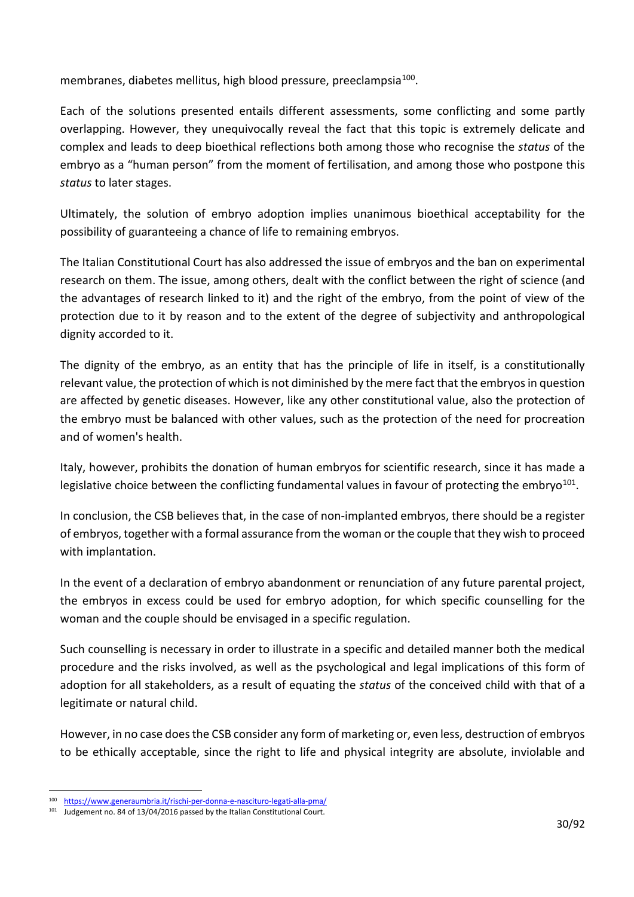membranes, diabetes mellitus, high blood pressure, preeclampsia[100].

Each of the solutions presented entails different assessments, some conflicting and some partly overlapping. However, they unequivocally reveal the fact that this topic is extremely delicate and complex and leads to deep bioethical reflections both among those who recognise the *status* of the embryo as a "human person" from the moment of fertilisation, and among those who postpone this *status* to later stages.

Ultimately, the solution of embryo adoption implies unanimous bioethical acceptability for the possibility of guaranteeing a chance of life to remaining embryos.

The Italian Constitutional Court has also addressed the issue of embryos and the ban on experimental research on them. The issue, among others, dealt with the conflict between the right of science (and the advantages of research linked to it) and the right of the embryo, from the point of view of the protection due to it by reason and to the extent of the degree of subjectivity and anthropological dignity accorded to it.

The dignity of the embryo, as an entity that has the principle of life in itself, is a constitutionally relevant value, the protection of which is not diminished by the mere fact that the embryos in question are affected by genetic diseases. However, like any other constitutional value, also the protection of the embryo must be balanced with other values, such as the protection of the need for procreation and of women's health.

Italy, however, prohibits the donation of human embryos for scientific research, since it has made a legislative choice between the conflicting fundamental values in favour of protecting the embryo[101].

In conclusion, the CSB believes that, in the case of non-implanted embryos, there should be a register of embryos, together with a formal assurance from the woman or the couple that they wish to proceed with implantation.

In the event of a declaration of embryo abandonment or renunciation of any future parental project, the embryos in excess could be used for embryo adoption, for which specific counselling for the woman and the couple should be envisaged in a specific regulation.

Such counselling is necessary in order to illustrate in a specific and detailed manner both the medical procedure and the risks involved, as well as the psychological and legal implications of this form of adoption for all stakeholders, as a result of equating the *status* of the conceived child with that of a legitimate or natural child.

However, in no case does the CSB consider any form of marketing or, even less, destruction of embryos to be ethically acceptable, since the right to life and physical integrity are absolute, inviolable and

---

[100] https://www.generaumbria.it/rischi-per-donna-e-nascituro-legati-alla-pma/

[101] Judgement no. 84 of 13/04/2016 passed by the Italian Constitutional Court.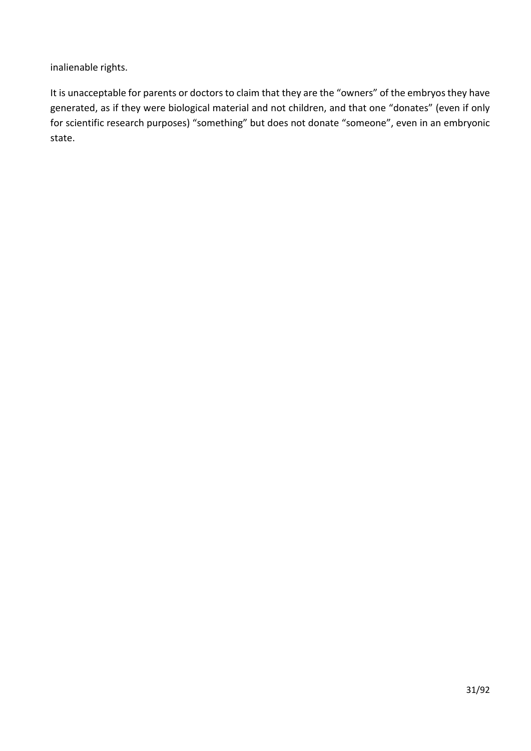inalienable rights.

It is unacceptable for parents or doctors to claim that they are the "owners" of the embryos they have generated, as if they were biological material and not children, and that one "donates" (even if only for scientific research purposes) "something" but does not donate "someone", even in an embryonic state.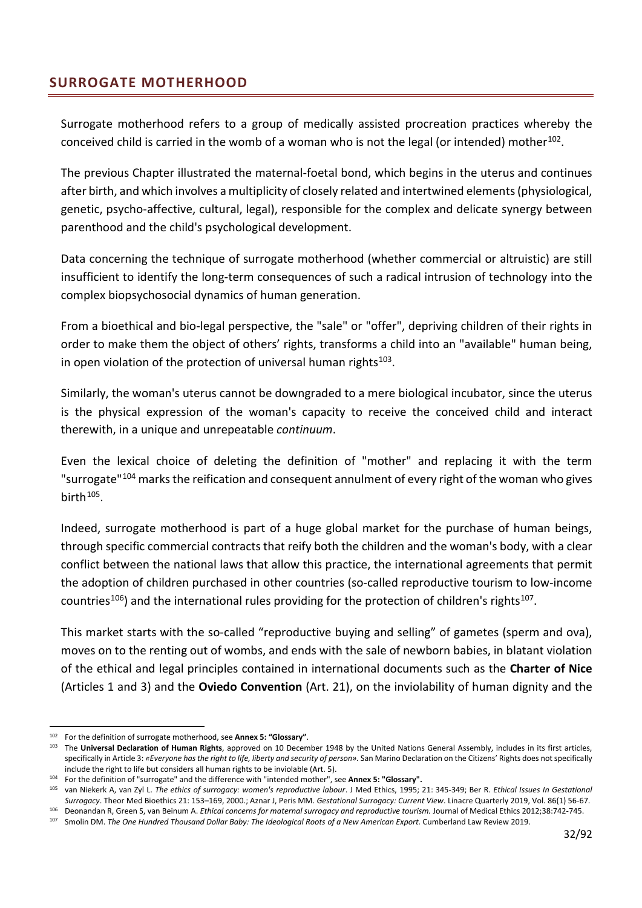## SURROGATE MOTHERHOOD

Surrogate motherhood refers to a group of medically assisted procreation practices whereby the conceived child is carried in the womb of a woman who is not the legal (or intended) mother[102].

The previous Chapter illustrated the maternal-foetal bond, which begins in the uterus and continues after birth, and which involves a multiplicity of closely related and intertwined elements (physiological, genetic, psycho-affective, cultural, legal), responsible for the complex and delicate synergy between parenthood and the child's psychological development.

Data concerning the technique of surrogate motherhood (whether commercial or altruistic) are still insufficient to identify the long-term consequences of such a radical intrusion of technology into the complex biopsychosocial dynamics of human generation.

From a bioethical and bio-legal perspective, the "sale" or "offer", depriving children of their rights in order to make them the object of others' rights, transforms a child into an "available" human being, in open violation of the protection of universal human rights[103].

Similarly, the woman's uterus cannot be downgraded to a mere biological incubator, since the uterus is the physical expression of the woman's capacity to receive the conceived child and interact therewith, in a unique and unrepeatable *continuum*.

Even the lexical choice of deleting the definition of "mother" and replacing it with the term "surrogate"[104] marks the reification and consequent annulment of every right of the woman who gives birth[105].

Indeed, surrogate motherhood is part of a huge global market for the purchase of human beings, through specific commercial contracts that reify both the children and the woman's body, with a clear conflict between the national laws that allow this practice, the international agreements that permit the adoption of children purchased in other countries (so-called reproductive tourism to low-income countries[106]) and the international rules providing for the protection of children's rights[107].

This market starts with the so-called "reproductive buying and selling" of gametes (sperm and ova), moves on to the renting out of wombs, and ends with the sale of newborn babies, in blatant violation of the ethical and legal principles contained in international documents such as the **Charter of Nice** (Articles 1 and 3) and the **Oviedo Convention** (Art. 21), on the inviolability of human dignity and the

---

[102] For the definition of surrogate motherhood, see **Annex 5: "Glossary"**.

[103] The **Universal Declaration of Human Rights**, approved on 10 December 1948 by the United Nations General Assembly, includes in its first articles, specifically in Article 3: *«Everyone has the right to life, liberty and security of person»*. San Marino Declaration on the Citizens' Rights does not specifically include the right to life but considers all human rights to be inviolable (Art. 5).

[104] For the definition of "surrogate" and the difference with "intended mother", see **Annex 5: "Glossary".**

[105] van Niekerk A, van Zyl L. *The ethics of surrogacy: women's reproductive labour*. J Med Ethics, 1995; 21: 345-349; Ber R. *Ethical Issues In Gestational Surrogacy*. Theor Med Bioethics 21: 153–169, 2000.; Aznar J, Peris MM. *Gestational Surrogacy: Current View*. Linacre Quarterly 2019, Vol. 86(1) 56-67.

[106] Deonandan R, Green S, van Beinum A. *Ethical concerns for maternal surrogacy and reproductive tourism.* Journal of Medical Ethics 2012;38:742-745.

[107] Smolin DM. *The One Hundred Thousand Dollar Baby: The Ideological Roots of a New American Export.* Cumberland Law Review 2019.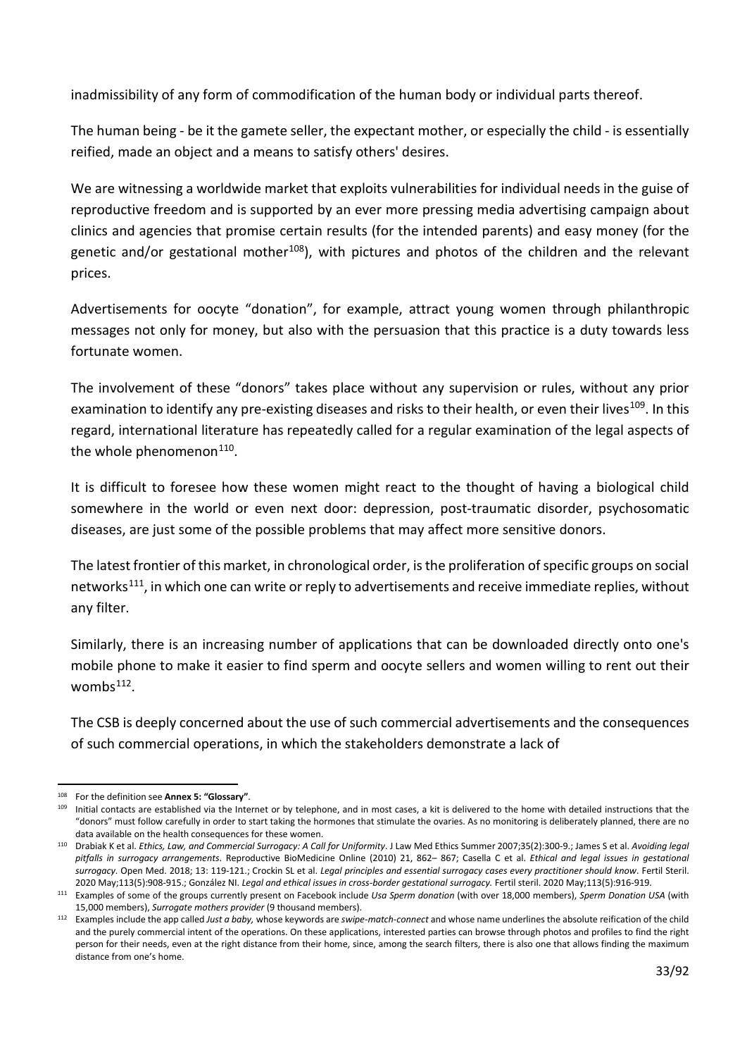inadmissibility of any form of commodification of the human body or individual parts thereof.

The human being - be it the gamete seller, the expectant mother, or especially the child - is essentially reified, made an object and a means to satisfy others' desires.

We are witnessing a worldwide market that exploits vulnerabilities for individual needs in the guise of reproductive freedom and is supported by an ever more pressing media advertising campaign about clinics and agencies that promise certain results (for the intended parents) and easy money (for the genetic and/or gestational mother[108]), with pictures and photos of the children and the relevant prices.

Advertisements for oocyte "donation", for example, attract young women through philanthropic messages not only for money, but also with the persuasion that this practice is a duty towards less fortunate women.

The involvement of these "donors" takes place without any supervision or rules, without any prior examination to identify any pre-existing diseases and risks to their health, or even their lives[109]. In this regard, international literature has repeatedly called for a regular examination of the legal aspects of the whole phenomenon[110].

It is difficult to foresee how these women might react to the thought of having a biological child somewhere in the world or even next door: depression, post-traumatic disorder, psychosomatic diseases, are just some of the possible problems that may affect more sensitive donors.

The latest frontier of this market, in chronological order, is the proliferation of specific groups on social networks[111], in which one can write or reply to advertisements and receive immediate replies, without any filter.

Similarly, there is an increasing number of applications that can be downloaded directly onto one's mobile phone to make it easier to find sperm and oocyte sellers and women willing to rent out their wombs[112].

The CSB is deeply concerned about the use of such commercial advertisements and the consequences of such commercial operations, in which the stakeholders demonstrate a lack of

---

[108] For the definition see **Annex 5: "Glossary"**.

[109] Initial contacts are established via the Internet or by telephone, and in most cases, a kit is delivered to the home with detailed instructions that the "donors" must follow carefully in order to start taking the hormones that stimulate the ovaries. As no monitoring is deliberately planned, there are no data available on the health consequences for these women.

[110] Drabiak K et al. *Ethics, Law, and Commercial Surrogacy: A Call for Uniformity*. J Law Med Ethics Summer 2007;35(2):300-9.; James S et al. *Avoiding legal pitfalls in surrogacy arrangements*. Reproductive BioMedicine Online (2010) 21, 862– 867; Casella C et al. *Ethical and legal issues in gestational surrogacy*. Open Med. 2018; 13: 119-121.; Crockin SL et al. *Legal principles and essential surrogacy cases every practitioner should know*. Fertil Steril. 2020 May;113(5):908-915.; González NI. *Legal and ethical issues in cross-border gestational surrogacy.* Fertil steril. 2020 May;113(5):916-919.

[111] Examples of some of the groups currently present on Facebook include *Usa Sperm donation* (with over 18,000 members), *Sperm Donation USA* (with 15,000 members), *Surrogate mothers provider* (9 thousand members).

[112] Examples include the app called *Just a baby,* whose keywords are *swipe-match-connect* and whose name underlines the absolute reification of the child and the purely commercial intent of the operations. On these applications, interested parties can browse through photos and profiles to find the right person for their needs, even at the right distance from their home, since, among the search filters, there is also one that allows finding the maximum distance from one's home.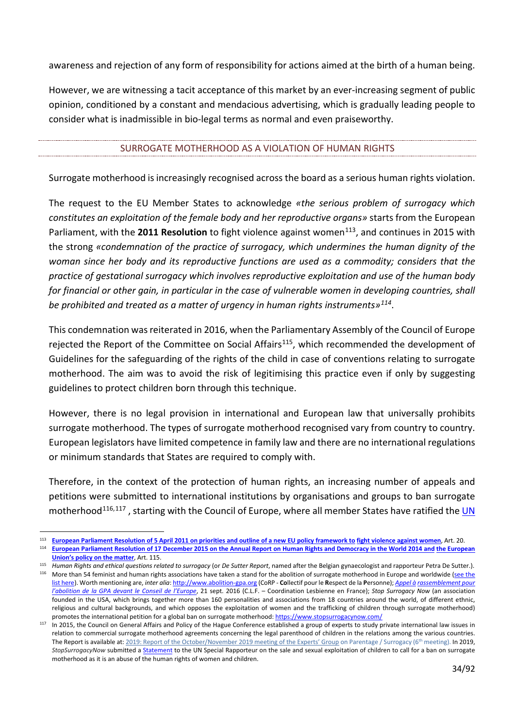awareness and rejection of any form of responsibility for actions aimed at the birth of a human being.

However, we are witnessing a tacit acceptance of this market by an ever-increasing segment of public opinion, conditioned by a constant and mendacious advertising, which is gradually leading people to consider what is inadmissible in bio-legal terms as normal and even praiseworthy.

## SURROGATE MOTHERHOOD AS A VIOLATION OF HUMAN RIGHTS

Surrogate motherhood is increasingly recognised across the board as a serious human rights violation.

The request to the EU Member States to acknowledge *«the serious problem of surrogacy which constitutes an exploitation of the female body and her reproductive organs»* starts from the European Parliament, with the **2011 Resolution** to fight violence against women[113], and continues in 2015 with the strong *«condemnation of the practice of surrogacy, which undermines the human dignity of the woman since her body and its reproductive functions are used as a commodity; considers that the practice of gestational surrogacy which involves reproductive exploitation and use of the human body for financial or other gain, in particular in the case of vulnerable women in developing countries, shall be prohibited and treated as a matter of urgency in human rights instruments»*[114].

This condemnation was reiterated in 2016, when the Parliamentary Assembly of the Council of Europe rejected the Report of the Committee on Social Affairs[115], which recommended the development of Guidelines for the safeguarding of the rights of the child in case of conventions relating to surrogate motherhood. The aim was to avoid the risk of legitimising this practice even if only by suggesting guidelines to protect children born through this technique.

However, there is no legal provision in international and European law that universally prohibits surrogate motherhood. The types of surrogate motherhood recognised vary from country to country. European legislators have limited competence in family law and there are no international regulations or minimum standards that States are required to comply with.

Therefore, in the context of the protection of human rights, an increasing number of appeals and petitions were submitted to international institutions by organisations and groups to ban surrogate motherhood[116,117], starting with the Council of Europe, where all member States have ratified the UN

---

[113] **European Parliament Resolution of 5 April 2011 on priorities and outline of a new EU policy framework to fight violence against women**, Art. 20.

[114] **European Parliament Resolution of 17 December 2015 on the Annual Report on Human Rights and Democracy in the World 2014 and the European Union's policy on the matter**, Art. 115.

[115] *Human Rights and ethical questions related to surrogacy* (or *De Sutter Report*, named after the Belgian gynaecologist and rapporteur Petra De Sutter.).

[116] More than 54 feminist and human rights associations have taken a stand for the abolition of surrogate motherhood in Europe and worldwide (see the list here). Worth mentioning are, *inter alia*: http://www.abolition-gpa.org (CoRP - **Co**llectif pour le **R**espect de la **P**ersonne); *Appel à rassemblement pour l'abolition de la GPA devant le Conseil de l'Europe*, 21 sept. 2016 (C.L.F. – Coordination Lesbienne en France); *Stop Surrogacy Now* (an association founded in the USA, which brings together more than 160 personalities and associations from 18 countries around the world, of different ethnic, religious and cultural backgrounds, and which opposes the exploitation of women and the trafficking of children through surrogate motherhood) promotes the international petition for a global ban on surrogate motherhood: https://www.stopsurrogacynow.com/

[117] In 2015, the Council on General Affairs and Policy of the Hague Conference established a group of experts to study private international law issues in relation to commercial surrogate motherhood agreements concerning the legal parenthood of children in the relations among the various countries. The Report is available at: 2019: Report of the October/November 2019 meeting of the Experts' Group on Parentage / Surrogacy (6th meeting). In 2019, *StopSurrogacyNow* submitted a Statement to the UN Special Rapporteur on the sale and sexual exploitation of children to call for a ban on surrogate motherhood as it is an abuse of the human rights of women and children.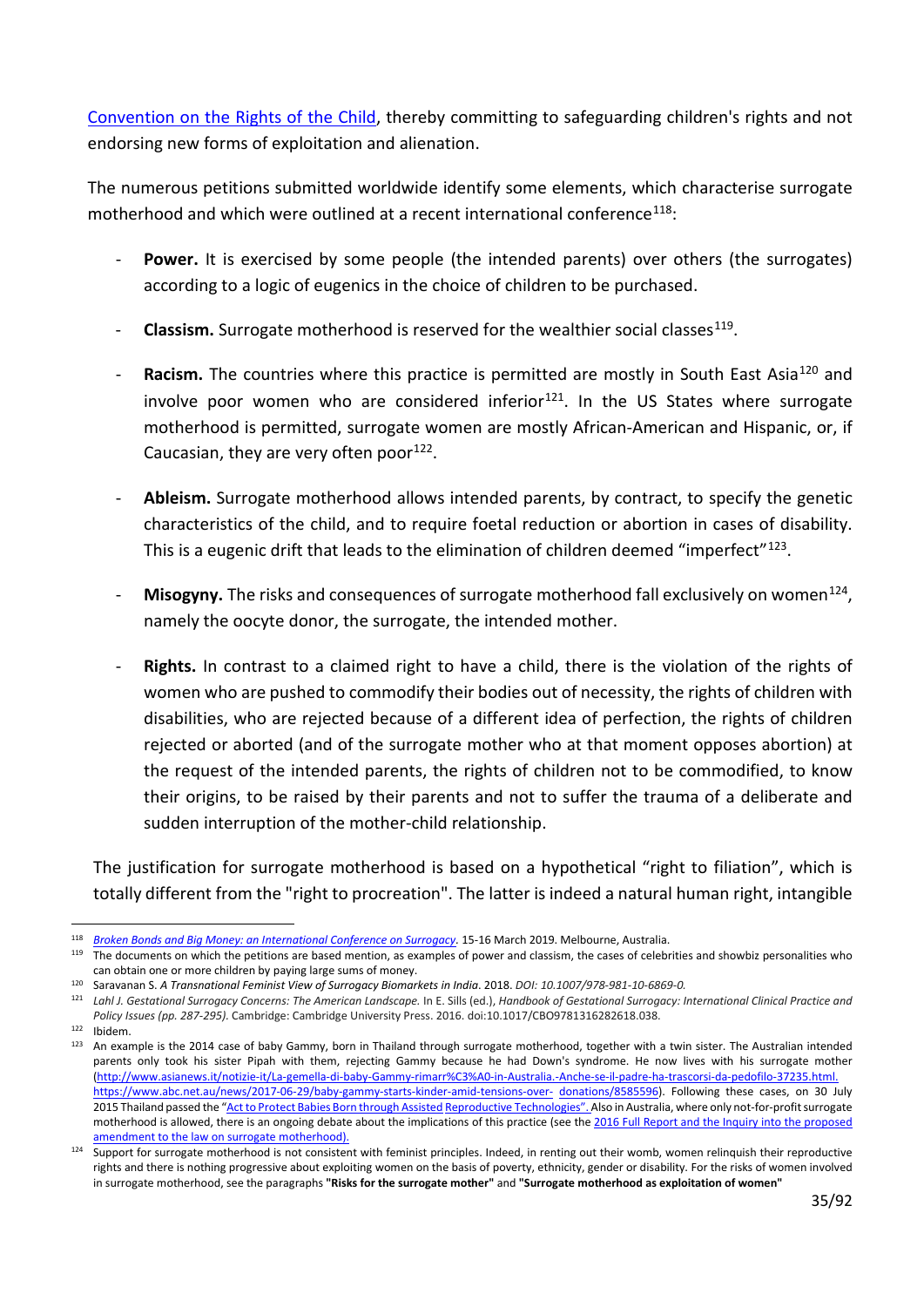Convention on the Rights of the Child, thereby committing to safeguarding children's rights and not endorsing new forms of exploitation and alienation.

The numerous petitions submitted worldwide identify some elements, which characterise surrogate motherhood and which were outlined at a recent international conference[118]:

- **Power.** It is exercised by some people (the intended parents) over others (the surrogates) according to a logic of eugenics in the choice of children to be purchased.
- **Classism.** Surrogate motherhood is reserved for the wealthier social classes[119].
- **Racism.** The countries where this practice is permitted are mostly in South East Asia[120] and involve poor women who are considered inferior[121]. In the US States where surrogate motherhood is permitted, surrogate women are mostly African-American and Hispanic, or, if Caucasian, they are very often poor[122].
- **Ableism.** Surrogate motherhood allows intended parents, by contract, to specify the genetic characteristics of the child, and to require foetal reduction or abortion in cases of disability. This is a eugenic drift that leads to the elimination of children deemed "imperfect"[123].
- **Misogyny.** The risks and consequences of surrogate motherhood fall exclusively on women[124], namely the oocyte donor, the surrogate, the intended mother.
- **Rights.** In contrast to a claimed right to have a child, there is the violation of the rights of women who are pushed to commodify their bodies out of necessity, the rights of children with disabilities, who are rejected because of a different idea of perfection, the rights of children rejected or aborted (and of the surrogate mother who at that moment opposes abortion) at the request of the intended parents, the rights of children not to be commodified, to know their origins, to be raised by their parents and not to suffer the trauma of a deliberate and sudden interruption of the mother-child relationship.

The justification for surrogate motherhood is based on a hypothetical "right to filiation", which is totally different from the "right to procreation". The latter is indeed a natural human right, intangible

---

[118] *Broken Bonds and Big Money: an International Conference on Surrogacy*. 15-16 March 2019. Melbourne, Australia.

[119] The documents on which the petitions are based mention, as examples of power and classism, the cases of celebrities and showbiz personalities who can obtain one or more children by paying large sums of money.

[120] Saravanan S. *A Transnational Feminist View of Surrogacy Biomarkets in India*. 2018. *DOI: 10.1007/978-981-10-6869-0.*

[121] *Lahl J. Gestational Surrogacy Concerns: The American Landscape.* In E. Sills (ed.), *Handbook of Gestational Surrogacy: International Clinical Practice and Policy Issues (pp. 287-295).* Cambridge: Cambridge University Press. 2016. doi:10.1017/CBO9781316282618.038.

[122] Ibidem.

[123] An example is the 2014 case of baby Gammy, born in Thailand through surrogate motherhood, together with a twin sister. The Australian intended parents only took his sister Pipah with them, rejecting Gammy because he had Down's syndrome. He now lives with his surrogate mother (http://www.asianews.it/notizie-it/La-gemella-di-baby-Gammy-rimarr%C3%A0-in-Australia.-Anche-se-il-padre-ha-trascorsi-da-pedofilo-37235.html. https://www.abc.net.au/news/2017-06-29/baby-gammy-starts-kinder-amid-tensions-over- donations/8585596). Following these cases, on 30 July 2015 Thailand passed the "Act to Protect Babies Born through Assisted Reproductive Technologies". Also in Australia, where only not-for-profit surrogate motherhood is allowed, there is an ongoing debate about the implications of this practice (see the 2016 Full Report and the Inquiry into the proposed amendment to the law on surrogate motherhood).

[124] Support for surrogate motherhood is not consistent with feminist principles. Indeed, in renting out their womb, women relinquish their reproductive rights and there is nothing progressive about exploiting women on the basis of poverty, ethnicity, gender or disability. For the risks of women involved in surrogate motherhood, see the paragraphs **"Risks for the surrogate mother"** and **"Surrogate motherhood as exploitation of women"**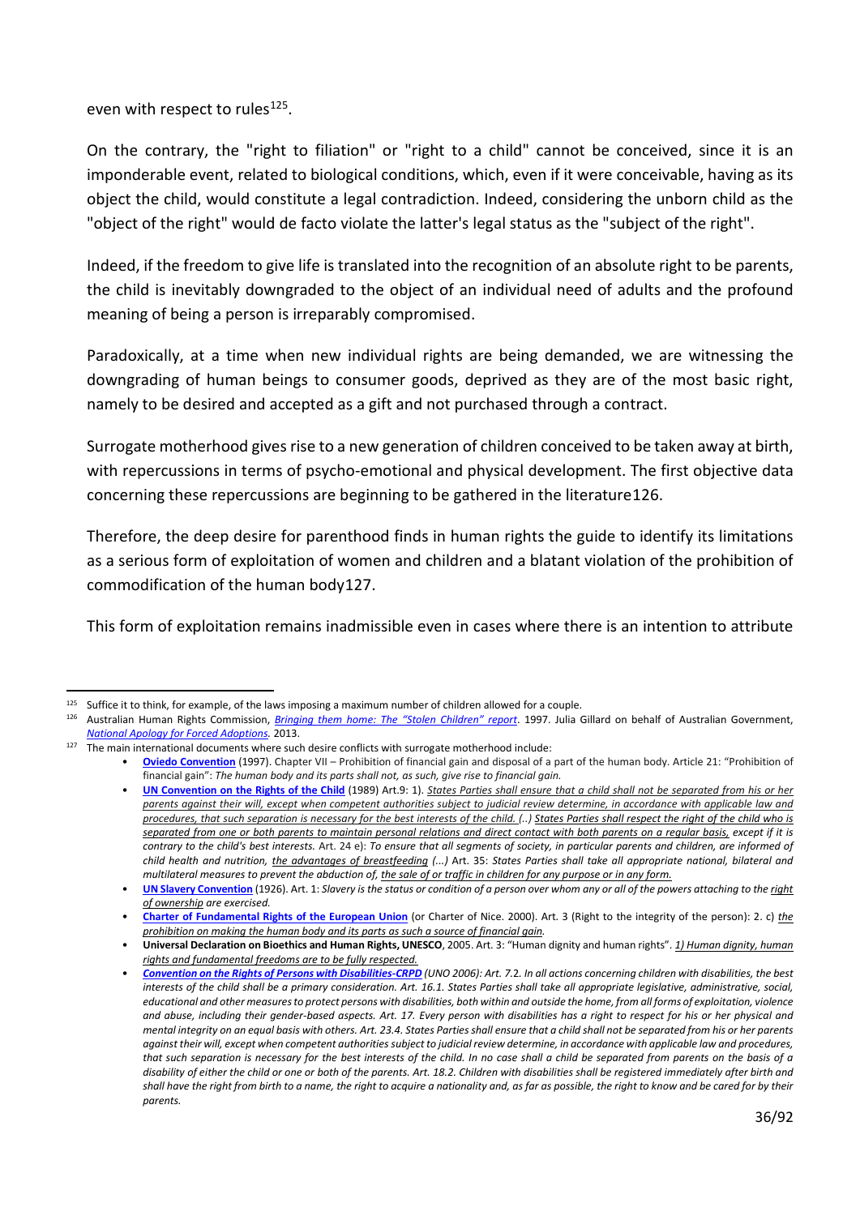even with respect to rules[125].

On the contrary, the "right to filiation" or "right to a child" cannot be conceived, since it is an imponderable event, related to biological conditions, which, even if it were conceivable, having as its object the child, would constitute a legal contradiction. Indeed, considering the unborn child as the "object of the right" would de facto violate the latter's legal status as the "subject of the right".

Indeed, if the freedom to give life is translated into the recognition of an absolute right to be parents, the child is inevitably downgraded to the object of an individual need of adults and the profound meaning of being a person is irreparably compromised.

Paradoxically, at a time when new individual rights are being demanded, we are witnessing the downgrading of human beings to consumer goods, deprived as they are of the most basic right, namely to be desired and accepted as a gift and not purchased through a contract.

Surrogate motherhood gives rise to a new generation of children conceived to be taken away at birth, with repercussions in terms of psycho-emotional and physical development. The first objective data concerning these repercussions are beginning to be gathered in the literature126.

Therefore, the deep desire for parenthood finds in human rights the guide to identify its limitations as a serious form of exploitation of women and children and a blatant violation of the prohibition of commodification of the human body127.

This form of exploitation remains inadmissible even in cases where there is an intention to attribute

---

[125] Suffice it to think, for example, of the laws imposing a maximum number of children allowed for a couple.

[126] Australian Human Rights Commission, *Bringing them home: The "Stolen Children" report*. 1997. Julia Gillard on behalf of Australian Government, *National Apology for Forced Adoptions.* 2013.

[127] The main international documents where such desire conflicts with surrogate motherhood include:

- **Oviedo Convention** (1997). Chapter VII – Prohibition of financial gain and disposal of a part of the human body. Article 21: "Prohibition of financial gain": *The human body and its parts shall not, as such, give rise to financial gain.*
- **UN Convention on the Rights of the Child** (1989) Art.9: 1). *States Parties shall ensure that a child shall not be separated from his or her parents against their will, except when competent authorities subject to judicial review determine, in accordance with applicable law and procedures, that such separation is necessary for the best interests of the child. (..) States Parties shall respect the right of the child who is separated from one or both parents to maintain personal relations and direct contact with both parents on a regular basis, except if it is contrary to the child's best interests.* Art. 24 e): *To ensure that all segments of society, in particular parents and children, are informed of child health and nutrition, the advantages of breastfeeding (...)* Art. 35: *States Parties shall take all appropriate national, bilateral and multilateral measures to prevent the abduction of, the sale of or traffic in children for any purpose or in any form.*
- **UN Slavery Convention** (1926). Art. 1: *Slavery is the status or condition of a person over whom any or all of the powers attaching to the right of ownership are exercised.*
- **Charter of Fundamental Rights of the European Union** (or Charter of Nice. 2000). Art. 3 (Right to the integrity of the person): 2. c) *the prohibition on making the human body and its parts as such a source of financial gain.*
- **Universal Declaration on Bioethics and Human Rights, UNESCO**, 2005. Art. 3: "Human dignity and human rights". *1) Human dignity, human rights and fundamental freedoms are to be fully respected.*
- ***Convention on the Rights of Persons with Disabilities-CRPD*** *(UNO 2006): Art. 7.2. In all actions concerning children with disabilities, the best interests of the child shall be a primary consideration. Art. 16.1. States Parties shall take all appropriate legislative, administrative, social, educational and other measures to protect persons with disabilities, both within and outside the home, from all forms of exploitation, violence and abuse, including their gender-based aspects. Art. 17. Every person with disabilities has a right to respect for his or her physical and mental integrity on an equal basis with others. Art. 23.4. States Parties shall ensure that a child shall not be separated from his or her parents against their will, except when competent authorities subject to judicial review determine, in accordance with applicable law and procedures, that such separation is necessary for the best interests of the child. In no case shall a child be separated from parents on the basis of a disability of either the child or one or both of the parents. Art. 18.2. Children with disabilities shall be registered immediately after birth and shall have the right from birth to a name, the right to acquire a nationality and, as far as possible, the right to know and be cared for by their parents.*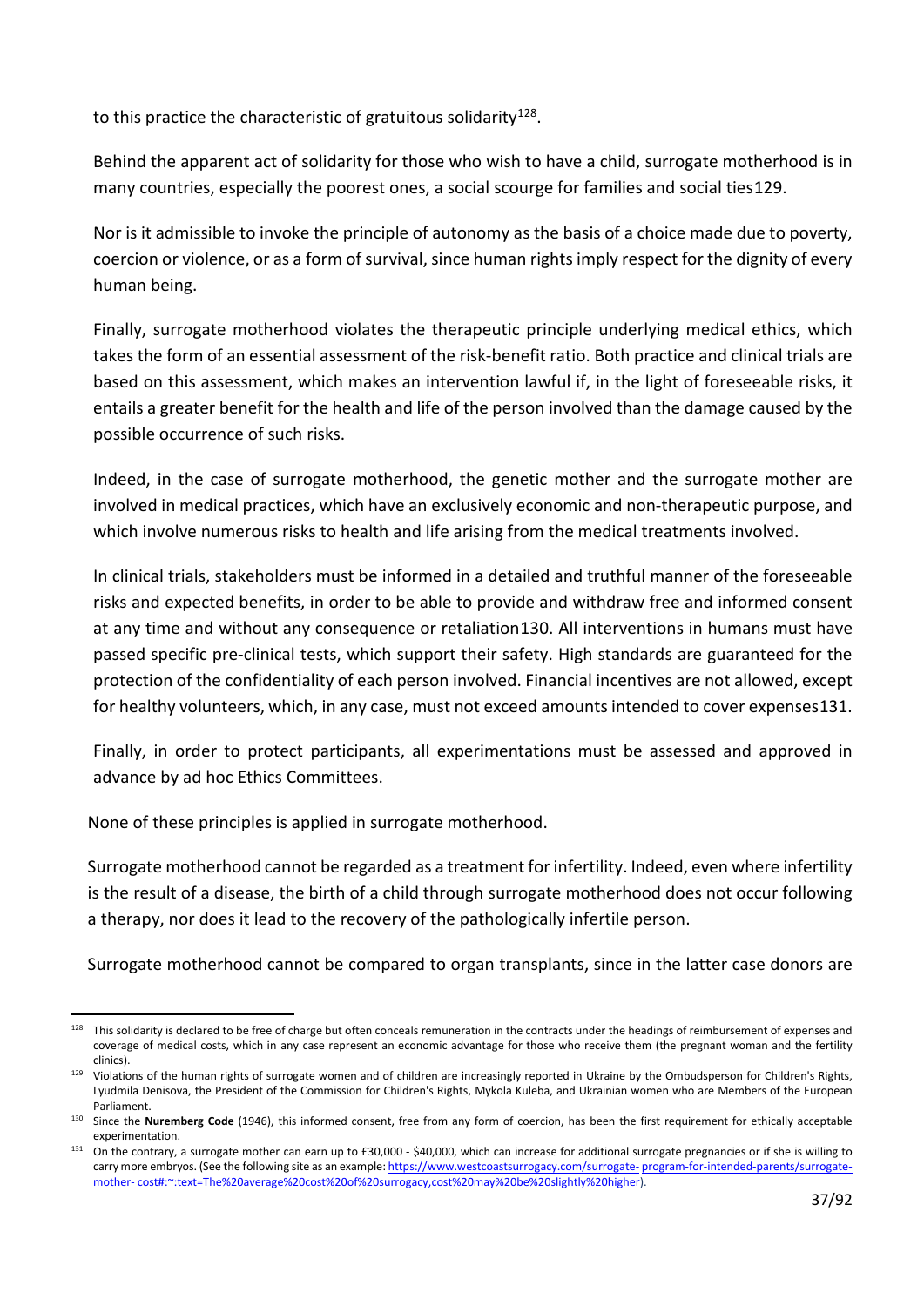to this practice the characteristic of gratuitous solidarity[128].

Behind the apparent act of solidarity for those who wish to have a child, surrogate motherhood is in many countries, especially the poorest ones, a social scourge for families and social ties[129].

Nor is it admissible to invoke the principle of autonomy as the basis of a choice made due to poverty, coercion or violence, or as a form of survival, since human rights imply respect for the dignity of every human being.

Finally, surrogate motherhood violates the therapeutic principle underlying medical ethics, which takes the form of an essential assessment of the risk-benefit ratio. Both practice and clinical trials are based on this assessment, which makes an intervention lawful if, in the light of foreseeable risks, it entails a greater benefit for the health and life of the person involved than the damage caused by the possible occurrence of such risks.

Indeed, in the case of surrogate motherhood, the genetic mother and the surrogate mother are involved in medical practices, which have an exclusively economic and non-therapeutic purpose, and which involve numerous risks to health and life arising from the medical treatments involved.

In clinical trials, stakeholders must be informed in a detailed and truthful manner of the foreseeable risks and expected benefits, in order to be able to provide and withdraw free and informed consent at any time and without any consequence or retaliation[130]. All interventions in humans must have passed specific pre-clinical tests, which support their safety. High standards are guaranteed for the protection of the confidentiality of each person involved. Financial incentives are not allowed, except for healthy volunteers, which, in any case, must not exceed amounts intended to cover expenses[131].

Finally, in order to protect participants, all experimentations must be assessed and approved in advance by ad hoc Ethics Committees.

None of these principles is applied in surrogate motherhood.

Surrogate motherhood cannot be regarded as a treatment for infertility. Indeed, even where infertility is the result of a disease, the birth of a child through surrogate motherhood does not occur following a therapy, nor does it lead to the recovery of the pathologically infertile person.

Surrogate motherhood cannot be compared to organ transplants, since in the latter case donors are

---

[128] This solidarity is declared to be free of charge but often conceals remuneration in the contracts under the headings of reimbursement of expenses and coverage of medical costs, which in any case represent an economic advantage for those who receive them (the pregnant woman and the fertility clinics).

[129] Violations of the human rights of surrogate women and of children are increasingly reported in Ukraine by the Ombudsperson for Children's Rights, Lyudmila Denisova, the President of the Commission for Children's Rights, Mykola Kuleba, and Ukrainian women who are Members of the European Parliament.

[130] Since the **Nuremberg Code** (1946), this informed consent, free from any form of coercion, has been the first requirement for ethically acceptable experimentation.

[131] On the contrary, a surrogate mother can earn up to £30,000 - $40,000, which can increase for additional surrogate pregnancies or if she is willing to carry more embryos. (See the following site as an example: https://www.westcoastsurrogacy.com/surrogate- program-for-intended-parents/surrogate-mother- cost#:~:text=The%20average%20cost%20of%20surrogacy,cost%20may%20be%20slightly%20higher).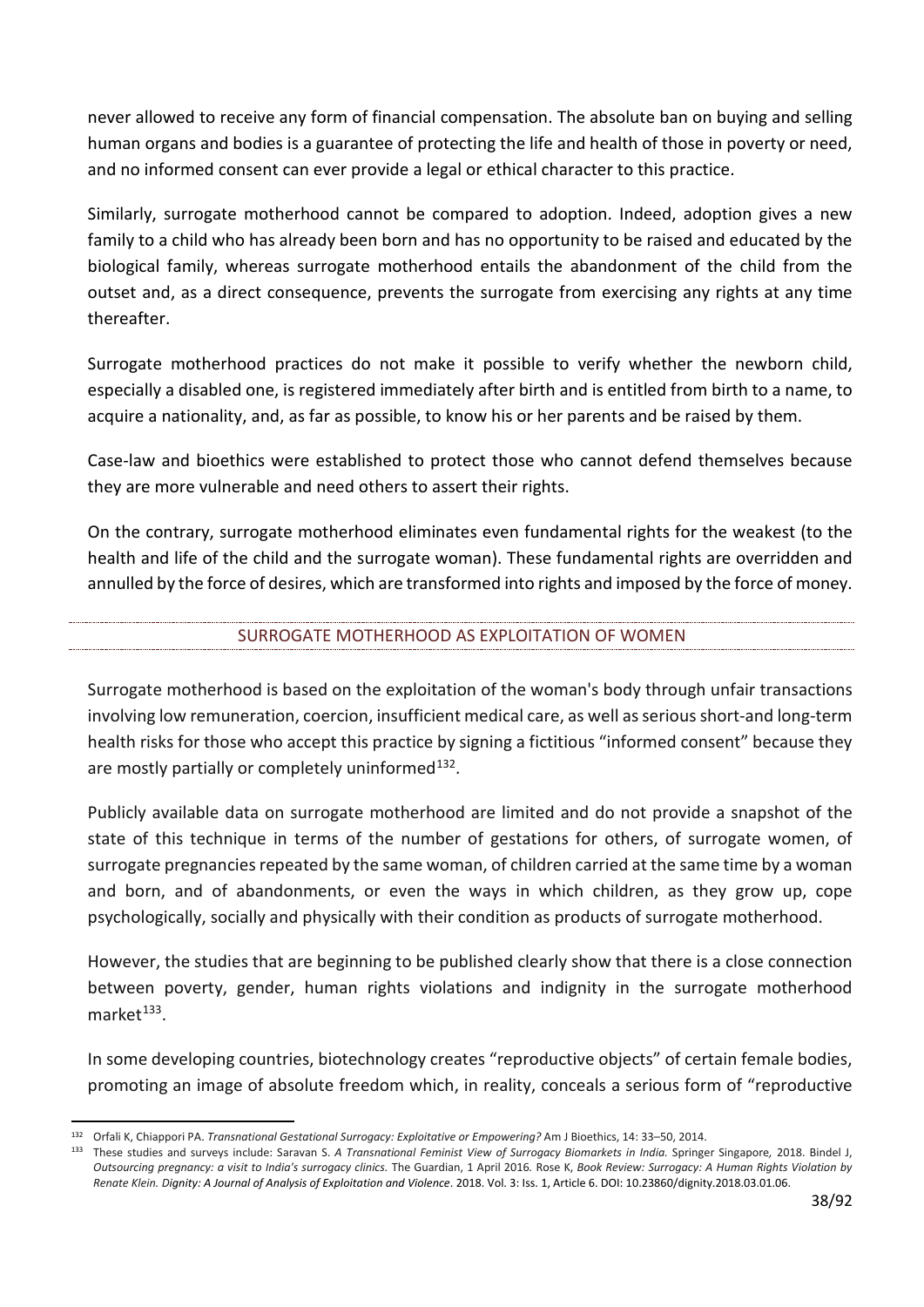never allowed to receive any form of financial compensation. The absolute ban on buying and selling human organs and bodies is a guarantee of protecting the life and health of those in poverty or need, and no informed consent can ever provide a legal or ethical character to this practice.

Similarly, surrogate motherhood cannot be compared to adoption. Indeed, adoption gives a new family to a child who has already been born and has no opportunity to be raised and educated by the biological family, whereas surrogate motherhood entails the abandonment of the child from the outset and, as a direct consequence, prevents the surrogate from exercising any rights at any time thereafter.

Surrogate motherhood practices do not make it possible to verify whether the newborn child, especially a disabled one, is registered immediately after birth and is entitled from birth to a name, to acquire a nationality, and, as far as possible, to know his or her parents and be raised by them.

Case-law and bioethics were established to protect those who cannot defend themselves because they are more vulnerable and need others to assert their rights.

On the contrary, surrogate motherhood eliminates even fundamental rights for the weakest (to the health and life of the child and the surrogate woman). These fundamental rights are overridden and annulled by the force of desires, which are transformed into rights and imposed by the force of money.

## SURROGATE MOTHERHOOD AS EXPLOITATION OF WOMEN

Surrogate motherhood is based on the exploitation of the woman's body through unfair transactions involving low remuneration, coercion, insufficient medical care, as well as serious short-and long-term health risks for those who accept this practice by signing a fictitious "informed consent" because they are mostly partially or completely uninformed[132].

Publicly available data on surrogate motherhood are limited and do not provide a snapshot of the state of this technique in terms of the number of gestations for others, of surrogate women, of surrogate pregnancies repeated by the same woman, of children carried at the same time by a woman and born, and of abandonments, or even the ways in which children, as they grow up, cope psychologically, socially and physically with their condition as products of surrogate motherhood.

However, the studies that are beginning to be published clearly show that there is a close connection between poverty, gender, human rights violations and indignity in the surrogate motherhood market[133].

In some developing countries, biotechnology creates "reproductive objects" of certain female bodies, promoting an image of absolute freedom which, in reality, conceals a serious form of "reproductive

[132] Orfali K, Chiappori PA. *Transnational Gestational Surrogacy: Exploitative or Empowering?* Am J Bioethics, 14: 33–50, 2014.

[133] These studies and surveys include: Saravan S. *A Transnational Feminist View of Surrogacy Biomarkets in India.* Springer Singapore, 2018. Bindel J, *Outsourcing pregnancy: a visit to India's surrogacy clinics.* The Guardian, 1 April 2016. Rose K, *Book Review: Surrogacy: A Human Rights Violation by Renate Klein. Dignity: A Journal of Analysis of Exploitation and Violence*. 2018. Vol. 3: Iss. 1, Article 6. DOI: 10.23860/dignity.2018.03.01.06.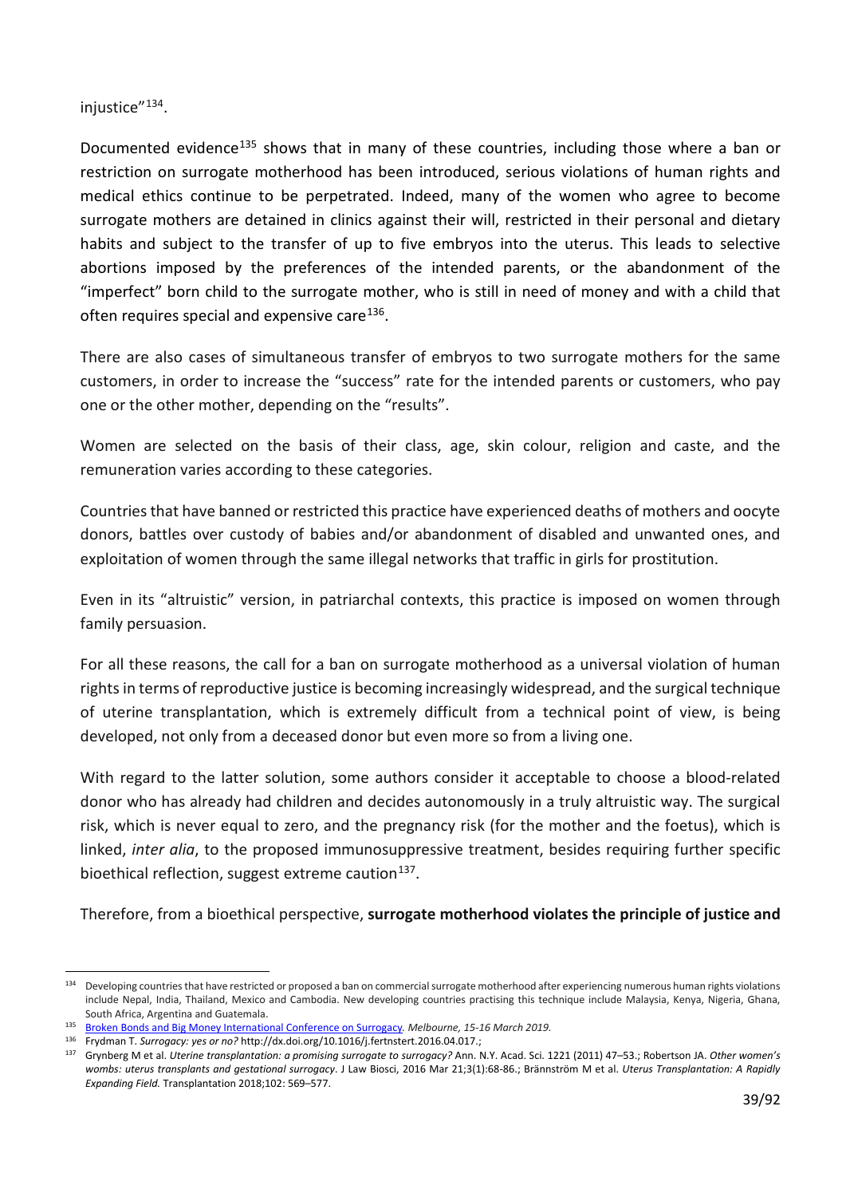injustice"[134].

Documented evidence[135] shows that in many of these countries, including those where a ban or restriction on surrogate motherhood has been introduced, serious violations of human rights and medical ethics continue to be perpetrated. Indeed, many of the women who agree to become surrogate mothers are detained in clinics against their will, restricted in their personal and dietary habits and subject to the transfer of up to five embryos into the uterus. This leads to selective abortions imposed by the preferences of the intended parents, or the abandonment of the "imperfect" born child to the surrogate mother, who is still in need of money and with a child that often requires special and expensive care[136].

There are also cases of simultaneous transfer of embryos to two surrogate mothers for the same customers, in order to increase the "success" rate for the intended parents or customers, who pay one or the other mother, depending on the "results".

Women are selected on the basis of their class, age, skin colour, religion and caste, and the remuneration varies according to these categories.

Countries that have banned or restricted this practice have experienced deaths of mothers and oocyte donors, battles over custody of babies and/or abandonment of disabled and unwanted ones, and exploitation of women through the same illegal networks that traffic in girls for prostitution.

Even in its "altruistic" version, in patriarchal contexts, this practice is imposed on women through family persuasion.

For all these reasons, the call for a ban on surrogate motherhood as a universal violation of human rights in terms of reproductive justice is becoming increasingly widespread, and the surgical technique of uterine transplantation, which is extremely difficult from a technical point of view, is being developed, not only from a deceased donor but even more so from a living one.

With regard to the latter solution, some authors consider it acceptable to choose a blood-related donor who has already had children and decides autonomously in a truly altruistic way. The surgical risk, which is never equal to zero, and the pregnancy risk (for the mother and the foetus), which is linked, *inter alia*, to the proposed immunosuppressive treatment, besides requiring further specific bioethical reflection, suggest extreme caution[137].

Therefore, from a bioethical perspective, **surrogate motherhood violates the principle of justice and**

---

[134] Developing countries that have restricted or proposed a ban on commercial surrogate motherhood after experiencing numerous human rights violations include Nepal, India, Thailand, Mexico and Cambodia. New developing countries practising this technique include Malaysia, Kenya, Nigeria, Ghana, South Africa, Argentina and Guatemala.

[135] Broken Bonds and Big Money International Conference on Surrogacy. *Melbourne, 15-16 March 2019.*

[136] Frydman T. *Surrogacy: yes or no?* http://dx.doi.org/10.1016/j.fertnstert.2016.04.017.;

[137] Grynberg M et al. *Uterine transplantation: a promising surrogate to surrogacy?* Ann. N.Y. Acad. Sci. 1221 (2011) 47–53.; Robertson JA. *Other women's wombs: uterus transplants and gestational surrogacy*. J Law Biosci, 2016 Mar 21;3(1):68-86.; Brännström M et al. *Uterus Transplantation: A Rapidly Expanding Field.* Transplantation 2018;102: 569–577.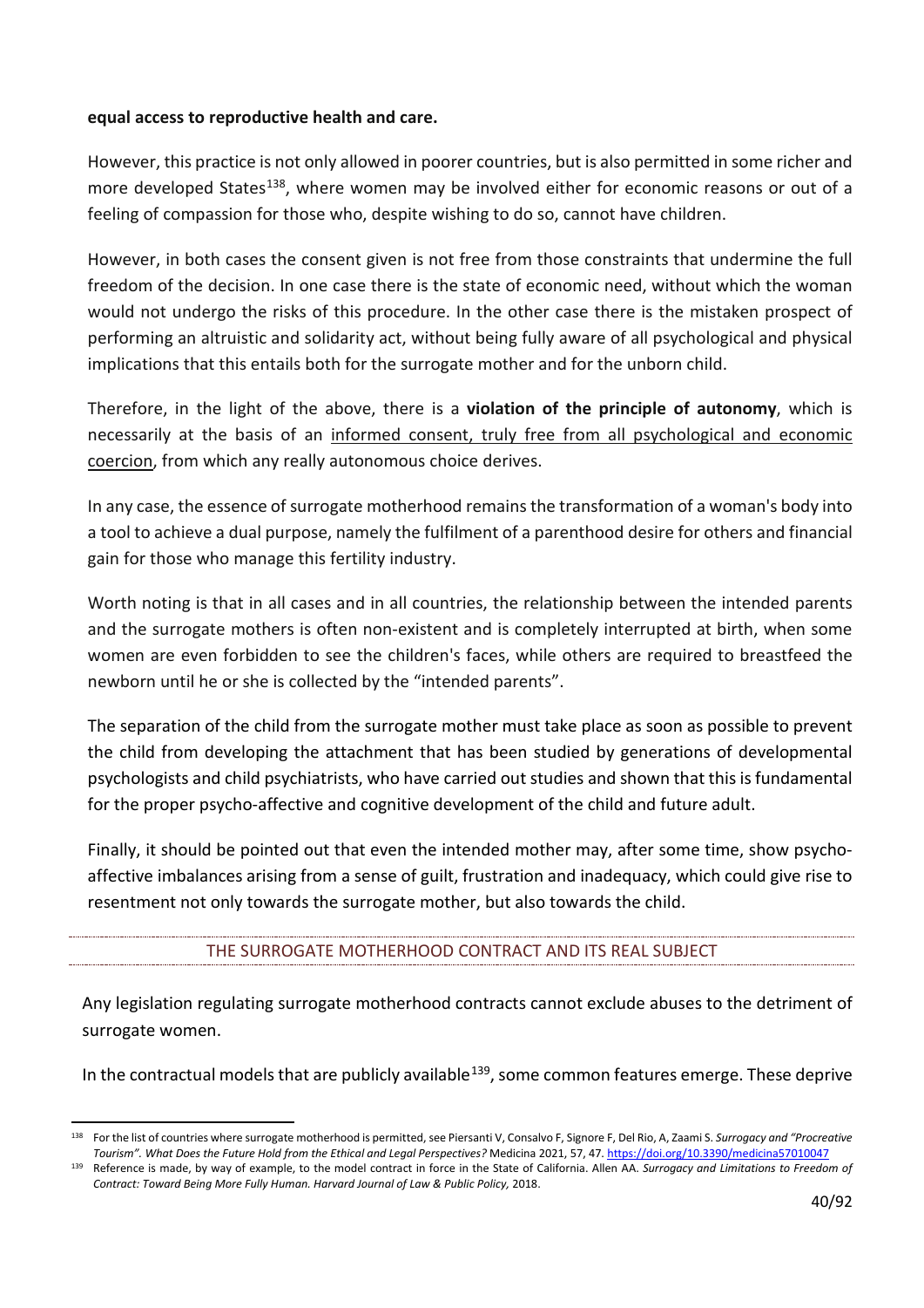**equal access to reproductive health and care.**

However, this practice is not only allowed in poorer countries, but is also permitted in some richer and more developed States[138], where women may be involved either for economic reasons or out of a feeling of compassion for those who, despite wishing to do so, cannot have children.

However, in both cases the consent given is not free from those constraints that undermine the full freedom of the decision. In one case there is the state of economic need, without which the woman would not undergo the risks of this procedure. In the other case there is the mistaken prospect of performing an altruistic and solidarity act, without being fully aware of all psychological and physical implications that this entails both for the surrogate mother and for the unborn child.

Therefore, in the light of the above, there is a **violation of the principle of autonomy**, which is necessarily at the basis of an <u>informed consent, truly free from all psychological and economic coercion</u>, from which any really autonomous choice derives.

In any case, the essence of surrogate motherhood remains the transformation of a woman's body into a tool to achieve a dual purpose, namely the fulfilment of a parenthood desire for others and financial gain for those who manage this fertility industry.

Worth noting is that in all cases and in all countries, the relationship between the intended parents and the surrogate mothers is often non-existent and is completely interrupted at birth, when some women are even forbidden to see the children's faces, while others are required to breastfeed the newborn until he or she is collected by the "intended parents".

The separation of the child from the surrogate mother must take place as soon as possible to prevent the child from developing the attachment that has been studied by generations of developmental psychologists and child psychiatrists, who have carried out studies and shown that this is fundamental for the proper psycho-affective and cognitive development of the child and future adult.

Finally, it should be pointed out that even the intended mother may, after some time, show psycho-affective imbalances arising from a sense of guilt, frustration and inadequacy, which could give rise to resentment not only towards the surrogate mother, but also towards the child.

## THE SURROGATE MOTHERHOOD CONTRACT AND ITS REAL SUBJECT

Any legislation regulating surrogate motherhood contracts cannot exclude abuses to the detriment of surrogate women.

In the contractual models that are publicly available[139], some common features emerge. These deprive

---

[138] For the list of countries where surrogate motherhood is permitted, see Piersanti V, Consalvo F, Signore F, Del Rio, A, Zaami S. *Surrogacy and "Procreative Tourism". What Does the Future Hold from the Ethical and Legal Perspectives?* Medicina 2021, 57, 47. https://doi.org/10.3390/medicina57010047

[139] Reference is made, by way of example, to the model contract in force in the State of California. Allen AA. *Surrogacy and Limitations to Freedom of Contract: Toward Being More Fully Human. Harvard Journal of Law & Public Policy,* 2018.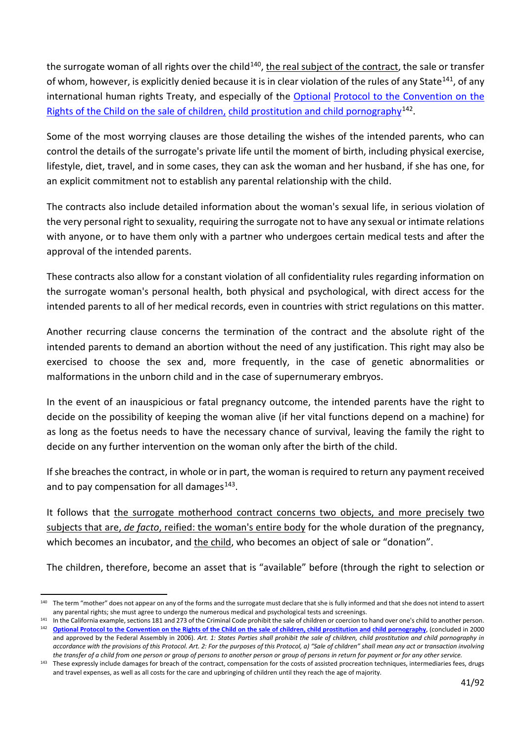the surrogate woman of all rights over the child[140], the real subject of the contract, the sale or transfer of whom, however, is explicitly denied because it is in clear violation of the rules of any State[141], of any international human rights Treaty, and especially of the Optional Protocol to the Convention on the Rights of the Child on the sale of children, child prostitution and child pornography[142].

Some of the most worrying clauses are those detailing the wishes of the intended parents, who can control the details of the surrogate's private life until the moment of birth, including physical exercise, lifestyle, diet, travel, and in some cases, they can ask the woman and her husband, if she has one, for an explicit commitment not to establish any parental relationship with the child.

The contracts also include detailed information about the woman's sexual life, in serious violation of the very personal right to sexuality, requiring the surrogate not to have any sexual or intimate relations with anyone, or to have them only with a partner who undergoes certain medical tests and after the approval of the intended parents.

These contracts also allow for a constant violation of all confidentiality rules regarding information on the surrogate woman's personal health, both physical and psychological, with direct access for the intended parents to all of her medical records, even in countries with strict regulations on this matter.

Another recurring clause concerns the termination of the contract and the absolute right of the intended parents to demand an abortion without the need of any justification. This right may also be exercised to choose the sex and, more frequently, in the case of genetic abnormalities or malformations in the unborn child and in the case of supernumerary embryos.

In the event of an inauspicious or fatal pregnancy outcome, the intended parents have the right to decide on the possibility of keeping the woman alive (if her vital functions depend on a machine) for as long as the foetus needs to have the necessary chance of survival, leaving the family the right to decide on any further intervention on the woman only after the birth of the child.

If she breaches the contract, in whole or in part, the woman is required to return any payment received and to pay compensation for all damages[143].

It follows that the surrogate motherhood contract concerns two objects, and more precisely two subjects that are, *de facto*, reified: the woman's entire body for the whole duration of the pregnancy, which becomes an incubator, and the child, who becomes an object of sale or "donation".

The children, therefore, become an asset that is "available" before (through the right to selection or

---

[140] The term "mother" does not appear on any of the forms and the surrogate must declare that she is fully informed and that she does not intend to assert any parental rights; she must agree to undergo the numerous medical and psychological tests and screenings.

[141] In the California example, sections 181 and 273 of the Criminal Code prohibit the sale of children or coercion to hand over one's child to another person.

[142] **Optional Protocol to the Convention on the Rights of the Child on the sale of children, child prostitution and child pornography**, (concluded in 2000 and approved by the Federal Assembly in 2006). *Art. 1: States Parties shall prohibit the sale of children, child prostitution and child pornography in accordance with the provisions of this Protocol. Art. 2: For the purposes of this Protocol, a) "Sale of children" shall mean any act or transaction involving the transfer of a child from one person or group of persons to another person or group of persons in return for payment or for any other service.*

[143] These expressly include damages for breach of the contract, compensation for the costs of assisted procreation techniques, intermediaries fees, drugs and travel expenses, as well as all costs for the care and upbringing of children until they reach the age of majority.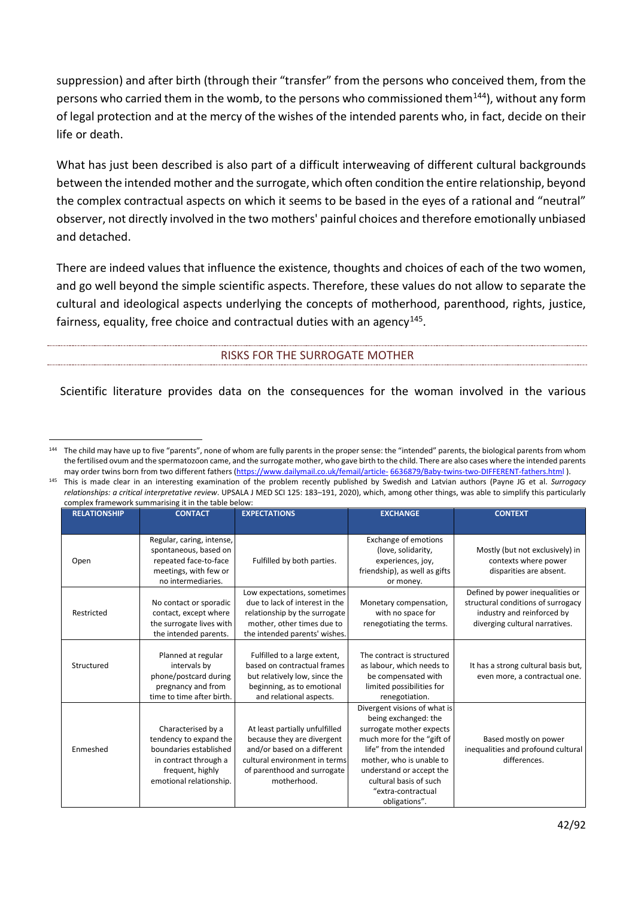suppression) and after birth (through their "transfer" from the persons who conceived them, from the persons who carried them in the womb, to the persons who commissioned them[144]), without any form of legal protection and at the mercy of the wishes of the intended parents who, in fact, decide on their life or death.

What has just been described is also part of a difficult interweaving of different cultural backgrounds between the intended mother and the surrogate, which often condition the entire relationship, beyond the complex contractual aspects on which it seems to be based in the eyes of a rational and "neutral" observer, not directly involved in the two mothers' painful choices and therefore emotionally unbiased and detached.

There are indeed values that influence the existence, thoughts and choices of each of the two women, and go well beyond the simple scientific aspects. Therefore, these values do not allow to separate the cultural and ideological aspects underlying the concepts of motherhood, parenthood, rights, justice, fairness, equality, free choice and contractual duties with an agency[145].

## RISKS FOR THE SURROGATE MOTHER

Scientific literature provides data on the consequences for the woman involved in the various

---

[144] The child may have up to five "parents", none of whom are fully parents in the proper sense: the "intended" parents, the biological parents from whom the fertilised ovum and the spermatozoon came, and the surrogate mother, who gave birth to the child. There are also cases where the intended parents may order twins born from two different fathers (https://www.dailymail.co.uk/femail/article- 6636879/Baby-twins-two-DIFFERENT-fathers.html ).

[145] This is made clear in an interesting examination of the problem recently published by Swedish and Latvian authors (Payne JG et al. *Surrogacy relationships: a critical interpretative review*. UPSALA J MED SCI 125: 183–191, 2020), which, among other things, was able to simplify this particularly complex framework summarising it in the table below:

| RELATIONSHIP | CONTACT | EXPECTATIONS | EXCHANGE | CONTEXT |
|---|---|---|---|---|
| Open | Regular, caring, intense, spontaneous, based on repeated face-to-face meetings, with few or no intermediaries. | Fulfilled by both parties. | Exchange of emotions (love, solidarity, experiences, joy, friendship), as well as gifts or money. | Mostly (but not exclusively) in contexts where power disparities are absent. |
| Restricted | No contact or sporadic contact, except where the surrogate lives with the intended parents. | Low expectations, sometimes due to lack of interest in the relationship by the surrogate mother, other times due to the intended parents' wishes. | Monetary compensation, with no space for renegotiating the terms. | Defined by power inequalities or structural conditions of surrogacy industry and reinforced by diverging cultural narratives. |
| Structured | Planned at regular intervals by phone/postcard during pregnancy and from time to time after birth. | Fulfilled to a large extent, based on contractual frames but relatively low, since the beginning, as to emotional and relational aspects. | The contract is structured as labour, which needs to be compensated with limited possibilities for renegotiation. | It has a strong cultural basis but, even more, a contractual one. |
| Enmeshed | Characterised by a tendency to expand the boundaries established in contract through a frequent, highly emotional relationship. | At least partially unfulfilled because they are divergent and/or based on a different cultural environment in terms of parenthood and surrogate motherhood. | Divergent visions of what is being exchanged: the surrogate mother expects much more for the "gift of life" from the intended mother, who is unable to understand or accept the cultural basis of such "extra-contractual obligations". | Based mostly on power inequalities and profound cultural differences. |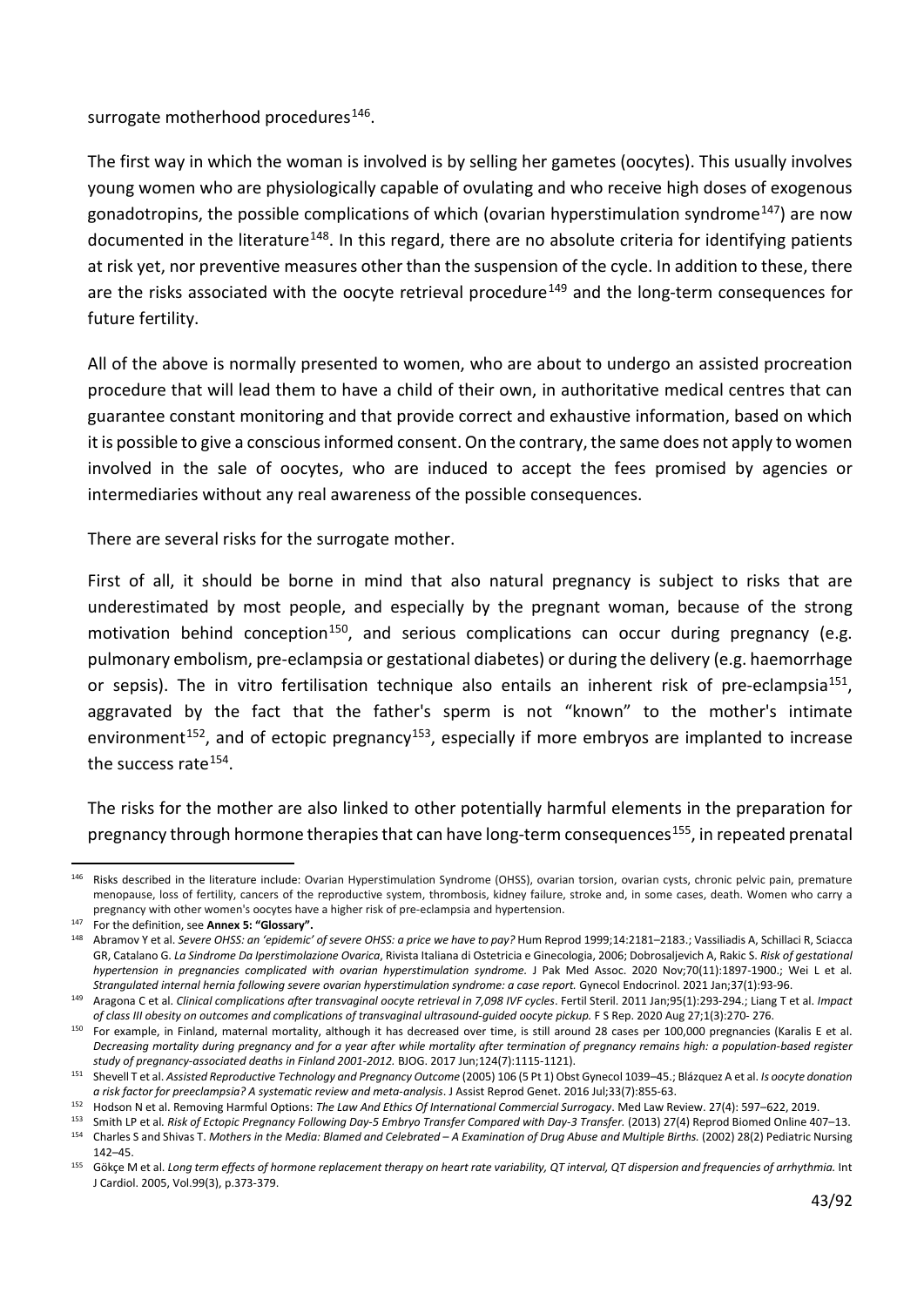surrogate motherhood procedures[146].

The first way in which the woman is involved is by selling her gametes (oocytes). This usually involves young women who are physiologically capable of ovulating and who receive high doses of exogenous gonadotropins, the possible complications of which (ovarian hyperstimulation syndrome[147]) are now documented in the literature[148]. In this regard, there are no absolute criteria for identifying patients at risk yet, nor preventive measures other than the suspension of the cycle. In addition to these, there are the risks associated with the oocyte retrieval procedure[149] and the long-term consequences for future fertility.

All of the above is normally presented to women, who are about to undergo an assisted procreation procedure that will lead them to have a child of their own, in authoritative medical centres that can guarantee constant monitoring and that provide correct and exhaustive information, based on which it is possible to give a conscious informed consent. On the contrary, the same does not apply to women involved in the sale of oocytes, who are induced to accept the fees promised by agencies or intermediaries without any real awareness of the possible consequences.

There are several risks for the surrogate mother.

First of all, it should be borne in mind that also natural pregnancy is subject to risks that are underestimated by most people, and especially by the pregnant woman, because of the strong motivation behind conception[150], and serious complications can occur during pregnancy (e.g. pulmonary embolism, pre-eclampsia or gestational diabetes) or during the delivery (e.g. haemorrhage or sepsis). The in vitro fertilisation technique also entails an inherent risk of pre-eclampsia[151], aggravated by the fact that the father's sperm is not "known" to the mother's intimate environment[152], and of ectopic pregnancy[153], especially if more embryos are implanted to increase the success rate[154].

The risks for the mother are also linked to other potentially harmful elements in the preparation for pregnancy through hormone therapies that can have long-term consequences[155], in repeated prenatal

---

[146] Risks described in the literature include: Ovarian Hyperstimulation Syndrome (OHSS), ovarian torsion, ovarian cysts, chronic pelvic pain, premature menopause, loss of fertility, cancers of the reproductive system, thrombosis, kidney failure, stroke and, in some cases, death. Women who carry a pregnancy with other women's oocytes have a higher risk of pre-eclampsia and hypertension.

[147] For the definition, see **Annex 5: "Glossary".**

[148] Abramov Y et al. *Severe OHSS: an 'epidemic' of severe OHSS: a price we have to pay?* Hum Reprod 1999;14:2181–2183.; Vassiliadis A, Schillaci R, Sciacca GR, Catalano G. *La Sindrome Da Iperstimolazione Ovarica*, Rivista Italiana di Ostetricia e Ginecologia, 2006; Dobrosaljevich A, Rakic S. *Risk of gestational hypertension in pregnancies complicated with ovarian hyperstimulation syndrome.* J Pak Med Assoc. 2020 Nov;70(11):1897-1900.; Wei L et al. *Strangulated internal hernia following severe ovarian hyperstimulation syndrome: a case report.* Gynecol Endocrinol. 2021 Jan;37(1):93-96.

[149] Aragona C et al. *Clinical complications after transvaginal oocyte retrieval in 7,098 IVF cycles*. Fertil Steril. 2011 Jan;95(1):293-294.; Liang T et al. *Impact of class III obesity on outcomes and complications of transvaginal ultrasound-guided oocyte pickup.* F S Rep. 2020 Aug 27;1(3):270- 276.

[150] For example, in Finland, maternal mortality, although it has decreased over time, is still around 28 cases per 100,000 pregnancies (Karalis E et al. *Decreasing mortality during pregnancy and for a year after while mortality after termination of pregnancy remains high: a population-based register study of pregnancy-associated deaths in Finland 2001-2012.* BJOG. 2017 Jun;124(7):1115-1121).

[151] Shevell T et al. *Assisted Reproductive Technology and Pregnancy Outcome* (2005) 106 (5 Pt 1) Obst Gynecol 1039–45.; Blázquez A et al. *Is oocyte donation a risk factor for preeclampsia? A systematic review and meta-analysis*. J Assist Reprod Genet. 2016 Jul;33(7):855-63.

[152] Hodson N et al. Removing Harmful Options: *The Law And Ethics Of International Commercial Surrogacy*. Med Law Review. 27(4): 597–622, 2019.

[153] Smith LP et al. *Risk of Ectopic Pregnancy Following Day-5 Embryo Transfer Compared with Day-3 Transfer.* (2013) 27(4) Reprod Biomed Online 407–13.

[154] Charles S and Shivas T. *Mothers in the Media: Blamed and Celebrated – A Examination of Drug Abuse and Multiple Births.* (2002) 28(2) Pediatric Nursing 142–45.

[155] Gökçe M et al. *Long term effects of hormone replacement therapy on heart rate variability, QT interval, QT dispersion and frequencies of arrhythmia.* Int J Cardiol. 2005, Vol.99(3), p.373-379.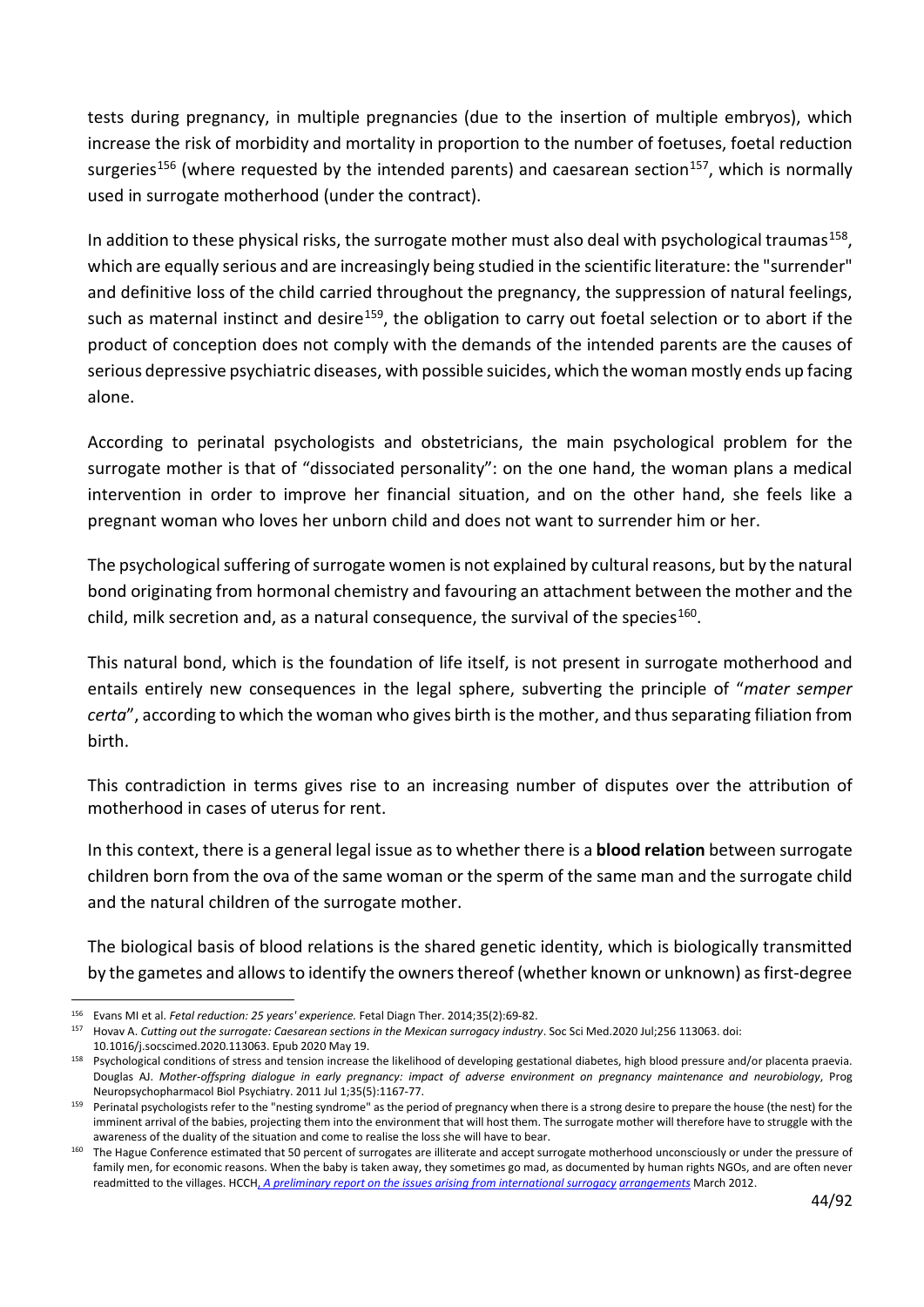tests during pregnancy, in multiple pregnancies (due to the insertion of multiple embryos), which increase the risk of morbidity and mortality in proportion to the number of foetuses, foetal reduction surgeries[156] (where requested by the intended parents) and caesarean section[157], which is normally used in surrogate motherhood (under the contract).

In addition to these physical risks, the surrogate mother must also deal with psychological traumas[158], which are equally serious and are increasingly being studied in the scientific literature: the "surrender" and definitive loss of the child carried throughout the pregnancy, the suppression of natural feelings, such as maternal instinct and desire[159], the obligation to carry out foetal selection or to abort if the product of conception does not comply with the demands of the intended parents are the causes of serious depressive psychiatric diseases, with possible suicides, which the woman mostly ends up facing alone.

According to perinatal psychologists and obstetricians, the main psychological problem for the surrogate mother is that of "dissociated personality": on the one hand, the woman plans a medical intervention in order to improve her financial situation, and on the other hand, she feels like a pregnant woman who loves her unborn child and does not want to surrender him or her.

The psychological suffering of surrogate women is not explained by cultural reasons, but by the natural bond originating from hormonal chemistry and favouring an attachment between the mother and the child, milk secretion and, as a natural consequence, the survival of the species[160].

This natural bond, which is the foundation of life itself, is not present in surrogate motherhood and entails entirely new consequences in the legal sphere, subverting the principle of "*mater semper certa*", according to which the woman who gives birth is the mother, and thus separating filiation from birth.

This contradiction in terms gives rise to an increasing number of disputes over the attribution of motherhood in cases of uterus for rent.

In this context, there is a general legal issue as to whether there is a **blood relation** between surrogate children born from the ova of the same woman or the sperm of the same man and the surrogate child and the natural children of the surrogate mother.

The biological basis of blood relations is the shared genetic identity, which is biologically transmitted by the gametes and allows to identify the owners thereof (whether known or unknown) as first-degree

---

[156] Evans MI et al. *Fetal reduction: 25 years' experience.* Fetal Diagn Ther. 2014;35(2):69-82.

[157] Hovav A. *Cutting out the surrogate: Caesarean sections in the Mexican surrogacy industry*. Soc Sci Med.2020 Jul;256 113063. doi: 10.1016/j.socscimed.2020.113063. Epub 2020 May 19.

[158] Psychological conditions of stress and tension increase the likelihood of developing gestational diabetes, high blood pressure and/or placenta praevia. Douglas AJ. *Mother-offspring dialogue in early pregnancy: impact of adverse environment on pregnancy maintenance and neurobiology*, Prog Neuropsychopharmacol Biol Psychiatry. 2011 Jul 1;35(5):1167-77.

[159] Perinatal psychologists refer to the "nesting syndrome" as the period of pregnancy when there is a strong desire to prepare the house (the nest) for the imminent arrival of the babies, projecting them into the environment that will host them. The surrogate mother will therefore have to struggle with the awareness of the duality of the situation and come to realise the loss she will have to bear.

[160] The Hague Conference estimated that 50 percent of surrogates are illiterate and accept surrogate motherhood unconsciously or under the pressure of family men, for economic reasons. When the baby is taken away, they sometimes go mad, as documented by human rights NGOs, and are often never readmitted to the villages. HCCH, *A preliminary report on the issues arising from international surrogacy arrangements* March 2012.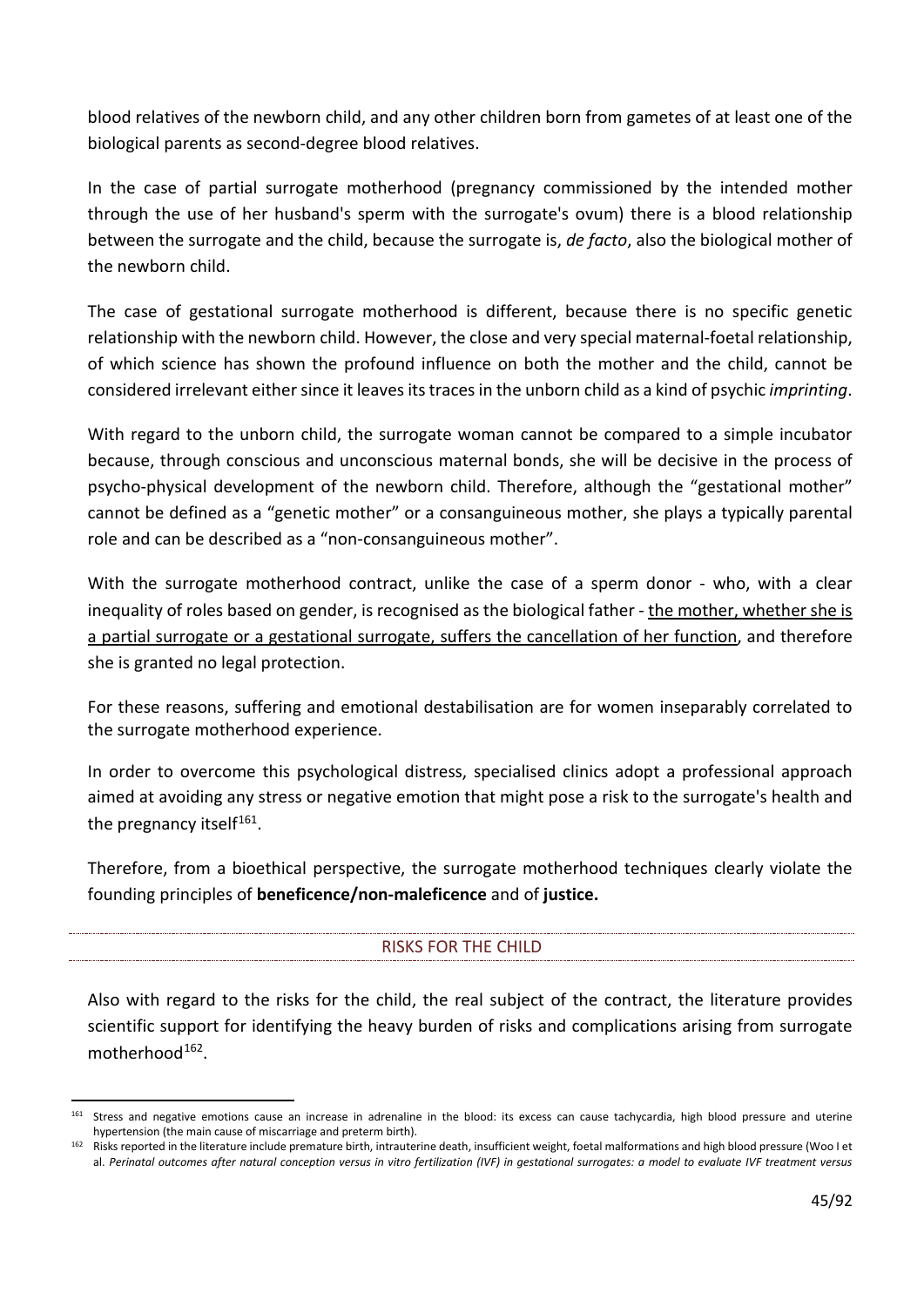blood relatives of the newborn child, and any other children born from gametes of at least one of the biological parents as second-degree blood relatives.

In the case of partial surrogate motherhood (pregnancy commissioned by the intended mother through the use of her husband's sperm with the surrogate's ovum) there is a blood relationship between the surrogate and the child, because the surrogate is, *de facto*, also the biological mother of the newborn child.

The case of gestational surrogate motherhood is different, because there is no specific genetic relationship with the newborn child. However, the close and very special maternal-foetal relationship, of which science has shown the profound influence on both the mother and the child, cannot be considered irrelevant either since it leaves its traces in the unborn child as a kind of psychic *imprinting*.

With regard to the unborn child, the surrogate woman cannot be compared to a simple incubator because, through conscious and unconscious maternal bonds, she will be decisive in the process of psycho-physical development of the newborn child. Therefore, although the "gestational mother" cannot be defined as a "genetic mother" or a consanguineous mother, she plays a typically parental role and can be described as a "non-consanguineous mother".

With the surrogate motherhood contract, unlike the case of a sperm donor - who, with a clear inequality of roles based on gender, is recognised as the biological father - <u>the mother, whether she is a partial surrogate or a gestational surrogate, suffers the cancellation of her function</u>, and therefore she is granted no legal protection.

For these reasons, suffering and emotional destabilisation are for women inseparably correlated to the surrogate motherhood experience.

In order to overcome this psychological distress, specialised clinics adopt a professional approach aimed at avoiding any stress or negative emotion that might pose a risk to the surrogate's health and the pregnancy itself[161].

Therefore, from a bioethical perspective, the surrogate motherhood techniques clearly violate the founding principles of **beneficence/non-maleficence** and of **justice.**

## RISKS FOR THE CHILD

Also with regard to the risks for the child, the real subject of the contract, the literature provides scientific support for identifying the heavy burden of risks and complications arising from surrogate motherhood[162].

---

[161] Stress and negative emotions cause an increase in adrenaline in the blood: its excess can cause tachycardia, high blood pressure and uterine hypertension (the main cause of miscarriage and preterm birth).

[162] Risks reported in the literature include premature birth, intrauterine death, insufficient weight, foetal malformations and high blood pressure (Woo I et al. *Perinatal outcomes after natural conception versus in vitro fertilization (IVF) in gestational surrogates: a model to evaluate IVF treatment versus*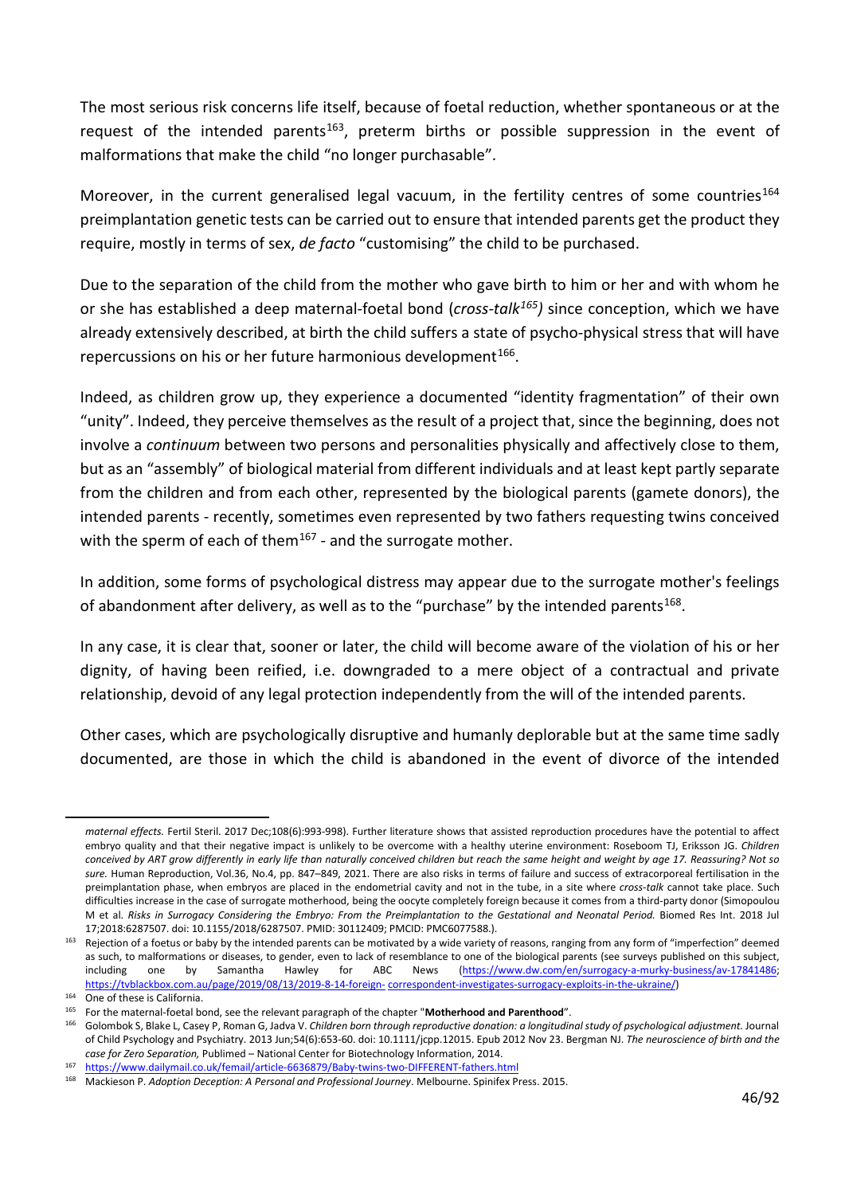The most serious risk concerns life itself, because of foetal reduction, whether spontaneous or at the request of the intended parents[163], preterm births or possible suppression in the event of malformations that make the child "no longer purchasable".

Moreover, in the current generalised legal vacuum, in the fertility centres of some countries[164] preimplantation genetic tests can be carried out to ensure that intended parents get the product they require, mostly in terms of sex, *de facto* "customising" the child to be purchased.

Due to the separation of the child from the mother who gave birth to him or her and with whom he or she has established a deep maternal-foetal bond (*cross-talk*[165]) since conception, which we have already extensively described, at birth the child suffers a state of psycho-physical stress that will have repercussions on his or her future harmonious development[166].

Indeed, as children grow up, they experience a documented "identity fragmentation" of their own "unity". Indeed, they perceive themselves as the result of a project that, since the beginning, does not involve a *continuum* between two persons and personalities physically and affectively close to them, but as an "assembly" of biological material from different individuals and at least kept partly separate from the children and from each other, represented by the biological parents (gamete donors), the intended parents - recently, sometimes even represented by two fathers requesting twins conceived with the sperm of each of them[167] - and the surrogate mother.

In addition, some forms of psychological distress may appear due to the surrogate mother's feelings of abandonment after delivery, as well as to the "purchase" by the intended parents[168].

In any case, it is clear that, sooner or later, the child will become aware of the violation of his or her dignity, of having been reified, i.e. downgraded to a mere object of a contractual and private relationship, devoid of any legal protection independently from the will of the intended parents.

Other cases, which are psychologically disruptive and humanly deplorable but at the same time sadly documented, are those in which the child is abandoned in the event of divorce of the intended

---

*maternal effects.* Fertil Steril. 2017 Dec;108(6):993-998). Further literature shows that assisted reproduction procedures have the potential to affect embryo quality and that their negative impact is unlikely to be overcome with a healthy uterine environment: Roseboom TJ, Eriksson JG. *Children conceived by ART grow differently in early life than naturally conceived children but reach the same height and weight by age 17. Reassuring? Not so sure.* Human Reproduction, Vol.36, No.4, pp. 847–849, 2021. There are also risks in terms of failure and success of extracorporeal fertilisation in the preimplantation phase, when embryos are placed in the endometrial cavity and not in the tube, in a site where *cross-talk* cannot take place. Such difficulties increase in the case of surrogate motherhood, being the oocyte completely foreign because it comes from a third-party donor (Simopoulou M et al. *Risks in Surrogacy Considering the Embryo: From the Preimplantation to the Gestational and Neonatal Period.* Biomed Res Int. 2018 Jul 17;2018:6287507. doi: 10.1155/2018/6287507. PMID: 30112409; PMCID: PMC6077588.).

[163] Rejection of a foetus or baby by the intended parents can be motivated by a wide variety of reasons, ranging from any form of "imperfection" deemed as such, to malformations or diseases, to gender, even to lack of resemblance to one of the biological parents (see surveys published on this subject, including one by Samantha Hawley for ABC News (https://www.dw.com/en/surrogacy-a-murky-business/av-17841486; https://tvblackbox.com.au/page/2019/08/13/2019-8-14-foreign- correspondent-investigates-surrogacy-exploits-in-the-ukraine/)

[164] One of these is California.

[165] For the maternal-foetal bond, see the relevant paragraph of the chapter "**Motherhood and Parenthood**".

[166] Golombok S, Blake L, Casey P, Roman G, Jadva V. *Children born through reproductive donation: a longitudinal study of psychological adjustment.* Journal of Child Psychology and Psychiatry. 2013 Jun;54(6):653-60. doi: 10.1111/jcpp.12015. Epub 2012 Nov 23. Bergman NJ. *The neuroscience of birth and the case for Zero Separation,* Publimed – National Center for Biotechnology Information, 2014.

[167] https://www.dailymail.co.uk/femail/article-6636879/Baby-twins-two-DIFFERENT-fathers.html

[168] Mackieson P. *Adoption Deception: A Personal and Professional Journey*. Melbourne. Spinifex Press. 2015.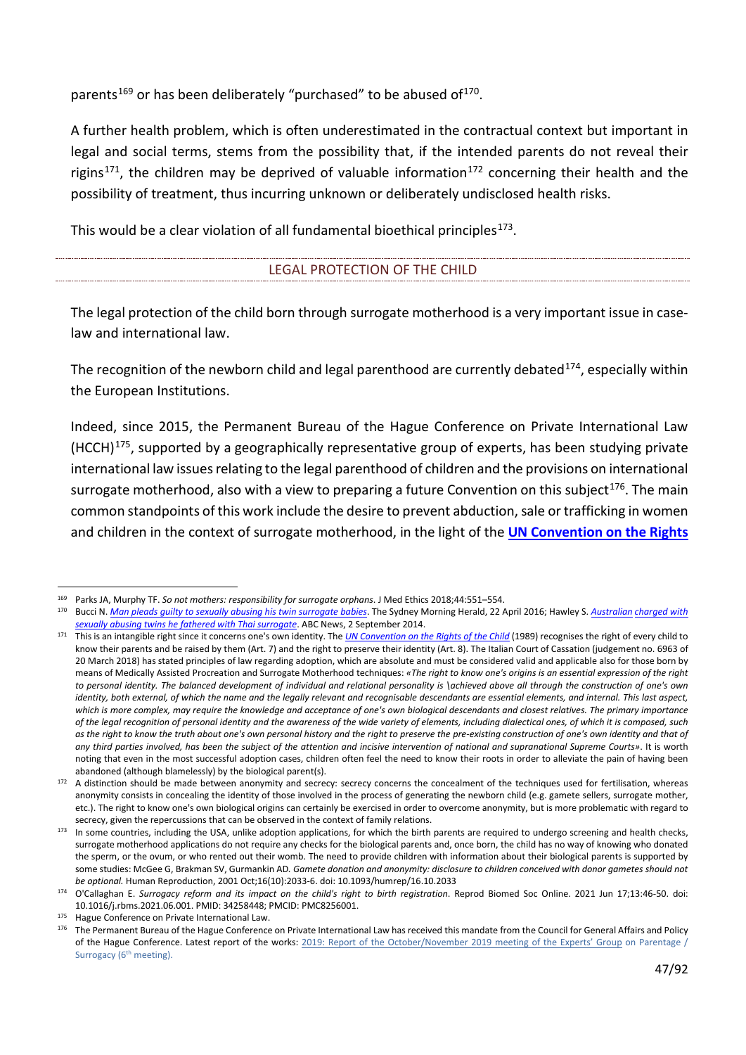parents[169] or has been deliberately "purchased" to be abused of[170].

A further health problem, which is often underestimated in the contractual context but important in legal and social terms, stems from the possibility that, if the intended parents do not reveal their rigins[171], the children may be deprived of valuable information[172] concerning their health and the possibility of treatment, thus incurring unknown or deliberately undisclosed health risks.

This would be a clear violation of all fundamental bioethical principles[173].

## LEGAL PROTECTION OF THE CHILD

The legal protection of the child born through surrogate motherhood is a very important issue in case-law and international law.

The recognition of the newborn child and legal parenthood are currently debated[174], especially within the European Institutions.

Indeed, since 2015, the Permanent Bureau of the Hague Conference on Private International Law (HCCH)[175], supported by a geographically representative group of experts, has been studying private international law issues relating to the legal parenthood of children and the provisions on international surrogate motherhood, also with a view to preparing a future Convention on this subject[176]. The main common standpoints of this work include the desire to prevent abduction, sale or trafficking in women and children in the context of surrogate motherhood, in the light of the **UN Convention on the Rights**

---

[169] Parks JA, Murphy TF. *So not mothers: responsibility for surrogate orphans*. J Med Ethics 2018;44:551–554.

[170] Bucci N. *Man pleads guilty to sexually abusing his twin surrogate babies*. The Sydney Morning Herald, 22 April 2016; Hawley S. *Australian charged with sexually abusing twins he fathered with Thai surrogate*. ABC News, 2 September 2014.

[171] This is an intangible right since it concerns one's own identity. The *UN Convention on the Rights of the Child* (1989) recognises the right of every child to know their parents and be raised by them (Art. 7) and the right to preserve their identity (Art. 8). The Italian Court of Cassation (judgement no. 6963 of 20 March 2018) has stated principles of law regarding adoption, which are absolute and must be considered valid and applicable also for those born by means of Medically Assisted Procreation and Surrogate Motherhood techniques: *«The right to know one's origins is an essential expression of the right to personal identity. The balanced development of individual and relational personality is \achieved above all through the construction of one's own identity, both external, of which the name and the legally relevant and recognisable descendants are essential elements, and internal. This last aspect, which is more complex, may require the knowledge and acceptance of one's own biological descendants and closest relatives. The primary importance of the legal recognition of personal identity and the awareness of the wide variety of elements, including dialectical ones, of which it is composed, such as the right to know the truth about one's own personal history and the right to preserve the pre-existing construction of one's own identity and that of any third parties involved, has been the subject of the attention and incisive intervention of national and supranational Supreme Courts»*. It is worth noting that even in the most successful adoption cases, children often feel the need to know their roots in order to alleviate the pain of having been abandoned (although blamelessly) by the biological parent(s).

[172] A distinction should be made between anonymity and secrecy: secrecy concerns the concealment of the techniques used for fertilisation, whereas anonymity consists in concealing the identity of those involved in the process of generating the newborn child (e.g. gamete sellers, surrogate mother, etc.). The right to know one's own biological origins can certainly be exercised in order to overcome anonymity, but is more problematic with regard to secrecy, given the repercussions that can be observed in the context of family relations.

[173] In some countries, including the USA, unlike adoption applications, for which the birth parents are required to undergo screening and health checks, surrogate motherhood applications do not require any checks for the biological parents and, once born, the child has no way of knowing who donated the sperm, or the ovum, or who rented out their womb. The need to provide children with information about their biological parents is supported by some studies: McGee G, Brakman SV, Gurmankin AD. *Gamete donation and anonymity: disclosure to children conceived with donor gametes should not be optional.* Human Reproduction, 2001 Oct;16(10):2033-6. doi: 10.1093/humrep/16.10.2033

[174] O'Callaghan E. *Surrogacy reform and its impact on the child's right to birth registration*. Reprod Biomed Soc Online. 2021 Jun 17;13:46-50. doi: 10.1016/j.rbms.2021.06.001. PMID: 34258448; PMCID: PMC8256001.

[175] Hague Conference on Private International Law.

[176] The Permanent Bureau of the Hague Conference on Private International Law has received this mandate from the Council for General Affairs and Policy of the Hague Conference. Latest report of the works: 2019: Report of the October/November 2019 meeting of the Experts' Group on Parentage / Surrogacy (6th meeting).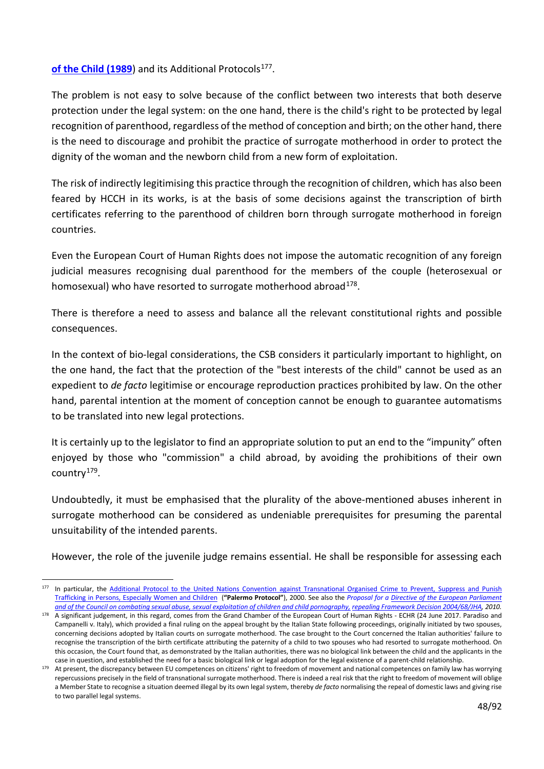**of the Child (1989**) and its Additional Protocols[177].

The problem is not easy to solve because of the conflict between two interests that both deserve protection under the legal system: on the one hand, there is the child's right to be protected by legal recognition of parenthood, regardless of the method of conception and birth; on the other hand, there is the need to discourage and prohibit the practice of surrogate motherhood in order to protect the dignity of the woman and the newborn child from a new form of exploitation.

The risk of indirectly legitimising this practice through the recognition of children, which has also been feared by HCCH in its works, is at the basis of some decisions against the transcription of birth certificates referring to the parenthood of children born through surrogate motherhood in foreign countries.

Even the European Court of Human Rights does not impose the automatic recognition of any foreign judicial measures recognising dual parenthood for the members of the couple (heterosexual or homosexual) who have resorted to surrogate motherhood abroad[178].

There is therefore a need to assess and balance all the relevant constitutional rights and possible consequences.

In the context of bio-legal considerations, the CSB considers it particularly important to highlight, on the one hand, the fact that the protection of the "best interests of the child" cannot be used as an expedient to *de facto* legitimise or encourage reproduction practices prohibited by law. On the other hand, parental intention at the moment of conception cannot be enough to guarantee automatisms to be translated into new legal protections.

It is certainly up to the legislator to find an appropriate solution to put an end to the "impunity" often enjoyed by those who "commission" a child abroad, by avoiding the prohibitions of their own country[179].

Undoubtedly, it must be emphasised that the plurality of the above-mentioned abuses inherent in surrogate motherhood can be considered as undeniable prerequisites for presuming the parental unsuitability of the intended parents.

However, the role of the juvenile judge remains essential. He shall be responsible for assessing each

---

[177] In particular, the Additional Protocol to the United Nations Convention against Transnational Organised Crime to Prevent, Suppress and Punish Trafficking in Persons, Especially Women and Children (**"Palermo Protocol"**), 2000. See also the *Proposal for a Directive of the European Parliament and of the Council on combating sexual abuse, sexual exploitation of children and child pornography, repealing Framework Decision 2004/68/JHA, 2010.*

[178] A significant judgement, in this regard, comes from the Grand Chamber of the European Court of Human Rights - ECHR (24 June 2017. Paradiso and Campanelli v. Italy), which provided a final ruling on the appeal brought by the Italian State following proceedings, originally initiated by two spouses, concerning decisions adopted by Italian courts on surrogate motherhood. The case brought to the Court concerned the Italian authorities' failure to recognise the transcription of the birth certificate attributing the paternity of a child to two spouses who had resorted to surrogate motherhood. On this occasion, the Court found that, as demonstrated by the Italian authorities, there was no biological link between the child and the applicants in the case in question, and established the need for a basic biological link or legal adoption for the legal existence of a parent-child relationship.

[179] At present, the discrepancy between EU competences on citizens' right to freedom of movement and national competences on family law has worrying repercussions precisely in the field of transnational surrogate motherhood. There is indeed a real risk that the right to freedom of movement will oblige a Member State to recognise a situation deemed illegal by its own legal system, thereby *de facto* normalising the repeal of domestic laws and giving rise to two parallel legal systems.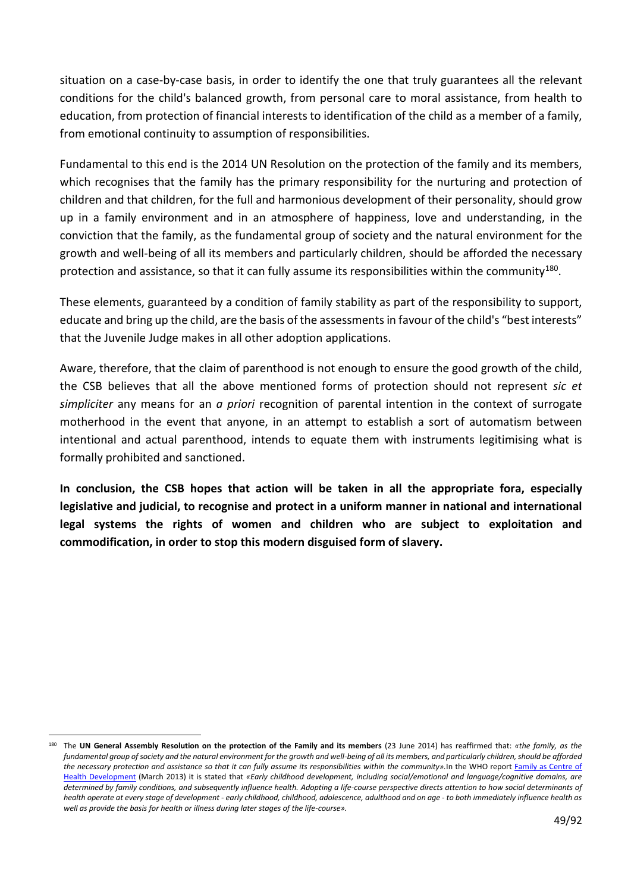situation on a case-by-case basis, in order to identify the one that truly guarantees all the relevant conditions for the child's balanced growth, from personal care to moral assistance, from health to education, from protection of financial interests to identification of the child as a member of a family, from emotional continuity to assumption of responsibilities.

Fundamental to this end is the 2014 UN Resolution on the protection of the family and its members, which recognises that the family has the primary responsibility for the nurturing and protection of children and that children, for the full and harmonious development of their personality, should grow up in a family environment and in an atmosphere of happiness, love and understanding, in the conviction that the family, as the fundamental group of society and the natural environment for the growth and well-being of all its members and particularly children, should be afforded the necessary protection and assistance, so that it can fully assume its responsibilities within the community[180].

These elements, guaranteed by a condition of family stability as part of the responsibility to support, educate and bring up the child, are the basis of the assessments in favour of the child's "best interests" that the Juvenile Judge makes in all other adoption applications.

Aware, therefore, that the claim of parenthood is not enough to ensure the good growth of the child, the CSB believes that all the above mentioned forms of protection should not represent *sic et simpliciter* any means for an *a priori* recognition of parental intention in the context of surrogate motherhood in the event that anyone, in an attempt to establish a sort of automatism between intentional and actual parenthood, intends to equate them with instruments legitimising what is formally prohibited and sanctioned.

**In conclusion, the CSB hopes that action will be taken in all the appropriate fora, especially legislative and judicial, to recognise and protect in a uniform manner in national and international legal systems the rights of women and children who are subject to exploitation and commodification, in order to stop this modern disguised form of slavery.**

---

[180] The **UN General Assembly Resolution on the protection of the Family and its members** (23 June 2014) has reaffirmed that: *«the family, as the fundamental group of society and the natural environment for the growth and well-being of all its members, and particularly children, should be afforded the necessary protection and assistance so that it can fully assume its responsibilities within the community»*.In the WHO report Family as Centre of Health Development (March 2013) it is stated that *«Early childhood development, including social/emotional and language/cognitive domains, are determined by family conditions, and subsequently influence health. Adopting a life-course perspective directs attention to how social determinants of health operate at every stage of development - early childhood, childhood, adolescence, adulthood and on age - to both immediately influence health as well as provide the basis for health or illness during later stages of the life-course»*.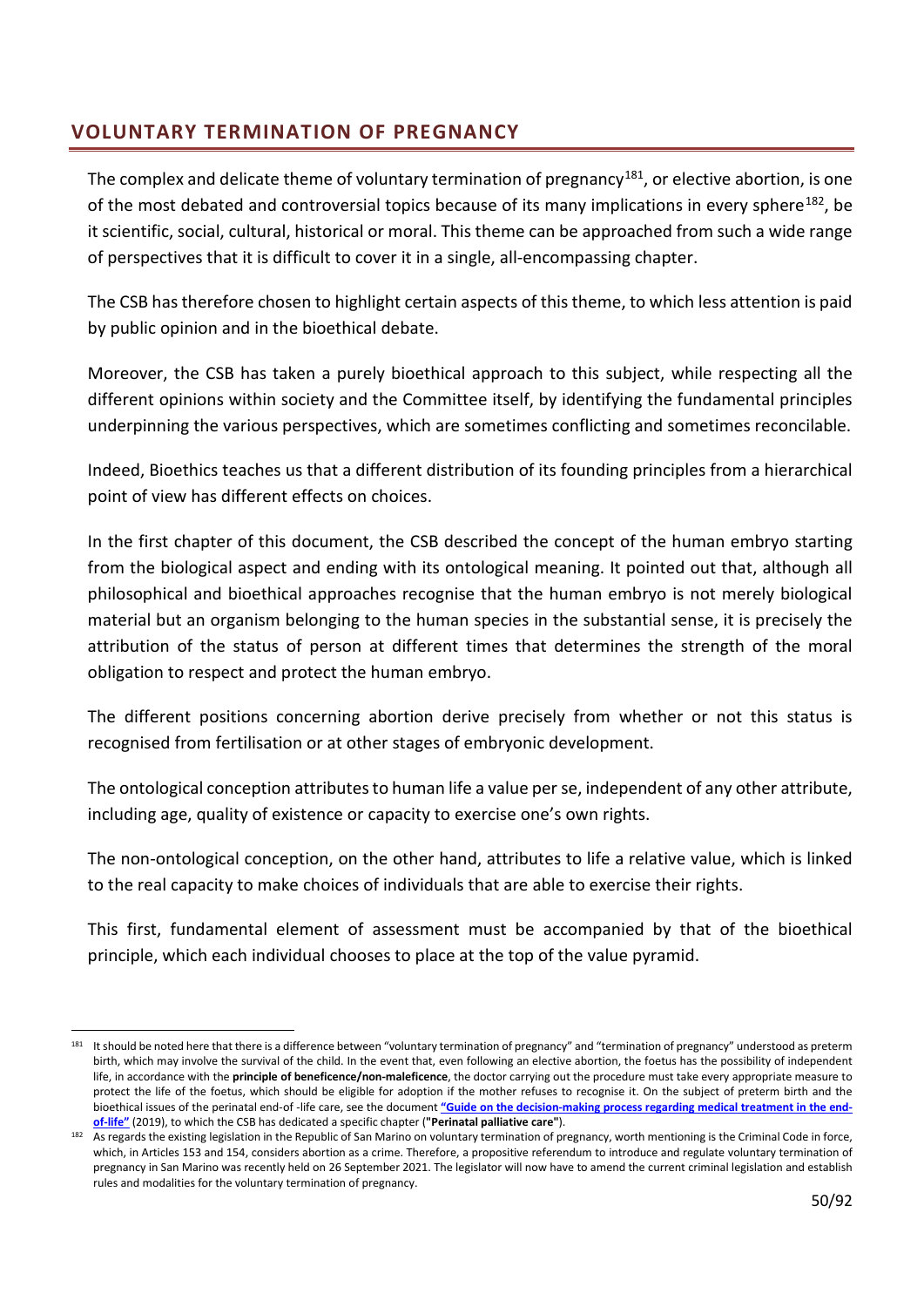## VOLUNTARY TERMINATION OF PREGNANCY

The complex and delicate theme of voluntary termination of pregnancy[181], or elective abortion, is one of the most debated and controversial topics because of its many implications in every sphere[182], be it scientific, social, cultural, historical or moral. This theme can be approached from such a wide range of perspectives that it is difficult to cover it in a single, all-encompassing chapter.

The CSB has therefore chosen to highlight certain aspects of this theme, to which less attention is paid by public opinion and in the bioethical debate.

Moreover, the CSB has taken a purely bioethical approach to this subject, while respecting all the different opinions within society and the Committee itself, by identifying the fundamental principles underpinning the various perspectives, which are sometimes conflicting and sometimes reconcilable.

Indeed, Bioethics teaches us that a different distribution of its founding principles from a hierarchical point of view has different effects on choices.

In the first chapter of this document, the CSB described the concept of the human embryo starting from the biological aspect and ending with its ontological meaning. It pointed out that, although all philosophical and bioethical approaches recognise that the human embryo is not merely biological material but an organism belonging to the human species in the substantial sense, it is precisely the attribution of the status of person at different times that determines the strength of the moral obligation to respect and protect the human embryo.

The different positions concerning abortion derive precisely from whether or not this status is recognised from fertilisation or at other stages of embryonic development.

The ontological conception attributes to human life a value per se, independent of any other attribute, including age, quality of existence or capacity to exercise one's own rights.

The non-ontological conception, on the other hand, attributes to life a relative value, which is linked to the real capacity to make choices of individuals that are able to exercise their rights.

This first, fundamental element of assessment must be accompanied by that of the bioethical principle, which each individual chooses to place at the top of the value pyramid.

---

[181] It should be noted here that there is a difference between "voluntary termination of pregnancy" and "termination of pregnancy" understood as preterm birth, which may involve the survival of the child. In the event that, even following an elective abortion, the foetus has the possibility of independent life, in accordance with the **principle of beneficence/non-maleficence**, the doctor carrying out the procedure must take every appropriate measure to protect the life of the foetus, which should be eligible for adoption if the mother refuses to recognise it. On the subject of preterm birth and the bioethical issues of the perinatal end-of -life care, see the document **"Guide on the decision-making process regarding medical treatment in the end-of-life"** (2019), to which the CSB has dedicated a specific chapter (**"Perinatal palliative care"**).

[182] As regards the existing legislation in the Republic of San Marino on voluntary termination of pregnancy, worth mentioning is the Criminal Code in force, which, in Articles 153 and 154, considers abortion as a crime. Therefore, a propositive referendum to introduce and regulate voluntary termination of pregnancy in San Marino was recently held on 26 September 2021. The legislator will now have to amend the current criminal legislation and establish rules and modalities for the voluntary termination of pregnancy.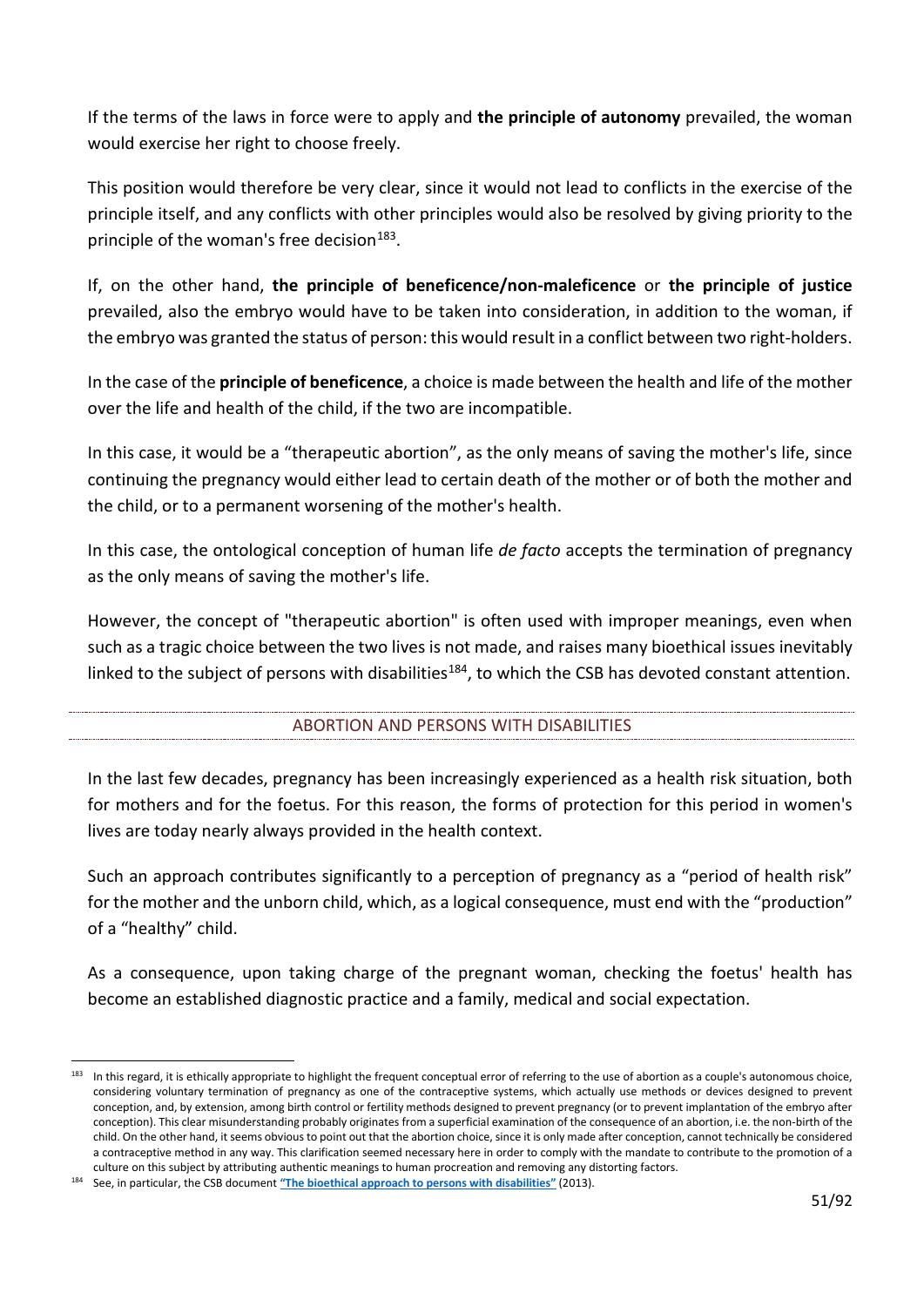If the terms of the laws in force were to apply and **the principle of autonomy** prevailed, the woman would exercise her right to choose freely.

This position would therefore be very clear, since it would not lead to conflicts in the exercise of the principle itself, and any conflicts with other principles would also be resolved by giving priority to the principle of the woman's free decision[183].

If, on the other hand, **the principle of beneficence/non-maleficence** or **the principle of justice** prevailed, also the embryo would have to be taken into consideration, in addition to the woman, if the embryo was granted the status of person: this would result in a conflict between two right-holders.

In the case of the **principle of beneficence**, a choice is made between the health and life of the mother over the life and health of the child, if the two are incompatible.

In this case, it would be a "therapeutic abortion", as the only means of saving the mother's life, since continuing the pregnancy would either lead to certain death of the mother or of both the mother and the child, or to a permanent worsening of the mother's health.

In this case, the ontological conception of human life *de facto* accepts the termination of pregnancy as the only means of saving the mother's life.

However, the concept of "therapeutic abortion" is often used with improper meanings, even when such as a tragic choice between the two lives is not made, and raises many bioethical issues inevitably linked to the subject of persons with disabilities[184], to which the CSB has devoted constant attention.

## ABORTION AND PERSONS WITH DISABILITIES

In the last few decades, pregnancy has been increasingly experienced as a health risk situation, both for mothers and for the foetus. For this reason, the forms of protection for this period in women's lives are today nearly always provided in the health context.

Such an approach contributes significantly to a perception of pregnancy as a "period of health risk" for the mother and the unborn child, which, as a logical consequence, must end with the "production" of a "healthy" child.

As a consequence, upon taking charge of the pregnant woman, checking the foetus' health has become an established diagnostic practice and a family, medical and social expectation.

---

[183] In this regard, it is ethically appropriate to highlight the frequent conceptual error of referring to the use of abortion as a couple's autonomous choice, considering voluntary termination of pregnancy as one of the contraceptive systems, which actually use methods or devices designed to prevent conception, and, by extension, among birth control or fertility methods designed to prevent pregnancy (or to prevent implantation of the embryo after conception). This clear misunderstanding probably originates from a superficial examination of the consequence of an abortion, i.e. the non-birth of the child. On the other hand, it seems obvious to point out that the abortion choice, since it is only made after conception, cannot technically be considered a contraceptive method in any way. This clarification seemed necessary here in order to comply with the mandate to contribute to the promotion of a culture on this subject by attributing authentic meanings to human procreation and removing any distorting factors.

[184] See, in particular, the CSB document **"The bioethical approach to persons with disabilities"** (2013).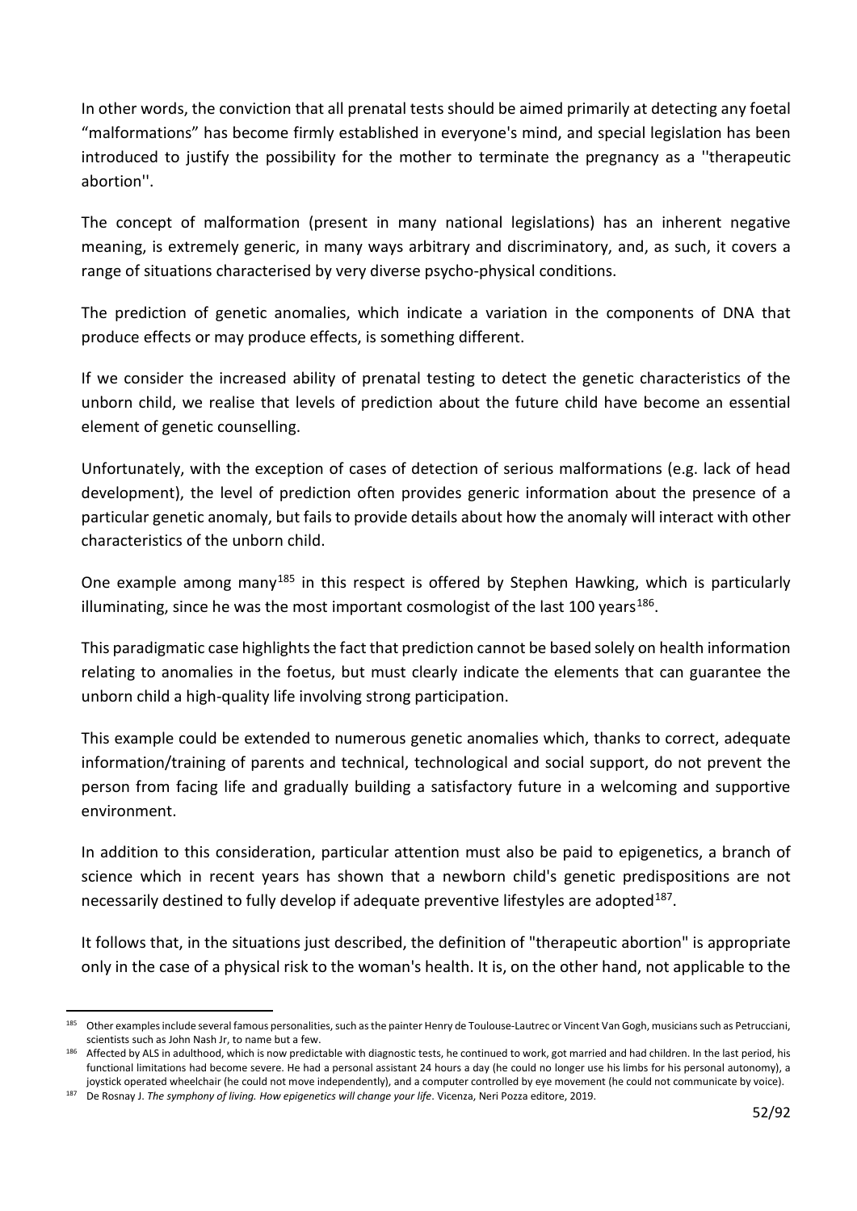In other words, the conviction that all prenatal tests should be aimed primarily at detecting any foetal "malformations" has become firmly established in everyone's mind, and special legislation has been introduced to justify the possibility for the mother to terminate the pregnancy as a ''therapeutic abortion''.

The concept of malformation (present in many national legislations) has an inherent negative meaning, is extremely generic, in many ways arbitrary and discriminatory, and, as such, it covers a range of situations characterised by very diverse psycho-physical conditions.

The prediction of genetic anomalies, which indicate a variation in the components of DNA that produce effects or may produce effects, is something different.

If we consider the increased ability of prenatal testing to detect the genetic characteristics of the unborn child, we realise that levels of prediction about the future child have become an essential element of genetic counselling.

Unfortunately, with the exception of cases of detection of serious malformations (e.g. lack of head development), the level of prediction often provides generic information about the presence of a particular genetic anomaly, but fails to provide details about how the anomaly will interact with other characteristics of the unborn child.

One example among many[185] in this respect is offered by Stephen Hawking, which is particularly illuminating, since he was the most important cosmologist of the last 100 years[186].

This paradigmatic case highlights the fact that prediction cannot be based solely on health information relating to anomalies in the foetus, but must clearly indicate the elements that can guarantee the unborn child a high-quality life involving strong participation.

This example could be extended to numerous genetic anomalies which, thanks to correct, adequate information/training of parents and technical, technological and social support, do not prevent the person from facing life and gradually building a satisfactory future in a welcoming and supportive environment.

In addition to this consideration, particular attention must also be paid to epigenetics, a branch of science which in recent years has shown that a newborn child's genetic predispositions are not necessarily destined to fully develop if adequate preventive lifestyles are adopted[187].

It follows that, in the situations just described, the definition of "therapeutic abortion" is appropriate only in the case of a physical risk to the woman's health. It is, on the other hand, not applicable to the

---

[185] Other examples include several famous personalities, such as the painter Henry de Toulouse-Lautrec or Vincent Van Gogh, musicians such as Petrucciani, scientists such as John Nash Jr, to name but a few.

[186] Affected by ALS in adulthood, which is now predictable with diagnostic tests, he continued to work, got married and had children. In the last period, his functional limitations had become severe. He had a personal assistant 24 hours a day (he could no longer use his limbs for his personal autonomy), a joystick operated wheelchair (he could not move independently), and a computer controlled by eye movement (he could not communicate by voice).

[187] De Rosnay J. *The symphony of living. How epigenetics will change your life*. Vicenza, Neri Pozza editore, 2019.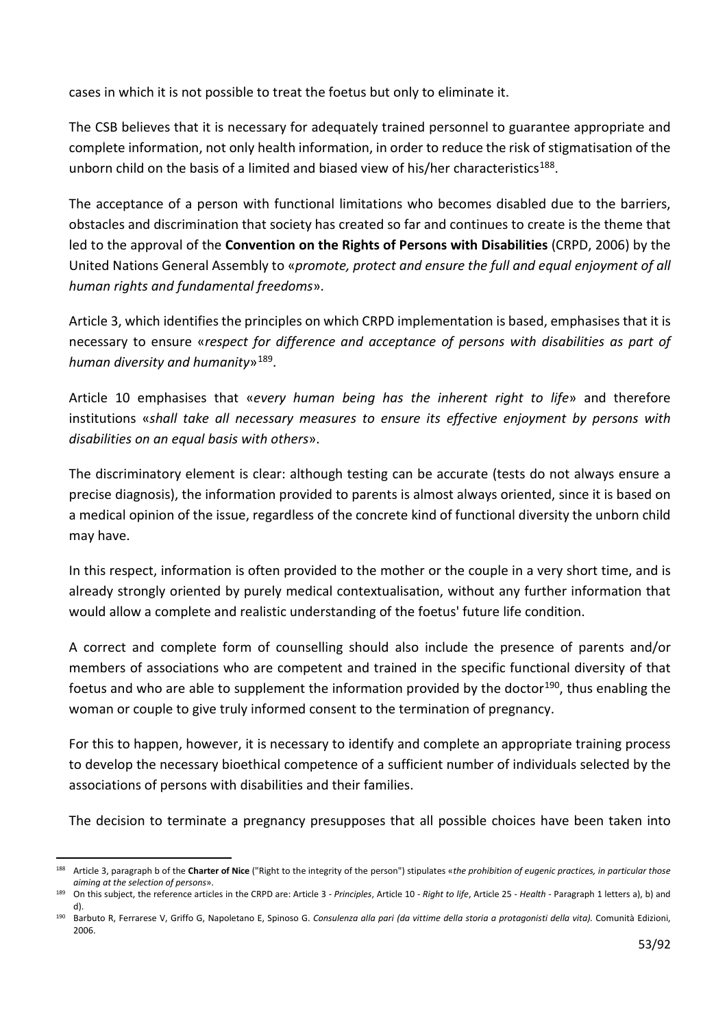cases in which it is not possible to treat the foetus but only to eliminate it.

The CSB believes that it is necessary for adequately trained personnel to guarantee appropriate and complete information, not only health information, in order to reduce the risk of stigmatisation of the unborn child on the basis of a limited and biased view of his/her characteristics[188].

The acceptance of a person with functional limitations who becomes disabled due to the barriers, obstacles and discrimination that society has created so far and continues to create is the theme that led to the approval of the **Convention on the Rights of Persons with Disabilities** (CRPD, 2006) by the United Nations General Assembly to «*promote, protect and ensure the full and equal enjoyment of all human rights and fundamental freedoms*».

Article 3, which identifies the principles on which CRPD implementation is based, emphasises that it is necessary to ensure «*respect for difference and acceptance of persons with disabilities as part of human diversity and humanity*»[189].

Article 10 emphasises that «*every human being has the inherent right to life*» and therefore institutions «*shall take all necessary measures to ensure its effective enjoyment by persons with disabilities on an equal basis with others*».

The discriminatory element is clear: although testing can be accurate (tests do not always ensure a precise diagnosis), the information provided to parents is almost always oriented, since it is based on a medical opinion of the issue, regardless of the concrete kind of functional diversity the unborn child may have.

In this respect, information is often provided to the mother or the couple in a very short time, and is already strongly oriented by purely medical contextualisation, without any further information that would allow a complete and realistic understanding of the foetus' future life condition.

A correct and complete form of counselling should also include the presence of parents and/or members of associations who are competent and trained in the specific functional diversity of that foetus and who are able to supplement the information provided by the doctor[190], thus enabling the woman or couple to give truly informed consent to the termination of pregnancy.

For this to happen, however, it is necessary to identify and complete an appropriate training process to develop the necessary bioethical competence of a sufficient number of individuals selected by the associations of persons with disabilities and their families.

The decision to terminate a pregnancy presupposes that all possible choices have been taken into

---

[188] Article 3, paragraph b of the **Charter of Nice** ("Right to the integrity of the person") stipulates «*the prohibition of eugenic practices, in particular those aiming at the selection of persons*».

[189] On this subject, the reference articles in the CRPD are: Article 3 - *Principles*, Article 10 - *Right to life*, Article 25 - *Health* - Paragraph 1 letters a), b) and d).

[190] Barbuto R, Ferrarese V, Griffo G, Napoletano E, Spinoso G. *Consulenza alla pari (da vittime della storia a protagonisti della vita).* Comunità Edizioni, 2006.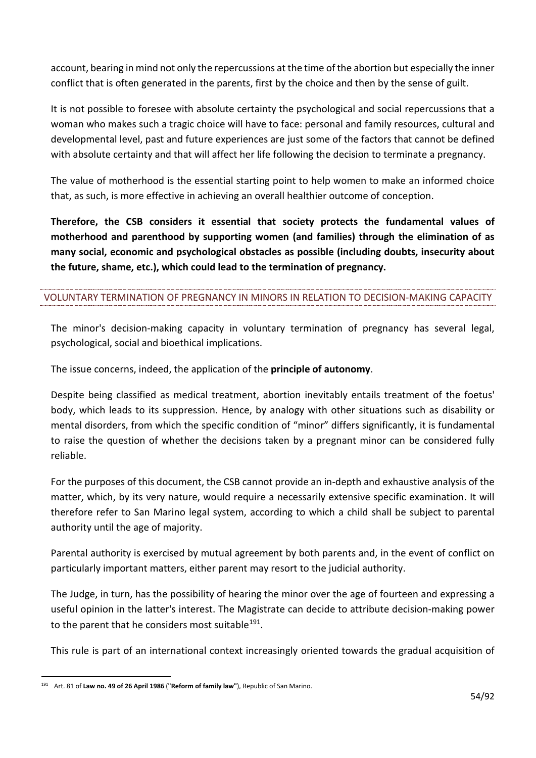account, bearing in mind not only the repercussions at the time of the abortion but especially the inner conflict that is often generated in the parents, first by the choice and then by the sense of guilt.

It is not possible to foresee with absolute certainty the psychological and social repercussions that a woman who makes such a tragic choice will have to face: personal and family resources, cultural and developmental level, past and future experiences are just some of the factors that cannot be defined with absolute certainty and that will affect her life following the decision to terminate a pregnancy.

The value of motherhood is the essential starting point to help women to make an informed choice that, as such, is more effective in achieving an overall healthier outcome of conception.

**Therefore, the CSB considers it essential that society protects the fundamental values of motherhood and parenthood by supporting women (and families) through the elimination of as many social, economic and psychological obstacles as possible (including doubts, insecurity about the future, shame, etc.), which could lead to the termination of pregnancy.**

## VOLUNTARY TERMINATION OF PREGNANCY IN MINORS IN RELATION TO DECISION-MAKING CAPACITY

The minor's decision-making capacity in voluntary termination of pregnancy has several legal, psychological, social and bioethical implications.

The issue concerns, indeed, the application of the **principle of autonomy**.

Despite being classified as medical treatment, abortion inevitably entails treatment of the foetus' body, which leads to its suppression. Hence, by analogy with other situations such as disability or mental disorders, from which the specific condition of "minor" differs significantly, it is fundamental to raise the question of whether the decisions taken by a pregnant minor can be considered fully reliable.

For the purposes of this document, the CSB cannot provide an in-depth and exhaustive analysis of the matter, which, by its very nature, would require a necessarily extensive specific examination. It will therefore refer to San Marino legal system, according to which a child shall be subject to parental authority until the age of majority.

Parental authority is exercised by mutual agreement by both parents and, in the event of conflict on particularly important matters, either parent may resort to the judicial authority.

The Judge, in turn, has the possibility of hearing the minor over the age of fourteen and expressing a useful opinion in the latter's interest. The Magistrate can decide to attribute decision-making power to the parent that he considers most suitable[191].

This rule is part of an international context increasingly oriented towards the gradual acquisition of

[191] Art. 81 of **Law no. 49 of 26 April 1986** (**"Reform of family law"**), Republic of San Marino.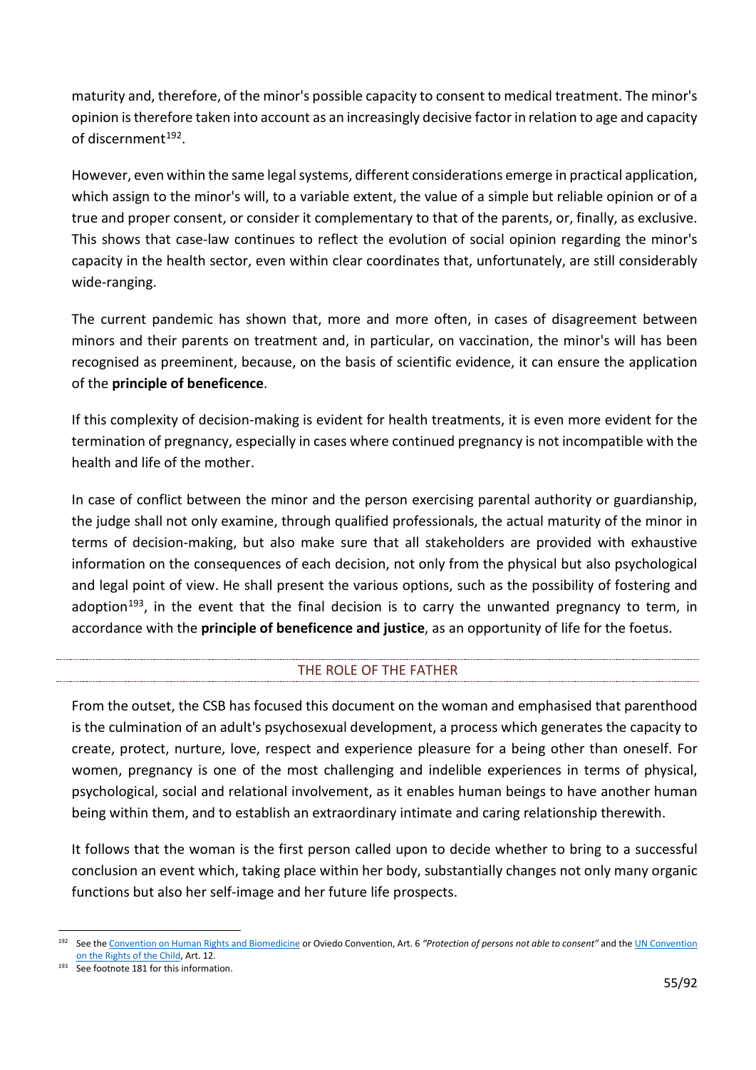maturity and, therefore, of the minor's possible capacity to consent to medical treatment. The minor's opinion is therefore taken into account as an increasingly decisive factor in relation to age and capacity of discernment[192].

However, even within the same legal systems, different considerations emerge in practical application, which assign to the minor's will, to a variable extent, the value of a simple but reliable opinion or of a true and proper consent, or consider it complementary to that of the parents, or, finally, as exclusive. This shows that case-law continues to reflect the evolution of social opinion regarding the minor's capacity in the health sector, even within clear coordinates that, unfortunately, are still considerably wide-ranging.

The current pandemic has shown that, more and more often, in cases of disagreement between minors and their parents on treatment and, in particular, on vaccination, the minor's will has been recognised as preeminent, because, on the basis of scientific evidence, it can ensure the application of the **principle of beneficence**.

If this complexity of decision-making is evident for health treatments, it is even more evident for the termination of pregnancy, especially in cases where continued pregnancy is not incompatible with the health and life of the mother.

In case of conflict between the minor and the person exercising parental authority or guardianship, the judge shall not only examine, through qualified professionals, the actual maturity of the minor in terms of decision-making, but also make sure that all stakeholders are provided with exhaustive information on the consequences of each decision, not only from the physical but also psychological and legal point of view. He shall present the various options, such as the possibility of fostering and adoption[193], in the event that the final decision is to carry the unwanted pregnancy to term, in accordance with the **principle of beneficence and justice**, as an opportunity of life for the foetus.

## THE ROLE OF THE FATHER

From the outset, the CSB has focused this document on the woman and emphasised that parenthood is the culmination of an adult's psychosexual development, a process which generates the capacity to create, protect, nurture, love, respect and experience pleasure for a being other than oneself. For women, pregnancy is one of the most challenging and indelible experiences in terms of physical, psychological, social and relational involvement, as it enables human beings to have another human being within them, and to establish an extraordinary intimate and caring relationship therewith.

It follows that the woman is the first person called upon to decide whether to bring to a successful conclusion an event which, taking place within her body, substantially changes not only many organic functions but also her self-image and her future life prospects.

---

[192] See the Convention on Human Rights and Biomedicine or Oviedo Convention, Art. 6 *"Protection of persons not able to consent"* and the UN Convention on the Rights of the Child, Art. 12.

[193] See footnote 181 for this information.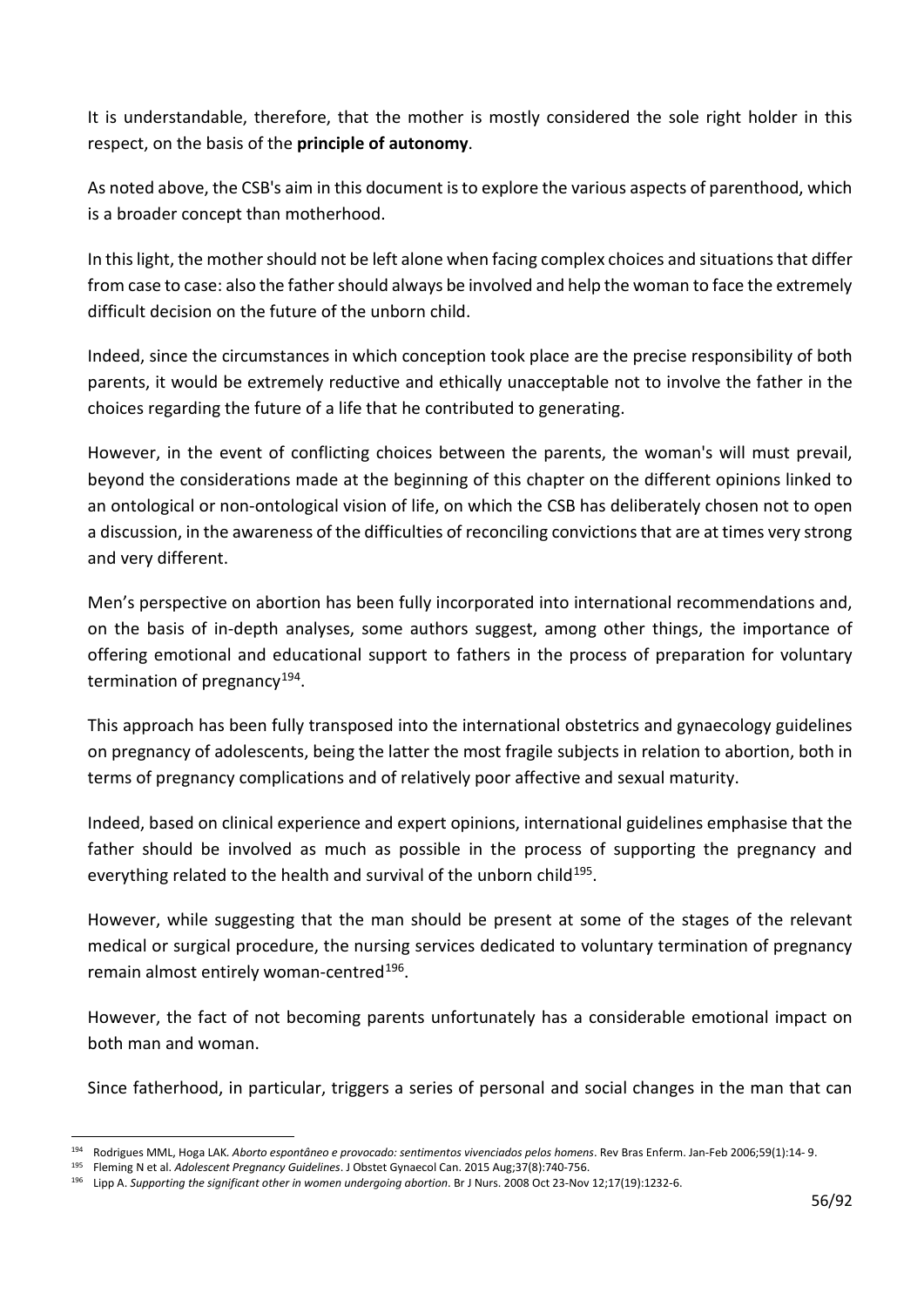It is understandable, therefore, that the mother is mostly considered the sole right holder in this respect, on the basis of the **principle of autonomy**.

As noted above, the CSB's aim in this document is to explore the various aspects of parenthood, which is a broader concept than motherhood.

In this light, the mother should not be left alone when facing complex choices and situations that differ from case to case: also the father should always be involved and help the woman to face the extremely difficult decision on the future of the unborn child.

Indeed, since the circumstances in which conception took place are the precise responsibility of both parents, it would be extremely reductive and ethically unacceptable not to involve the father in the choices regarding the future of a life that he contributed to generating.

However, in the event of conflicting choices between the parents, the woman's will must prevail, beyond the considerations made at the beginning of this chapter on the different opinions linked to an ontological or non-ontological vision of life, on which the CSB has deliberately chosen not to open a discussion, in the awareness of the difficulties of reconciling convictions that are at times very strong and very different.

Men's perspective on abortion has been fully incorporated into international recommendations and, on the basis of in-depth analyses, some authors suggest, among other things, the importance of offering emotional and educational support to fathers in the process of preparation for voluntary termination of pregnancy[194].

This approach has been fully transposed into the international obstetrics and gynaecology guidelines on pregnancy of adolescents, being the latter the most fragile subjects in relation to abortion, both in terms of pregnancy complications and of relatively poor affective and sexual maturity.

Indeed, based on clinical experience and expert opinions, international guidelines emphasise that the father should be involved as much as possible in the process of supporting the pregnancy and everything related to the health and survival of the unborn child[195].

However, while suggesting that the man should be present at some of the stages of the relevant medical or surgical procedure, the nursing services dedicated to voluntary termination of pregnancy remain almost entirely woman-centred[196].

However, the fact of not becoming parents unfortunately has a considerable emotional impact on both man and woman.

Since fatherhood, in particular, triggers a series of personal and social changes in the man that can

---

[194] Rodrigues MML, Hoga LAK. *Aborto espontâneo e provocado: sentimentos vivenciados pelos homens*. Rev Bras Enferm. Jan-Feb 2006;59(1):14- 9.

[195] Fleming N et al. *Adolescent Pregnancy Guidelines*. J Obstet Gynaecol Can. 2015 Aug;37(8):740-756.

[196] Lipp A. *Supporting the significant other in women undergoing abortion*. Br J Nurs. 2008 Oct 23-Nov 12;17(19):1232-6.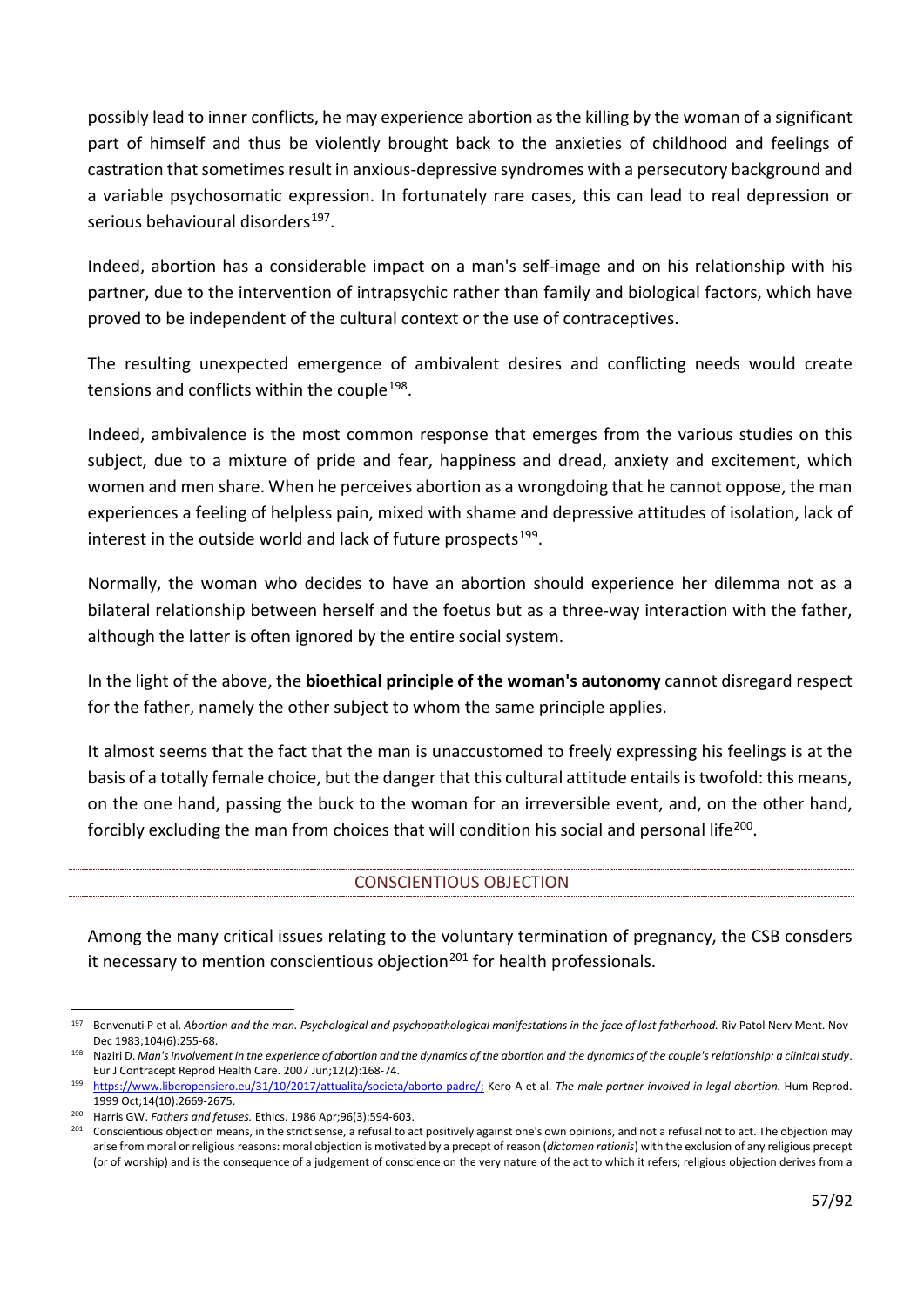possibly lead to inner conflicts, he may experience abortion as the killing by the woman of a significant part of himself and thus be violently brought back to the anxieties of childhood and feelings of castration that sometimes result in anxious-depressive syndromes with a persecutory background and a variable psychosomatic expression. In fortunately rare cases, this can lead to real depression or serious behavioural disorders[197].

Indeed, abortion has a considerable impact on a man's self-image and on his relationship with his partner, due to the intervention of intrapsychic rather than family and biological factors, which have proved to be independent of the cultural context or the use of contraceptives.

The resulting unexpected emergence of ambivalent desires and conflicting needs would create tensions and conflicts within the couple[198].

Indeed, ambivalence is the most common response that emerges from the various studies on this subject, due to a mixture of pride and fear, happiness and dread, anxiety and excitement, which women and men share. When he perceives abortion as a wrongdoing that he cannot oppose, the man experiences a feeling of helpless pain, mixed with shame and depressive attitudes of isolation, lack of interest in the outside world and lack of future prospects[199].

Normally, the woman who decides to have an abortion should experience her dilemma not as a bilateral relationship between herself and the foetus but as a three-way interaction with the father, although the latter is often ignored by the entire social system.

In the light of the above, the **bioethical principle of the woman's autonomy** cannot disregard respect for the father, namely the other subject to whom the same principle applies.

It almost seems that the fact that the man is unaccustomed to freely expressing his feelings is at the basis of a totally female choice, but the danger that this cultural attitude entails is twofold: this means, on the one hand, passing the buck to the woman for an irreversible event, and, on the other hand, forcibly excluding the man from choices that will condition his social and personal life[200].

## CONSCIENTIOUS OBJECTION

Among the many critical issues relating to the voluntary termination of pregnancy, the CSB consders it necessary to mention conscientious objection[201] for health professionals.

---

[197] Benvenuti P et al. *Abortion and the man. Psychological and psychopathological manifestations in the face of lost fatherhood.* Riv Patol Nerv Ment. Nov-Dec 1983;104(6):255-68.

[198] Naziri D. *Man's involvement in the experience of abortion and the dynamics of the abortion and the dynamics of the couple's relationship: a clinical study*. Eur J Contracept Reprod Health Care. 2007 Jun;12(2):168-74.

[199] https://www.liberopensiero.eu/31/10/2017/attualita/societa/aborto-padre/; Kero A et al. *The male partner involved in legal abortion.* Hum Reprod. 1999 Oct;14(10):2669-2675.

[200] Harris GW. *Fathers and fetuses.* Ethics. 1986 Apr;96(3):594-603.

[201] Conscientious objection means, in the strict sense, a refusal to act positively against one's own opinions, and not a refusal not to act. The objection may arise from moral or religious reasons: moral objection is motivated by a precept of reason (*dictamen rationis*) with the exclusion of any religious precept (or of worship) and is the consequence of a judgement of conscience on the very nature of the act to which it refers; religious objection derives from a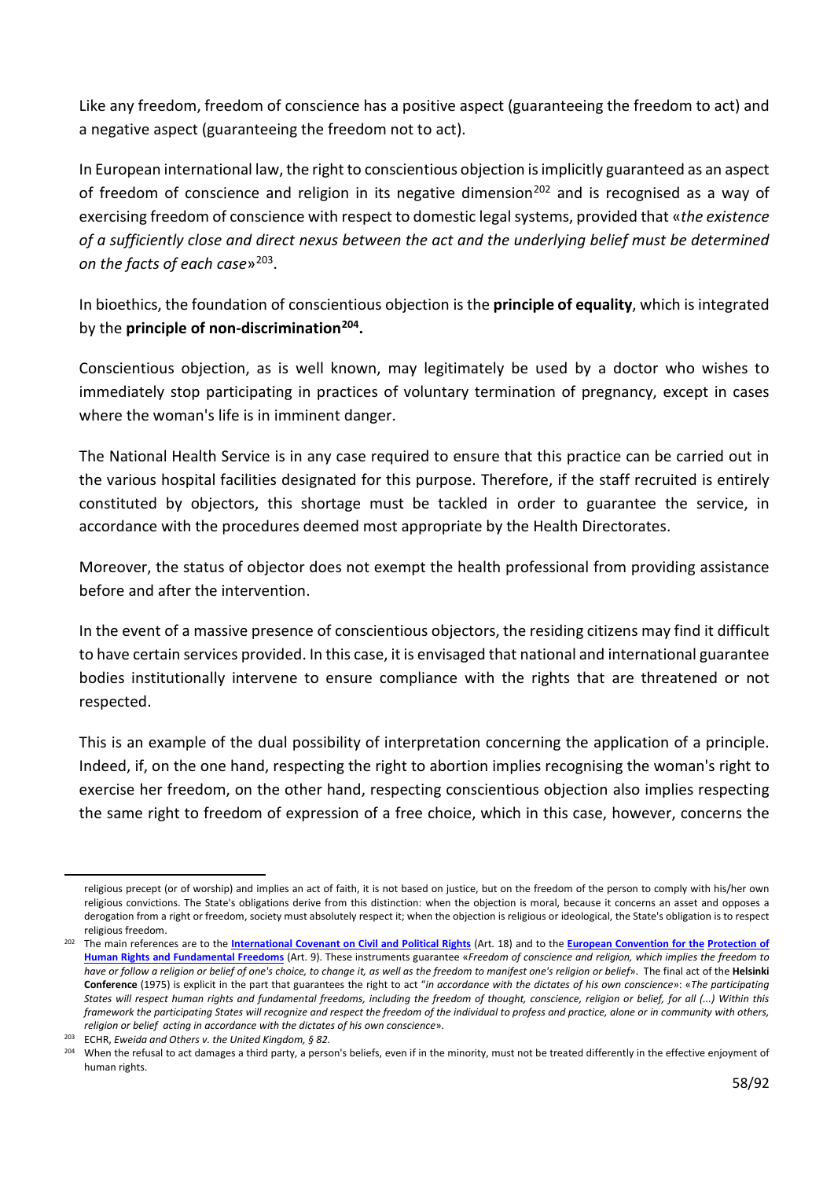Like any freedom, freedom of conscience has a positive aspect (guaranteeing the freedom to act) and a negative aspect (guaranteeing the freedom not to act).

In European international law, the right to conscientious objection is implicitly guaranteed as an aspect of freedom of conscience and religion in its negative dimension[202] and is recognised as a way of exercising freedom of conscience with respect to domestic legal systems, provided that «*the existence of a sufficiently close and direct nexus between the act and the underlying belief must be determined on the facts of each case*»[203].

In bioethics, the foundation of conscientious objection is the **principle of equality**, which is integrated by the **principle of non-discrimination[204].**

Conscientious objection, as is well known, may legitimately be used by a doctor who wishes to immediately stop participating in practices of voluntary termination of pregnancy, except in cases where the woman's life is in imminent danger.

The National Health Service is in any case required to ensure that this practice can be carried out in the various hospital facilities designated for this purpose. Therefore, if the staff recruited is entirely constituted by objectors, this shortage must be tackled in order to guarantee the service, in accordance with the procedures deemed most appropriate by the Health Directorates.

Moreover, the status of objector does not exempt the health professional from providing assistance before and after the intervention.

In the event of a massive presence of conscientious objectors, the residing citizens may find it difficult to have certain services provided. In this case, it is envisaged that national and international guarantee bodies institutionally intervene to ensure compliance with the rights that are threatened or not respected.

This is an example of the dual possibility of interpretation concerning the application of a principle. Indeed, if, on the one hand, respecting the right to abortion implies recognising the woman's right to exercise her freedom, on the other hand, respecting conscientious objection also implies respecting the same right to freedom of expression of a free choice, which in this case, however, concerns the

---

religious precept (or of worship) and implies an act of faith, it is not based on justice, but on the freedom of the person to comply with his/her own religious convictions. The State's obligations derive from this distinction: when the objection is moral, because it concerns an asset and opposes a derogation from a right or freedom, society must absolutely respect it; when the objection is religious or ideological, the State's obligation is to respect religious freedom.

[202] The main references are to the **International Covenant on Civil and Political Rights** (Art. 18) and to the **European Convention for the Protection of Human Rights and Fundamental Freedoms** (Art. 9). These instruments guarantee «*Freedom of conscience and religion, which implies the freedom to have or follow a religion or belief of one's choice, to change it, as well as the freedom to manifest one's religion or belief*». The final act of the **Helsinki Conference** (1975) is explicit in the part that guarantees the right to act "*in accordance with the dictates of his own conscience*»: «*The participating States will respect human rights and fundamental freedoms, including the freedom of thought, conscience, religion or belief, for all (...) Within this framework the participating States will recognize and respect the freedom of the individual to profess and practice, alone or in community with others, religion or belief acting in accordance with the dictates of his own conscience*».

[203] ECHR, *Eweida and Others v. the United Kingdom, § 82.*

[204] When the refusal to act damages a third party, a person's beliefs, even if in the minority, must not be treated differently in the effective enjoyment of human rights.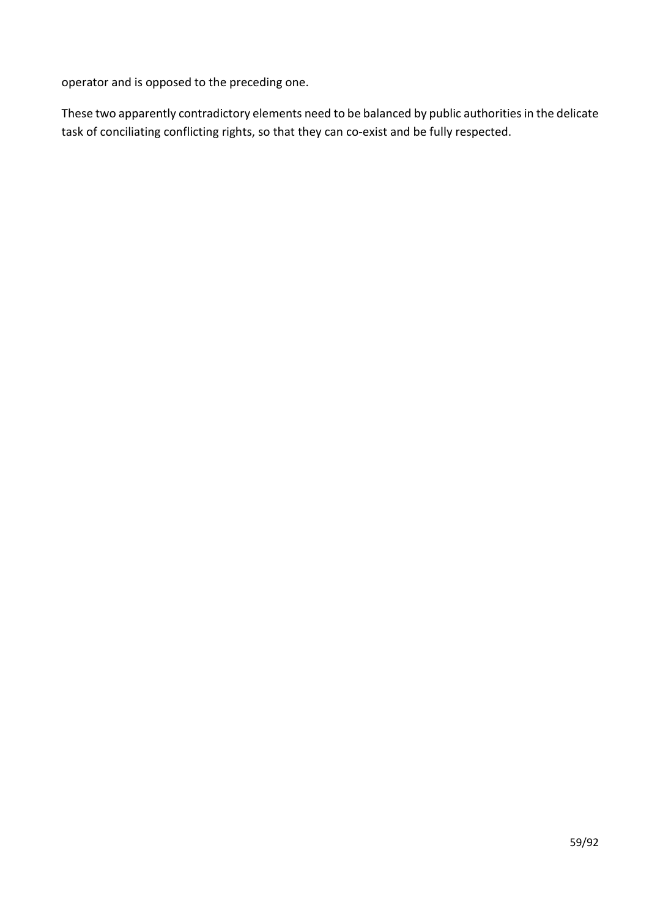operator and is opposed to the preceding one.

These two apparently contradictory elements need to be balanced by public authorities in the delicate task of conciliating conflicting rights, so that they can co-exist and be fully respected.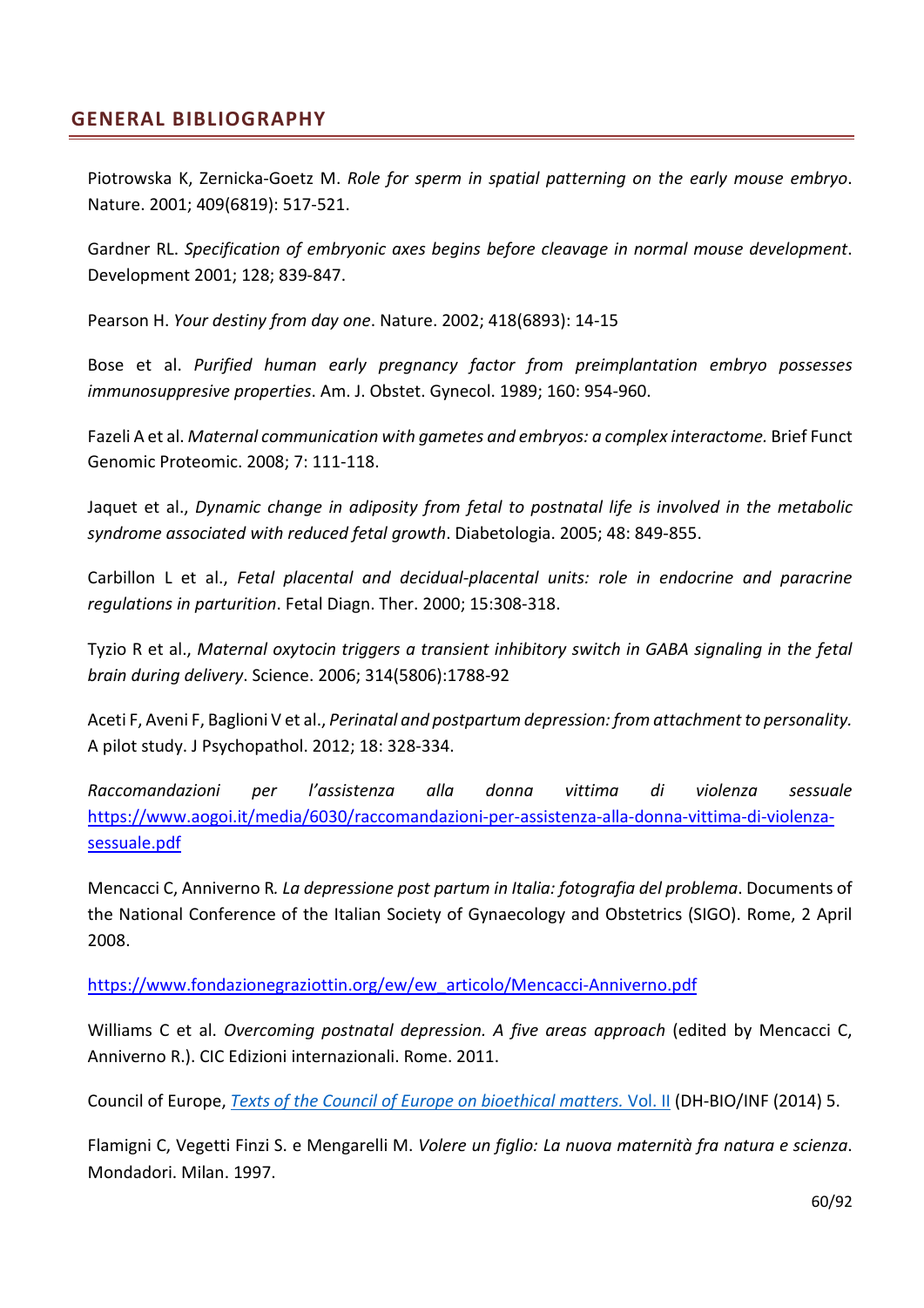## GENERAL BIBLIOGRAPHY

Piotrowska K, Zernicka-Goetz M. *Role for sperm in spatial patterning on the early mouse embryo*. Nature. 2001; 409(6819): 517-521.

Gardner RL. *Specification of embryonic axes begins before cleavage in normal mouse development*. Development 2001; 128; 839-847.

Pearson H. *Your destiny from day one*. Nature. 2002; 418(6893): 14-15

Bose et al. *Purified human early pregnancy factor from preimplantation embryo possesses immunosuppresive properties*. Am. J. Obstet. Gynecol. 1989; 160: 954-960.

Fazeli A et al. *Maternal communication with gametes and embryos: a complex interactome.* Brief Funct Genomic Proteomic. 2008; 7: 111-118.

Jaquet et al., *Dynamic change in adiposity from fetal to postnatal life is involved in the metabolic syndrome associated with reduced fetal growth*. Diabetologia. 2005; 48: 849-855.

Carbillon L et al., *Fetal placental and decidual-placental units: role in endocrine and paracrine regulations in parturition*. Fetal Diagn. Ther. 2000; 15:308-318.

Tyzio R et al., *Maternal oxytocin triggers a transient inhibitory switch in GABA signaling in the fetal brain during delivery*. Science. 2006; 314(5806):1788-92

Aceti F, Aveni F, Baglioni V et al., *Perinatal and postpartum depression: from attachment to personality.* A pilot study. J Psychopathol. 2012; 18: 328-334.

*Raccomandazioni per l'assistenza alla donna vittima di violenza sessuale* https://www.aogoi.it/media/6030/raccomandazioni-per-assistenza-alla-donna-vittima-di-violenza-sessuale.pdf

Mencacci C, Anniverno R. *La depressione post partum in Italia: fotografia del problema*. Documents of the National Conference of the Italian Society of Gynaecology and Obstetrics (SIGO). Rome, 2 April 2008.

https://www.fondazionegraziottin.org/ew/ew_articolo/Mencacci-Anniverno.pdf

Williams C et al. *Overcoming postnatal depression. A five areas approach* (edited by Mencacci C, Anniverno R.). CIC Edizioni internazionali. Rome. 2011.

Council of Europe, *Texts of the Council of Europe on bioethical matters.* Vol. II (DH-BIO/INF (2014) 5.

Flamigni C, Vegetti Finzi S. e Mengarelli M. *Volere un figlio: La nuova maternità fra natura e scienza*. Mondadori. Milan. 1997.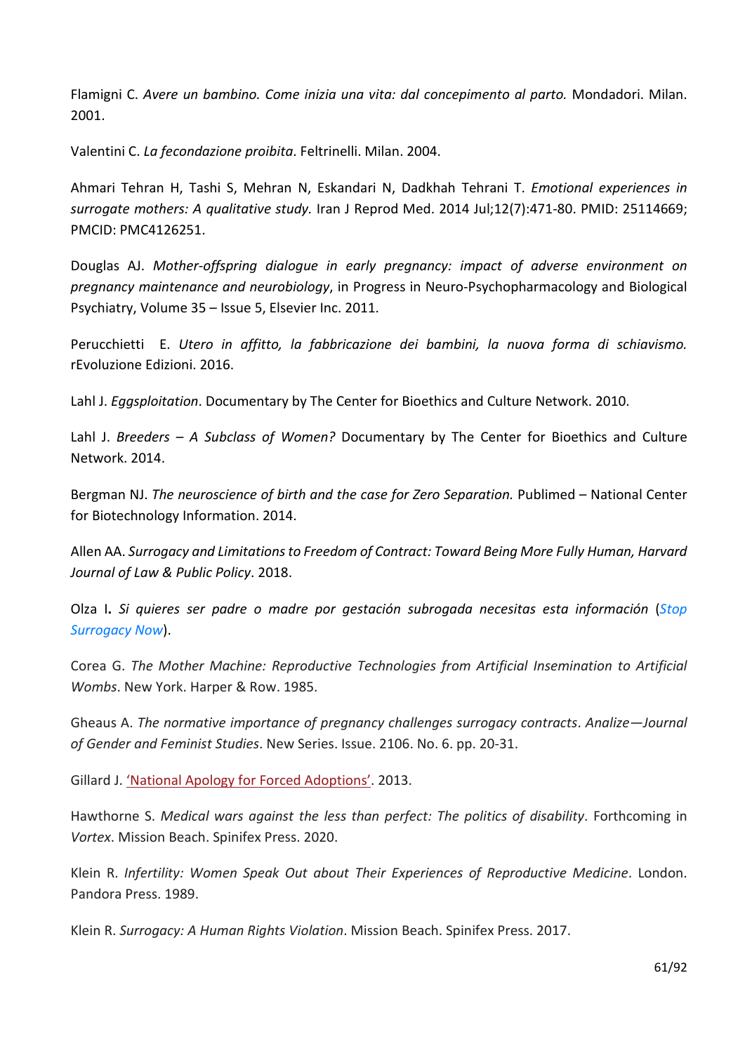Flamigni C. *Avere un bambino. Come inizia una vita: dal concepimento al parto.* Mondadori. Milan. 2001.

Valentini C. *La fecondazione proibita*. Feltrinelli. Milan. 2004.

Ahmari Tehran H, Tashi S, Mehran N, Eskandari N, Dadkhah Tehrani T. *Emotional experiences in surrogate mothers: A qualitative study.* Iran J Reprod Med. 2014 Jul;12(7):471-80. PMID: 25114669; PMCID: PMC4126251.

Douglas AJ. *Mother-offspring dialogue in early pregnancy: impact of adverse environment on pregnancy maintenance and neurobiology*, in Progress in Neuro-Psychopharmacology and Biological Psychiatry, Volume 35 – Issue 5, Elsevier Inc. 2011.

Perucchietti E. *Utero in affitto, la fabbricazione dei bambini, la nuova forma di schiavismo.* rEvoluzione Edizioni. 2016.

Lahl J. *Eggsploitation*. Documentary by The Center for Bioethics and Culture Network. 2010.

Lahl J. *Breeders – A Subclass of Women?* Documentary by The Center for Bioethics and Culture Network. 2014.

Bergman NJ. *The neuroscience of birth and the case for Zero Separation.* Publimed – National Center for Biotechnology Information. 2014.

Allen AA. *Surrogacy and Limitations to Freedom of Contract: Toward Being More Fully Human, Harvard Journal of Law & Public Policy*. 2018.

Olza I**.** *Si quieres ser padre o madre por gestación subrogada necesitas esta información* (*Stop Surrogacy Now*).

Corea G. *The Mother Machine: Reproductive Technologies from Artificial Insemination to Artificial Wombs*. New York. Harper & Row. 1985.

Gheaus A. *The normative importance of pregnancy challenges surrogacy contracts*. *Analize—Journal of Gender and Feminist Studies*. New Series. Issue. 2106. No. 6. pp. 20-31.

Gillard J. 'National Apology for Forced Adoptions'. 2013.

Hawthorne S. *Medical wars against the less than perfect: The politics of disability*. Forthcoming in *Vortex*. Mission Beach. Spinifex Press. 2020.

Klein R. *Infertility: Women Speak Out about Their Experiences of Reproductive Medicine*. London. Pandora Press. 1989.

Klein R. *Surrogacy: A Human Rights Violation*. Mission Beach. Spinifex Press. 2017.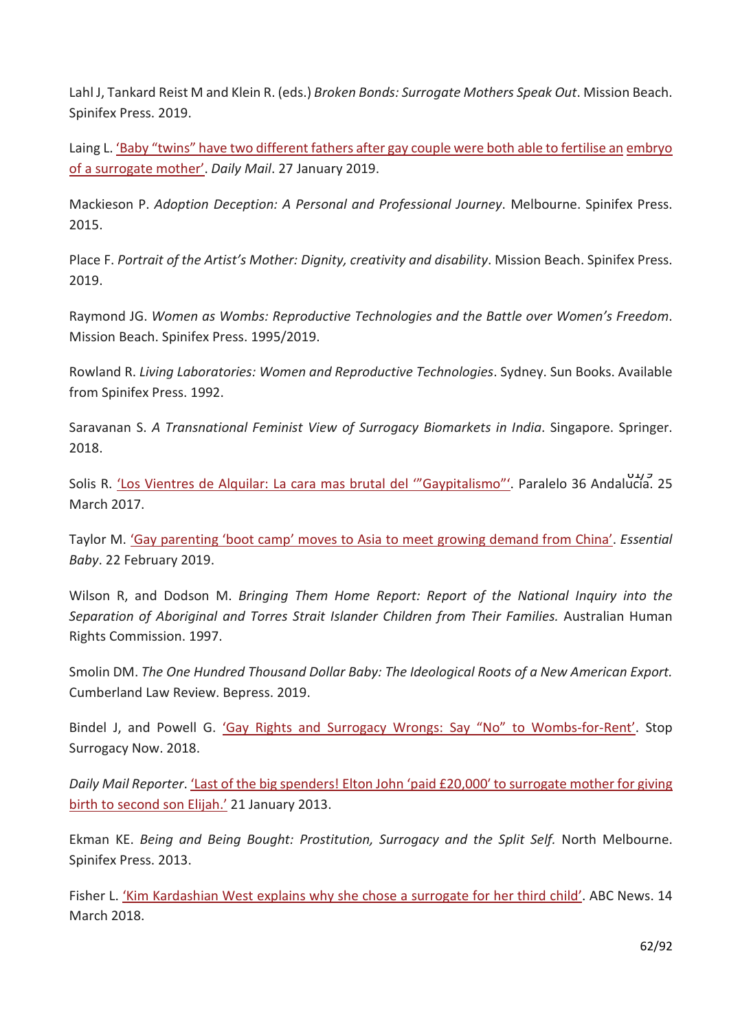Lahl J, Tankard Reist M and Klein R. (eds.) *Broken Bonds: Surrogate Mothers Speak Out*. Mission Beach. Spinifex Press. 2019.

Laing L. 'Baby "twins" have two different fathers after gay couple were both able to fertilise an embryo of a surrogate mother'. *Daily Mail*. 27 January 2019.

Mackieson P. *Adoption Deception: A Personal and Professional Journey*. Melbourne. Spinifex Press. 2015.

Place F. *Portrait of the Artist's Mother: Dignity, creativity and disability*. Mission Beach. Spinifex Press. 2019.

Raymond JG. *Women as Wombs: Reproductive Technologies and the Battle over Women's Freedom*. Mission Beach. Spinifex Press. 1995/2019.

Rowland R. *Living Laboratories: Women and Reproductive Technologies*. Sydney. Sun Books. Available from Spinifex Press. 1992.

Saravanan S. *A Transnational Feminist View of Surrogacy Biomarkets in India*. Singapore. Springer. 2018.

Solis R. 'Los Vientres de Alquilar: La cara mas brutal del '"Gaypitalismo"'. Paralelo 36 Andalucía. 25 March 2017.

Taylor M. 'Gay parenting 'boot camp' moves to Asia to meet growing demand from China'. *Essential Baby*. 22 February 2019.

Wilson R, and Dodson M. *Bringing Them Home Report: Report of the National Inquiry into the Separation of Aboriginal and Torres Strait Islander Children from Their Families.* Australian Human Rights Commission. 1997.

Smolin DM. *The One Hundred Thousand Dollar Baby: The Ideological Roots of a New American Export.* Cumberland Law Review. Bepress. 2019.

Bindel J, and Powell G. 'Gay Rights and Surrogacy Wrongs: Say "No" to Wombs-for-Rent'. Stop Surrogacy Now. 2018.

*Daily Mail Reporter*. 'Last of the big spenders! Elton John 'paid £20,000' to surrogate mother for giving birth to second son Elijah.' 21 January 2013.

Ekman KE. *Being and Being Bought: Prostitution, Surrogacy and the Split Self.* North Melbourne. Spinifex Press. 2013.

Fisher L. 'Kim Kardashian West explains why she chose a surrogate for her third child'. ABC News. 14 March 2018.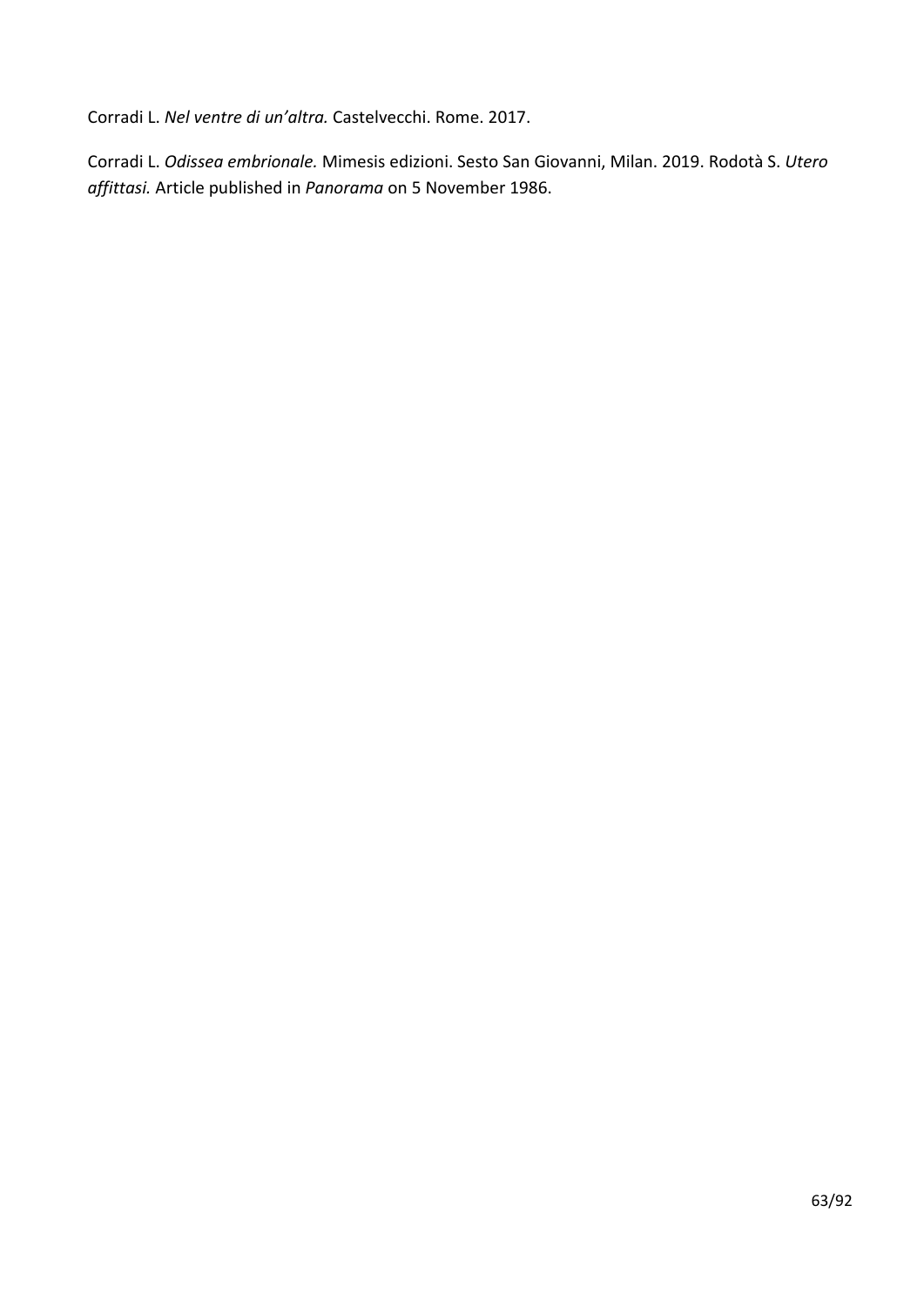Corradi L. *Nel ventre di un'altra.* Castelvecchi. Rome. 2017.

Corradi L. *Odissea embrionale.* Mimesis edizioni. Sesto San Giovanni, Milan. 2019. Rodotà S. *Utero affittasi.* Article published in *Panorama* on 5 November 1986.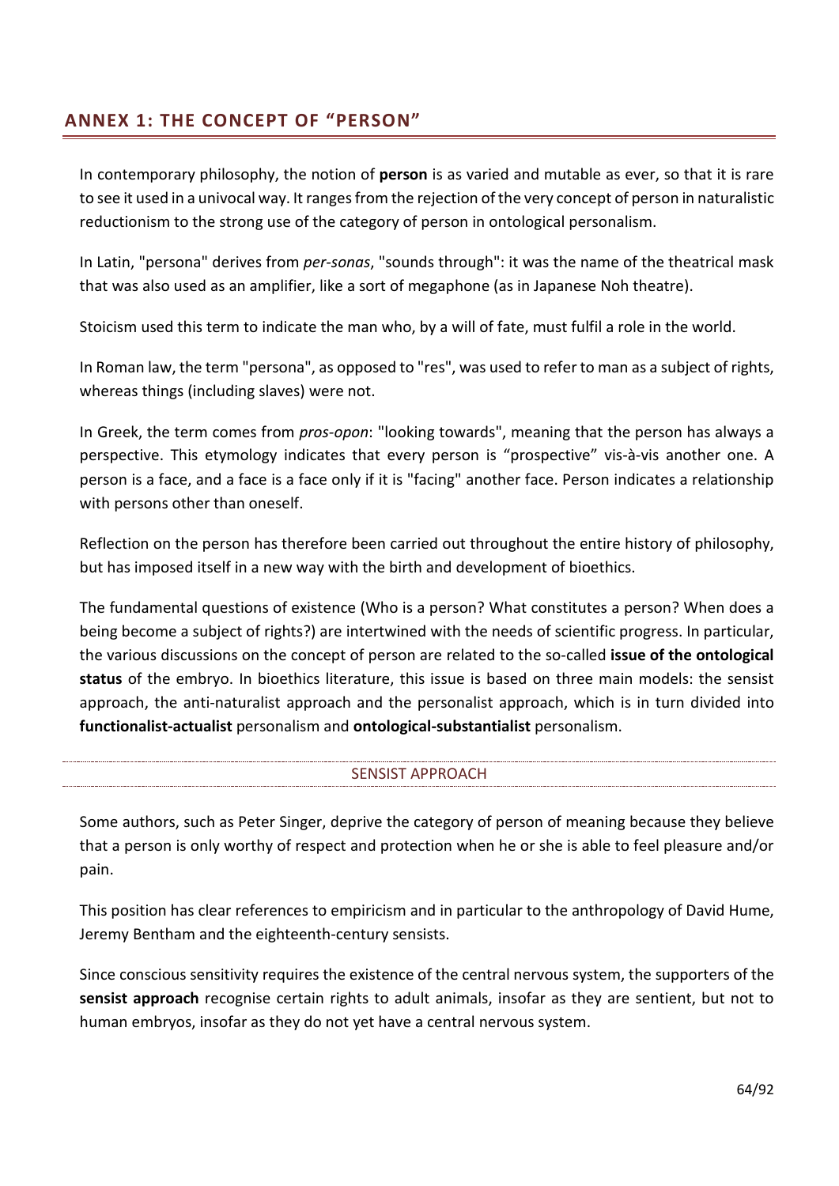## ANNEX 1: THE CONCEPT OF "PERSON"

In contemporary philosophy, the notion of **person** is as varied and mutable as ever, so that it is rare to see it used in a univocal way. It ranges from the rejection of the very concept of person in naturalistic reductionism to the strong use of the category of person in ontological personalism.

In Latin, "persona" derives from *per-sonas*, "sounds through": it was the name of the theatrical mask that was also used as an amplifier, like a sort of megaphone (as in Japanese Noh theatre).

Stoicism used this term to indicate the man who, by a will of fate, must fulfil a role in the world.

In Roman law, the term "persona", as opposed to "res", was used to refer to man as a subject of rights, whereas things (including slaves) were not.

In Greek, the term comes from *pros-opon*: "looking towards", meaning that the person has always a perspective. This etymology indicates that every person is "prospective" vis-à-vis another one. A person is a face, and a face is a face only if it is "facing" another face. Person indicates a relationship with persons other than oneself.

Reflection on the person has therefore been carried out throughout the entire history of philosophy, but has imposed itself in a new way with the birth and development of bioethics.

The fundamental questions of existence (Who is a person? What constitutes a person? When does a being become a subject of rights?) are intertwined with the needs of scientific progress. In particular, the various discussions on the concept of person are related to the so-called **issue of the ontological status** of the embryo. In bioethics literature, this issue is based on three main models: the sensist approach, the anti-naturalist approach and the personalist approach, which is in turn divided into **functionalist-actualist** personalism and **ontological-substantialist** personalism.

### SENSIST APPROACH

Some authors, such as Peter Singer, deprive the category of person of meaning because they believe that a person is only worthy of respect and protection when he or she is able to feel pleasure and/or pain.

This position has clear references to empiricism and in particular to the anthropology of David Hume, Jeremy Bentham and the eighteenth-century sensists.

Since conscious sensitivity requires the existence of the central nervous system, the supporters of the **sensist approach** recognise certain rights to adult animals, insofar as they are sentient, but not to human embryos, insofar as they do not yet have a central nervous system.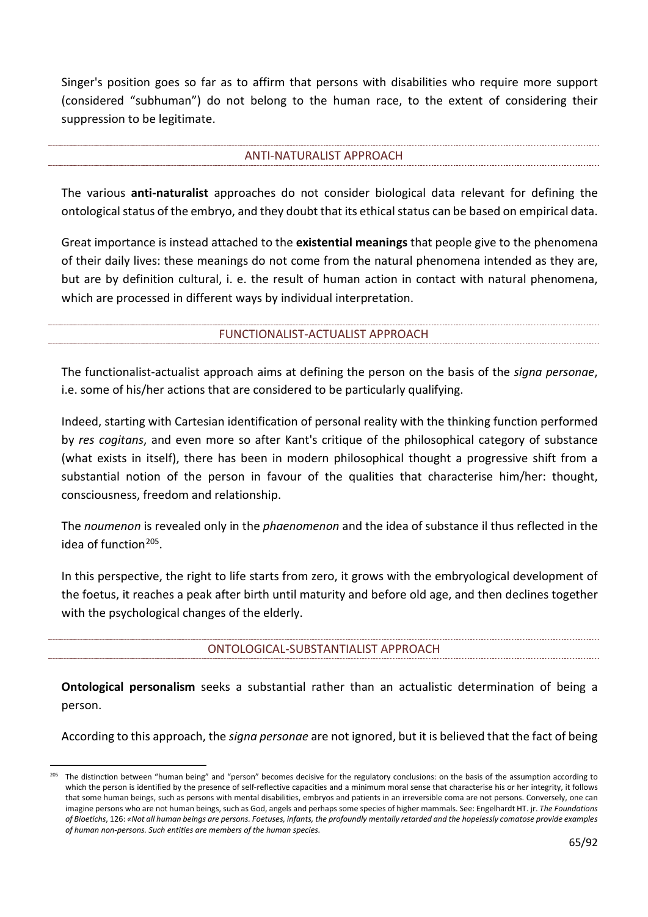Singer's position goes so far as to affirm that persons with disabilities who require more support (considered "subhuman") do not belong to the human race, to the extent of considering their suppression to be legitimate.

## ANTI-NATURALIST APPROACH

The various **anti-naturalist** approaches do not consider biological data relevant for defining the ontological status of the embryo, and they doubt that its ethical status can be based on empirical data.

Great importance is instead attached to the **existential meanings** that people give to the phenomena of their daily lives: these meanings do not come from the natural phenomena intended as they are, but are by definition cultural, i. e. the result of human action in contact with natural phenomena, which are processed in different ways by individual interpretation.

## FUNCTIONALIST-ACTUALIST APPROACH

The functionalist-actualist approach aims at defining the person on the basis of the *signa personae*, i.e. some of his/her actions that are considered to be particularly qualifying.

Indeed, starting with Cartesian identification of personal reality with the thinking function performed by *res cogitans*, and even more so after Kant's critique of the philosophical category of substance (what exists in itself), there has been in modern philosophical thought a progressive shift from a substantial notion of the person in favour of the qualities that characterise him/her: thought, consciousness, freedom and relationship.

The *noumenon* is revealed only in the *phaenomenon* and the idea of substance il thus reflected in the idea of function[205].

In this perspective, the right to life starts from zero, it grows with the embryological development of the foetus, it reaches a peak after birth until maturity and before old age, and then declines together with the psychological changes of the elderly.

## ONTOLOGICAL-SUBSTANTIALIST APPROACH

**Ontological personalism** seeks a substantial rather than an actualistic determination of being a person.

According to this approach, the *signa personae* are not ignored, but it is believed that the fact of being

---

[205] The distinction between "human being" and "person" becomes decisive for the regulatory conclusions: on the basis of the assumption according to which the person is identified by the presence of self-reflective capacities and a minimum moral sense that characterise his or her integrity, it follows that some human beings, such as persons with mental disabilities, embryos and patients in an irreversible coma are not persons. Conversely, one can imagine persons who are not human beings, such as God, angels and perhaps some species of higher mammals. See: Engelhardt HT. jr. *The Foundations of Bioetichs*, 126: *«Not all human beings are persons. Foetuses, infants, the profoundly mentally retarded and the hopelessly comatose provide examples of human non-persons. Such entities are members of the human species.*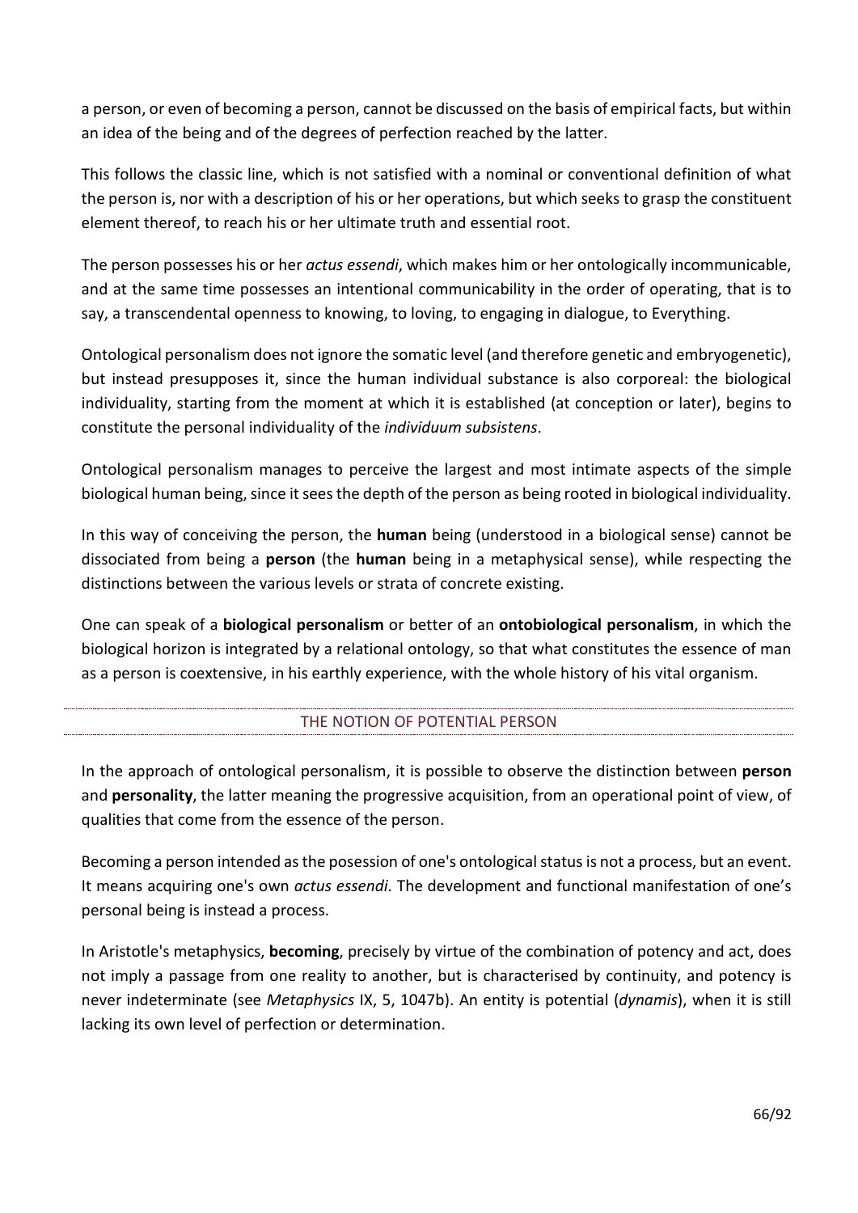a person, or even of becoming a person, cannot be discussed on the basis of empirical facts, but within an idea of the being and of the degrees of perfection reached by the latter.

This follows the classic line, which is not satisfied with a nominal or conventional definition of what the person is, nor with a description of his or her operations, but which seeks to grasp the constituent element thereof, to reach his or her ultimate truth and essential root.

The person possesses his or her *actus essendi*, which makes him or her ontologically incommunicable, and at the same time possesses an intentional communicability in the order of operating, that is to say, a transcendental openness to knowing, to loving, to engaging in dialogue, to Everything.

Ontological personalism does not ignore the somatic level (and therefore genetic and embryogenetic), but instead presupposes it, since the human individual substance is also corporeal: the biological individuality, starting from the moment at which it is established (at conception or later), begins to constitute the personal individuality of the *individuum subsistens*.

Ontological personalism manages to perceive the largest and most intimate aspects of the simple biological human being, since it sees the depth of the person as being rooted in biological individuality.

In this way of conceiving the person, the **human** being (understood in a biological sense) cannot be dissociated from being a **person** (the **human** being in a metaphysical sense), while respecting the distinctions between the various levels or strata of concrete existing.

One can speak of a **biological personalism** or better of an **ontobiological personalism**, in which the biological horizon is integrated by a relational ontology, so that what constitutes the essence of man as a person is coextensive, in his earthly experience, with the whole history of his vital organism.

## THE NOTION OF POTENTIAL PERSON

In the approach of ontological personalism, it is possible to observe the distinction between **person** and **personality**, the latter meaning the progressive acquisition, from an operational point of view, of qualities that come from the essence of the person.

Becoming a person intended as the posession of one's ontological status is not a process, but an event. It means acquiring one's own *actus essendi*. The development and functional manifestation of one's personal being is instead a process.

In Aristotle's metaphysics, **becoming**, precisely by virtue of the combination of potency and act, does not imply a passage from one reality to another, but is characterised by continuity, and potency is never indeterminate (see *Metaphysics* IX, 5, 1047b). An entity is potential (*dynamis*), when it is still lacking its own level of perfection or determination.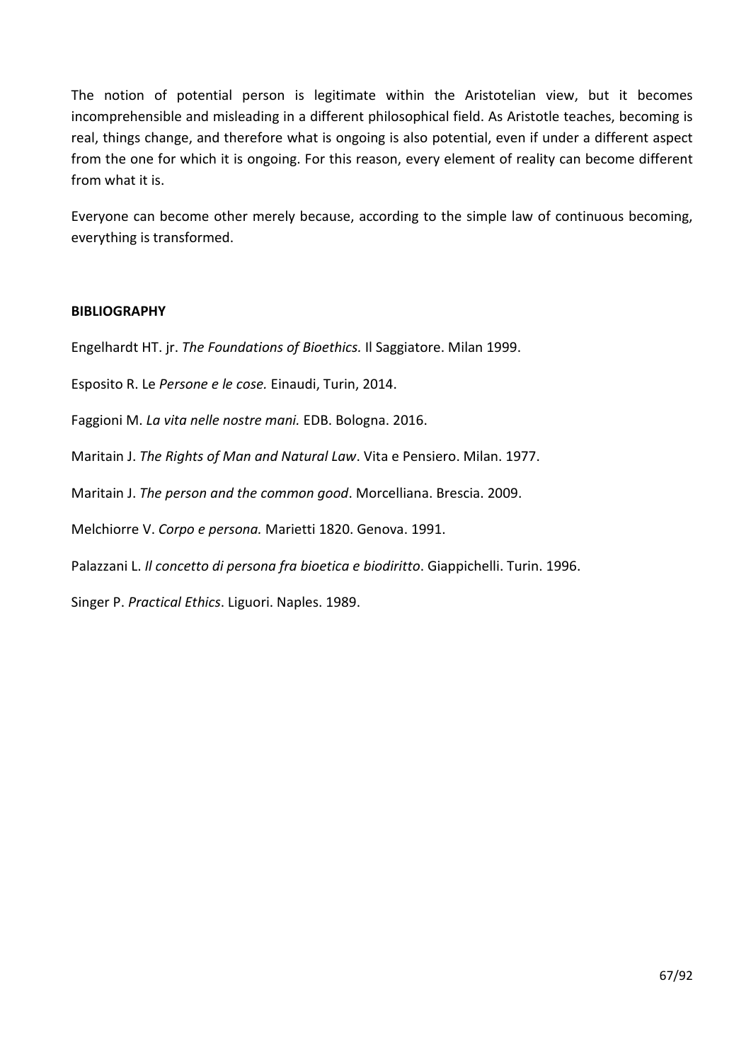The notion of potential person is legitimate within the Aristotelian view, but it becomes incomprehensible and misleading in a different philosophical field. As Aristotle teaches, becoming is real, things change, and therefore what is ongoing is also potential, even if under a different aspect from the one for which it is ongoing. For this reason, every element of reality can become different from what it is.

Everyone can become other merely because, according to the simple law of continuous becoming, everything is transformed.

**BIBLIOGRAPHY**

Engelhardt HT. jr. *The Foundations of Bioethics.* Il Saggiatore. Milan 1999.

Esposito R. Le *Persone e le cose.* Einaudi, Turin, 2014.

Faggioni M. *La vita nelle nostre mani.* EDB. Bologna. 2016.

Maritain J. *The Rights of Man and Natural Law*. Vita e Pensiero. Milan. 1977.

Maritain J. *The person and the common good*. Morcelliana. Brescia. 2009.

Melchiorre V. *Corpo e persona.* Marietti 1820. Genova. 1991.

Palazzani L. *Il concetto di persona fra bioetica e biodiritto*. Giappichelli. Turin. 1996.

Singer P. *Practical Ethics*. Liguori. Naples. 1989.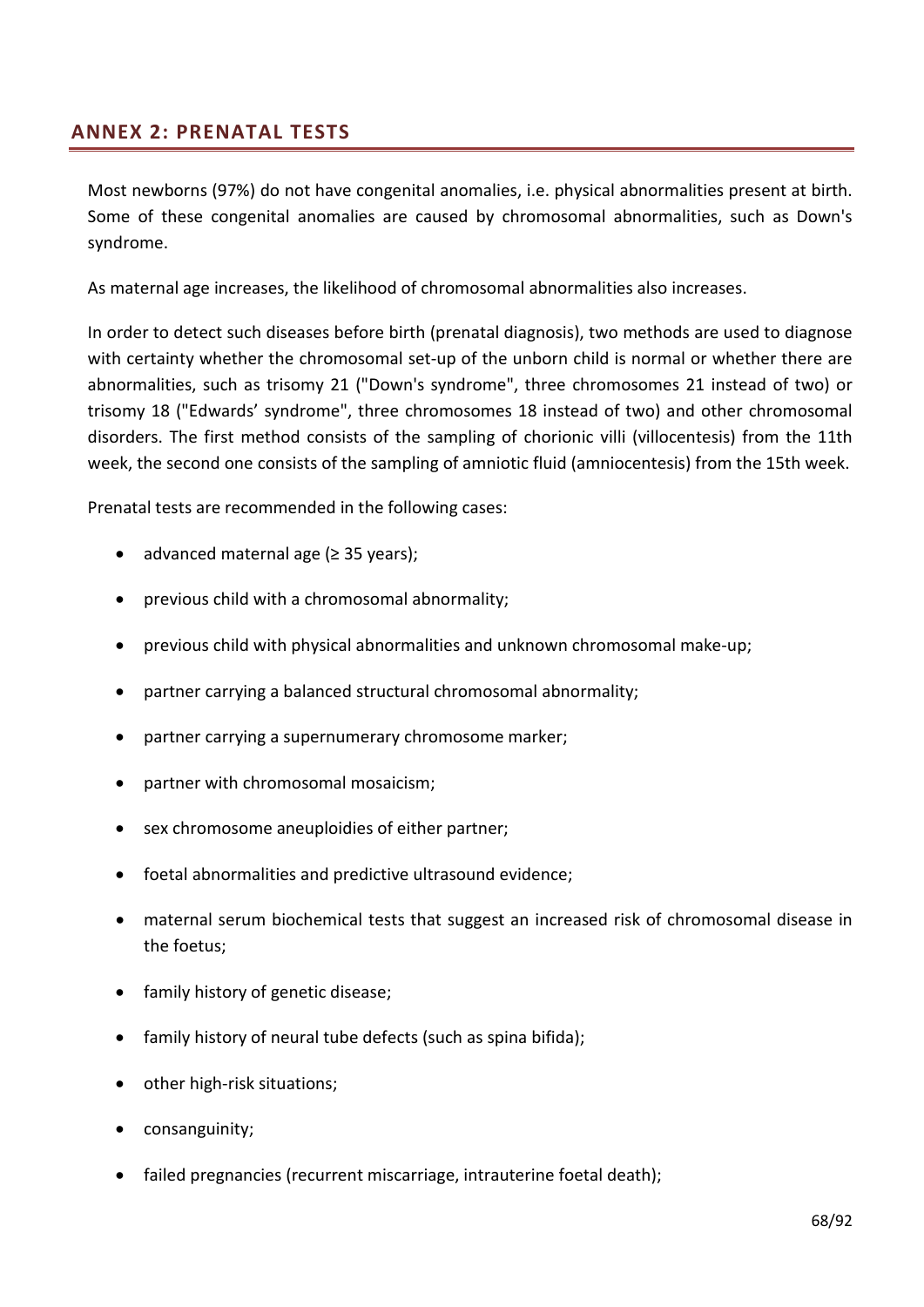## ANNEX 2: PRENATAL TESTS

Most newborns (97%) do not have congenital anomalies, i.e. physical abnormalities present at birth. Some of these congenital anomalies are caused by chromosomal abnormalities, such as Down's syndrome.

As maternal age increases, the likelihood of chromosomal abnormalities also increases.

In order to detect such diseases before birth (prenatal diagnosis), two methods are used to diagnose with certainty whether the chromosomal set-up of the unborn child is normal or whether there are abnormalities, such as trisomy 21 ("Down's syndrome", three chromosomes 21 instead of two) or trisomy 18 ("Edwards' syndrome", three chromosomes 18 instead of two) and other chromosomal disorders. The first method consists of the sampling of chorionic villi (villocentesis) from the 11th week, the second one consists of the sampling of amniotic fluid (amniocentesis) from the 15th week.

Prenatal tests are recommended in the following cases:

- advanced maternal age (≥ 35 years);
- previous child with a chromosomal abnormality;
- previous child with physical abnormalities and unknown chromosomal make-up;
- partner carrying a balanced structural chromosomal abnormality;
- partner carrying a supernumerary chromosome marker;
- partner with chromosomal mosaicism;
- sex chromosome aneuploidies of either partner;
- foetal abnormalities and predictive ultrasound evidence;
- maternal serum biochemical tests that suggest an increased risk of chromosomal disease in the foetus;
- family history of genetic disease;
- family history of neural tube defects (such as spina bifida);
- other high-risk situations;
- consanguinity;
- failed pregnancies (recurrent miscarriage, intrauterine foetal death);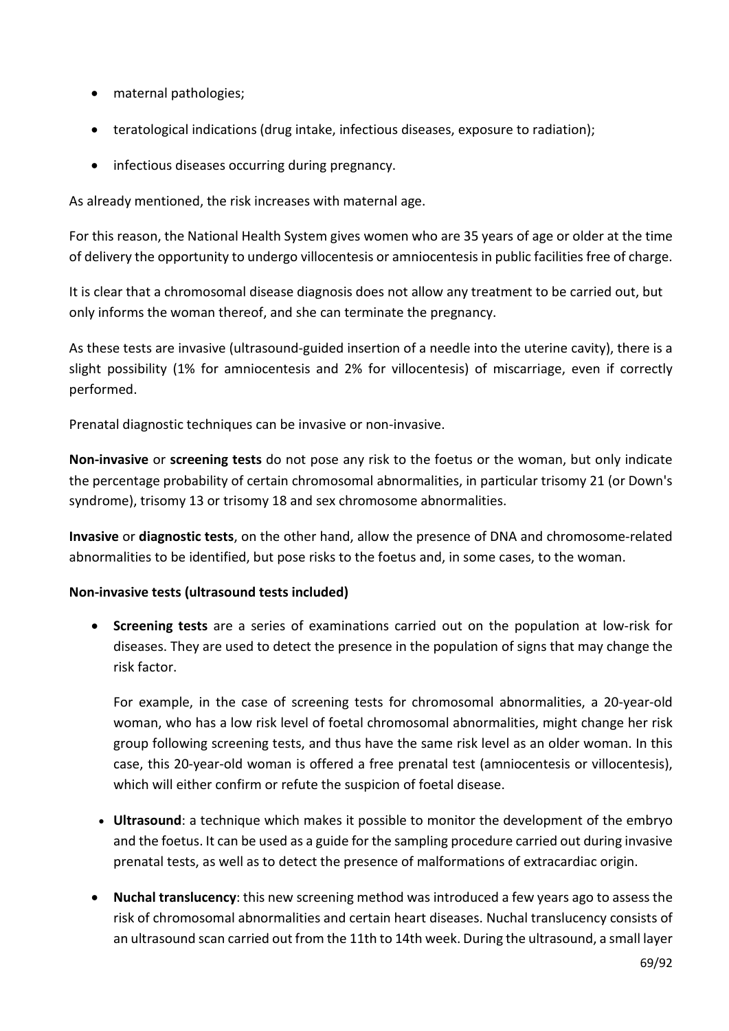- maternal pathologies;
- teratological indications (drug intake, infectious diseases, exposure to radiation);
- infectious diseases occurring during pregnancy.

As already mentioned, the risk increases with maternal age.

For this reason, the National Health System gives women who are 35 years of age or older at the time of delivery the opportunity to undergo villocentesis or amniocentesis in public facilities free of charge.

It is clear that a chromosomal disease diagnosis does not allow any treatment to be carried out, but only informs the woman thereof, and she can terminate the pregnancy.

As these tests are invasive (ultrasound-guided insertion of a needle into the uterine cavity), there is a slight possibility (1% for amniocentesis and 2% for villocentesis) of miscarriage, even if correctly performed.

Prenatal diagnostic techniques can be invasive or non-invasive.

**Non-invasive** or **screening tests** do not pose any risk to the foetus or the woman, but only indicate the percentage probability of certain chromosomal abnormalities, in particular trisomy 21 (or Down's syndrome), trisomy 13 or trisomy 18 and sex chromosome abnormalities.

**Invasive** or **diagnostic tests**, on the other hand, allow the presence of DNA and chromosome-related abnormalities to be identified, but pose risks to the foetus and, in some cases, to the woman.

**Non-invasive tests (ultrasound tests included)**

- **Screening tests** are a series of examinations carried out on the population at low-risk for diseases. They are used to detect the presence in the population of signs that may change the risk factor.

  For example, in the case of screening tests for chromosomal abnormalities, a 20-year-old woman, who has a low risk level of foetal chromosomal abnormalities, might change her risk group following screening tests, and thus have the same risk level as an older woman. In this case, this 20-year-old woman is offered a free prenatal test (amniocentesis or villocentesis), which will either confirm or refute the suspicion of foetal disease.

- **Ultrasound**: a technique which makes it possible to monitor the development of the embryo and the foetus. It can be used as a guide for the sampling procedure carried out during invasive prenatal tests, as well as to detect the presence of malformations of extracardiac origin.

- **Nuchal translucency**: this new screening method was introduced a few years ago to assess the risk of chromosomal abnormalities and certain heart diseases. Nuchal translucency consists of an ultrasound scan carried out from the 11th to 14th week. During the ultrasound, a small layer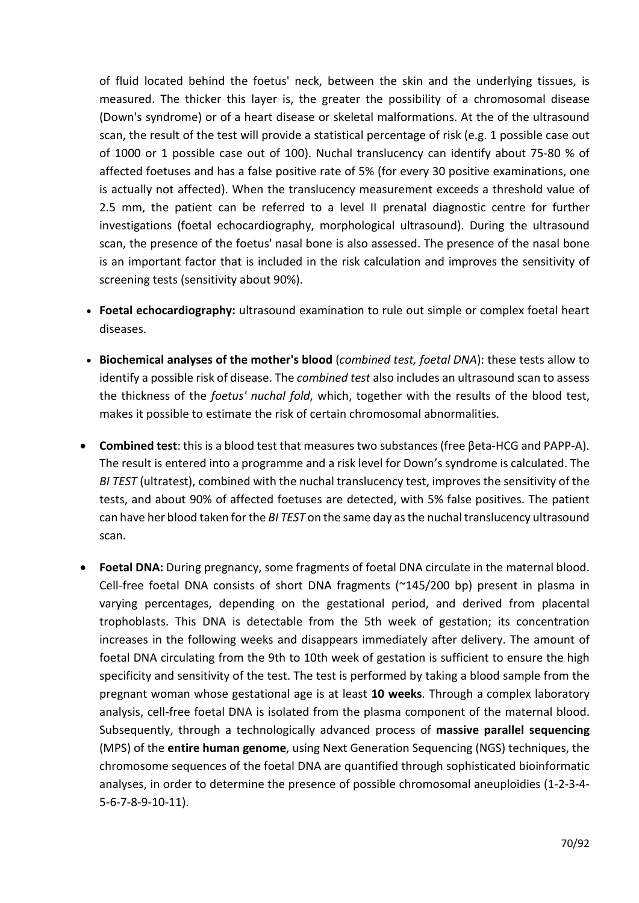of fluid located behind the foetus' neck, between the skin and the underlying tissues, is measured. The thicker this layer is, the greater the possibility of a chromosomal disease (Down's syndrome) or of a heart disease or skeletal malformations. At the of the ultrasound scan, the result of the test will provide a statistical percentage of risk (e.g. 1 possible case out of 1000 or 1 possible case out of 100). Nuchal translucency can identify about 75-80 % of affected foetuses and has a false positive rate of 5% (for every 30 positive examinations, one is actually not affected). When the translucency measurement exceeds a threshold value of 2.5 mm, the patient can be referred to a level II prenatal diagnostic centre for further investigations (foetal echocardiography, morphological ultrasound). During the ultrasound scan, the presence of the foetus' nasal bone is also assessed. The presence of the nasal bone is an important factor that is included in the risk calculation and improves the sensitivity of screening tests (sensitivity about 90%).

- **Foetal echocardiography:** ultrasound examination to rule out simple or complex foetal heart diseases.

- **Biochemical analyses of the mother's blood** (*combined test, foetal DNA*): these tests allow to identify a possible risk of disease. The *combined test* also includes an ultrasound scan to assess the thickness of the *foetus' nuchal fold*, which, together with the results of the blood test, makes it possible to estimate the risk of certain chromosomal abnormalities.

- **Combined test**: this is a blood test that measures two substances (free βeta-HCG and PAPP-A). The result is entered into a programme and a risk level for Down's syndrome is calculated. The *BI TEST* (ultratest), combined with the nuchal translucency test, improves the sensitivity of the tests, and about 90% of affected foetuses are detected, with 5% false positives. The patient can have her blood taken for the *BI TEST* on the same day as the nuchal translucency ultrasound scan.

- **Foetal DNA:** During pregnancy, some fragments of foetal DNA circulate in the maternal blood. Cell-free foetal DNA consists of short DNA fragments (~145/200 bp) present in plasma in varying percentages, depending on the gestational period, and derived from placental trophoblasts. This DNA is detectable from the 5th week of gestation; its concentration increases in the following weeks and disappears immediately after delivery. The amount of foetal DNA circulating from the 9th to 10th week of gestation is sufficient to ensure the high specificity and sensitivity of the test. The test is performed by taking a blood sample from the pregnant woman whose gestational age is at least **10 weeks**. Through a complex laboratory analysis, cell-free foetal DNA is isolated from the plasma component of the maternal blood. Subsequently, through a technologically advanced process of **massive parallel sequencing** (MPS) of the **entire human genome**, using Next Generation Sequencing (NGS) techniques, the chromosome sequences of the foetal DNA are quantified through sophisticated bioinformatic analyses, in order to determine the presence of possible chromosomal aneuploidies (1-2-3-4-5-6-7-8-9-10-11).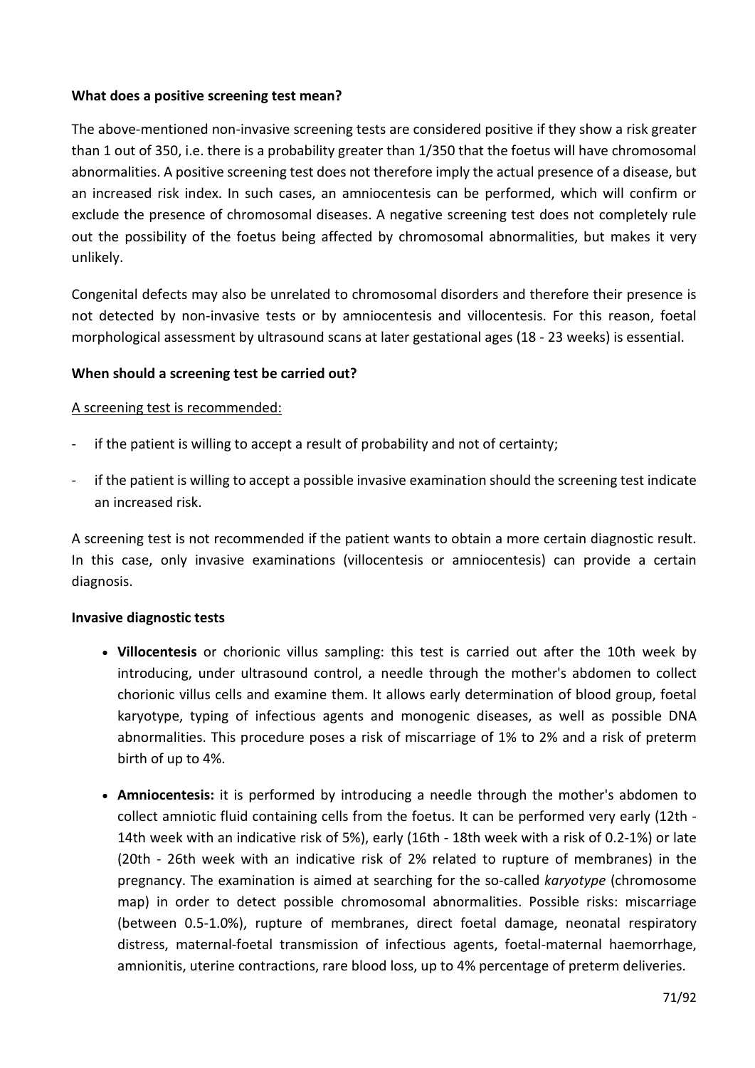**What does a positive screening test mean?**

The above-mentioned non-invasive screening tests are considered positive if they show a risk greater than 1 out of 350, i.e. there is a probability greater than 1/350 that the foetus will have chromosomal abnormalities. A positive screening test does not therefore imply the actual presence of a disease, but an increased risk index. In such cases, an amniocentesis can be performed, which will confirm or exclude the presence of chromosomal diseases. A negative screening test does not completely rule out the possibility of the foetus being affected by chromosomal abnormalities, but makes it very unlikely.

Congenital defects may also be unrelated to chromosomal disorders and therefore their presence is not detected by non-invasive tests or by amniocentesis and villocentesis. For this reason, foetal morphological assessment by ultrasound scans at later gestational ages (18 - 23 weeks) is essential.

**When should a screening test be carried out?**

<u>A screening test is recommended:</u>

- if the patient is willing to accept a result of probability and not of certainty;
- if the patient is willing to accept a possible invasive examination should the screening test indicate an increased risk.

A screening test is not recommended if the patient wants to obtain a more certain diagnostic result. In this case, only invasive examinations (villocentesis or amniocentesis) can provide a certain diagnosis.

**Invasive diagnostic tests**

- **Villocentesis** or chorionic villus sampling: this test is carried out after the 10th week by introducing, under ultrasound control, a needle through the mother's abdomen to collect chorionic villus cells and examine them. It allows early determination of blood group, foetal karyotype, typing of infectious agents and monogenic diseases, as well as possible DNA abnormalities. This procedure poses a risk of miscarriage of 1% to 2% and a risk of preterm birth of up to 4%.
- **Amniocentesis:** it is performed by introducing a needle through the mother's abdomen to collect amniotic fluid containing cells from the foetus. It can be performed very early (12th - 14th week with an indicative risk of 5%), early (16th - 18th week with a risk of 0.2-1%) or late (20th - 26th week with an indicative risk of 2% related to rupture of membranes) in the pregnancy. The examination is aimed at searching for the so-called *karyotype* (chromosome map) in order to detect possible chromosomal abnormalities. Possible risks: miscarriage (between 0.5-1.0%), rupture of membranes, direct foetal damage, neonatal respiratory distress, maternal-foetal transmission of infectious agents, foetal-maternal haemorrhage, amnionitis, uterine contractions, rare blood loss, up to 4% percentage of preterm deliveries.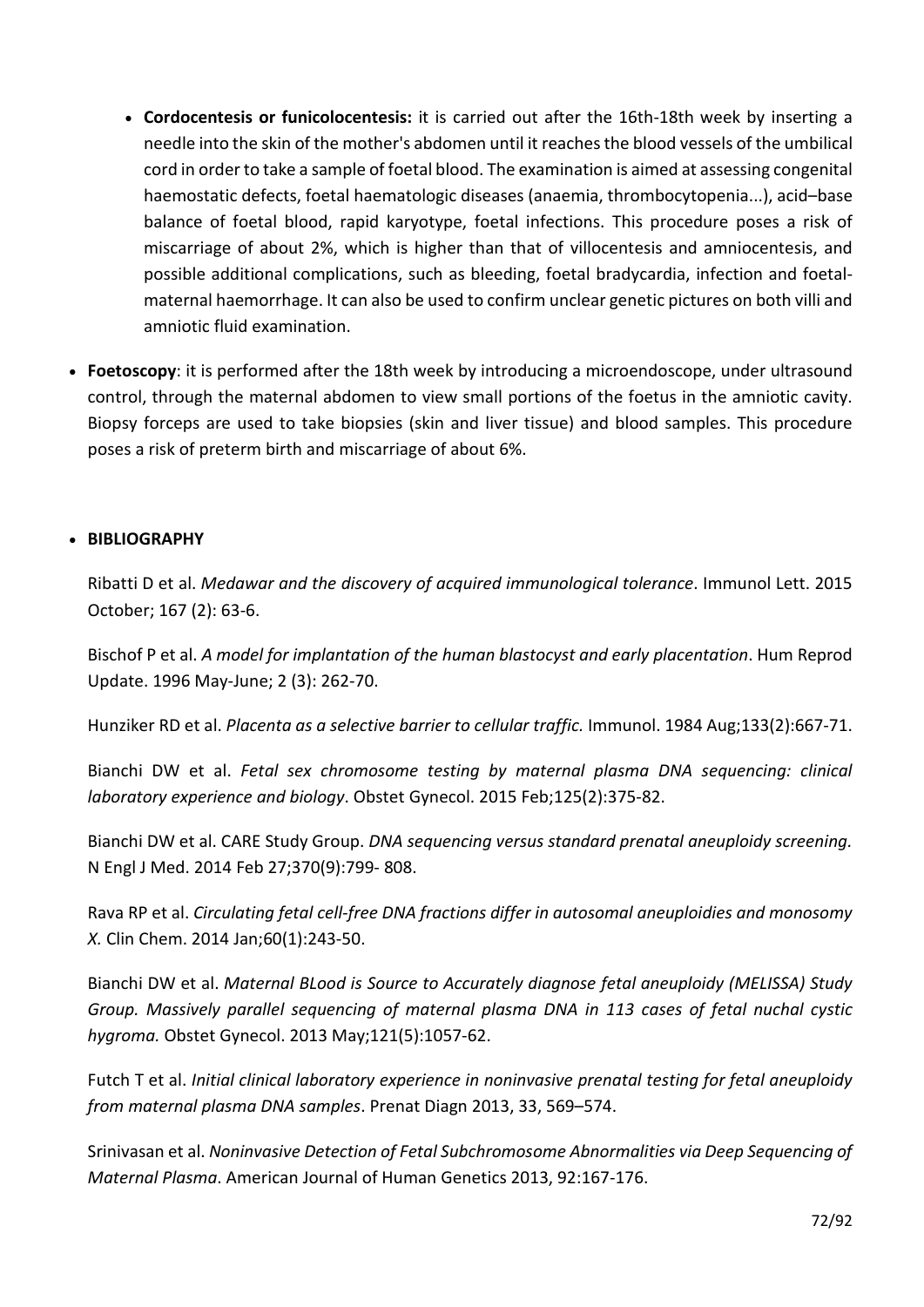- **Cordocentesis or funicolocentesis:** it is carried out after the 16th-18th week by inserting a needle into the skin of the mother's abdomen until it reaches the blood vessels of the umbilical cord in order to take a sample of foetal blood. The examination is aimed at assessing congenital haemostatic defects, foetal haematologic diseases (anaemia, thrombocytopenia...), acid–base balance of foetal blood, rapid karyotype, foetal infections. This procedure poses a risk of miscarriage of about 2%, which is higher than that of villocentesis and amniocentesis, and possible additional complications, such as bleeding, foetal bradycardia, infection and foetal-maternal haemorrhage. It can also be used to confirm unclear genetic pictures on both villi and amniotic fluid examination.

- **Foetoscopy**: it is performed after the 18th week by introducing a microendoscope, under ultrasound control, through the maternal abdomen to view small portions of the foetus in the amniotic cavity. Biopsy forceps are used to take biopsies (skin and liver tissue) and blood samples. This procedure poses a risk of preterm birth and miscarriage of about 6%.

- **BIBLIOGRAPHY**

Ribatti D et al. *Medawar and the discovery of acquired immunological tolerance*. Immunol Lett. 2015 October; 167 (2): 63-6.

Bischof P et al. *A model for implantation of the human blastocyst and early placentation*. Hum Reprod Update. 1996 May-June; 2 (3): 262-70.

Hunziker RD et al. *Placenta as a selective barrier to cellular traffic.* Immunol. 1984 Aug;133(2):667-71.

Bianchi DW et al. *Fetal sex chromosome testing by maternal plasma DNA sequencing: clinical laboratory experience and biology*. Obstet Gynecol. 2015 Feb;125(2):375-82.

Bianchi DW et al. CARE Study Group. *DNA sequencing versus standard prenatal aneuploidy screening.* N Engl J Med. 2014 Feb 27;370(9):799- 808.

Rava RP et al. *Circulating fetal cell-free DNA fractions differ in autosomal aneuploidies and monosomy X.* Clin Chem. 2014 Jan;60(1):243-50.

Bianchi DW et al. *Maternal BLood is Source to Accurately diagnose fetal aneuploidy (MELISSA) Study Group. Massively parallel sequencing of maternal plasma DNA in 113 cases of fetal nuchal cystic hygroma.* Obstet Gynecol. 2013 May;121(5):1057-62.

Futch T et al. *Initial clinical laboratory experience in noninvasive prenatal testing for fetal aneuploidy from maternal plasma DNA samples*. Prenat Diagn 2013, 33, 569–574.

Srinivasan et al. *Noninvasive Detection of Fetal Subchromosome Abnormalities via Deep Sequencing of Maternal Plasma*. American Journal of Human Genetics 2013, 92:167-176.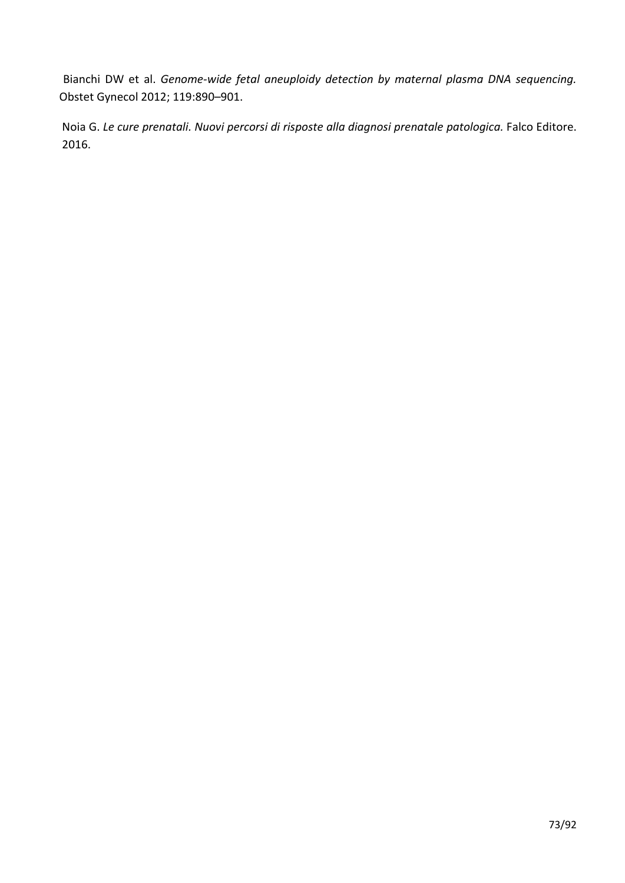Bianchi DW et al. *Genome-wide fetal aneuploidy detection by maternal plasma DNA sequencing.* Obstet Gynecol 2012; 119:890–901.

Noia G. *Le cure prenatali. Nuovi percorsi di risposte alla diagnosi prenatale patologica.* Falco Editore. 2016.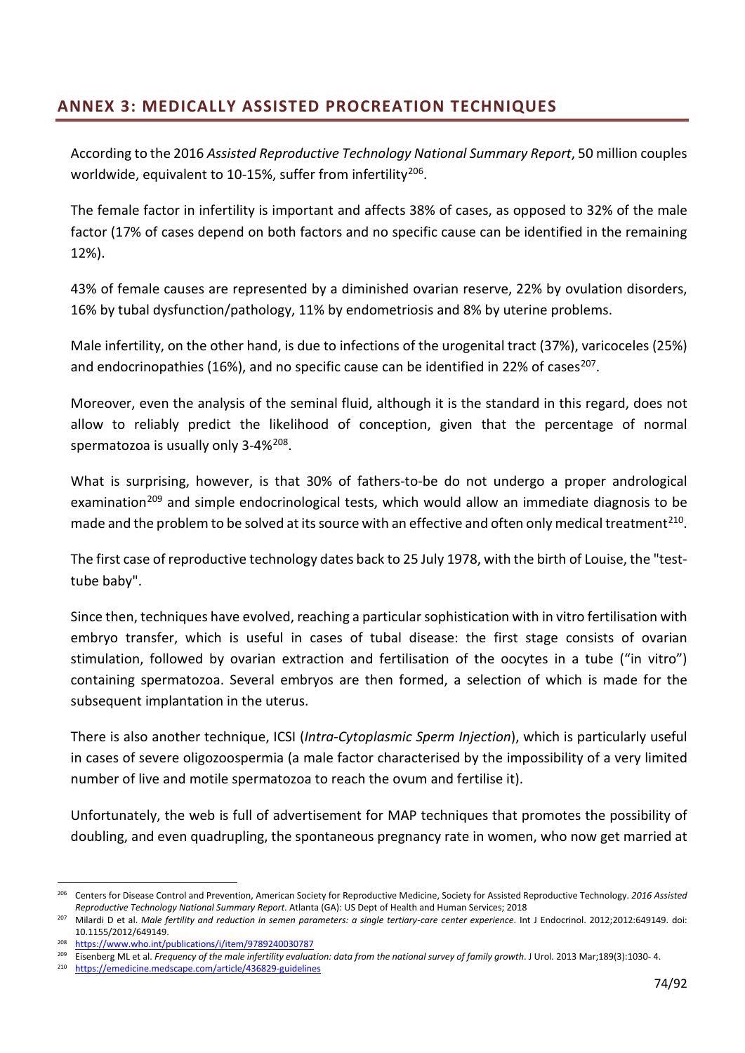## ANNEX 3: MEDICALLY ASSISTED PROCREATION TECHNIQUES

According to the 2016 *Assisted Reproductive Technology National Summary Report*, 50 million couples worldwide, equivalent to 10-15%, suffer from infertility[206].

The female factor in infertility is important and affects 38% of cases, as opposed to 32% of the male factor (17% of cases depend on both factors and no specific cause can be identified in the remaining 12%).

43% of female causes are represented by a diminished ovarian reserve, 22% by ovulation disorders, 16% by tubal dysfunction/pathology, 11% by endometriosis and 8% by uterine problems.

Male infertility, on the other hand, is due to infections of the urogenital tract (37%), varicoceles (25%) and endocrinopathies (16%), and no specific cause can be identified in 22% of cases[207].

Moreover, even the analysis of the seminal fluid, although it is the standard in this regard, does not allow to reliably predict the likelihood of conception, given that the percentage of normal spermatozoa is usually only 3-4%[208].

What is surprising, however, is that 30% of fathers-to-be do not undergo a proper andrological examination[209] and simple endocrinological tests, which would allow an immediate diagnosis to be made and the problem to be solved at its source with an effective and often only medical treatment[210].

The first case of reproductive technology dates back to 25 July 1978, with the birth of Louise, the "test-tube baby".

Since then, techniques have evolved, reaching a particular sophistication with in vitro fertilisation with embryo transfer, which is useful in cases of tubal disease: the first stage consists of ovarian stimulation, followed by ovarian extraction and fertilisation of the oocytes in a tube ("in vitro") containing spermatozoa. Several embryos are then formed, a selection of which is made for the subsequent implantation in the uterus.

There is also another technique, ICSI (*Intra-Cytoplasmic Sperm Injection*), which is particularly useful in cases of severe oligozoospermia (a male factor characterised by the impossibility of a very limited number of live and motile spermatozoa to reach the ovum and fertilise it).

Unfortunately, the web is full of advertisement for MAP techniques that promotes the possibility of doubling, and even quadrupling, the spontaneous pregnancy rate in women, who now get married at

---

[206] Centers for Disease Control and Prevention, American Society for Reproductive Medicine, Society for Assisted Reproductive Technology. *2016 Assisted Reproductive Technology National Summary Report*. Atlanta (GA): US Dept of Health and Human Services; 2018

[207] Milardi D et al. *Male fertility and reduction in semen parameters: a single tertiary-care center experience*. Int J Endocrinol. 2012;2012:649149. doi: 10.1155/2012/649149.

[208] https://www.who.int/publications/i/item/9789240030787

[209] Eisenberg ML et al. *Frequency of the male infertility evaluation: data from the national survey of family growth*. J Urol. 2013 Mar;189(3):1030- 4.

[210] https://emedicine.medscape.com/article/436829-guidelines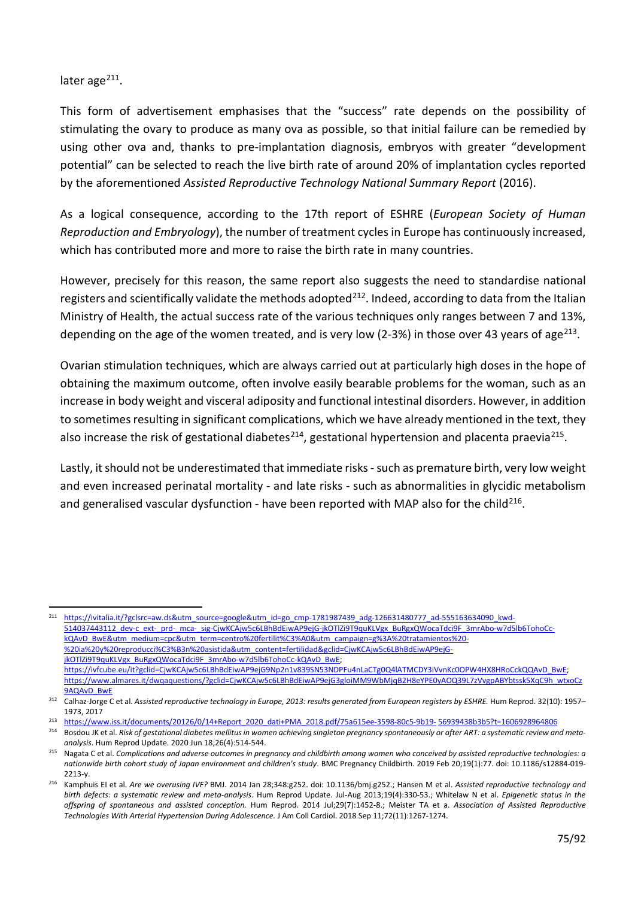later age[211].

This form of advertisement emphasises that the "success" rate depends on the possibility of stimulating the ovary to produce as many ova as possible, so that initial failure can be remedied by using other ova and, thanks to pre-implantation diagnosis, embryos with greater "development potential" can be selected to reach the live birth rate of around 20% of implantation cycles reported by the aforementioned *Assisted Reproductive Technology National Summary Report* (2016).

As a logical consequence, according to the 17th report of ESHRE (*European Society of Human Reproduction and Embryology*), the number of treatment cycles in Europe has continuously increased, which has contributed more and more to raise the birth rate in many countries.

However, precisely for this reason, the same report also suggests the need to standardise national registers and scientifically validate the methods adopted[212]. Indeed, according to data from the Italian Ministry of Health, the actual success rate of the various techniques only ranges between 7 and 13%, depending on the age of the women treated, and is very low (2-3%) in those over 43 years of age[213].

Ovarian stimulation techniques, which are always carried out at particularly high doses in the hope of obtaining the maximum outcome, often involve easily bearable problems for the woman, such as an increase in body weight and visceral adiposity and functional intestinal disorders. However, in addition to sometimes resulting in significant complications, which we have already mentioned in the text, they also increase the risk of gestational diabetes[214], gestational hypertension and placenta praevia[215].

Lastly, it should not be underestimated that immediate risks - such as premature birth, very low weight and even increased perinatal mortality - and late risks - such as abnormalities in glycidic metabolism and generalised vascular dysfunction - have been reported with MAP also for the child[216].

---

[211] https://ivitalia.it/?gclsrc=aw.ds&utm_source=google&utm_id=go_cmp-1781987439_adg-126631480777_ad-555163634090_kwd-514037443112_dev-c_ext-_prd-_mca-_sig-CjwKCAjw5c6LBhBdEiwAP9ejG-jkOTlZi9T9quKLVgx_BuRgxQWocaTdci9F_3mrAbo-w7d5lb6TohoCc-kQAvD_BwE&utm_medium=cpc&utm_term=centro%20fertilit%C3%A0&utm_campaign=g%3A%20tratamientos%20-%20ia%20y%20reproducci%C3%B3n%20asistida&utm_content=fertilidad&gclid=CjwKCAjw5c6LBhBdEiwAP9ejG-jkOTlZi9T9quKLVgx_BuRgxQWocaTdci9F_3mrAbo-w7d5lb6TohoCc-kQAvD_BwE; https://ivfcube.eu/it?gclid=CjwKCAjw5c6LBhBdEiwAP9ejG9Np2n1v839SN53NDPFu4nLaCTg0Q4lATMCDY3iVvnKc0OPW4HX8HRoCckQQAvD_BwE; https://www.almares.it/dwqaquestions/?gclid=CjwKCAjw5c6LBhBdEiwAP9ejG3gloiMM9WbMjqB2H8eYPE0yAOQ39L7zVvgpABYbtssk5XqC9h_wtxoCz9AQAvD_BwE

[212] Calhaz-Jorge C et al. *Assisted reproductive technology in Europe, 2013: results generated from European registers by ESHRE.* Hum Reprod. 32(10): 1957–1973, 2017

[213] https://www.iss.it/documents/20126/0/14+Report_2020_dati+PMA_2018.pdf/75a615ee-3598-80c5-9b19-56939438b3b5?t=1606928964806

[214] Bosdou JK et al. *Risk of gestational diabetes mellitus in women achieving singleton pregnancy spontaneously or after ART: a systematic review and meta-analysis*. Hum Reprod Update. 2020 Jun 18;26(4):514-544.

[215] Nagata C et al. *Complications and adverse outcomes in pregnancy and childbirth among women who conceived by assisted reproductive technologies: a nationwide birth cohort study of Japan environment and children's study*. BMC Pregnancy Childbirth. 2019 Feb 20;19(1):77. doi: 10.1186/s12884-019-2213-y.

[216] Kamphuis EI et al. *Are we overusing IVF?* BMJ. 2014 Jan 28;348:g252. doi: 10.1136/bmj.g252.; Hansen M et al. *Assisted reproductive technology and birth defects: a systematic review and meta-analysis.* Hum Reprod Update. Jul-Aug 2013;19(4):330-53.; Whitelaw N et al. *Epigenetic status in the offspring of spontaneous and assisted conception.* Hum Reprod. 2014 Jul;29(7):1452-8.; Meister TA et a. *Association of Assisted Reproductive Technologies With Arterial Hypertension During Adolescence.* J Am Coll Cardiol. 2018 Sep 11;72(11):1267-1274.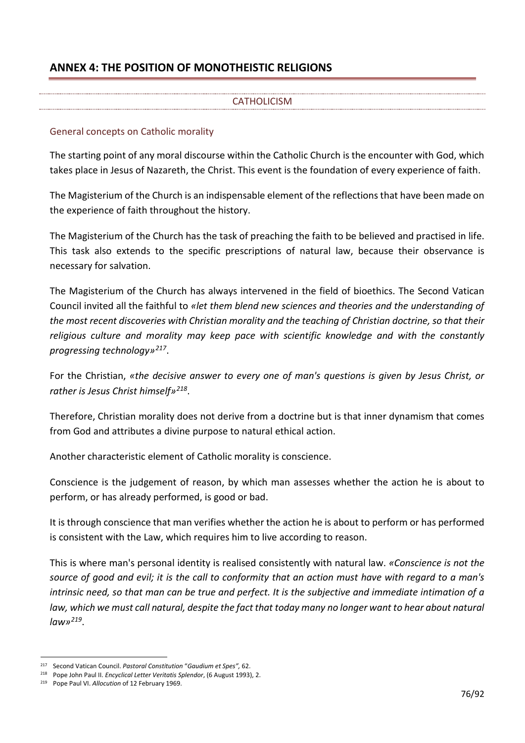# ANNEX 4: THE POSITION OF MONOTHEISTIC RELIGIONS

## CATHOLICISM

### General concepts on Catholic morality

The starting point of any moral discourse within the Catholic Church is the encounter with God, which takes place in Jesus of Nazareth, the Christ. This event is the foundation of every experience of faith.

The Magisterium of the Church is an indispensable element of the reflections that have been made on the experience of faith throughout the history.

The Magisterium of the Church has the task of preaching the faith to be believed and practised in life. This task also extends to the specific prescriptions of natural law, because their observance is necessary for salvation.

The Magisterium of the Church has always intervened in the field of bioethics. The Second Vatican Council invited all the faithful to *«let them blend new sciences and theories and the understanding of the most recent discoveries with Christian morality and the teaching of Christian doctrine, so that their religious culture and morality may keep pace with scientific knowledge and with the constantly progressing technology»*[217].

For the Christian, *«the decisive answer to every one of man's questions is given by Jesus Christ, or rather is Jesus Christ himself»*[218].

Therefore, Christian morality does not derive from a doctrine but is that inner dynamism that comes from God and attributes a divine purpose to natural ethical action.

Another characteristic element of Catholic morality is conscience.

Conscience is the judgement of reason, by which man assesses whether the action he is about to perform, or has already performed, is good or bad.

It is through conscience that man verifies whether the action he is about to perform or has performed is consistent with the Law, which requires him to live according to reason.

This is where man's personal identity is realised consistently with natural law. *«Conscience is not the source of good and evil; it is the call to conformity that an action must have with regard to a man's intrinsic need, so that man can be true and perfect. It is the subjective and immediate intimation of a law, which we must call natural, despite the fact that today many no longer want to hear about natural law»*[219].

---

[217] Second Vatican Council. *Pastoral Constitution "Gaudium et Spes",* 62.

[218] Pope John Paul II. *Encyclical Letter Veritatis Splendor*, (6 August 1993), 2.

[219] Pope Paul VI. *Allocution* of 12 February 1969.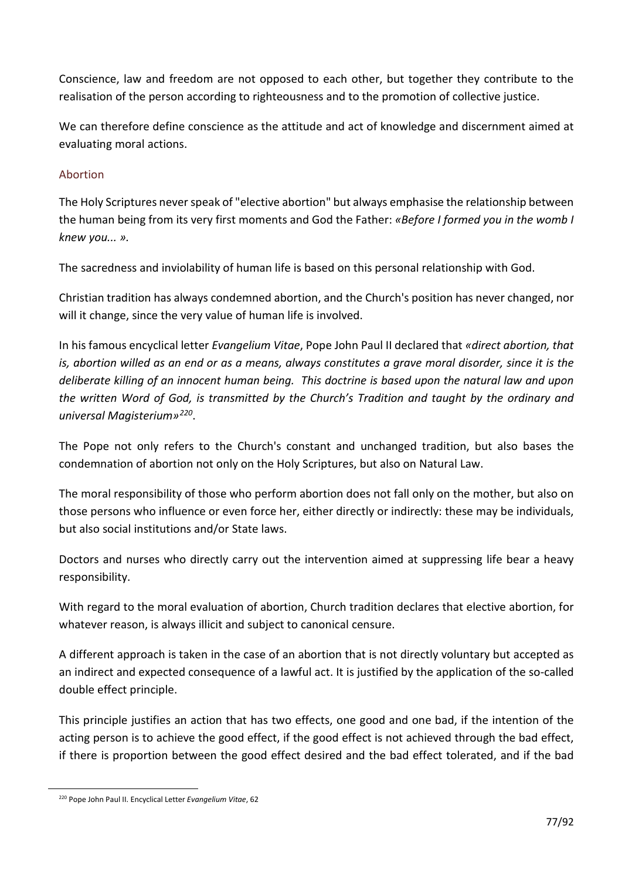Conscience, law and freedom are not opposed to each other, but together they contribute to the realisation of the person according to righteousness and to the promotion of collective justice.

We can therefore define conscience as the attitude and act of knowledge and discernment aimed at evaluating moral actions.

## Abortion

The Holy Scriptures never speak of "elective abortion" but always emphasise the relationship between the human being from its very first moments and God the Father: *«Before I formed you in the womb I knew you... ».*

The sacredness and inviolability of human life is based on this personal relationship with God.

Christian tradition has always condemned abortion, and the Church's position has never changed, nor will it change, since the very value of human life is involved.

In his famous encyclical letter *Evangelium Vitae*, Pope John Paul II declared that *«direct abortion, that is, abortion willed as an end or as a means, always constitutes a grave moral disorder, since it is the deliberate killing of an innocent human being. This doctrine is based upon the natural law and upon the written Word of God, is transmitted by the Church's Tradition and taught by the ordinary and universal Magisterium»*[220].

The Pope not only refers to the Church's constant and unchanged tradition, but also bases the condemnation of abortion not only on the Holy Scriptures, but also on Natural Law.

The moral responsibility of those who perform abortion does not fall only on the mother, but also on those persons who influence or even force her, either directly or indirectly: these may be individuals, but also social institutions and/or State laws.

Doctors and nurses who directly carry out the intervention aimed at suppressing life bear a heavy responsibility.

With regard to the moral evaluation of abortion, Church tradition declares that elective abortion, for whatever reason, is always illicit and subject to canonical censure.

A different approach is taken in the case of an abortion that is not directly voluntary but accepted as an indirect and expected consequence of a lawful act. It is justified by the application of the so-called double effect principle.

This principle justifies an action that has two effects, one good and one bad, if the intention of the acting person is to achieve the good effect, if the good effect is not achieved through the bad effect, if there is proportion between the good effect desired and the bad effect tolerated, and if the bad

---

[220] Pope John Paul II. Encyclical Letter *Evangelium Vitae*, 62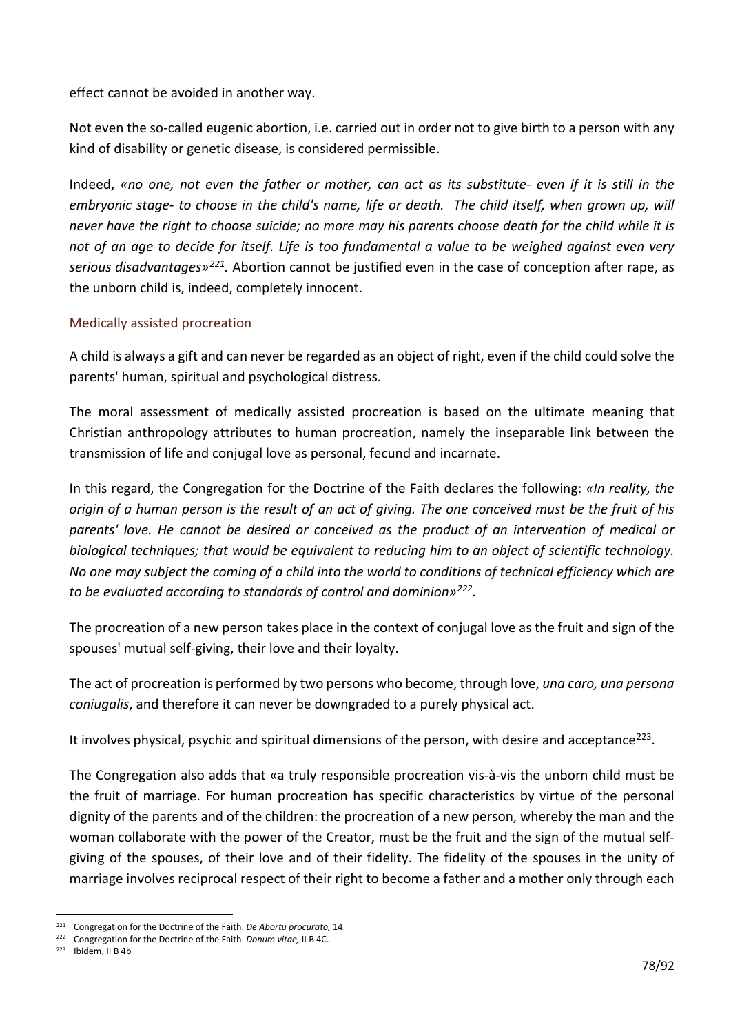effect cannot be avoided in another way.

Not even the so-called eugenic abortion, i.e. carried out in order not to give birth to a person with any kind of disability or genetic disease, is considered permissible.

Indeed, *«no one, not even the father or mother, can act as its substitute- even if it is still in the embryonic stage- to choose in the child's name, life or death. The child itself, when grown up, will never have the right to choose suicide; no more may his parents choose death for the child while it is not of an age to decide for itself. Life is too fundamental a value to be weighed against even very serious disadvantages»*[221]. Abortion cannot be justified even in the case of conception after rape, as the unborn child is, indeed, completely innocent.

## Medically assisted procreation

A child is always a gift and can never be regarded as an object of right, even if the child could solve the parents' human, spiritual and psychological distress.

The moral assessment of medically assisted procreation is based on the ultimate meaning that Christian anthropology attributes to human procreation, namely the inseparable link between the transmission of life and conjugal love as personal, fecund and incarnate.

In this regard, the Congregation for the Doctrine of the Faith declares the following: *«In reality, the origin of a human person is the result of an act of giving. The one conceived must be the fruit of his parents' love. He cannot be desired or conceived as the product of an intervention of medical or biological techniques; that would be equivalent to reducing him to an object of scientific technology. No one may subject the coming of a child into the world to conditions of technical efficiency which are to be evaluated according to standards of control and dominion»*[222].

The procreation of a new person takes place in the context of conjugal love as the fruit and sign of the spouses' mutual self-giving, their love and their loyalty.

The act of procreation is performed by two persons who become, through love, *una caro, una persona coniugalis*, and therefore it can never be downgraded to a purely physical act.

It involves physical, psychic and spiritual dimensions of the person, with desire and acceptance[223].

The Congregation also adds that «a truly responsible procreation vis-à-vis the unborn child must be the fruit of marriage. For human procreation has specific characteristics by virtue of the personal dignity of the parents and of the children: the procreation of a new person, whereby the man and the woman collaborate with the power of the Creator, must be the fruit and the sign of the mutual self-giving of the spouses, of their love and of their fidelity. The fidelity of the spouses in the unity of marriage involves reciprocal respect of their right to become a father and a mother only through each

---

[221] Congregation for the Doctrine of the Faith. *De Abortu procurato,* 14.

[222] Congregation for the Doctrine of the Faith. *Donum vitae,* II B 4C.

[223] Ibidem, II B 4b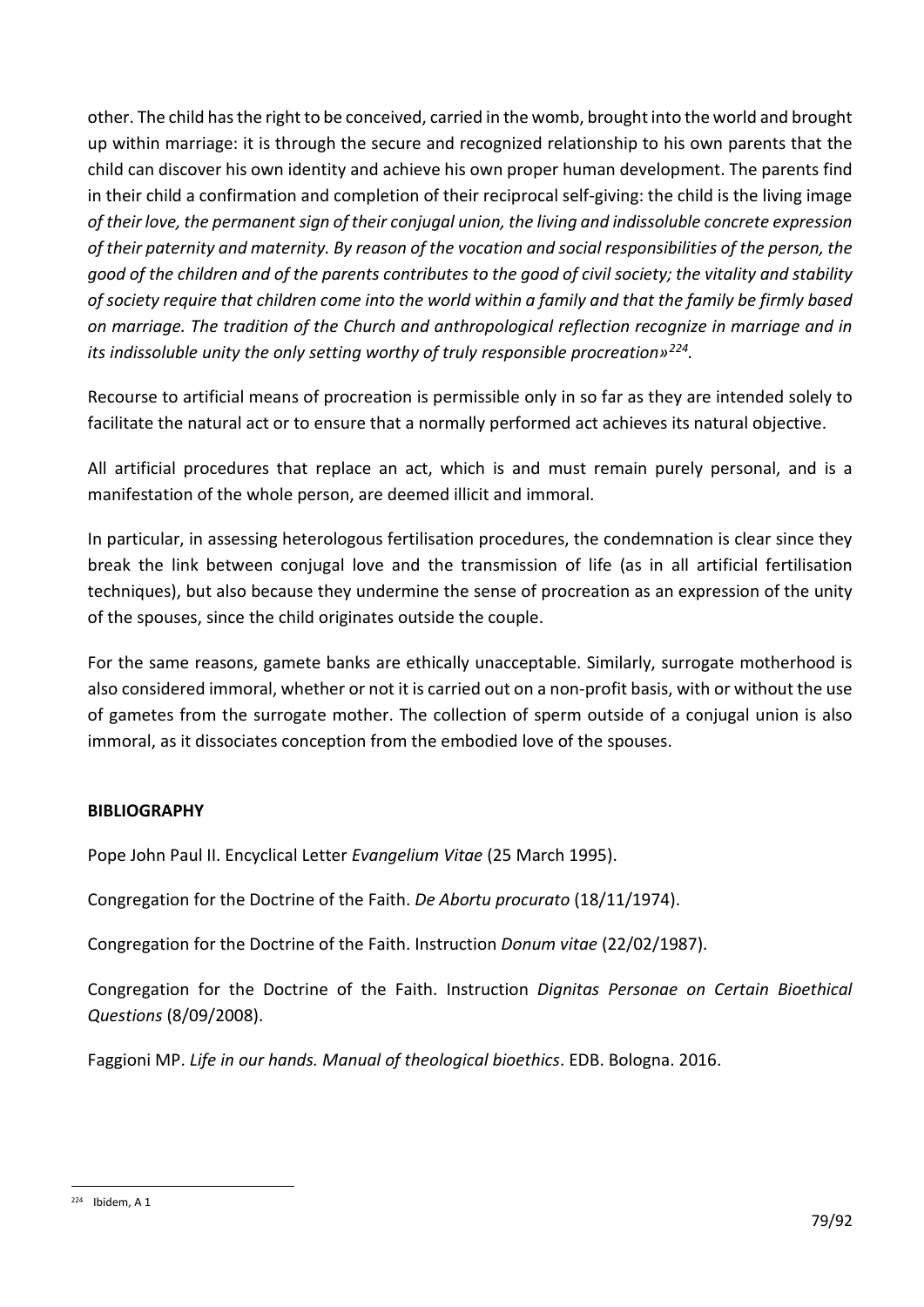other. The child has the right to be conceived, carried in the womb, brought into the world and brought up within marriage: it is through the secure and recognized relationship to his own parents that the child can discover his own identity and achieve his own proper human development. The parents find in their child a confirmation and completion of their reciprocal self-giving: the child is the living image *of their love, the permanent sign of their conjugal union, the living and indissoluble concrete expression of their paternity and maternity. By reason of the vocation and social responsibilities of the person, the good of the children and of the parents contributes to the good of civil society; the vitality and stability of society require that children come into the world within a family and that the family be firmly based on marriage. The tradition of the Church and anthropological reflection recognize in marriage and in its indissoluble unity the only setting worthy of truly responsible procreation»*[224].

Recourse to artificial means of procreation is permissible only in so far as they are intended solely to facilitate the natural act or to ensure that a normally performed act achieves its natural objective.

All artificial procedures that replace an act, which is and must remain purely personal, and is a manifestation of the whole person, are deemed illicit and immoral.

In particular, in assessing heterologous fertilisation procedures, the condemnation is clear since they break the link between conjugal love and the transmission of life (as in all artificial fertilisation techniques), but also because they undermine the sense of procreation as an expression of the unity of the spouses, since the child originates outside the couple.

For the same reasons, gamete banks are ethically unacceptable. Similarly, surrogate motherhood is also considered immoral, whether or not it is carried out on a non-profit basis, with or without the use of gametes from the surrogate mother. The collection of sperm outside of a conjugal union is also immoral, as it dissociates conception from the embodied love of the spouses.

**BIBLIOGRAPHY**

Pope John Paul II. Encyclical Letter *Evangelium Vitae* (25 March 1995).

Congregation for the Doctrine of the Faith. *De Abortu procurato* (18/11/1974).

Congregation for the Doctrine of the Faith. Instruction *Donum vitae* (22/02/1987).

Congregation for the Doctrine of the Faith. Instruction *Dignitas Personae on Certain Bioethical Questions* (8/09/2008).

Faggioni MP. *Life in our hands. Manual of theological bioethics*. EDB. Bologna. 2016.

---

[224] Ibidem, A 1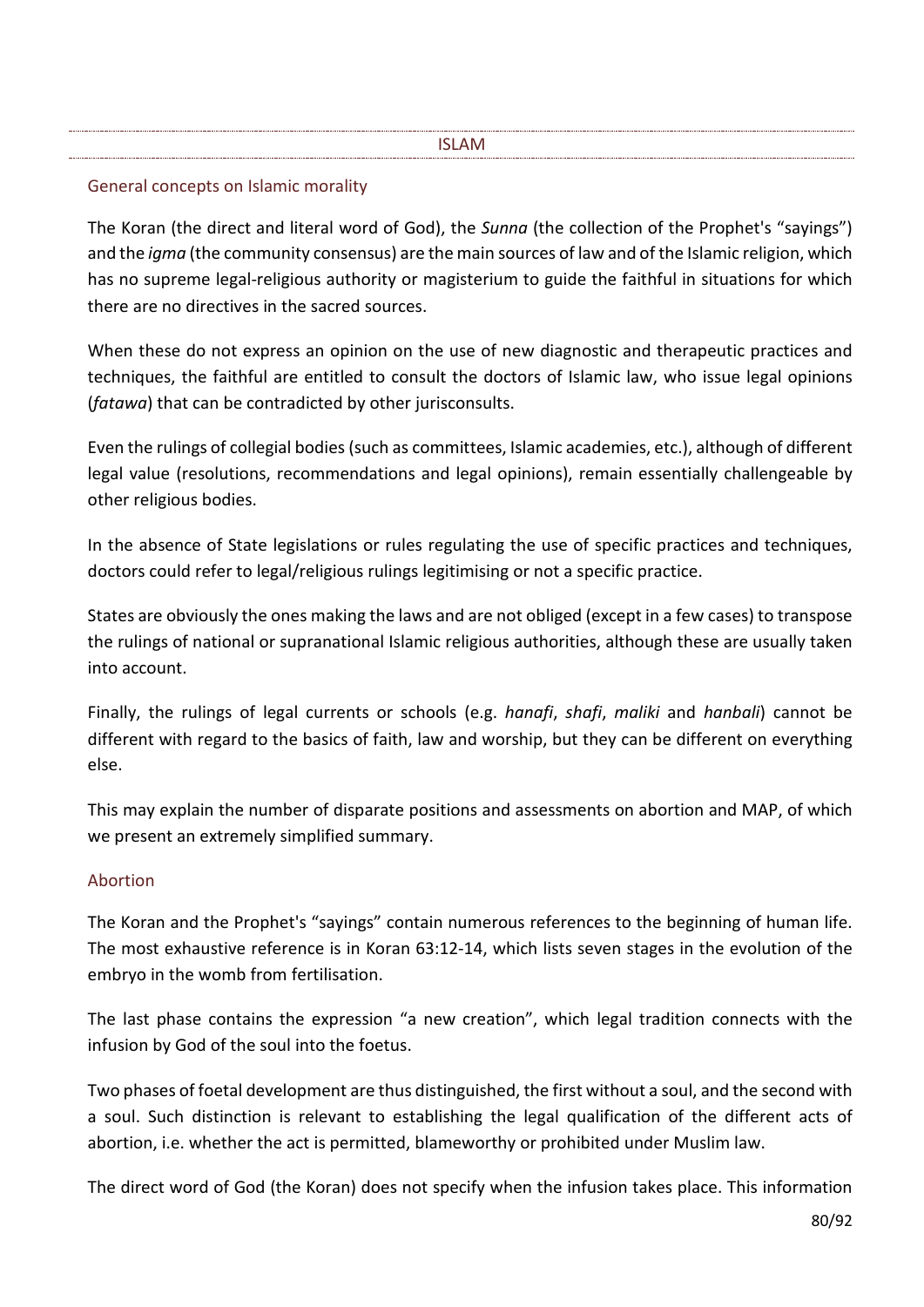# ISLAM

## General concepts on Islamic morality

The Koran (the direct and literal word of God), the *Sunna* (the collection of the Prophet's "sayings") and the *igma* (the community consensus) are the main sources of law and of the Islamic religion, which has no supreme legal-religious authority or magisterium to guide the faithful in situations for which there are no directives in the sacred sources.

When these do not express an opinion on the use of new diagnostic and therapeutic practices and techniques, the faithful are entitled to consult the doctors of Islamic law, who issue legal opinions (*fatawa*) that can be contradicted by other jurisconsults.

Even the rulings of collegial bodies (such as committees, Islamic academies, etc.), although of different legal value (resolutions, recommendations and legal opinions), remain essentially challengeable by other religious bodies.

In the absence of State legislations or rules regulating the use of specific practices and techniques, doctors could refer to legal/religious rulings legitimising or not a specific practice.

States are obviously the ones making the laws and are not obliged (except in a few cases) to transpose the rulings of national or supranational Islamic religious authorities, although these are usually taken into account.

Finally, the rulings of legal currents or schools (e.g. *hanafi*, *shafi*, *maliki* and *hanbali*) cannot be different with regard to the basics of faith, law and worship, but they can be different on everything else.

This may explain the number of disparate positions and assessments on abortion and MAP, of which we present an extremely simplified summary.

## Abortion

The Koran and the Prophet's "sayings" contain numerous references to the beginning of human life. The most exhaustive reference is in Koran 63:12-14, which lists seven stages in the evolution of the embryo in the womb from fertilisation.

The last phase contains the expression "a new creation", which legal tradition connects with the infusion by God of the soul into the foetus.

Two phases of foetal development are thus distinguished, the first without a soul, and the second with a soul. Such distinction is relevant to establishing the legal qualification of the different acts of abortion, i.e. whether the act is permitted, blameworthy or prohibited under Muslim law.

The direct word of God (the Koran) does not specify when the infusion takes place. This information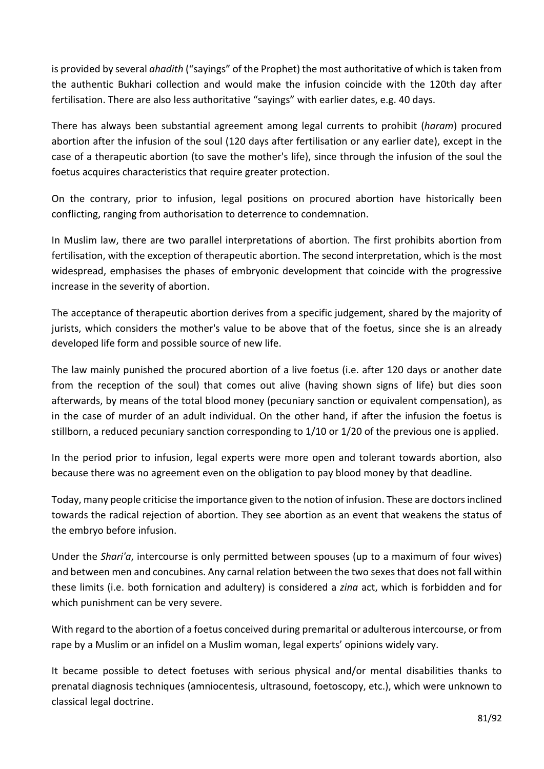is provided by several *ahadith* ("sayings" of the Prophet) the most authoritative of which is taken from the authentic Bukhari collection and would make the infusion coincide with the 120th day after fertilisation. There are also less authoritative "sayings" with earlier dates, e.g. 40 days.

There has always been substantial agreement among legal currents to prohibit (*haram*) procured abortion after the infusion of the soul (120 days after fertilisation or any earlier date), except in the case of a therapeutic abortion (to save the mother's life), since through the infusion of the soul the foetus acquires characteristics that require greater protection.

On the contrary, prior to infusion, legal positions on procured abortion have historically been conflicting, ranging from authorisation to deterrence to condemnation.

In Muslim law, there are two parallel interpretations of abortion. The first prohibits abortion from fertilisation, with the exception of therapeutic abortion. The second interpretation, which is the most widespread, emphasises the phases of embryonic development that coincide with the progressive increase in the severity of abortion.

The acceptance of therapeutic abortion derives from a specific judgement, shared by the majority of jurists, which considers the mother's value to be above that of the foetus, since she is an already developed life form and possible source of new life.

The law mainly punished the procured abortion of a live foetus (i.e. after 120 days or another date from the reception of the soul) that comes out alive (having shown signs of life) but dies soon afterwards, by means of the total blood money (pecuniary sanction or equivalent compensation), as in the case of murder of an adult individual. On the other hand, if after the infusion the foetus is stillborn, a reduced pecuniary sanction corresponding to 1/10 or 1/20 of the previous one is applied.

In the period prior to infusion, legal experts were more open and tolerant towards abortion, also because there was no agreement even on the obligation to pay blood money by that deadline.

Today, many people criticise the importance given to the notion of infusion. These are doctors inclined towards the radical rejection of abortion. They see abortion as an event that weakens the status of the embryo before infusion.

Under the *Shari'a*, intercourse is only permitted between spouses (up to a maximum of four wives) and between men and concubines. Any carnal relation between the two sexes that does not fall within these limits (i.e. both fornication and adultery) is considered a *zina* act, which is forbidden and for which punishment can be very severe.

With regard to the abortion of a foetus conceived during premarital or adulterous intercourse, or from rape by a Muslim or an infidel on a Muslim woman, legal experts' opinions widely vary.

It became possible to detect foetuses with serious physical and/or mental disabilities thanks to prenatal diagnosis techniques (amniocentesis, ultrasound, foetoscopy, etc.), which were unknown to classical legal doctrine.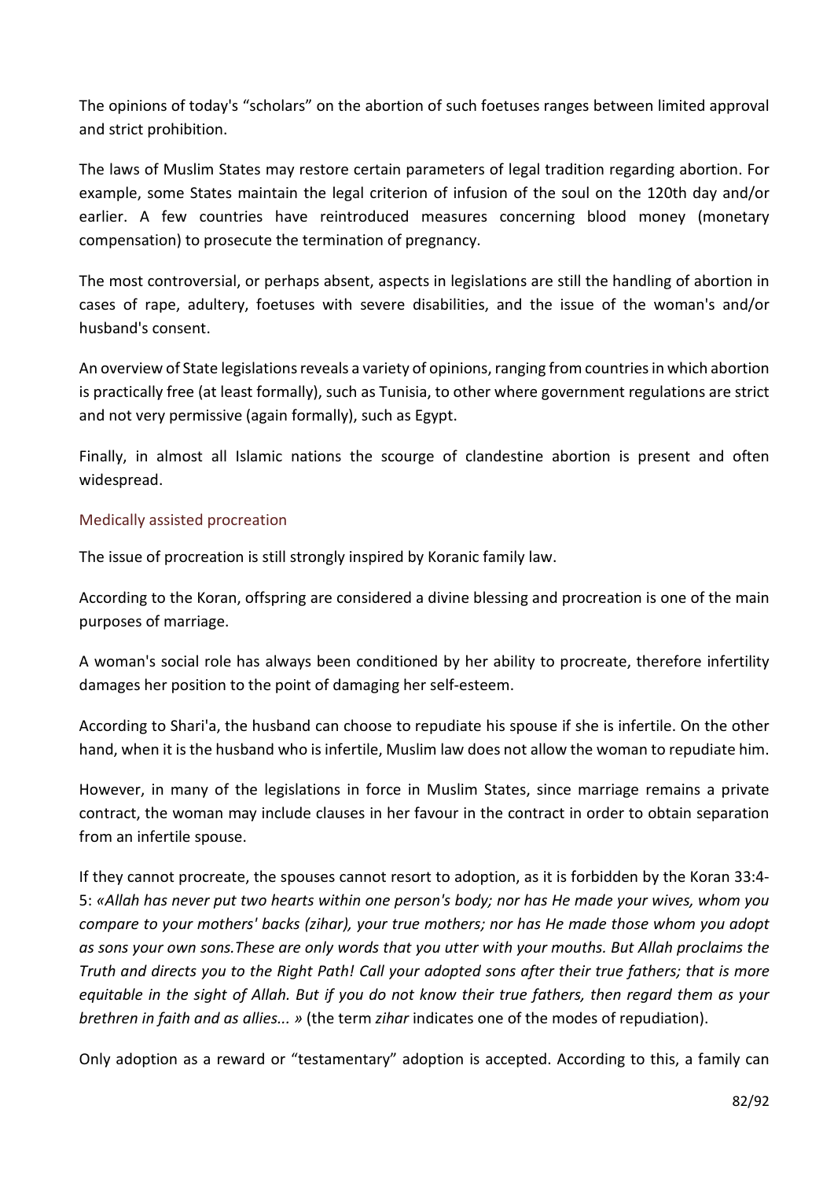The opinions of today's "scholars" on the abortion of such foetuses ranges between limited approval and strict prohibition.

The laws of Muslim States may restore certain parameters of legal tradition regarding abortion. For example, some States maintain the legal criterion of infusion of the soul on the 120th day and/or earlier. A few countries have reintroduced measures concerning blood money (monetary compensation) to prosecute the termination of pregnancy.

The most controversial, or perhaps absent, aspects in legislations are still the handling of abortion in cases of rape, adultery, foetuses with severe disabilities, and the issue of the woman's and/or husband's consent.

An overview of State legislations reveals a variety of opinions, ranging from countries in which abortion is practically free (at least formally), such as Tunisia, to other where government regulations are strict and not very permissive (again formally), such as Egypt.

Finally, in almost all Islamic nations the scourge of clandestine abortion is present and often widespread.

### Medically assisted procreation

The issue of procreation is still strongly inspired by Koranic family law.

According to the Koran, offspring are considered a divine blessing and procreation is one of the main purposes of marriage.

A woman's social role has always been conditioned by her ability to procreate, therefore infertility damages her position to the point of damaging her self-esteem.

According to Shari'a, the husband can choose to repudiate his spouse if she is infertile. On the other hand, when it is the husband who is infertile, Muslim law does not allow the woman to repudiate him.

However, in many of the legislations in force in Muslim States, since marriage remains a private contract, the woman may include clauses in her favour in the contract in order to obtain separation from an infertile spouse.

If they cannot procreate, the spouses cannot resort to adoption, as it is forbidden by the Koran 33:4-5: *«Allah has never put two hearts within one person's body; nor has He made your wives, whom you compare to your mothers' backs (zihar), your true mothers; nor has He made those whom you adopt as sons your own sons.These are only words that you utter with your mouths. But Allah proclaims the Truth and directs you to the Right Path! Call your adopted sons after their true fathers; that is more equitable in the sight of Allah. But if you do not know their true fathers, then regard them as your brethren in faith and as allies... »* (the term *zihar* indicates one of the modes of repudiation).

Only adoption as a reward or "testamentary" adoption is accepted. According to this, a family can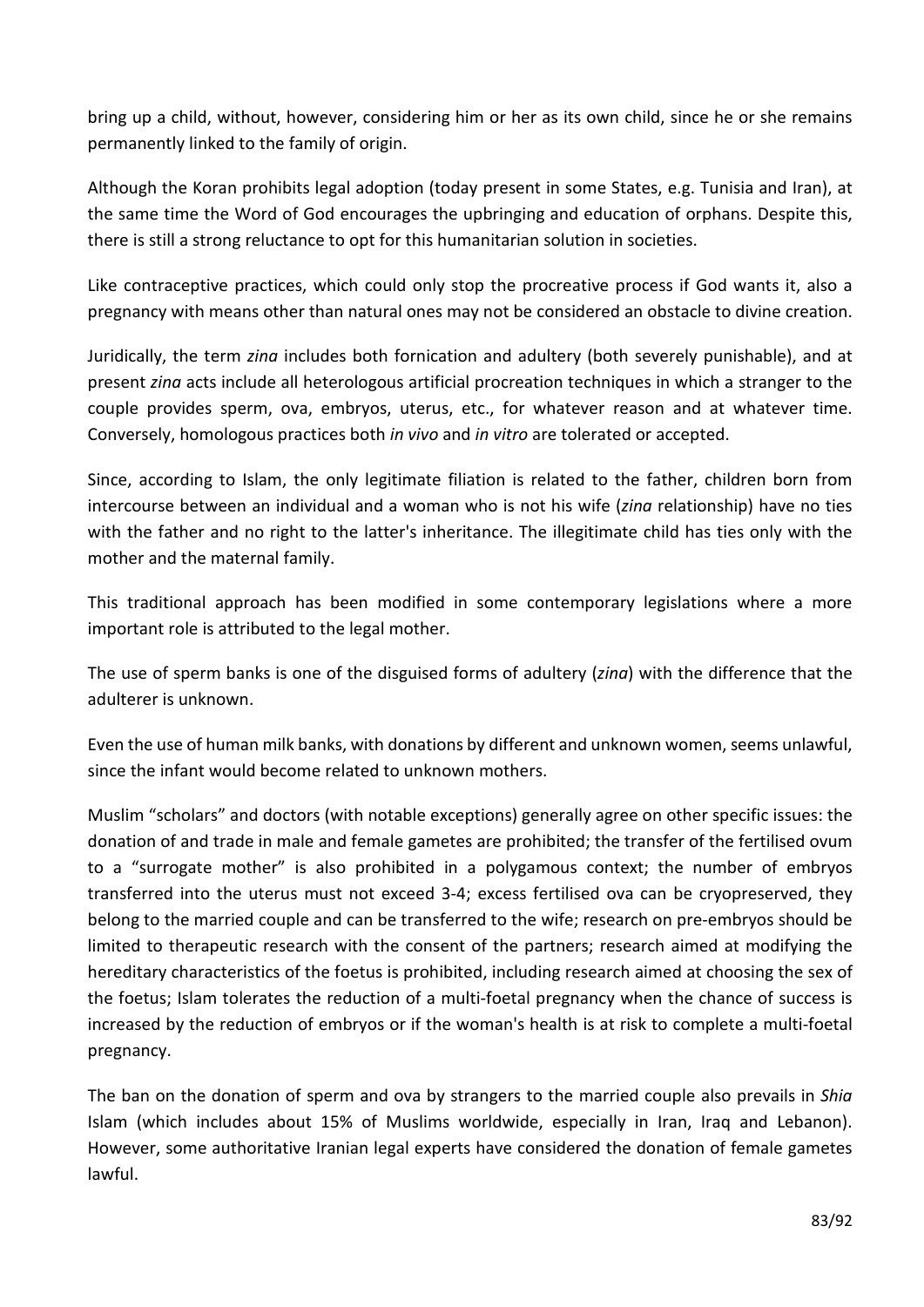bring up a child, without, however, considering him or her as its own child, since he or she remains permanently linked to the family of origin.

Although the Koran prohibits legal adoption (today present in some States, e.g. Tunisia and Iran), at the same time the Word of God encourages the upbringing and education of orphans. Despite this, there is still a strong reluctance to opt for this humanitarian solution in societies.

Like contraceptive practices, which could only stop the procreative process if God wants it, also a pregnancy with means other than natural ones may not be considered an obstacle to divine creation.

Juridically, the term *zina* includes both fornication and adultery (both severely punishable), and at present *zina* acts include all heterologous artificial procreation techniques in which a stranger to the couple provides sperm, ova, embryos, uterus, etc., for whatever reason and at whatever time. Conversely, homologous practices both *in vivo* and *in vitro* are tolerated or accepted.

Since, according to Islam, the only legitimate filiation is related to the father, children born from intercourse between an individual and a woman who is not his wife (*zina* relationship) have no ties with the father and no right to the latter's inheritance. The illegitimate child has ties only with the mother and the maternal family.

This traditional approach has been modified in some contemporary legislations where a more important role is attributed to the legal mother.

The use of sperm banks is one of the disguised forms of adultery (*zina*) with the difference that the adulterer is unknown.

Even the use of human milk banks, with donations by different and unknown women, seems unlawful, since the infant would become related to unknown mothers.

Muslim "scholars" and doctors (with notable exceptions) generally agree on other specific issues: the donation of and trade in male and female gametes are prohibited; the transfer of the fertilised ovum to a "surrogate mother" is also prohibited in a polygamous context; the number of embryos transferred into the uterus must not exceed 3-4; excess fertilised ova can be cryopreserved, they belong to the married couple and can be transferred to the wife; research on pre-embryos should be limited to therapeutic research with the consent of the partners; research aimed at modifying the hereditary characteristics of the foetus is prohibited, including research aimed at choosing the sex of the foetus; Islam tolerates the reduction of a multi-foetal pregnancy when the chance of success is increased by the reduction of embryos or if the woman's health is at risk to complete a multi-foetal pregnancy.

The ban on the donation of sperm and ova by strangers to the married couple also prevails in *Shia* Islam (which includes about 15% of Muslims worldwide, especially in Iran, Iraq and Lebanon). However, some authoritative Iranian legal experts have considered the donation of female gametes lawful.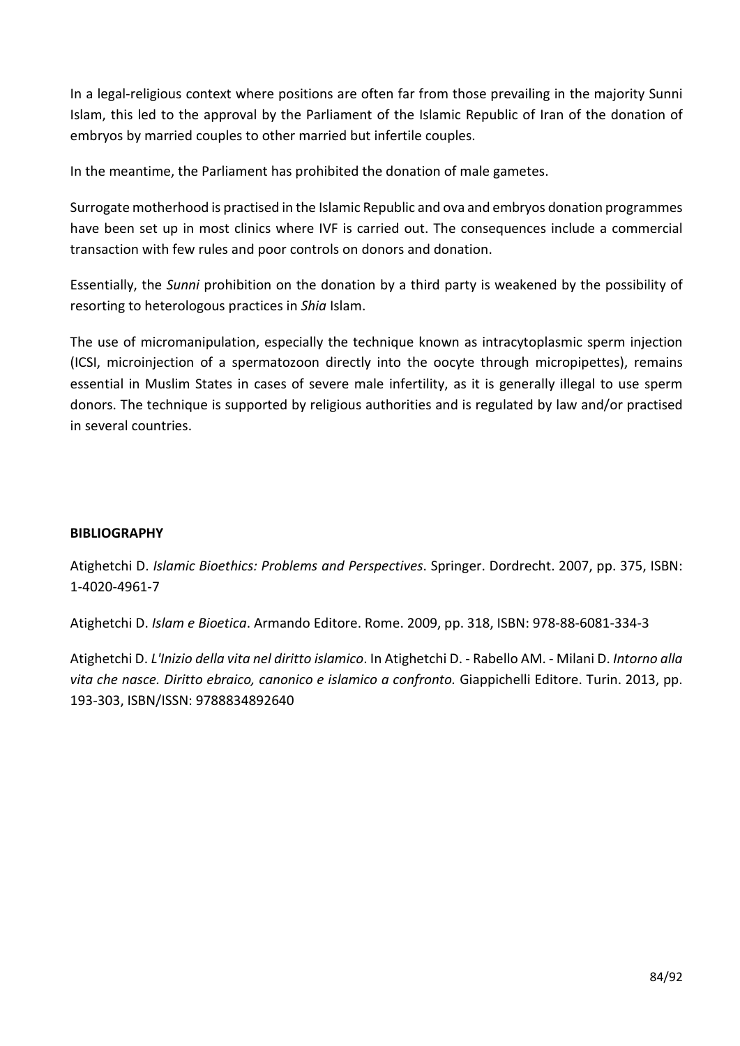In a legal-religious context where positions are often far from those prevailing in the majority Sunni Islam, this led to the approval by the Parliament of the Islamic Republic of Iran of the donation of embryos by married couples to other married but infertile couples.

In the meantime, the Parliament has prohibited the donation of male gametes.

Surrogate motherhood is practised in the Islamic Republic and ova and embryos donation programmes have been set up in most clinics where IVF is carried out. The consequences include a commercial transaction with few rules and poor controls on donors and donation.

Essentially, the *Sunni* prohibition on the donation by a third party is weakened by the possibility of resorting to heterologous practices in *Shia* Islam.

The use of micromanipulation, especially the technique known as intracytoplasmic sperm injection (ICSI, microinjection of a spermatozoon directly into the oocyte through micropipettes), remains essential in Muslim States in cases of severe male infertility, as it is generally illegal to use sperm donors. The technique is supported by religious authorities and is regulated by law and/or practised in several countries.

**BIBLIOGRAPHY**

Atighetchi D. *Islamic Bioethics: Problems and Perspectives*. Springer. Dordrecht. 2007, pp. 375, ISBN: 1-4020-4961-7

Atighetchi D. *Islam e Bioetica*. Armando Editore. Rome. 2009, pp. 318, ISBN: 978-88-6081-334-3

Atighetchi D. *L'Inizio della vita nel diritto islamico*. In Atighetchi D. - Rabello AM. - Milani D. *Intorno alla vita che nasce. Diritto ebraico, canonico e islamico a confronto.* Giappichelli Editore. Turin. 2013, pp. 193-303, ISBN/ISSN: 9788834892640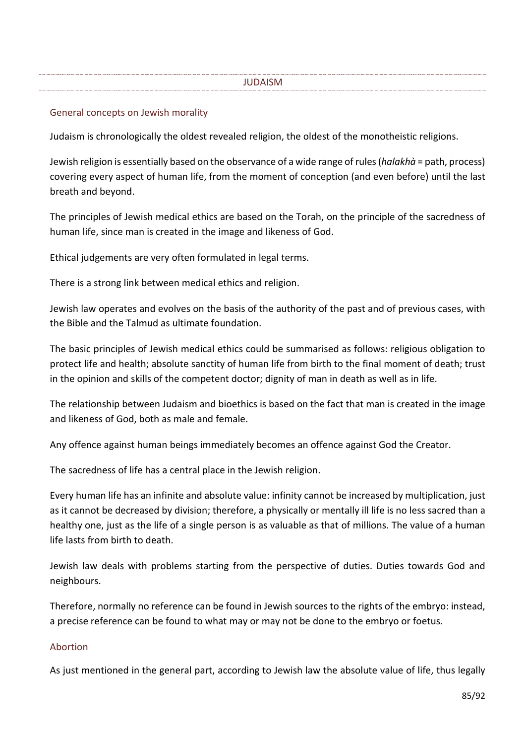# JUDAISM

## General concepts on Jewish morality

Judaism is chronologically the oldest revealed religion, the oldest of the monotheistic religions.

Jewish religion is essentially based on the observance of a wide range of rules (*halakhà* = path, process) covering every aspect of human life, from the moment of conception (and even before) until the last breath and beyond.

The principles of Jewish medical ethics are based on the Torah, on the principle of the sacredness of human life, since man is created in the image and likeness of God.

Ethical judgements are very often formulated in legal terms.

There is a strong link between medical ethics and religion.

Jewish law operates and evolves on the basis of the authority of the past and of previous cases, with the Bible and the Talmud as ultimate foundation.

The basic principles of Jewish medical ethics could be summarised as follows: religious obligation to protect life and health; absolute sanctity of human life from birth to the final moment of death; trust in the opinion and skills of the competent doctor; dignity of man in death as well as in life.

The relationship between Judaism and bioethics is based on the fact that man is created in the image and likeness of God, both as male and female.

Any offence against human beings immediately becomes an offence against God the Creator.

The sacredness of life has a central place in the Jewish religion.

Every human life has an infinite and absolute value: infinity cannot be increased by multiplication, just as it cannot be decreased by division; therefore, a physically or mentally ill life is no less sacred than a healthy one, just as the life of a single person is as valuable as that of millions. The value of a human life lasts from birth to death.

Jewish law deals with problems starting from the perspective of duties. Duties towards God and neighbours.

Therefore, normally no reference can be found in Jewish sources to the rights of the embryo: instead, a precise reference can be found to what may or may not be done to the embryo or foetus.

## Abortion

As just mentioned in the general part, according to Jewish law the absolute value of life, thus legally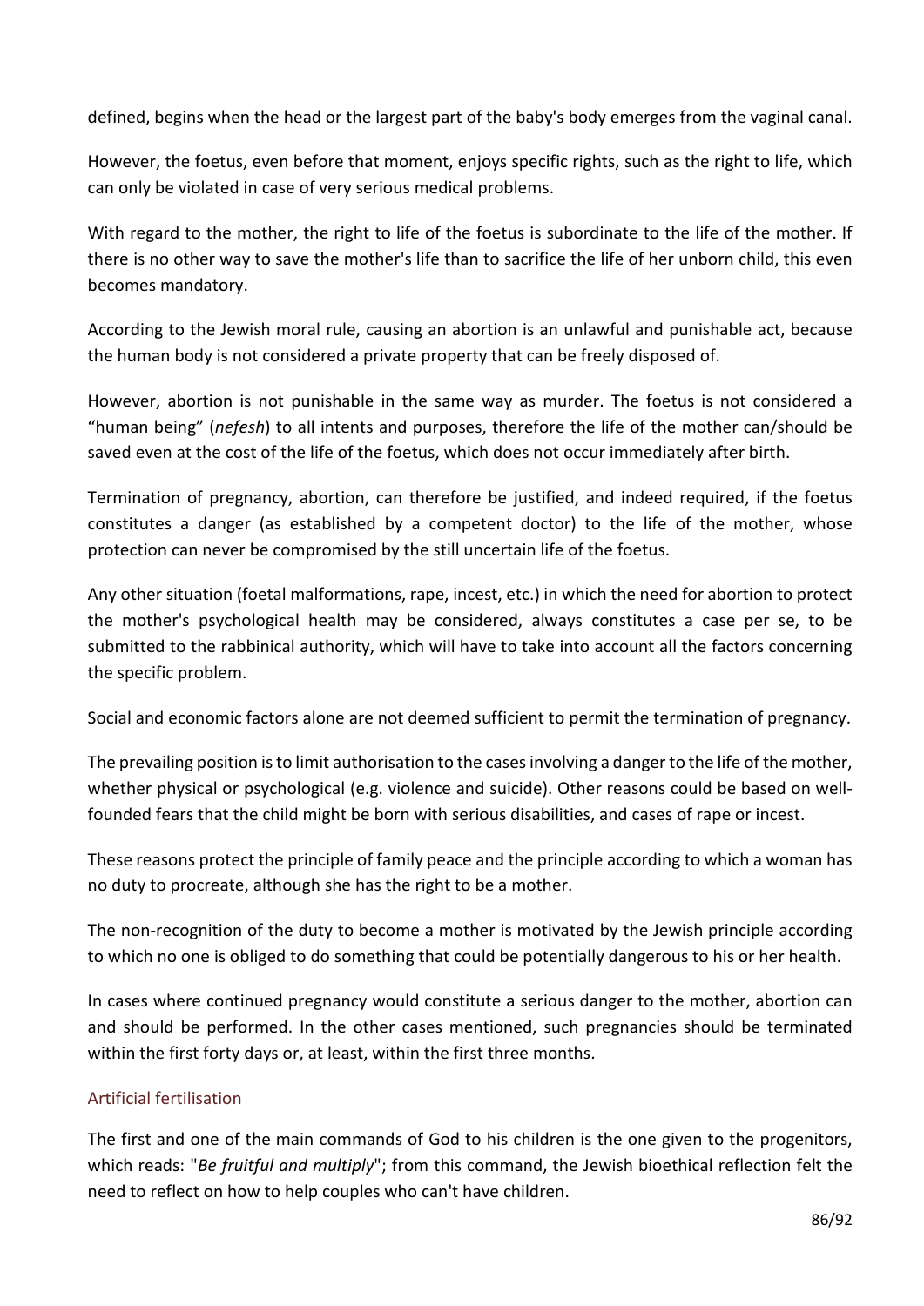defined, begins when the head or the largest part of the baby's body emerges from the vaginal canal.

However, the foetus, even before that moment, enjoys specific rights, such as the right to life, which can only be violated in case of very serious medical problems.

With regard to the mother, the right to life of the foetus is subordinate to the life of the mother. If there is no other way to save the mother's life than to sacrifice the life of her unborn child, this even becomes mandatory.

According to the Jewish moral rule, causing an abortion is an unlawful and punishable act, because the human body is not considered a private property that can be freely disposed of.

However, abortion is not punishable in the same way as murder. The foetus is not considered a “human being” (*nefesh*) to all intents and purposes, therefore the life of the mother can/should be saved even at the cost of the life of the foetus, which does not occur immediately after birth.

Termination of pregnancy, abortion, can therefore be justified, and indeed required, if the foetus constitutes a danger (as established by a competent doctor) to the life of the mother, whose protection can never be compromised by the still uncertain life of the foetus.

Any other situation (foetal malformations, rape, incest, etc.) in which the need for abortion to protect the mother's psychological health may be considered, always constitutes a case per se, to be submitted to the rabbinical authority, which will have to take into account all the factors concerning the specific problem.

Social and economic factors alone are not deemed sufficient to permit the termination of pregnancy.

The prevailing position is to limit authorisation to the cases involving a danger to the life of the mother, whether physical or psychological (e.g. violence and suicide). Other reasons could be based on well-founded fears that the child might be born with serious disabilities, and cases of rape or incest.

These reasons protect the principle of family peace and the principle according to which a woman has no duty to procreate, although she has the right to be a mother.

The non-recognition of the duty to become a mother is motivated by the Jewish principle according to which no one is obliged to do something that could be potentially dangerous to his or her health.

In cases where continued pregnancy would constitute a serious danger to the mother, abortion can and should be performed. In the other cases mentioned, such pregnancies should be terminated within the first forty days or, at least, within the first three months.

### Artificial fertilisation

The first and one of the main commands of God to his children is the one given to the progenitors, which reads: "*Be fruitful and multiply*"; from this command, the Jewish bioethical reflection felt the need to reflect on how to help couples who can't have children.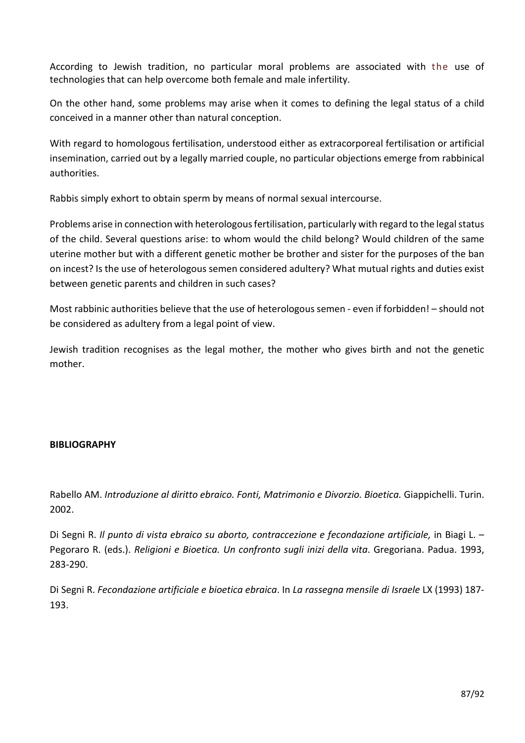According to Jewish tradition, no particular moral problems are associated with the use of technologies that can help overcome both female and male infertility.

On the other hand, some problems may arise when it comes to defining the legal status of a child conceived in a manner other than natural conception.

With regard to homologous fertilisation, understood either as extracorporeal fertilisation or artificial insemination, carried out by a legally married couple, no particular objections emerge from rabbinical authorities.

Rabbis simply exhort to obtain sperm by means of normal sexual intercourse.

Problems arise in connection with heterologous fertilisation, particularly with regard to the legal status of the child. Several questions arise: to whom would the child belong? Would children of the same uterine mother but with a different genetic mother be brother and sister for the purposes of the ban on incest? Is the use of heterologous semen considered adultery? What mutual rights and duties exist between genetic parents and children in such cases?

Most rabbinic authorities believe that the use of heterologous semen - even if forbidden! – should not be considered as adultery from a legal point of view.

Jewish tradition recognises as the legal mother, the mother who gives birth and not the genetic mother.

**BIBLIOGRAPHY**

Rabello AM. *Introduzione al diritto ebraico. Fonti, Matrimonio e Divorzio. Bioetica.* Giappichelli. Turin. 2002.

Di Segni R. *Il punto di vista ebraico su aborto, contraccezione e fecondazione artificiale,* in Biagi L. – Pegoraro R. (eds.). *Religioni e Bioetica. Un confronto sugli inizi della vita*. Gregoriana. Padua. 1993, 283-290.

Di Segni R. *Fecondazione artificiale e bioetica ebraica*. In *La rassegna mensile di Israele* LX (1993) 187-193.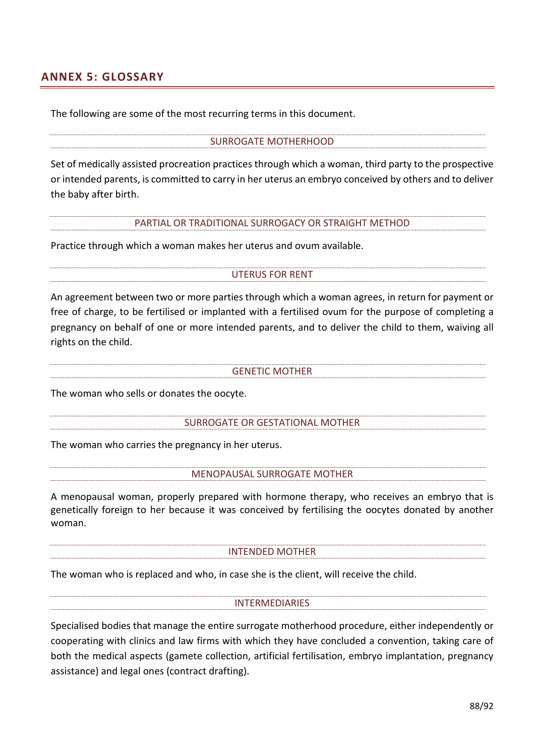## ANNEX 5: GLOSSARY

The following are some of the most recurring terms in this document.

### SURROGATE MOTHERHOOD

Set of medically assisted procreation practices through which a woman, third party to the prospective or intended parents, is committed to carry in her uterus an embryo conceived by others and to deliver the baby after birth.

### PARTIAL OR TRADITIONAL SURROGACY OR STRAIGHT METHOD

Practice through which a woman makes her uterus and ovum available.

### UTERUS FOR RENT

An agreement between two or more parties through which a woman agrees, in return for payment or free of charge, to be fertilised or implanted with a fertilised ovum for the purpose of completing a pregnancy on behalf of one or more intended parents, and to deliver the child to them, waiving all rights on the child.

### GENETIC MOTHER

The woman who sells or donates the oocyte.

### SURROGATE OR GESTATIONAL MOTHER

The woman who carries the pregnancy in her uterus.

### MENOPAUSAL SURROGATE MOTHER

A menopausal woman, properly prepared with hormone therapy, who receives an embryo that is genetically foreign to her because it was conceived by fertilising the oocytes donated by another woman.

### INTENDED MOTHER

The woman who is replaced and who, in case she is the client, will receive the child.

### INTERMEDIARIES

Specialised bodies that manage the entire surrogate motherhood procedure, either independently or cooperating with clinics and law firms with which they have concluded a convention, taking care of both the medical aspects (gamete collection, artificial fertilisation, embryo implantation, pregnancy assistance) and legal ones (contract drafting).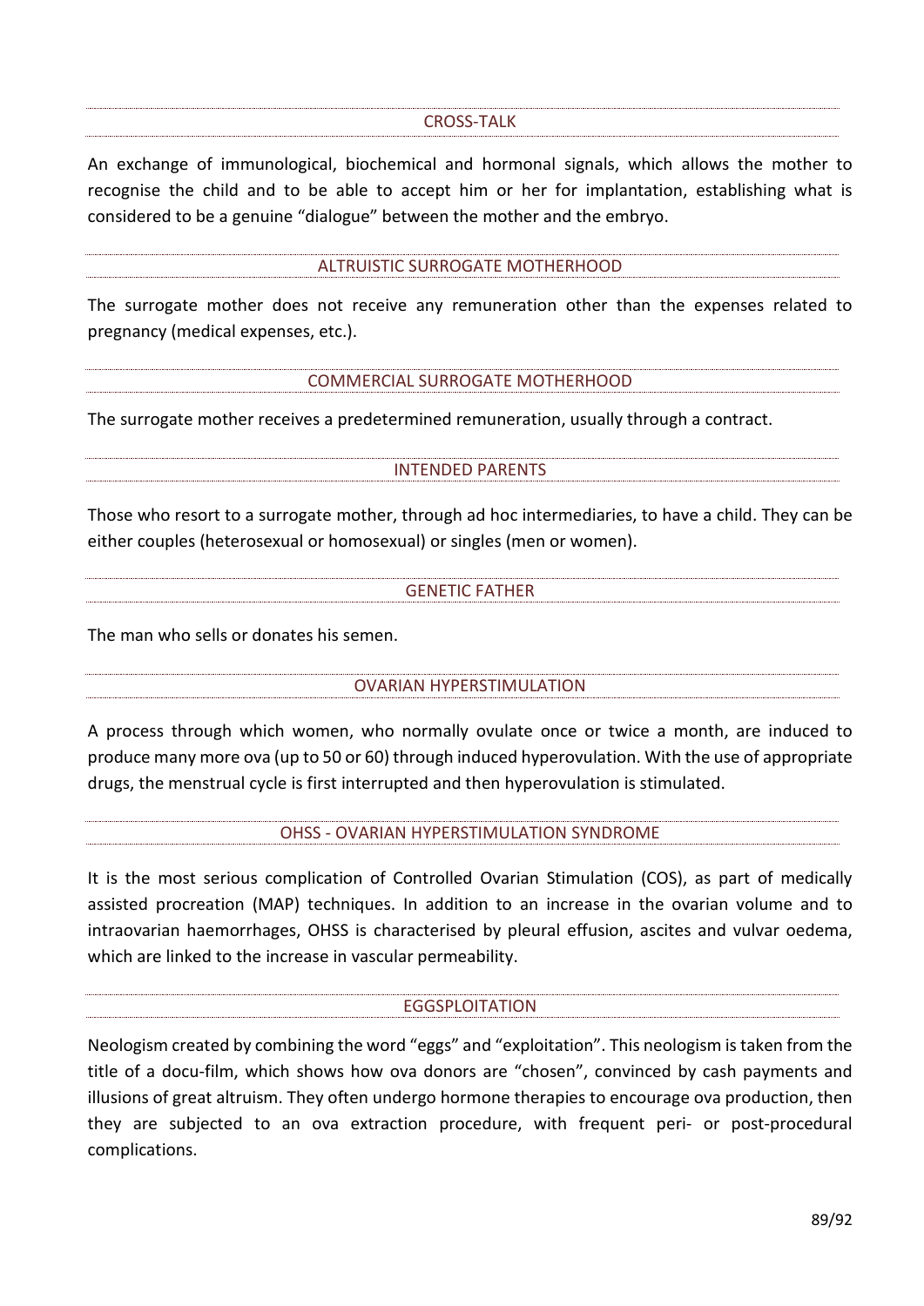### CROSS-TALK

An exchange of immunological, biochemical and hormonal signals, which allows the mother to recognise the child and to be able to accept him or her for implantation, establishing what is considered to be a genuine "dialogue" between the mother and the embryo.

### ALTRUISTIC SURROGATE MOTHERHOOD

The surrogate mother does not receive any remuneration other than the expenses related to pregnancy (medical expenses, etc.).

### COMMERCIAL SURROGATE MOTHERHOOD

The surrogate mother receives a predetermined remuneration, usually through a contract.

### INTENDED PARENTS

Those who resort to a surrogate mother, through ad hoc intermediaries, to have a child. They can be either couples (heterosexual or homosexual) or singles (men or women).

### GENETIC FATHER

The man who sells or donates his semen.

### OVARIAN HYPERSTIMULATION

A process through which women, who normally ovulate once or twice a month, are induced to produce many more ova (up to 50 or 60) through induced hyperovulation. With the use of appropriate drugs, the menstrual cycle is first interrupted and then hyperovulation is stimulated.

### OHSS - OVARIAN HYPERSTIMULATION SYNDROME

It is the most serious complication of Controlled Ovarian Stimulation (COS), as part of medically assisted procreation (MAP) techniques. In addition to an increase in the ovarian volume and to intraovarian haemorrhages, OHSS is characterised by pleural effusion, ascites and vulvar oedema, which are linked to the increase in vascular permeability.

### EGGSPLOITATION

Neologism created by combining the word "eggs" and "exploitation". This neologism is taken from the title of a docu-film, which shows how ova donors are "chosen", convinced by cash payments and illusions of great altruism. They often undergo hormone therapies to encourage ova production, then they are subjected to an ova extraction procedure, with frequent peri- or post-procedural complications.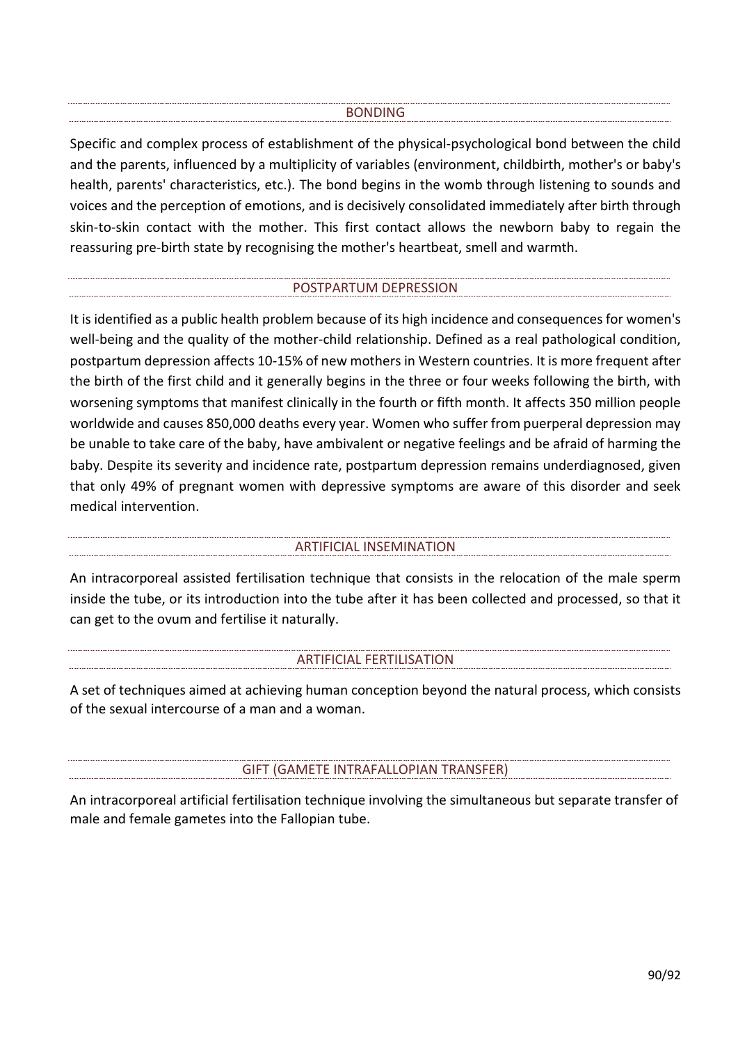## BONDING

Specific and complex process of establishment of the physical-psychological bond between the child and the parents, influenced by a multiplicity of variables (environment, childbirth, mother's or baby's health, parents' characteristics, etc.). The bond begins in the womb through listening to sounds and voices and the perception of emotions, and is decisively consolidated immediately after birth through skin-to-skin contact with the mother. This first contact allows the newborn baby to regain the reassuring pre-birth state by recognising the mother's heartbeat, smell and warmth.

## POSTPARTUM DEPRESSION

It is identified as a public health problem because of its high incidence and consequences for women's well-being and the quality of the mother-child relationship. Defined as a real pathological condition, postpartum depression affects 10-15% of new mothers in Western countries. It is more frequent after the birth of the first child and it generally begins in the three or four weeks following the birth, with worsening symptoms that manifest clinically in the fourth or fifth month. It affects 350 million people worldwide and causes 850,000 deaths every year. Women who suffer from puerperal depression may be unable to take care of the baby, have ambivalent or negative feelings and be afraid of harming the baby. Despite its severity and incidence rate, postpartum depression remains underdiagnosed, given that only 49% of pregnant women with depressive symptoms are aware of this disorder and seek medical intervention.

## ARTIFICIAL INSEMINATION

An intracorporeal assisted fertilisation technique that consists in the relocation of the male sperm inside the tube, or its introduction into the tube after it has been collected and processed, so that it can get to the ovum and fertilise it naturally.

## ARTIFICIAL FERTILISATION

A set of techniques aimed at achieving human conception beyond the natural process, which consists of the sexual intercourse of a man and a woman.

## GIFT (GAMETE INTRAFALLOPIAN TRANSFER)

An intracorporeal artificial fertilisation technique involving the simultaneous but separate transfer of male and female gametes into the Fallopian tube.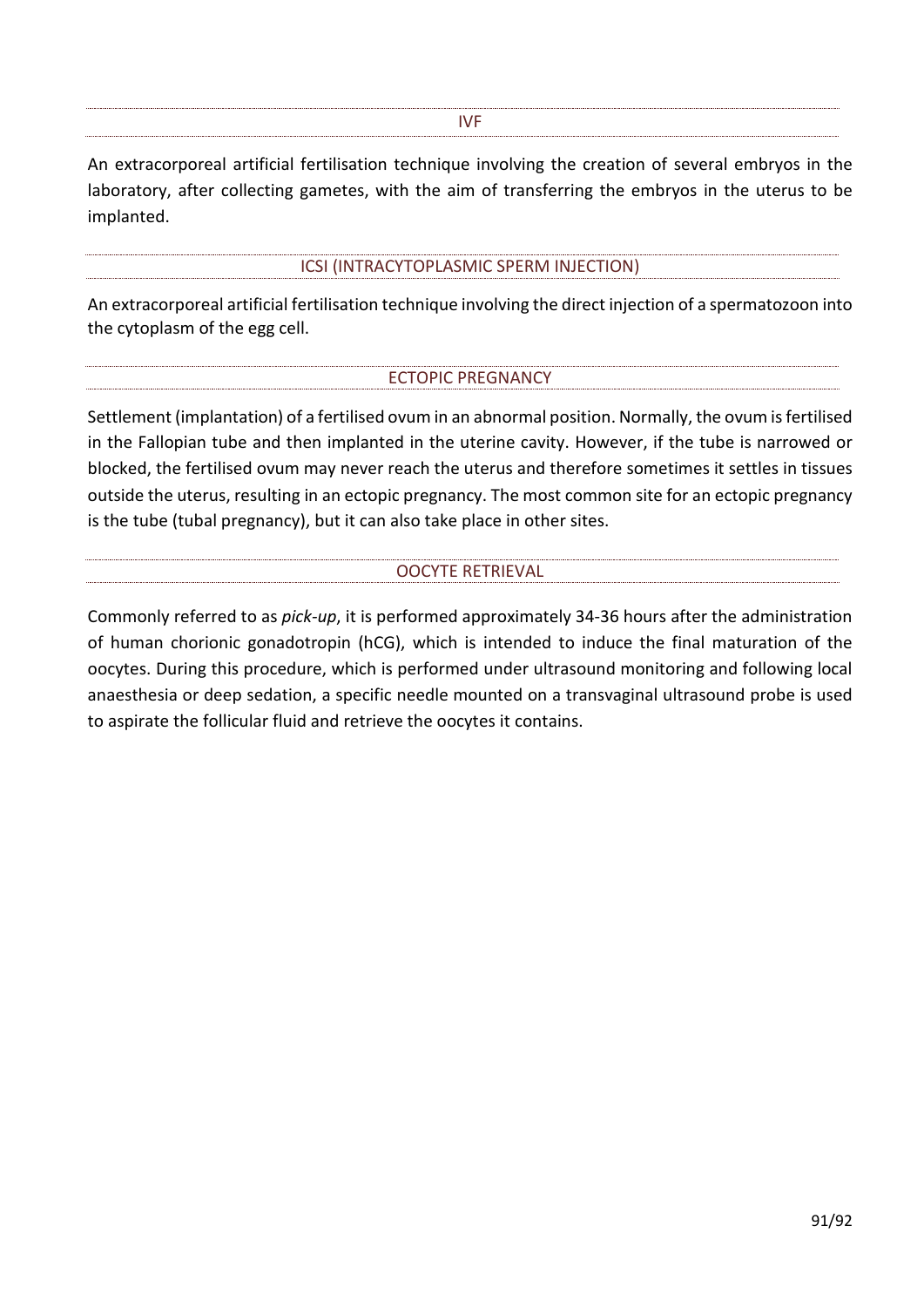## IVF

An extracorporeal artificial fertilisation technique involving the creation of several embryos in the laboratory, after collecting gametes, with the aim of transferring the embryos in the uterus to be implanted.

## ICSI (INTRACYTOPLASMIC SPERM INJECTION)

An extracorporeal artificial fertilisation technique involving the direct injection of a spermatozoon into the cytoplasm of the egg cell.

## ECTOPIC PREGNANCY

Settlement (implantation) of a fertilised ovum in an abnormal position. Normally, the ovum is fertilised in the Fallopian tube and then implanted in the uterine cavity. However, if the tube is narrowed or blocked, the fertilised ovum may never reach the uterus and therefore sometimes it settles in tissues outside the uterus, resulting in an ectopic pregnancy. The most common site for an ectopic pregnancy is the tube (tubal pregnancy), but it can also take place in other sites.

## OOCYTE RETRIEVAL

Commonly referred to as *pick-up*, it is performed approximately 34-36 hours after the administration of human chorionic gonadotropin (hCG), which is intended to induce the final maturation of the oocytes. During this procedure, which is performed under ultrasound monitoring and following local anaesthesia or deep sedation, a specific needle mounted on a transvaginal ultrasound probe is used to aspirate the follicular fluid and retrieve the oocytes it contains.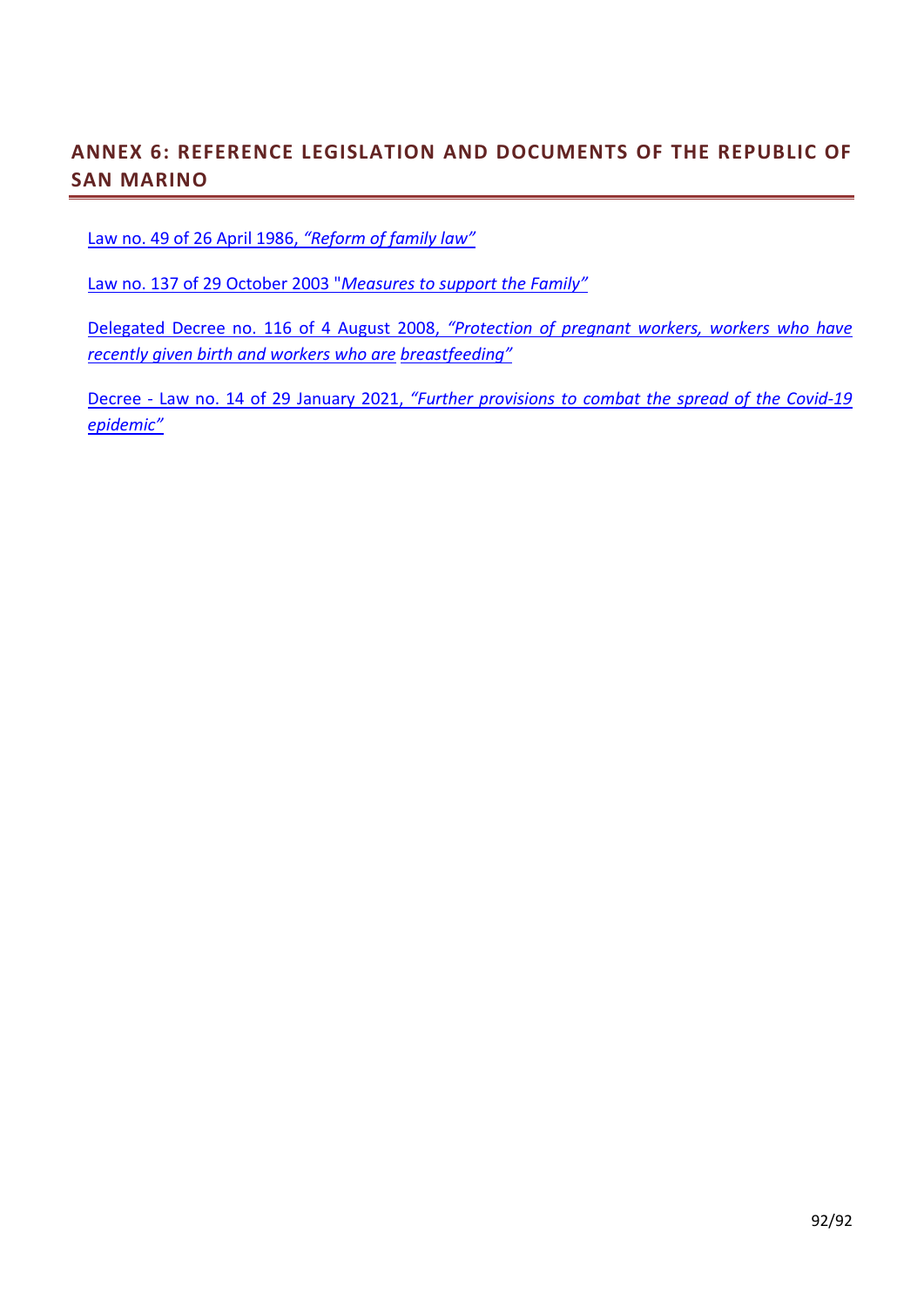## ANNEX 6: REFERENCE LEGISLATION AND DOCUMENTS OF THE REPUBLIC OF SAN MARINO

Law no. 49 of 26 April 1986, *"Reform of family law"*

Law no. 137 of 29 October 2003 "*Measures to support the Family"*

Delegated Decree no. 116 of 4 August 2008, *"Protection of pregnant workers, workers who have recently given birth and workers who are breastfeeding"*

Decree - Law no. 14 of 29 January 2021, *"Further provisions to combat the spread of the Covid-19 epidemic"*